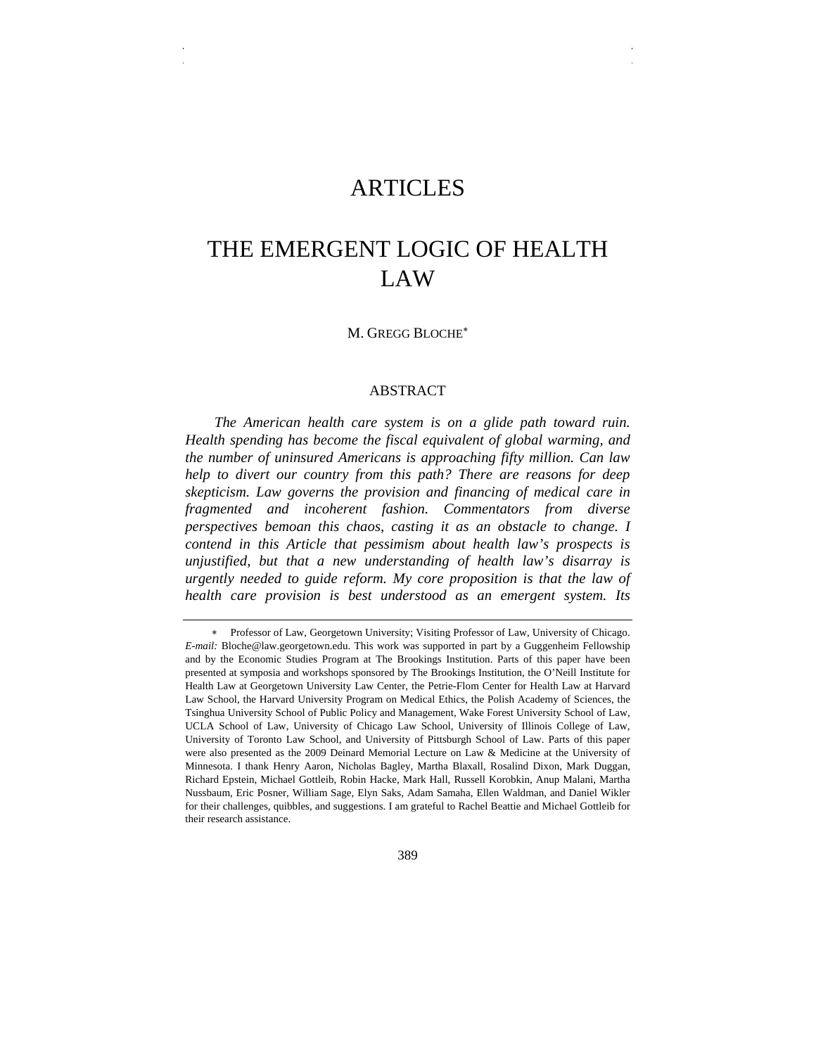# ARTICLES

# THE EMERGENT LOGIC OF HEALTH LAW

M. GREGG BLOCHE*

## ABSTRACT

*The American health care system is on a glide path toward ruin. Health spending has become the fiscal equivalent of global warming, and the number of uninsured Americans is approaching fifty million. Can law help to divert our country from this path? There are reasons for deep skepticism. Law governs the provision and financing of medical care in fragmented and incoherent fashion. Commentators from diverse perspectives bemoan this chaos, casting it as an obstacle to change. I contend in this Article that pessimism about health law's prospects is unjustified, but that a new understanding of health law's disarray is urgently needed to guide reform. My core proposition is that the law of health care provision is best understood as an emergent system. Its*

---

* Professor of Law, Georgetown University; Visiting Professor of Law, University of Chicago. *E-mail:* Bloche@law.georgetown.edu. This work was supported in part by a Guggenheim Fellowship and by the Economic Studies Program at The Brookings Institution. Parts of this paper have been presented at symposia and workshops sponsored by The Brookings Institution, the O'Neill Institute for Health Law at Georgetown University Law Center, the Petrie-Flom Center for Health Law at Harvard Law School, the Harvard University Program on Medical Ethics, the Polish Academy of Sciences, the Tsinghua University School of Public Policy and Management, Wake Forest University School of Law, UCLA School of Law, University of Chicago Law School, University of Illinois College of Law, University of Toronto Law School, and University of Pittsburgh School of Law. Parts of this paper were also presented as the 2009 Deinard Memorial Lecture on Law & Medicine at the University of Minnesota. I thank Henry Aaron, Nicholas Bagley, Martha Blaxall, Rosalind Dixon, Mark Duggan, Richard Epstein, Michael Gottleib, Robin Hacke, Mark Hall, Russell Korobkin, Anup Malani, Martha Nussbaum, Eric Posner, William Sage, Elyn Saks, Adam Samaha, Ellen Waldman, and Daniel Wikler for their challenges, quibbles, and suggestions. I am grateful to Rachel Beattie and Michael Gottleib for their research assistance.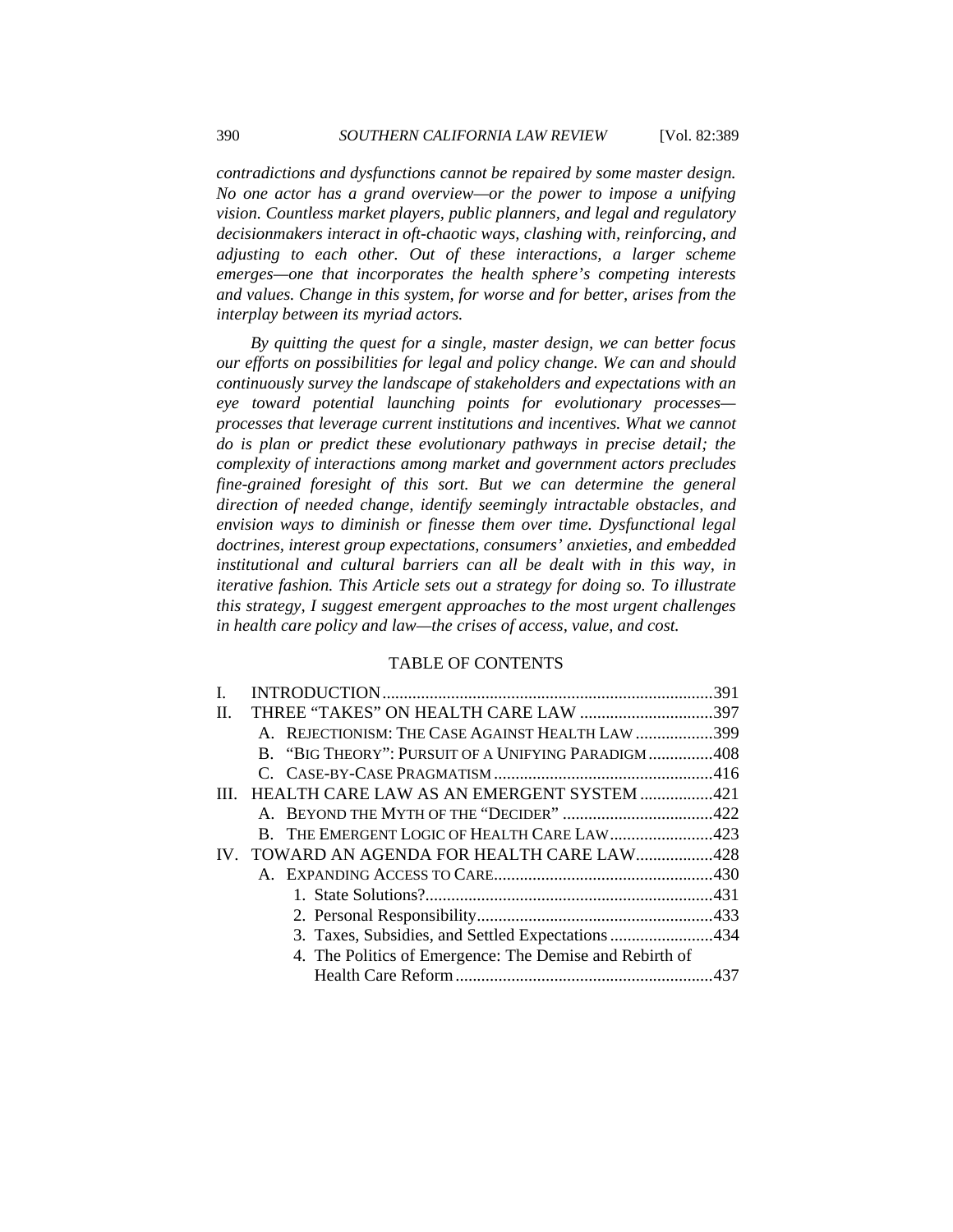*contradictions and dysfunctions cannot be repaired by some master design. No one actor has a grand overview—or the power to impose a unifying vision. Countless market players, public planners, and legal and regulatory decisionmakers interact in oft-chaotic ways, clashing with, reinforcing, and adjusting to each other. Out of these interactions, a larger scheme emerges—one that incorporates the health sphere's competing interests and values. Change in this system, for worse and for better, arises from the interplay between its myriad actors.*

*By quitting the quest for a single, master design, we can better focus our efforts on possibilities for legal and policy change. We can and should continuously survey the landscape of stakeholders and expectations with an eye toward potential launching points for evolutionary processes—processes that leverage current institutions and incentives. What we cannot do is plan or predict these evolutionary pathways in precise detail; the complexity of interactions among market and government actors precludes fine-grained foresight of this sort. But we can determine the general direction of needed change, identify seemingly intractable obstacles, and envision ways to diminish or finesse them over time. Dysfunctional legal doctrines, interest group expectations, consumers' anxieties, and embedded institutional and cultural barriers can all be dealt with in this way, in iterative fashion. This Article sets out a strategy for doing so. To illustrate this strategy, I suggest emergent approaches to the most urgent challenges in health care policy and law—the crises of access, value, and cost.*

TABLE OF CONTENTS

I. INTRODUCTION ....... 391
II. THREE "TAKES" ON HEALTH CARE LAW ....... 397
   A. REJECTIONISM: THE CASE AGAINST HEALTH LAW ....... 399
   B. "BIG THEORY": PURSUIT OF A UNIFYING PARADIGM ....... 408
   C. CASE-BY-CASE PRAGMATISM ....... 416
III. HEALTH CARE LAW AS AN EMERGENT SYSTEM ....... 421
   A. BEYOND THE MYTH OF THE "DECIDER" ....... 422
   B. THE EMERGENT LOGIC OF HEALTH CARE LAW ....... 423
IV. TOWARD AN AGENDA FOR HEALTH CARE LAW ....... 428
   A. EXPANDING ACCESS TO CARE ....... 430
      1. State Solutions? ....... 431
      2. Personal Responsibility ....... 433
      3. Taxes, Subsidies, and Settled Expectations ....... 434
      4. The Politics of Emergence: The Demise and Rebirth of Health Care Reform ....... 437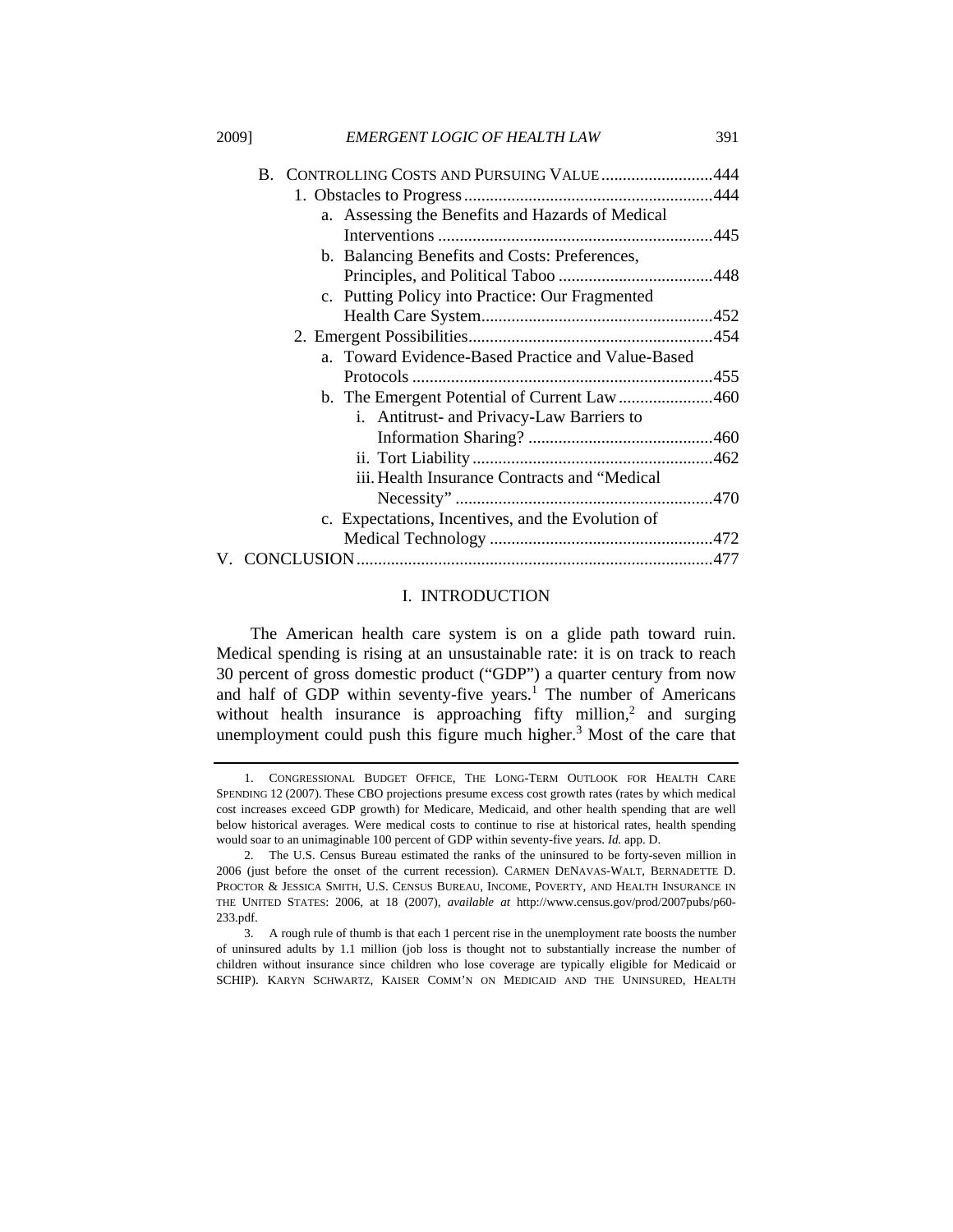B. CONTROLLING COSTS AND PURSUING VALUE .......................... 444
  1. Obstacles to Progress .......................................................... 444
    a. Assessing the Benefits and Hazards of Medical Interventions ................................................................ 445
    b. Balancing Benefits and Costs: Preferences, Principles, and Political Taboo .................................... 448
    c. Putting Policy into Practice: Our Fragmented Health Care System ...................................................... 452
  2. Emergent Possibilities ......................................................... 454
    a. Toward Evidence-Based Practice and Value-Based Protocols ...................................................................... 455
    b. The Emergent Potential of Current Law ...................... 460
      i. Antitrust- and Privacy-Law Barriers to Information Sharing? ........................................... 460
      ii. Tort Liability ........................................................ 462
      iii. Health Insurance Contracts and "Medical Necessity" ............................................................ 470
    c. Expectations, Incentives, and the Evolution of Medical Technology .................................................... 472

V. CONCLUSION ................................................................................... 477

# I. INTRODUCTION

The American health care system is on a glide path toward ruin. Medical spending is rising at an unsustainable rate: it is on track to reach 30 percent of gross domestic product ("GDP") a quarter century from now and half of GDP within seventy-five years.[1] The number of Americans without health insurance is approaching fifty million,[2] and surging unemployment could push this figure much higher.[3] Most of the care that

---

1. CONGRESSIONAL BUDGET OFFICE, THE LONG-TERM OUTLOOK FOR HEALTH CARE SPENDING 12 (2007). These CBO projections presume excess cost growth rates (rates by which medical cost increases exceed GDP growth) for Medicare, Medicaid, and other health spending that are well below historical averages. Were medical costs to continue to rise at historical rates, health spending would soar to an unimaginable 100 percent of GDP within seventy-five years. *Id.* app. D.

2. The U.S. Census Bureau estimated the ranks of the uninsured to be forty-seven million in 2006 (just before the onset of the current recession). CARMEN DENAVAS-WALT, BERNADETTE D. PROCTOR & JESSICA SMITH, U.S. CENSUS BUREAU, INCOME, POVERTY, AND HEALTH INSURANCE IN THE UNITED STATES: 2006, at 18 (2007), *available at* http://www.census.gov/prod/2007pubs/p60-233.pdf.

3. A rough rule of thumb is that each 1 percent rise in the unemployment rate boosts the number of uninsured adults by 1.1 million (job loss is thought not to substantially increase the number of children without insurance since children who lose coverage are typically eligible for Medicaid or SCHIP). KARYN SCHWARTZ, KAISER COMM'N ON MEDICAID AND THE UNINSURED, HEALTH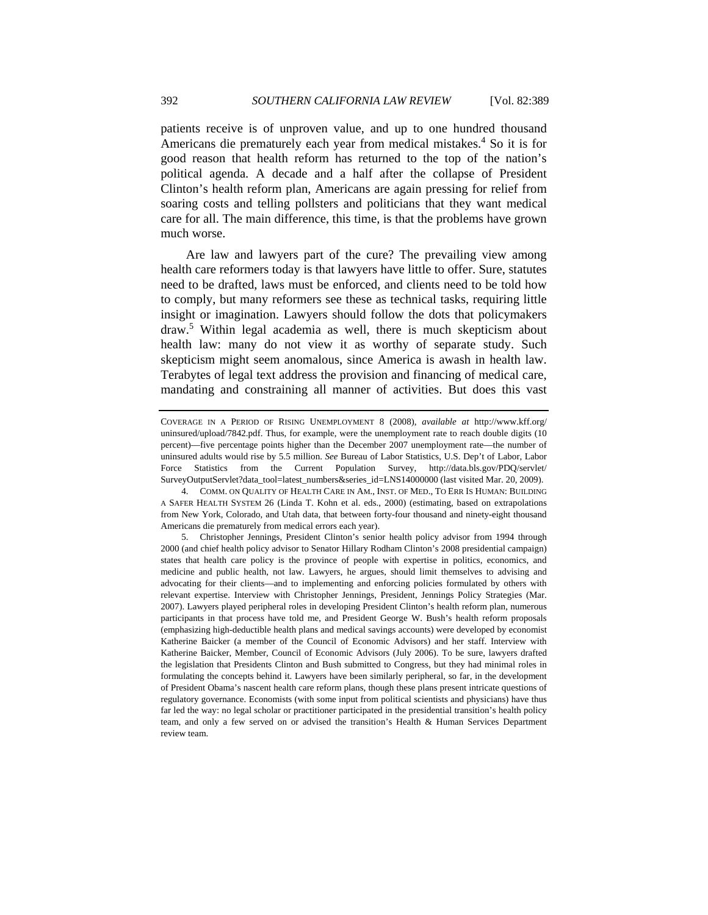patients receive is of unproven value, and up to one hundred thousand Americans die prematurely each year from medical mistakes.[4] So it is for good reason that health reform has returned to the top of the nation's political agenda. A decade and a half after the collapse of President Clinton's health reform plan, Americans are again pressing for relief from soaring costs and telling pollsters and politicians that they want medical care for all. The main difference, this time, is that the problems have grown much worse.

Are law and lawyers part of the cure? The prevailing view among health care reformers today is that lawyers have little to offer. Sure, statutes need to be drafted, laws must be enforced, and clients need to be told how to comply, but many reformers see these as technical tasks, requiring little insight or imagination. Lawyers should follow the dots that policymakers draw.[5] Within legal academia as well, there is much skepticism about health law: many do not view it as worthy of separate study. Such skepticism might seem anomalous, since America is awash in health law. Terabytes of legal text address the provision and financing of medical care, mandating and constraining all manner of activities. But does this vast

---

COVERAGE IN A PERIOD OF RISING UNEMPLOYMENT 8 (2008), *available at* http://www.kff.org/uninsured/upload/7842.pdf. Thus, for example, were the unemployment rate to reach double digits (10 percent)—five percentage points higher than the December 2007 unemployment rate—the number of uninsured adults would rise by 5.5 million. *See* Bureau of Labor Statistics, U.S. Dep't of Labor, Labor Force Statistics from the Current Population Survey, http://data.bls.gov/PDQ/servlet/SurveyOutputServlet?data_tool=latest_numbers&series_id=LNS14000000 (last visited Mar. 20, 2009).

4. COMM. ON QUALITY OF HEALTH CARE IN AM., INST. OF MED., TO ERR IS HUMAN: BUILDING A SAFER HEALTH SYSTEM 26 (Linda T. Kohn et al. eds., 2000) (estimating, based on extrapolations from New York, Colorado, and Utah data, that between forty-four thousand and ninety-eight thousand Americans die prematurely from medical errors each year).

5. Christopher Jennings, President Clinton's senior health policy advisor from 1994 through 2000 (and chief health policy advisor to Senator Hillary Rodham Clinton's 2008 presidential campaign) states that health care policy is the province of people with expertise in politics, economics, and medicine and public health, not law. Lawyers, he argues, should limit themselves to advising and advocating for their clients—and to implementing and enforcing policies formulated by others with relevant expertise. Interview with Christopher Jennings, President, Jennings Policy Strategies (Mar. 2007). Lawyers played peripheral roles in developing President Clinton's health reform plan, numerous participants in that process have told me, and President George W. Bush's health reform proposals (emphasizing high-deductible health plans and medical savings accounts) were developed by economist Katherine Baicker (a member of the Council of Economic Advisors) and her staff. Interview with Katherine Baicker, Member, Council of Economic Advisors (July 2006). To be sure, lawyers drafted the legislation that Presidents Clinton and Bush submitted to Congress, but they had minimal roles in formulating the concepts behind it. Lawyers have been similarly peripheral, so far, in the development of President Obama's nascent health care reform plans, though these plans present intricate questions of regulatory governance. Economists (with some input from political scientists and physicians) have thus far led the way: no legal scholar or practitioner participated in the presidential transition's health policy team, and only a few served on or advised the transition's Health & Human Services Department review team.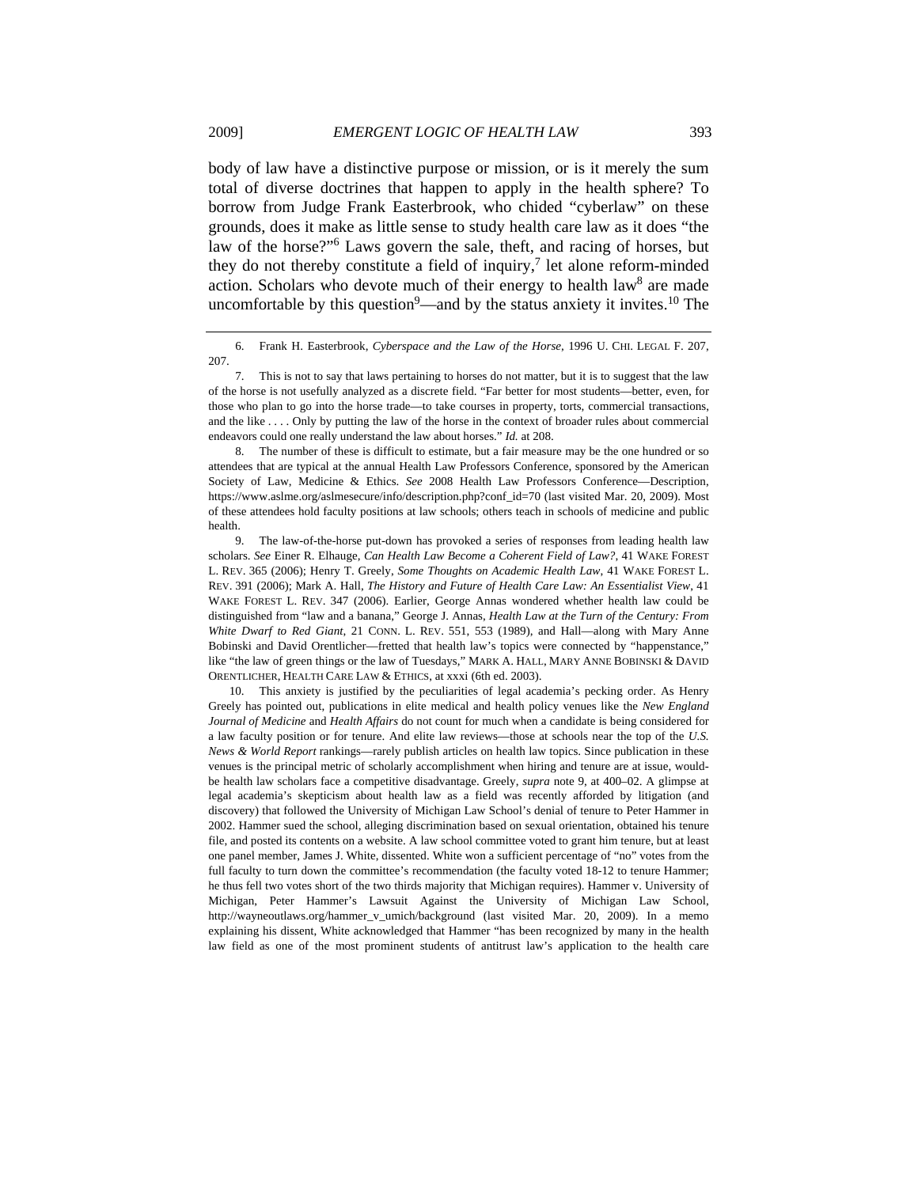body of law have a distinctive purpose or mission, or is it merely the sum total of diverse doctrines that happen to apply in the health sphere? To borrow from Judge Frank Easterbrook, who chided "cyberlaw" on these grounds, does it make as little sense to study health care law as it does "the law of the horse?"[6] Laws govern the sale, theft, and racing of horses, but they do not thereby constitute a field of inquiry,[7] let alone reform-minded action. Scholars who devote much of their energy to health law[8] are made uncomfortable by this question[9]—and by the status anxiety it invites.[10] The

---

6. Frank H. Easterbrook, *Cyberspace and the Law of the Horse*, 1996 U. CHI. LEGAL F. 207, 207.

7. This is not to say that laws pertaining to horses do not matter, but it is to suggest that the law of the horse is not usefully analyzed as a discrete field. "Far better for most students—better, even, for those who plan to go into the horse trade—to take courses in property, torts, commercial transactions, and the like . . . . Only by putting the law of the horse in the context of broader rules about commercial endeavors could one really understand the law about horses." *Id.* at 208.

8. The number of these is difficult to estimate, but a fair measure may be the one hundred or so attendees that are typical at the annual Health Law Professors Conference, sponsored by the American Society of Law, Medicine & Ethics. *See* 2008 Health Law Professors Conference—Description, https://www.aslme.org/aslmesecure/info/description.php?conf_id=70 (last visited Mar. 20, 2009). Most of these attendees hold faculty positions at law schools; others teach in schools of medicine and public health.

9. The law-of-the-horse put-down has provoked a series of responses from leading health law scholars. *See* Einer R. Elhauge, *Can Health Law Become a Coherent Field of Law?*, 41 WAKE FOREST L. REV. 365 (2006); Henry T. Greely, *Some Thoughts on Academic Health Law*, 41 WAKE FOREST L. REV. 391 (2006); Mark A. Hall, *The History and Future of Health Care Law: An Essentialist View*, 41 WAKE FOREST L. REV. 347 (2006). Earlier, George Annas wondered whether health law could be distinguished from "law and a banana," George J. Annas, *Health Law at the Turn of the Century: From White Dwarf to Red Giant*, 21 CONN. L. REV. 551, 553 (1989), and Hall—along with Mary Anne Bobinski and David Orentlicher—fretted that health law's topics were connected by "happenstance," like "the law of green things or the law of Tuesdays," MARK A. HALL, MARY ANNE BOBINSKI & DAVID ORENTLICHER, HEALTH CARE LAW & ETHICS, at xxxi (6th ed. 2003).

10. This anxiety is justified by the peculiarities of legal academia's pecking order. As Henry Greely has pointed out, publications in elite medical and health policy venues like the *New England Journal of Medicine* and *Health Affairs* do not count for much when a candidate is being considered for a law faculty position or for tenure. And elite law reviews—those at schools near the top of the *U.S. News & World Report* rankings—rarely publish articles on health law topics. Since publication in these venues is the principal metric of scholarly accomplishment when hiring and tenure are at issue, would-be health law scholars face a competitive disadvantage. Greely, *supra* note 9, at 400–02. A glimpse at legal academia's skepticism about health law as a field was recently afforded by litigation (and discovery) that followed the University of Michigan Law School's denial of tenure to Peter Hammer in 2002. Hammer sued the school, alleging discrimination based on sexual orientation, obtained his tenure file, and posted its contents on a website. A law school committee voted to grant him tenure, but at least one panel member, James J. White, dissented. White won a sufficient percentage of "no" votes from the full faculty to turn down the committee's recommendation (the faculty voted 18-12 to tenure Hammer; he thus fell two votes short of the two thirds majority that Michigan requires). Hammer v. University of Michigan, Peter Hammer's Lawsuit Against the University of Michigan Law School, http://wayneoutlaws.org/hammer_v_umich/background (last visited Mar. 20, 2009). In a memo explaining his dissent, White acknowledged that Hammer "has been recognized by many in the health law field as one of the most prominent students of antitrust law's application to the health care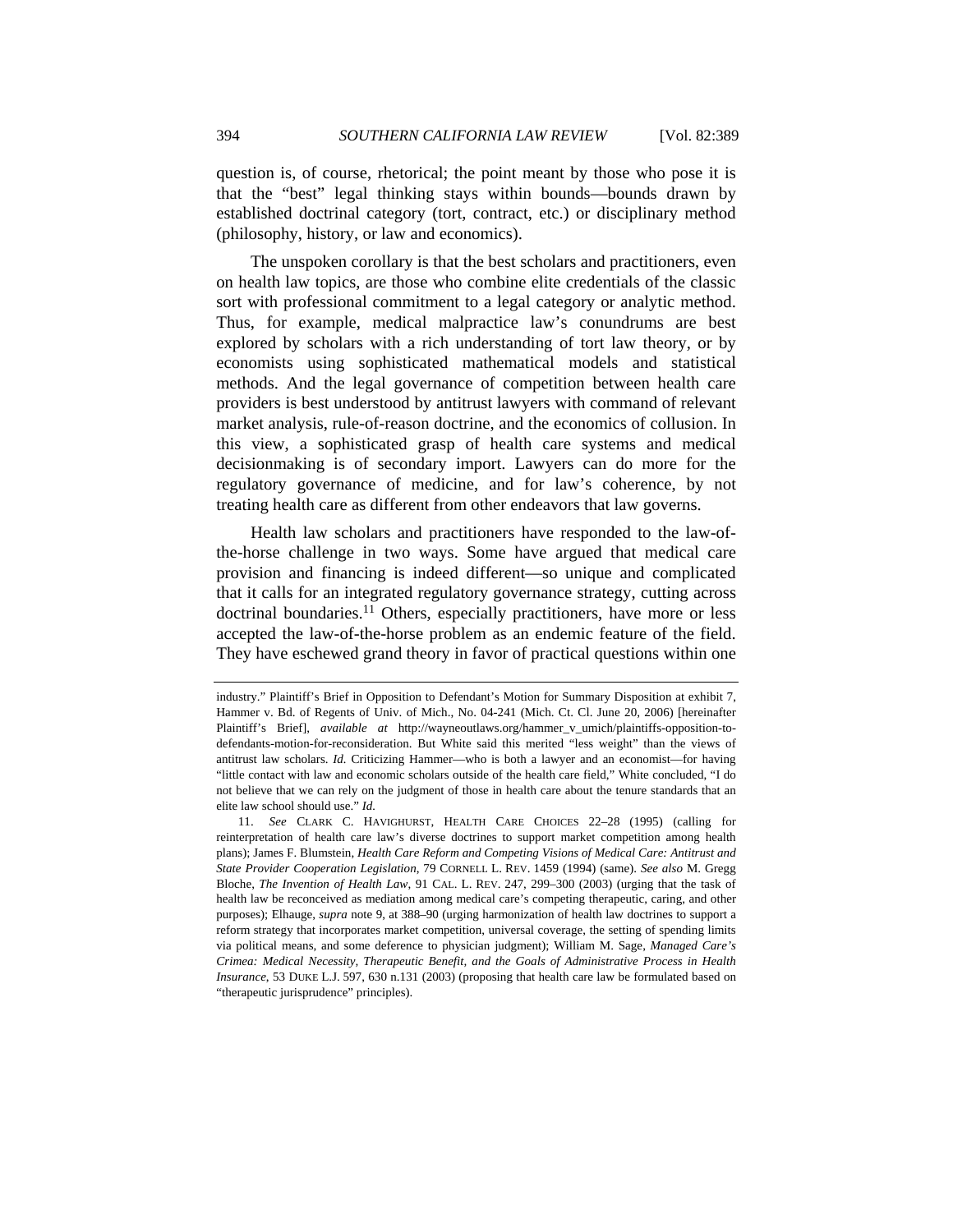question is, of course, rhetorical; the point meant by those who pose it is that the "best" legal thinking stays within bounds—bounds drawn by established doctrinal category (tort, contract, etc.) or disciplinary method (philosophy, history, or law and economics).

The unspoken corollary is that the best scholars and practitioners, even on health law topics, are those who combine elite credentials of the classic sort with professional commitment to a legal category or analytic method. Thus, for example, medical malpractice law's conundrums are best explored by scholars with a rich understanding of tort law theory, or by economists using sophisticated mathematical models and statistical methods. And the legal governance of competition between health care providers is best understood by antitrust lawyers with command of relevant market analysis, rule-of-reason doctrine, and the economics of collusion. In this view, a sophisticated grasp of health care systems and medical decisionmaking is of secondary import. Lawyers can do more for the regulatory governance of medicine, and for law's coherence, by not treating health care as different from other endeavors that law governs.

Health law scholars and practitioners have responded to the law-of-the-horse challenge in two ways. Some have argued that medical care provision and financing is indeed different—so unique and complicated that it calls for an integrated regulatory governance strategy, cutting across doctrinal boundaries.[11] Others, especially practitioners, have more or less accepted the law-of-the-horse problem as an endemic feature of the field. They have eschewed grand theory in favor of practical questions within one

---

industry." Plaintiff's Brief in Opposition to Defendant's Motion for Summary Disposition at exhibit 7, Hammer v. Bd. of Regents of Univ. of Mich., No. 04-241 (Mich. Ct. Cl. June 20, 2006) [hereinafter Plaintiff's Brief], *available at* http://wayneoutlaws.org/hammer_v_umich/plaintiffs-opposition-to-defendants-motion-for-reconsideration. But White said this merited "less weight" than the views of antitrust law scholars. *Id.* Criticizing Hammer—who is both a lawyer and an economist—for having "little contact with law and economic scholars outside of the health care field," White concluded, "I do not believe that we can rely on the judgment of those in health care about the tenure standards that an elite law school should use." *Id.*

11. *See* CLARK C. HAVIGHURST, HEALTH CARE CHOICES 22–28 (1995) (calling for reinterpretation of health care law's diverse doctrines to support market competition among health plans); James F. Blumstein, *Health Care Reform and Competing Visions of Medical Care: Antitrust and State Provider Cooperation Legislation*, 79 CORNELL L. REV. 1459 (1994) (same). *See also* M. Gregg Bloche, *The Invention of Health Law*, 91 CAL. L. REV. 247, 299–300 (2003) (urging that the task of health law be reconceived as mediation among medical care's competing therapeutic, caring, and other purposes); Elhauge, *supra* note 9, at 388–90 (urging harmonization of health law doctrines to support a reform strategy that incorporates market competition, universal coverage, the setting of spending limits via political means, and some deference to physician judgment); William M. Sage, *Managed Care's Crimea: Medical Necessity, Therapeutic Benefit, and the Goals of Administrative Process in Health Insurance*, 53 DUKE L.J. 597, 630 n.131 (2003) (proposing that health care law be formulated based on "therapeutic jurisprudence" principles).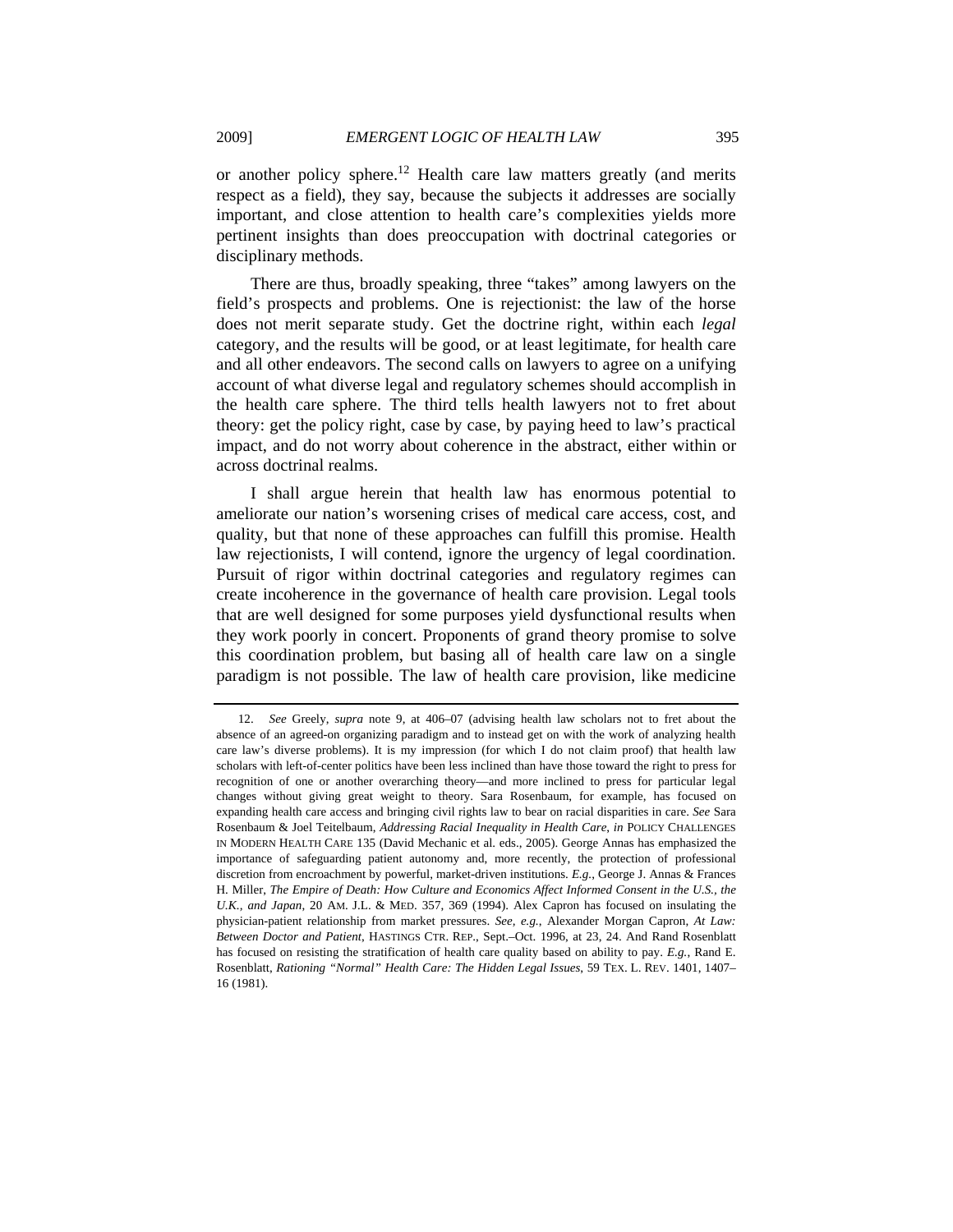or another policy sphere.[12] Health care law matters greatly (and merits respect as a field), they say, because the subjects it addresses are socially important, and close attention to health care's complexities yields more pertinent insights than does preoccupation with doctrinal categories or disciplinary methods.

There are thus, broadly speaking, three "takes" among lawyers on the field's prospects and problems. One is rejectionist: the law of the horse does not merit separate study. Get the doctrine right, within each *legal* category, and the results will be good, or at least legitimate, for health care and all other endeavors. The second calls on lawyers to agree on a unifying account of what diverse legal and regulatory schemes should accomplish in the health care sphere. The third tells health lawyers not to fret about theory: get the policy right, case by case, by paying heed to law's practical impact, and do not worry about coherence in the abstract, either within or across doctrinal realms.

I shall argue herein that health law has enormous potential to ameliorate our nation's worsening crises of medical care access, cost, and quality, but that none of these approaches can fulfill this promise. Health law rejectionists, I will contend, ignore the urgency of legal coordination. Pursuit of rigor within doctrinal categories and regulatory regimes can create incoherence in the governance of health care provision. Legal tools that are well designed for some purposes yield dysfunctional results when they work poorly in concert. Proponents of grand theory promise to solve this coordination problem, but basing all of health care law on a single paradigm is not possible. The law of health care provision, like medicine

---

12. *See* Greely, *supra* note 9, at 406–07 (advising health law scholars not to fret about the absence of an agreed-on organizing paradigm and to instead get on with the work of analyzing health care law's diverse problems). It is my impression (for which I do not claim proof) that health law scholars with left-of-center politics have been less inclined than have those toward the right to press for recognition of one or another overarching theory—and more inclined to press for particular legal changes without giving great weight to theory. Sara Rosenbaum, for example, has focused on expanding health care access and bringing civil rights law to bear on racial disparities in care. *See* Sara Rosenbaum & Joel Teitelbaum, *Addressing Racial Inequality in Health Care*, *in* POLICY CHALLENGES IN MODERN HEALTH CARE 135 (David Mechanic et al. eds., 2005). George Annas has emphasized the importance of safeguarding patient autonomy and, more recently, the protection of professional discretion from encroachment by powerful, market-driven institutions. *E.g.*, George J. Annas & Frances H. Miller, *The Empire of Death: How Culture and Economics Affect Informed Consent in the U.S., the U.K., and Japan*, 20 AM. J.L. & MED. 357, 369 (1994). Alex Capron has focused on insulating the physician-patient relationship from market pressures. *See, e.g.*, Alexander Morgan Capron, *At Law: Between Doctor and Patient*, HASTINGS CTR. REP., Sept.–Oct. 1996, at 23, 24. And Rand Rosenblatt has focused on resisting the stratification of health care quality based on ability to pay. *E.g.*, Rand E. Rosenblatt, *Rationing "Normal" Health Care: The Hidden Legal Issues*, 59 TEX. L. REV. 1401, 1407–16 (1981).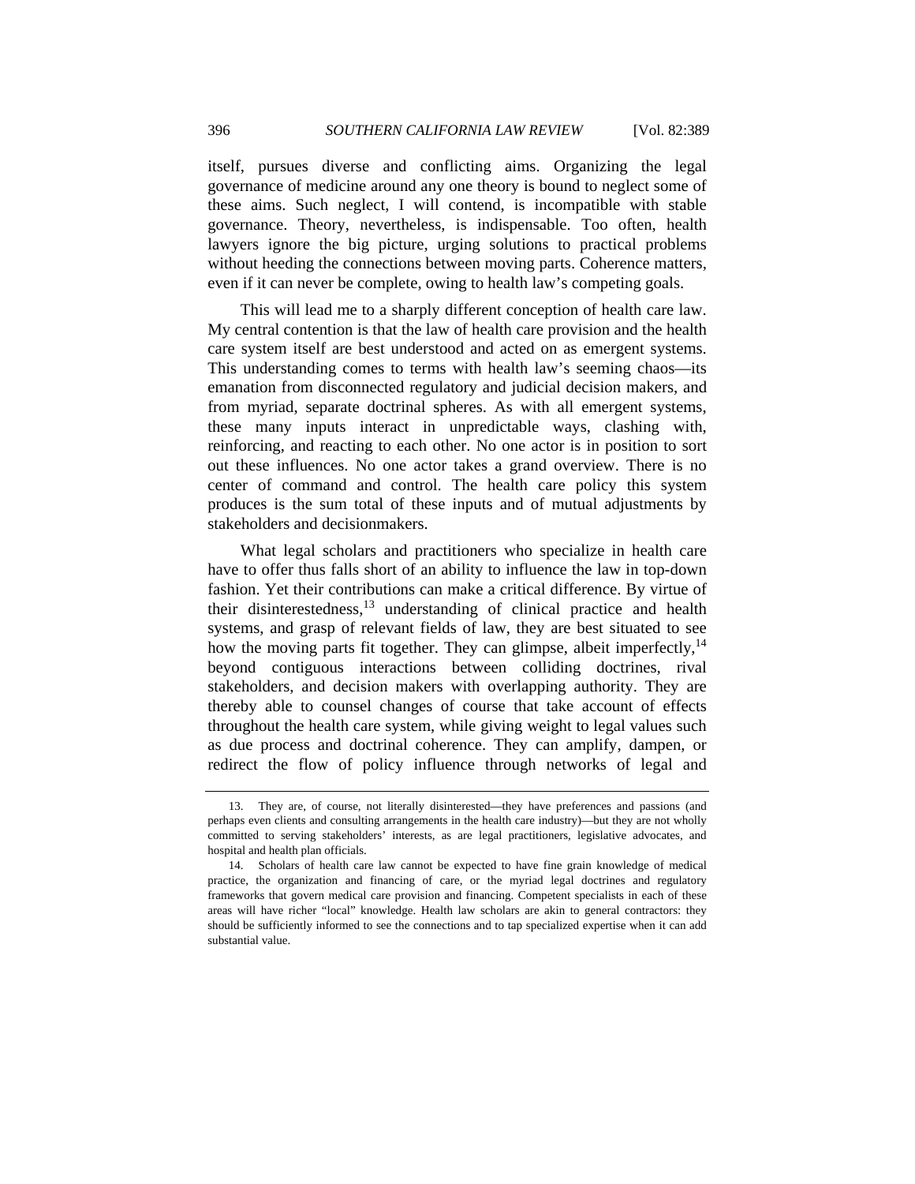itself, pursues diverse and conflicting aims. Organizing the legal governance of medicine around any one theory is bound to neglect some of these aims. Such neglect, I will contend, is incompatible with stable governance. Theory, nevertheless, is indispensable. Too often, health lawyers ignore the big picture, urging solutions to practical problems without heeding the connections between moving parts. Coherence matters, even if it can never be complete, owing to health law's competing goals.

This will lead me to a sharply different conception of health care law. My central contention is that the law of health care provision and the health care system itself are best understood and acted on as emergent systems. This understanding comes to terms with health law's seeming chaos—its emanation from disconnected regulatory and judicial decision makers, and from myriad, separate doctrinal spheres. As with all emergent systems, these many inputs interact in unpredictable ways, clashing with, reinforcing, and reacting to each other. No one actor is in position to sort out these influences. No one actor takes a grand overview. There is no center of command and control. The health care policy this system produces is the sum total of these inputs and of mutual adjustments by stakeholders and decisionmakers.

What legal scholars and practitioners who specialize in health care have to offer thus falls short of an ability to influence the law in top-down fashion. Yet their contributions can make a critical difference. By virtue of their disinterestedness,[13] understanding of clinical practice and health systems, and grasp of relevant fields of law, they are best situated to see how the moving parts fit together. They can glimpse, albeit imperfectly,[14] beyond contiguous interactions between colliding doctrines, rival stakeholders, and decision makers with overlapping authority. They are thereby able to counsel changes of course that take account of effects throughout the health care system, while giving weight to legal values such as due process and doctrinal coherence. They can amplify, dampen, or redirect the flow of policy influence through networks of legal and

13. They are, of course, not literally disinterested—they have preferences and passions (and perhaps even clients and consulting arrangements in the health care industry)—but they are not wholly committed to serving stakeholders' interests, as are legal practitioners, legislative advocates, and hospital and health plan officials.

14. Scholars of health care law cannot be expected to have fine grain knowledge of medical practice, the organization and financing of care, or the myriad legal doctrines and regulatory frameworks that govern medical care provision and financing. Competent specialists in each of these areas will have richer "local" knowledge. Health law scholars are akin to general contractors: they should be sufficiently informed to see the connections and to tap specialized expertise when it can add substantial value.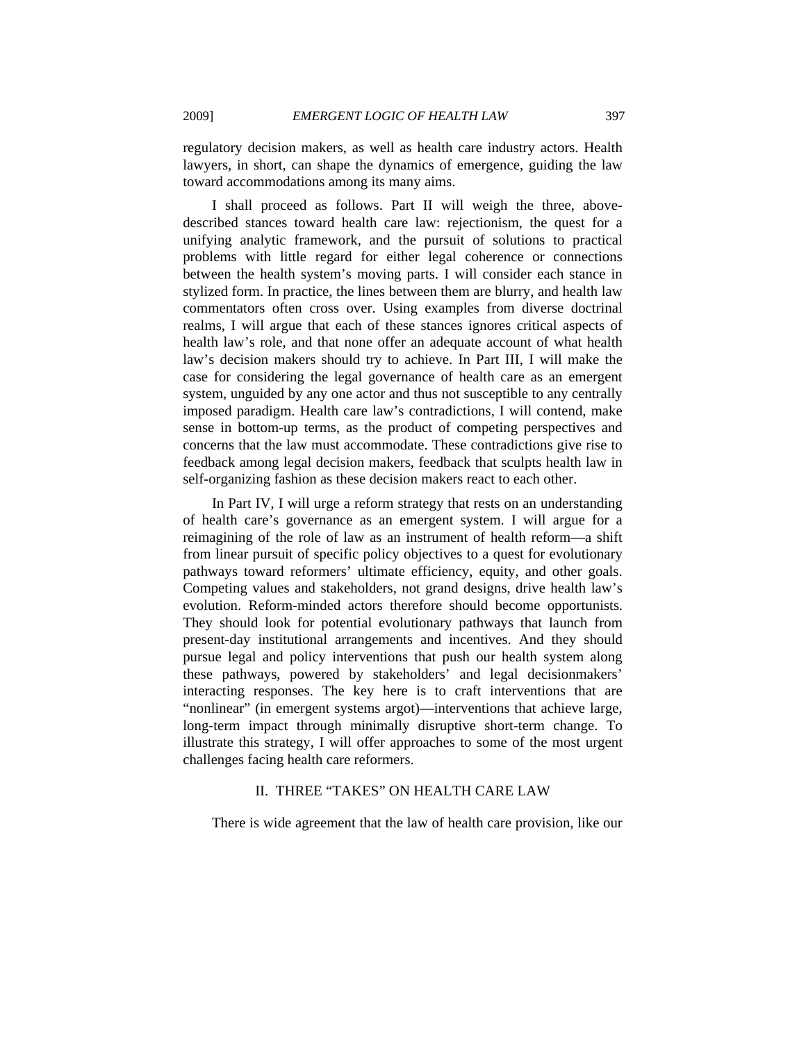regulatory decision makers, as well as health care industry actors. Health lawyers, in short, can shape the dynamics of emergence, guiding the law toward accommodations among its many aims.

I shall proceed as follows. Part II will weigh the three, above-described stances toward health care law: rejectionism, the quest for a unifying analytic framework, and the pursuit of solutions to practical problems with little regard for either legal coherence or connections between the health system's moving parts. I will consider each stance in stylized form. In practice, the lines between them are blurry, and health law commentators often cross over. Using examples from diverse doctrinal realms, I will argue that each of these stances ignores critical aspects of health law's role, and that none offer an adequate account of what health law's decision makers should try to achieve. In Part III, I will make the case for considering the legal governance of health care as an emergent system, unguided by any one actor and thus not susceptible to any centrally imposed paradigm. Health care law's contradictions, I will contend, make sense in bottom-up terms, as the product of competing perspectives and concerns that the law must accommodate. These contradictions give rise to feedback among legal decision makers, feedback that sculpts health law in self-organizing fashion as these decision makers react to each other.

In Part IV, I will urge a reform strategy that rests on an understanding of health care's governance as an emergent system. I will argue for a reimagining of the role of law as an instrument of health reform—a shift from linear pursuit of specific policy objectives to a quest for evolutionary pathways toward reformers' ultimate efficiency, equity, and other goals. Competing values and stakeholders, not grand designs, drive health law's evolution. Reform-minded actors therefore should become opportunists. They should look for potential evolutionary pathways that launch from present-day institutional arrangements and incentives. And they should pursue legal and policy interventions that push our health system along these pathways, powered by stakeholders' and legal decisionmakers' interacting responses. The key here is to craft interventions that are "nonlinear" (in emergent systems argot)—interventions that achieve large, long-term impact through minimally disruptive short-term change. To illustrate this strategy, I will offer approaches to some of the most urgent challenges facing health care reformers.

## II. THREE "TAKES" ON HEALTH CARE LAW

There is wide agreement that the law of health care provision, like our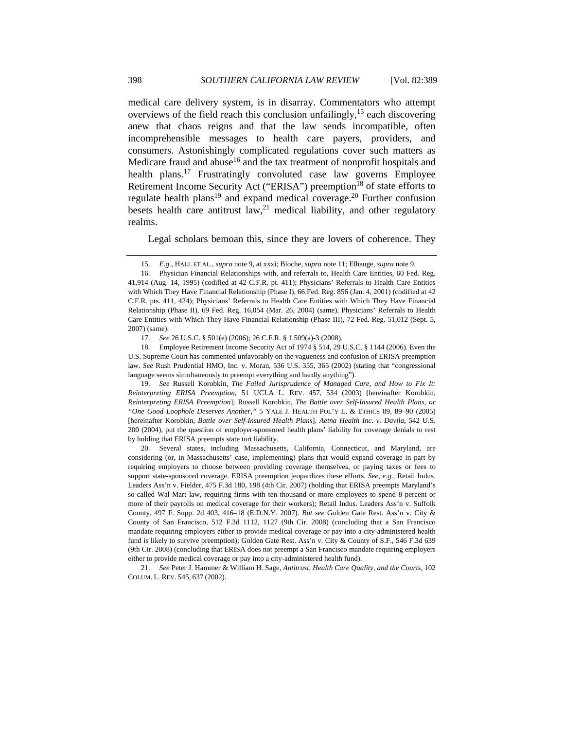medical care delivery system, is in disarray. Commentators who attempt overviews of the field reach this conclusion unfailingly,[15] each discovering anew that chaos reigns and that the law sends incompatible, often incomprehensible messages to health care payers, providers, and consumers. Astonishingly complicated regulations cover such matters as Medicare fraud and abuse[16] and the tax treatment of nonprofit hospitals and health plans.[17] Frustratingly convoluted case law governs Employee Retirement Income Security Act ("ERISA") preemption[18] of state efforts to regulate health plans[19] and expand medical coverage.[20] Further confusion besets health care antitrust law,[21] medical liability, and other regulatory realms.

Legal scholars bemoan this, since they are lovers of coherence. They

---

15. *E.g.*, HALL ET AL., *supra* note 9, at xxxi; Bloche, *supra* note 11; Elhauge, *supra* note 9.

16. Physician Financial Relationships with, and referrals to, Health Care Entities, 60 Fed. Reg. 41,914 (Aug. 14, 1995) (codified at 42 C.F.R. pt. 411); Physicians' Referrals to Health Care Entities with Which They Have Financial Relationship (Phase I), 66 Fed. Reg. 856 (Jan. 4, 2001) (codified at 42 C.F.R. pts. 411, 424); Physicians' Referrals to Health Care Entities with Which They Have Financial Relationship (Phase II), 69 Fed. Reg. 16,054 (Mar. 26, 2004) (same), Physicians' Referrals to Health Care Entities with Which They Have Financial Relationship (Phase III), 72 Fed. Reg. 51,012 (Sept. 5, 2007) (same).

17. *See* 26 U.S.C. § 501(e) (2006); 26 C.F.R. § 1.509(a)-3 (2008).

18. Employee Retirement Income Security Act of 1974 § 514, 29 U.S.C. § 1144 (2006). Even the U.S. Supreme Court has commented unfavorably on the vagueness and confusion of ERISA preemption law. *See* Rush Prudential HMO, Inc. v. Moran, 536 U.S. 355, 365 (2002) (stating that "congressional language seems simultaneously to preempt everything and hardly anything").

19. *See* Russell Korobkin, *The Failed Jurisprudence of Managed Care, and How to Fix It: Reinterpreting ERISA Preemption*, 51 UCLA L. REV. 457, 534 (2003) [hereinafter Korobkin, *Reinterpreting ERISA Preemption*]; Russell Korobkin, *The Battle over Self-Insured Health Plans, or "One Good Loophole Deserves Another*,*"* 5 YALE J. HEALTH POL'Y L. & ETHICS 89, 89–90 (2005) [hereinafter Korobkin, *Battle over Self-Insured Health Plans*]. *Aetna Health Inc. v. Davila*, 542 U.S. 200 (2004), put the question of employer-sponsored health plans' liability for coverage denials to rest by holding that ERISA preempts state tort liability.

20. Several states, including Massachusetts, California, Connecticut, and Maryland, are considering (or, in Massachusetts' case, implementing) plans that would expand coverage in part by requiring employers to choose between providing coverage themselves, or paying taxes or fees to support state-sponsored coverage. ERISA preemption jeopardizes these efforts. *See, e.g.*, Retail Indus. Leaders Ass'n v. Fielder, 475 F.3d 180, 198 (4th Cir. 2007) (holding that ERISA preempts Maryland's so-called Wal-Mart law, requiring firms with ten thousand or more employees to spend 8 percent or more of their payrolls on medical coverage for their workers); Retail Indus. Leaders Ass'n v. Suffolk County, 497 F. Supp. 2d 403, 416–18 (E.D.N.Y. 2007). *But see* Golden Gate Rest. Ass'n v. City & County of San Francisco, 512 F.3d 1112, 1127 (9th Cir. 2008) (concluding that a San Francisco mandate requiring employers either to provide medical coverage or pay into a city-administered health fund is likely to survive preemption); Golden Gate Rest. Ass'n v. City & County of S.F., 546 F.3d 639 (9th Cir. 2008) (concluding that ERISA does not preempt a San Francisco mandate requiring employers either to provide medical coverage or pay into a city-administered health fund).

21. *See* Peter J. Hammer & William H. Sage, *Antitrust, Health Care Quality, and the Courts*, 102 COLUM. L. REV. 545, 637 (2002).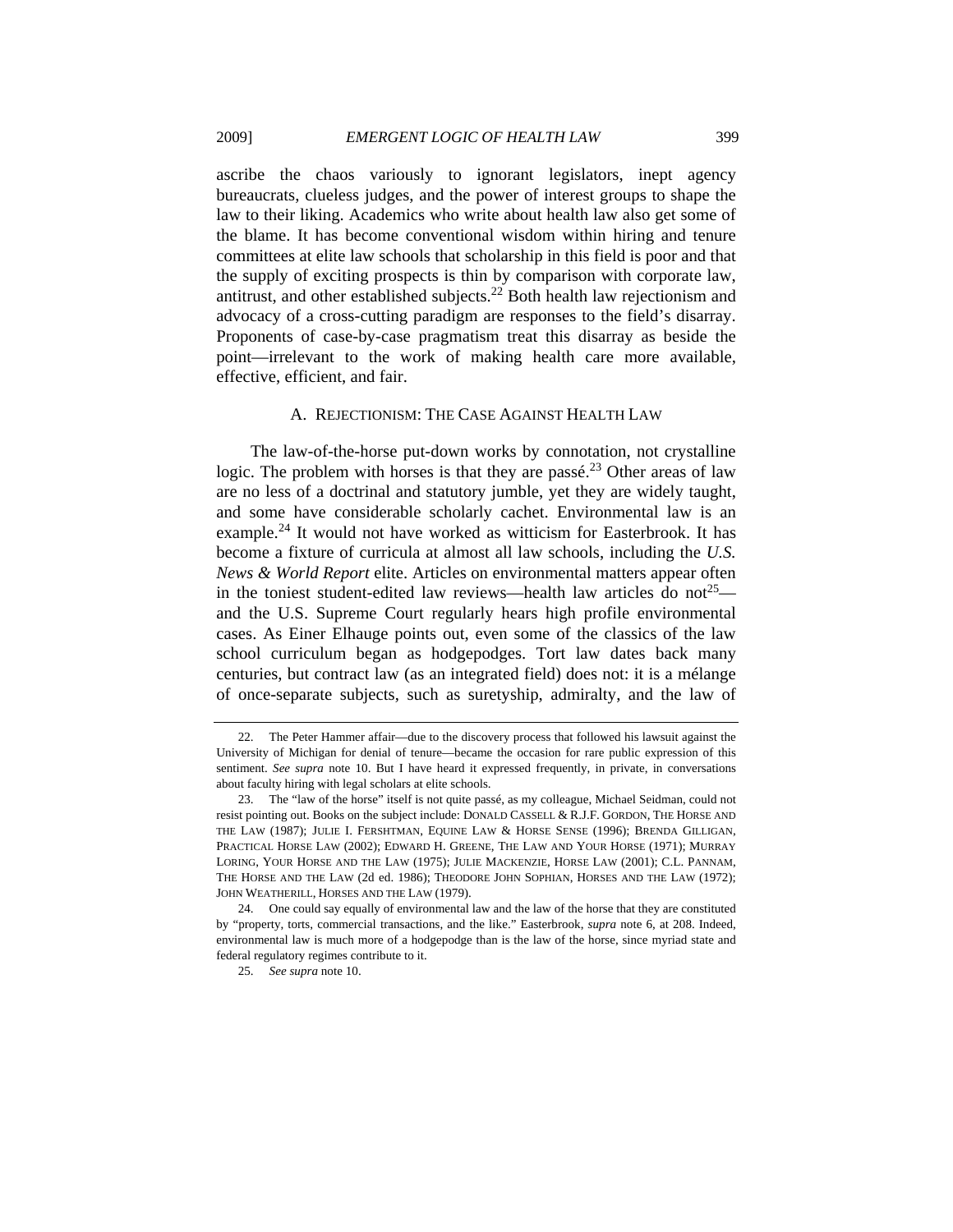ascribe the chaos variously to ignorant legislators, inept agency bureaucrats, clueless judges, and the power of interest groups to shape the law to their liking. Academics who write about health law also get some of the blame. It has become conventional wisdom within hiring and tenure committees at elite law schools that scholarship in this field is poor and that the supply of exciting prospects is thin by comparison with corporate law, antitrust, and other established subjects.[22] Both health law rejectionism and advocacy of a cross-cutting paradigm are responses to the field's disarray. Proponents of case-by-case pragmatism treat this disarray as beside the point—irrelevant to the work of making health care more available, effective, efficient, and fair.

### A. Rejectionism: The Case Against Health Law

The law-of-the-horse put-down works by connotation, not crystalline logic. The problem with horses is that they are passé.[23] Other areas of law are no less of a doctrinal and statutory jumble, yet they are widely taught, and some have considerable scholarly cachet. Environmental law is an example.[24] It would not have worked as witticism for Easterbrook. It has become a fixture of curricula at almost all law schools, including the *U.S. News & World Report* elite. Articles on environmental matters appear often in the toniest student-edited law reviews—health law articles do not[25]—and the U.S. Supreme Court regularly hears high profile environmental cases. As Einer Elhauge points out, even some of the classics of the law school curriculum began as hodgepodges. Tort law dates back many centuries, but contract law (as an integrated field) does not: it is a mélange of once-separate subjects, such as suretyship, admiralty, and the law of

---

22. The Peter Hammer affair—due to the discovery process that followed his lawsuit against the University of Michigan for denial of tenure—became the occasion for rare public expression of this sentiment. *See supra* note 10. But I have heard it expressed frequently, in private, in conversations about faculty hiring with legal scholars at elite schools.

23. The "law of the horse" itself is not quite passé, as my colleague, Michael Seidman, could not resist pointing out. Books on the subject include: DONALD CASSELL & R.J.F. GORDON, THE HORSE AND THE LAW (1987); JULIE I. FERSHTMAN, EQUINE LAW & HORSE SENSE (1996); BRENDA GILLIGAN, PRACTICAL HORSE LAW (2002); EDWARD H. GREENE, THE LAW AND YOUR HORSE (1971); MURRAY LORING, YOUR HORSE AND THE LAW (1975); JULIE MACKENZIE, HORSE LAW (2001); C.L. PANNAM, THE HORSE AND THE LAW (2d ed. 1986); THEODORE JOHN SOPHIAN, HORSES AND THE LAW (1972); JOHN WEATHERILL, HORSES AND THE LAW (1979).

24. One could say equally of environmental law and the law of the horse that they are constituted by "property, torts, commercial transactions, and the like." Easterbrook, *supra* note 6, at 208. Indeed, environmental law is much more of a hodgepodge than is the law of the horse, since myriad state and federal regulatory regimes contribute to it.

25. *See supra* note 10.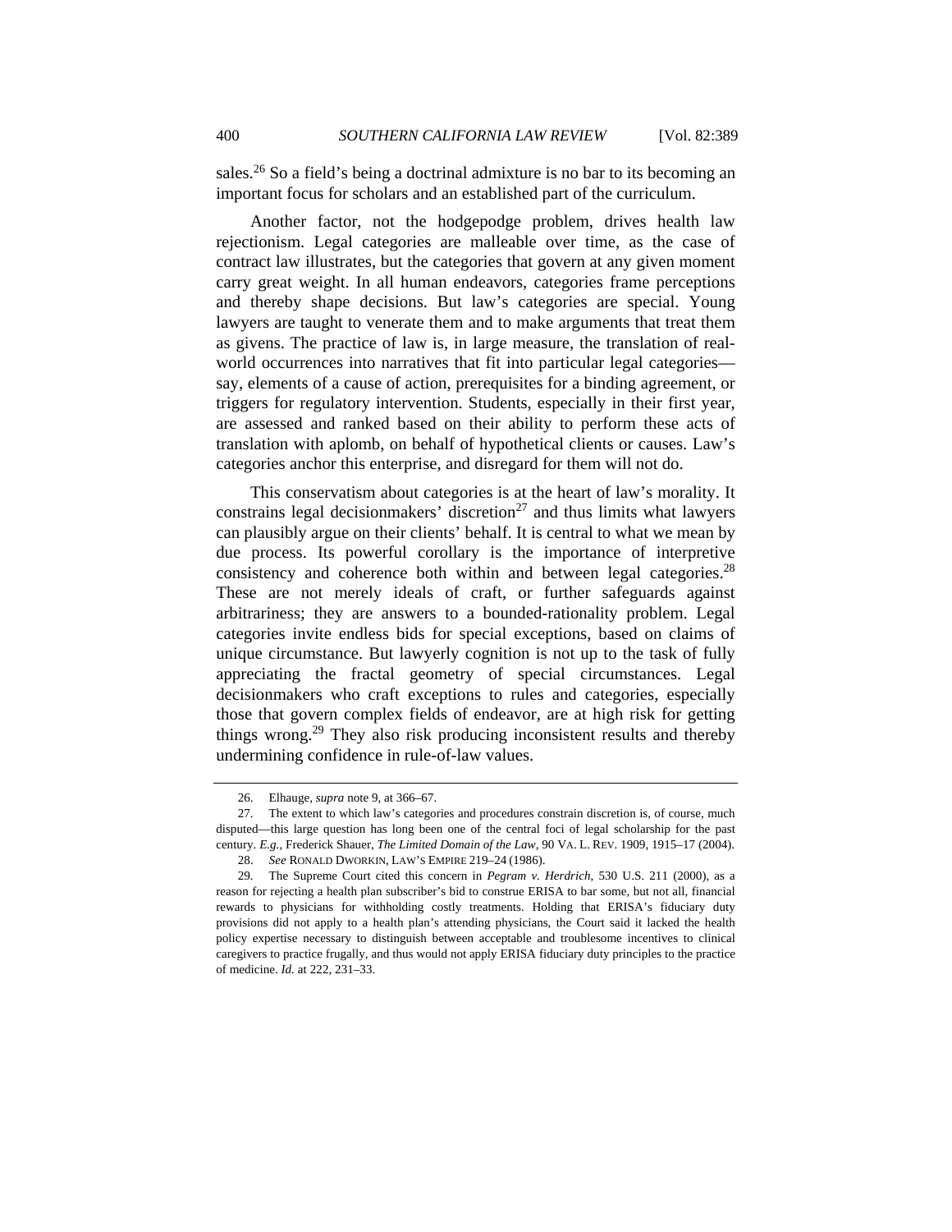sales.[26] So a field's being a doctrinal admixture is no bar to its becoming an important focus for scholars and an established part of the curriculum.

Another factor, not the hodgepodge problem, drives health law rejectionism. Legal categories are malleable over time, as the case of contract law illustrates, but the categories that govern at any given moment carry great weight. In all human endeavors, categories frame perceptions and thereby shape decisions. But law's categories are special. Young lawyers are taught to venerate them and to make arguments that treat them as givens. The practice of law is, in large measure, the translation of real-world occurrences into narratives that fit into particular legal categories—say, elements of a cause of action, prerequisites for a binding agreement, or triggers for regulatory intervention. Students, especially in their first year, are assessed and ranked based on their ability to perform these acts of translation with aplomb, on behalf of hypothetical clients or causes. Law's categories anchor this enterprise, and disregard for them will not do.

This conservatism about categories is at the heart of law's morality. It constrains legal decisionmakers' discretion[27] and thus limits what lawyers can plausibly argue on their clients' behalf. It is central to what we mean by due process. Its powerful corollary is the importance of interpretive consistency and coherence both within and between legal categories.[28] These are not merely ideals of craft, or further safeguards against arbitrariness; they are answers to a bounded-rationality problem. Legal categories invite endless bids for special exceptions, based on claims of unique circumstance. But lawyerly cognition is not up to the task of fully appreciating the fractal geometry of special circumstances. Legal decisionmakers who craft exceptions to rules and categories, especially those that govern complex fields of endeavor, are at high risk for getting things wrong.[29] They also risk producing inconsistent results and thereby undermining confidence in rule-of-law values.

---

26. Elhauge, *supra* note 9, at 366–67.

27. The extent to which law's categories and procedures constrain discretion is, of course, much disputed—this large question has long been one of the central foci of legal scholarship for the past century. *E.g.*, Frederick Shauer, *The Limited Domain of the Law*, 90 VA. L. REV. 1909, 1915–17 (2004).

28. *See* RONALD DWORKIN, LAW'S EMPIRE 219–24 (1986).

29. The Supreme Court cited this concern in *Pegram v. Herdrich*, 530 U.S. 211 (2000), as a reason for rejecting a health plan subscriber's bid to construe ERISA to bar some, but not all, financial rewards to physicians for withholding costly treatments. Holding that ERISA's fiduciary duty provisions did not apply to a health plan's attending physicians, the Court said it lacked the health policy expertise necessary to distinguish between acceptable and troublesome incentives to clinical caregivers to practice frugally, and thus would not apply ERISA fiduciary duty principles to the practice of medicine. *Id.* at 222, 231–33.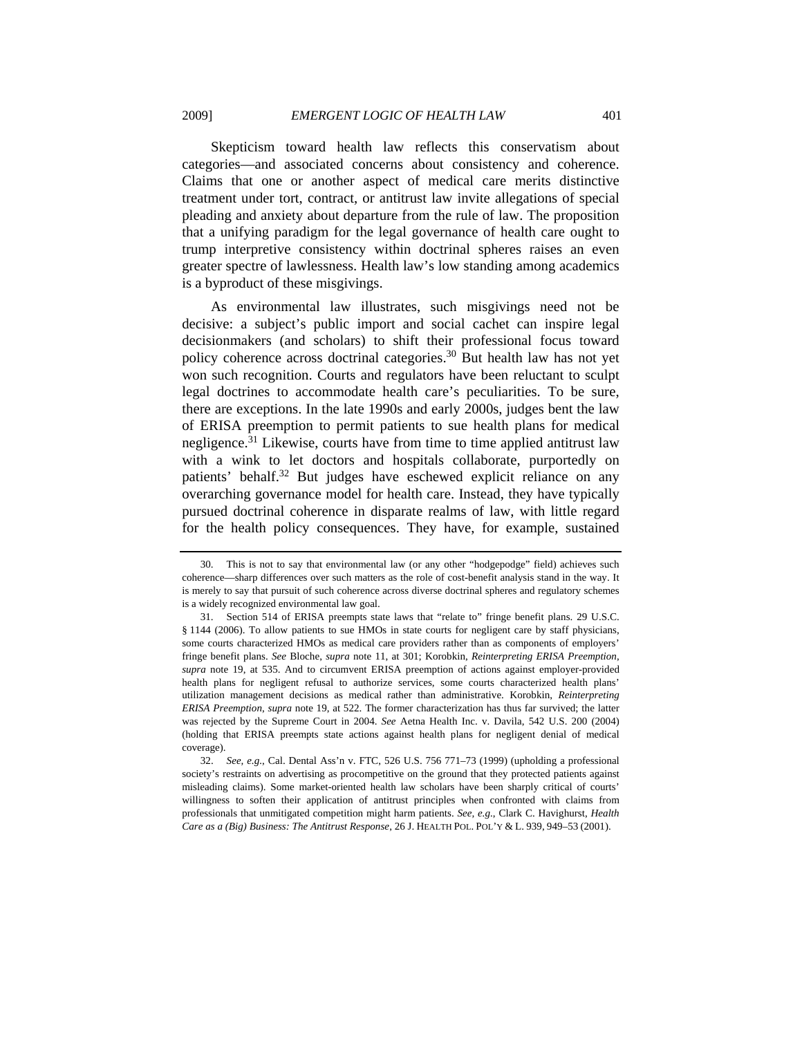Skepticism toward health law reflects this conservatism about categories—and associated concerns about consistency and coherence. Claims that one or another aspect of medical care merits distinctive treatment under tort, contract, or antitrust law invite allegations of special pleading and anxiety about departure from the rule of law. The proposition that a unifying paradigm for the legal governance of health care ought to trump interpretive consistency within doctrinal spheres raises an even greater spectre of lawlessness. Health law's low standing among academics is a byproduct of these misgivings.

As environmental law illustrates, such misgivings need not be decisive: a subject's public import and social cachet can inspire legal decisionmakers (and scholars) to shift their professional focus toward policy coherence across doctrinal categories.[30] But health law has not yet won such recognition. Courts and regulators have been reluctant to sculpt legal doctrines to accommodate health care's peculiarities. To be sure, there are exceptions. In the late 1990s and early 2000s, judges bent the law of ERISA preemption to permit patients to sue health plans for medical negligence.[31] Likewise, courts have from time to time applied antitrust law with a wink to let doctors and hospitals collaborate, purportedly on patients' behalf.[32] But judges have eschewed explicit reliance on any overarching governance model for health care. Instead, they have typically pursued doctrinal coherence in disparate realms of law, with little regard for the health policy consequences. They have, for example, sustained

---

30. This is not to say that environmental law (or any other "hodgepodge" field) achieves such coherence—sharp differences over such matters as the role of cost-benefit analysis stand in the way. It is merely to say that pursuit of such coherence across diverse doctrinal spheres and regulatory schemes is a widely recognized environmental law goal.

31. Section 514 of ERISA preempts state laws that "relate to" fringe benefit plans. 29 U.S.C. § 1144 (2006). To allow patients to sue HMOs in state courts for negligent care by staff physicians, some courts characterized HMOs as medical care providers rather than as components of employers' fringe benefit plans. *See* Bloche, *supra* note 11, at 301; Korobkin, *Reinterpreting ERISA Preemption*, *supra* note 19, at 535. And to circumvent ERISA preemption of actions against employer-provided health plans for negligent refusal to authorize services, some courts characterized health plans' utilization management decisions as medical rather than administrative. Korobkin, *Reinterpreting ERISA Preemption*, *supra* note 19, at 522. The former characterization has thus far survived; the latter was rejected by the Supreme Court in 2004. *See* Aetna Health Inc. v. Davila, 542 U.S. 200 (2004) (holding that ERISA preempts state actions against health plans for negligent denial of medical coverage).

32. *See, e.g.*, Cal. Dental Ass'n v. FTC, 526 U.S. 756 771–73 (1999) (upholding a professional society's restraints on advertising as procompetitive on the ground that they protected patients against misleading claims). Some market-oriented health law scholars have been sharply critical of courts' willingness to soften their application of antitrust principles when confronted with claims from professionals that unmitigated competition might harm patients. *See, e.g.*, Clark C. Havighurst, *Health Care as a (Big) Business: The Antitrust Response*, 26 J. HEALTH POL. POL'Y & L. 939, 949–53 (2001).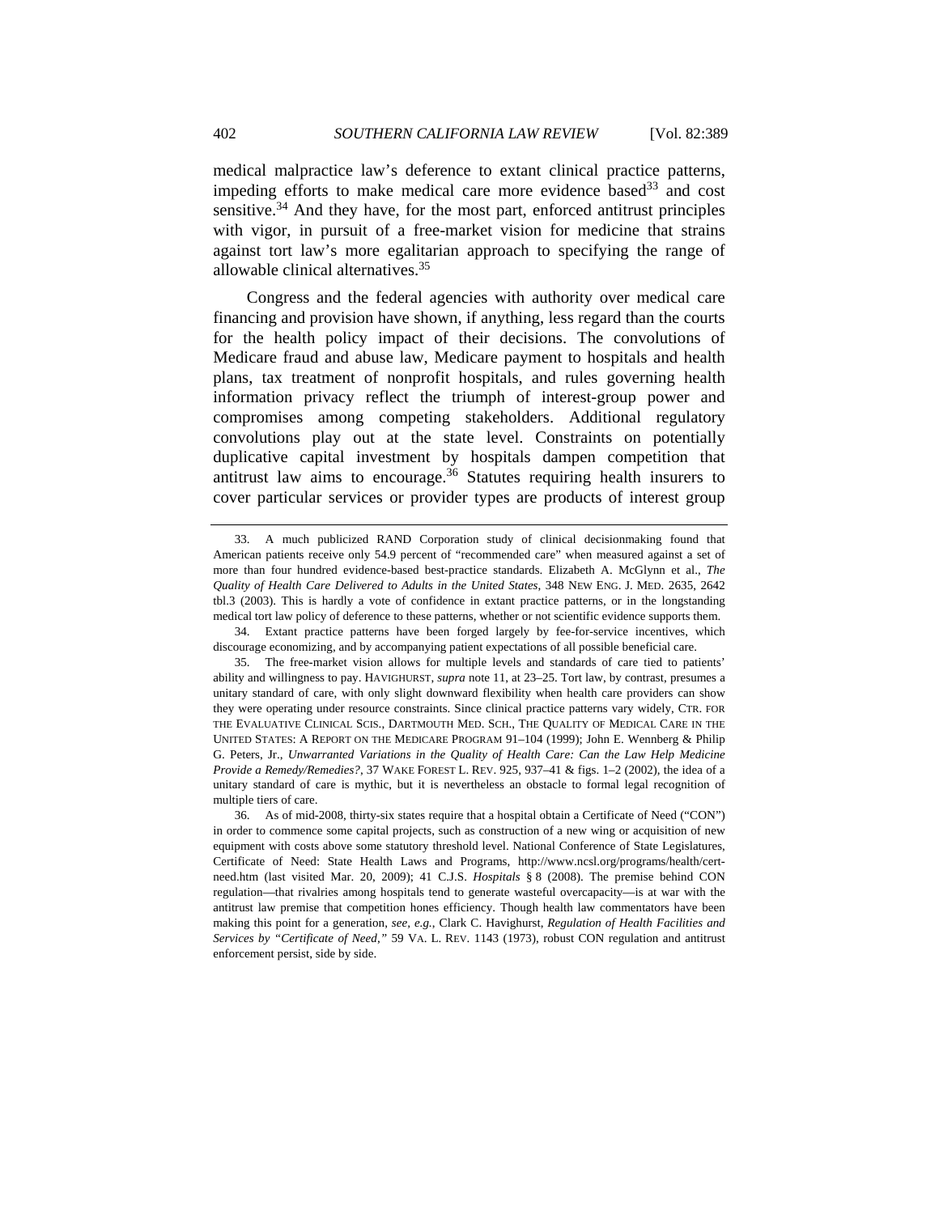medical malpractice law's deference to extant clinical practice patterns, impeding efforts to make medical care more evidence based[33] and cost sensitive.[34] And they have, for the most part, enforced antitrust principles with vigor, in pursuit of a free-market vision for medicine that strains against tort law's more egalitarian approach to specifying the range of allowable clinical alternatives.[35]

Congress and the federal agencies with authority over medical care financing and provision have shown, if anything, less regard than the courts for the health policy impact of their decisions. The convolutions of Medicare fraud and abuse law, Medicare payment to hospitals and health plans, tax treatment of nonprofit hospitals, and rules governing health information privacy reflect the triumph of interest-group power and compromises among competing stakeholders. Additional regulatory convolutions play out at the state level. Constraints on potentially duplicative capital investment by hospitals dampen competition that antitrust law aims to encourage.[36] Statutes requiring health insurers to cover particular services or provider types are products of interest group

---

33. A much publicized RAND Corporation study of clinical decisionmaking found that American patients receive only 54.9 percent of "recommended care" when measured against a set of more than four hundred evidence-based best-practice standards. Elizabeth A. McGlynn et al., *The Quality of Health Care Delivered to Adults in the United States*, 348 NEW ENG. J. MED. 2635, 2642 tbl.3 (2003). This is hardly a vote of confidence in extant practice patterns, or in the longstanding medical tort law policy of deference to these patterns, whether or not scientific evidence supports them.

34. Extant practice patterns have been forged largely by fee-for-service incentives, which discourage economizing, and by accompanying patient expectations of all possible beneficial care.

35. The free-market vision allows for multiple levels and standards of care tied to patients' ability and willingness to pay. HAVIGHURST, *supra* note 11, at 23–25. Tort law, by contrast, presumes a unitary standard of care, with only slight downward flexibility when health care providers can show they were operating under resource constraints. Since clinical practice patterns vary widely, CTR. FOR THE EVALUATIVE CLINICAL SCIS., DARTMOUTH MED. SCH., THE QUALITY OF MEDICAL CARE IN THE UNITED STATES: A REPORT ON THE MEDICARE PROGRAM 91–104 (1999); John E. Wennberg & Philip G. Peters, Jr., *Unwarranted Variations in the Quality of Health Care: Can the Law Help Medicine Provide a Remedy/Remedies?*, 37 WAKE FOREST L. REV. 925, 937–41 & figs. 1–2 (2002), the idea of a unitary standard of care is mythic, but it is nevertheless an obstacle to formal legal recognition of multiple tiers of care.

36. As of mid-2008, thirty-six states require that a hospital obtain a Certificate of Need ("CON") in order to commence some capital projects, such as construction of a new wing or acquisition of new equipment with costs above some statutory threshold level. National Conference of State Legislatures, Certificate of Need: State Health Laws and Programs, http://www.ncsl.org/programs/health/cert-need.htm (last visited Mar. 20, 2009); 41 C.J.S. *Hospitals* § 8 (2008). The premise behind CON regulation—that rivalries among hospitals tend to generate wasteful overcapacity—is at war with the antitrust law premise that competition hones efficiency. Though health law commentators have been making this point for a generation, *see, e.g.*, Clark C. Havighurst, *Regulation of Health Facilities and Services by "Certificate of Need,"* 59 VA. L. REV. 1143 (1973), robust CON regulation and antitrust enforcement persist, side by side.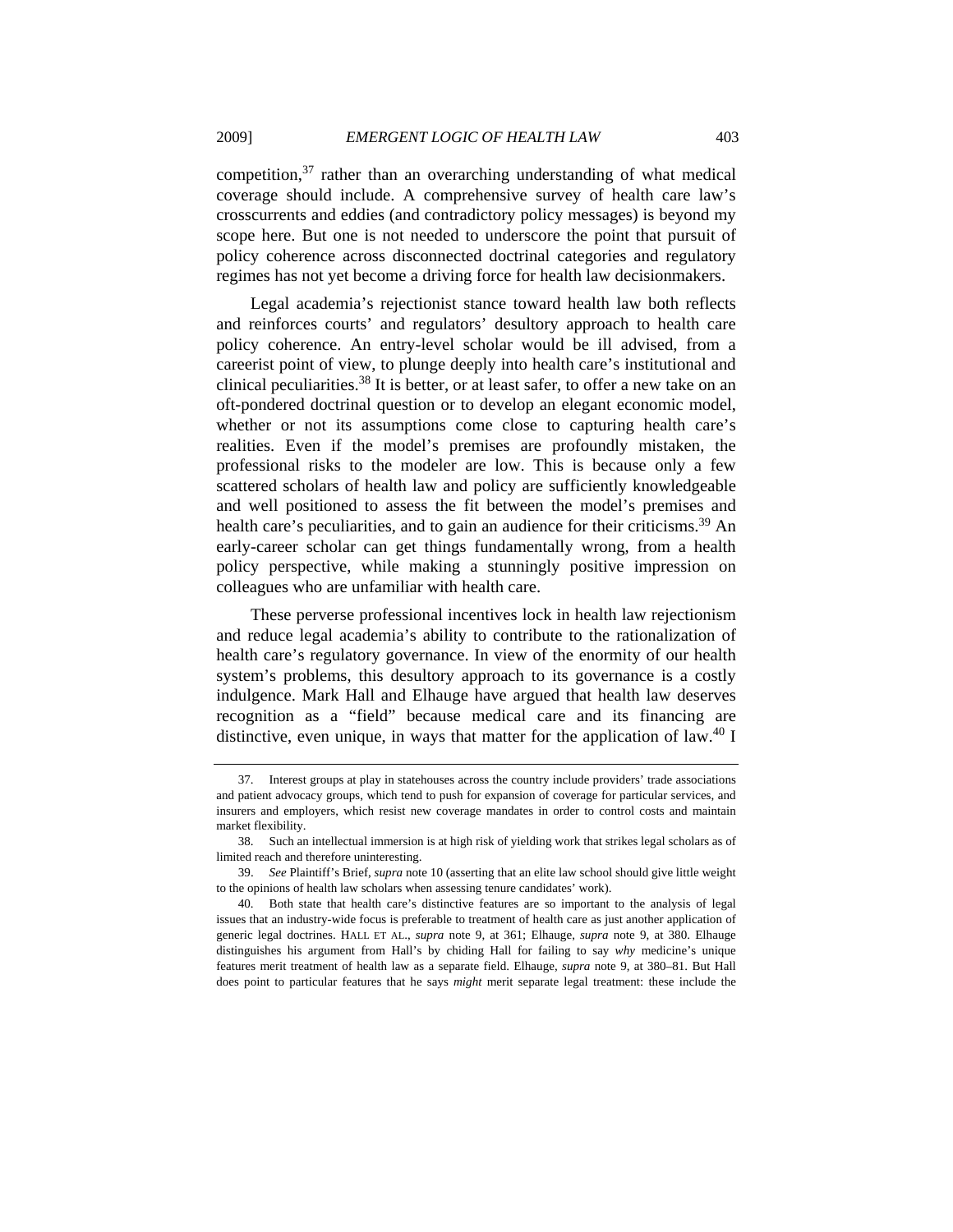competition,[37] rather than an overarching understanding of what medical coverage should include. A comprehensive survey of health care law's crosscurrents and eddies (and contradictory policy messages) is beyond my scope here. But one is not needed to underscore the point that pursuit of policy coherence across disconnected doctrinal categories and regulatory regimes has not yet become a driving force for health law decisionmakers.

Legal academia's rejectionist stance toward health law both reflects and reinforces courts' and regulators' desultory approach to health care policy coherence. An entry-level scholar would be ill advised, from a careerist point of view, to plunge deeply into health care's institutional and clinical peculiarities.[38] It is better, or at least safer, to offer a new take on an oft-pondered doctrinal question or to develop an elegant economic model, whether or not its assumptions come close to capturing health care's realities. Even if the model's premises are profoundly mistaken, the professional risks to the modeler are low. This is because only a few scattered scholars of health law and policy are sufficiently knowledgeable and well positioned to assess the fit between the model's premises and health care's peculiarities, and to gain an audience for their criticisms.[39] An early-career scholar can get things fundamentally wrong, from a health policy perspective, while making a stunningly positive impression on colleagues who are unfamiliar with health care.

These perverse professional incentives lock in health law rejectionism and reduce legal academia's ability to contribute to the rationalization of health care's regulatory governance. In view of the enormity of our health system's problems, this desultory approach to its governance is a costly indulgence. Mark Hall and Elhauge have argued that health law deserves recognition as a "field" because medical care and its financing are distinctive, even unique, in ways that matter for the application of law.[40] I

---

37. Interest groups at play in statehouses across the country include providers' trade associations and patient advocacy groups, which tend to push for expansion of coverage for particular services, and insurers and employers, which resist new coverage mandates in order to control costs and maintain market flexibility.

38. Such an intellectual immersion is at high risk of yielding work that strikes legal scholars as of limited reach and therefore uninteresting.

39. *See* Plaintiff's Brief, *supra* note 10 (asserting that an elite law school should give little weight to the opinions of health law scholars when assessing tenure candidates' work).

40. Both state that health care's distinctive features are so important to the analysis of legal issues that an industry-wide focus is preferable to treatment of health care as just another application of generic legal doctrines. HALL ET AL., *supra* note 9, at 361; Elhauge, *supra* note 9, at 380. Elhauge distinguishes his argument from Hall's by chiding Hall for failing to say *why* medicine's unique features merit treatment of health law as a separate field. Elhauge, *supra* note 9, at 380–81. But Hall does point to particular features that he says *might* merit separate legal treatment: these include the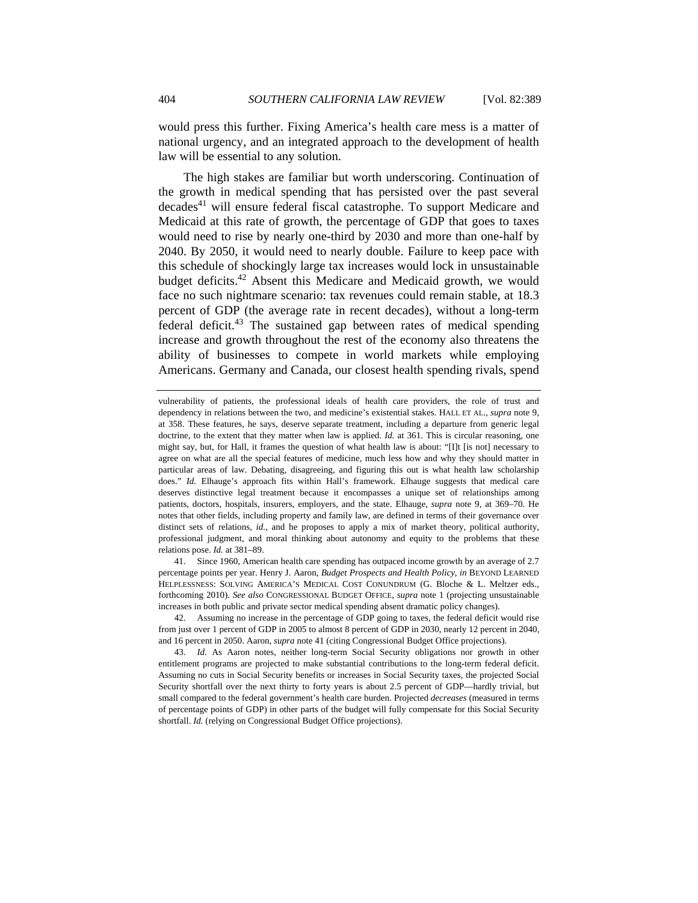would press this further. Fixing America's health care mess is a matter of national urgency, and an integrated approach to the development of health law will be essential to any solution.

The high stakes are familiar but worth underscoring. Continuation of the growth in medical spending that has persisted over the past several decades[41] will ensure federal fiscal catastrophe. To support Medicare and Medicaid at this rate of growth, the percentage of GDP that goes to taxes would need to rise by nearly one-third by 2030 and more than one-half by 2040. By 2050, it would need to nearly double. Failure to keep pace with this schedule of shockingly large tax increases would lock in unsustainable budget deficits.[42] Absent this Medicare and Medicaid growth, we would face no such nightmare scenario: tax revenues could remain stable, at 18.3 percent of GDP (the average rate in recent decades), without a long-term federal deficit.[43] The sustained gap between rates of medical spending increase and growth throughout the rest of the economy also threatens the ability of businesses to compete in world markets while employing Americans. Germany and Canada, our closest health spending rivals, spend

---

vulnerability of patients, the professional ideals of health care providers, the role of trust and dependency in relations between the two, and medicine's existential stakes. HALL ET AL., *supra* note 9, at 358. These features, he says, deserve separate treatment, including a departure from generic legal doctrine, to the extent that they matter when law is applied. *Id.* at 361. This is circular reasoning, one might say, but, for Hall, it frames the question of what health law is about: "[I]t [is not] necessary to agree on what are all the special features of medicine, much less how and why they should matter in particular areas of law. Debating, disagreeing, and figuring this out is what health law scholarship does." *Id.* Elhauge's approach fits within Hall's framework. Elhauge suggests that medical care deserves distinctive legal treatment because it encompasses a unique set of relationships among patients, doctors, hospitals, insurers, employers, and the state. Elhauge, *supra* note 9, at 369–70. He notes that other fields, including property and family law, are defined in terms of their governance over distinct sets of relations, *id.*, and he proposes to apply a mix of market theory, political authority, professional judgment, and moral thinking about autonomy and equity to the problems that these relations pose. *Id.* at 381–89.

41. Since 1960, American health care spending has outpaced income growth by an average of 2.7 percentage points per year. Henry J. Aaron, *Budget Prospects and Health Policy*, *in* BEYOND LEARNED HELPLESSNESS: SOLVING AMERICA'S MEDICAL COST CONUNDRUM (G. Bloche & L. Meltzer eds., forthcoming 2010). *See also* CONGRESSIONAL BUDGET OFFICE, *supra* note 1 (projecting unsustainable increases in both public and private sector medical spending absent dramatic policy changes).

42. Assuming no increase in the percentage of GDP going to taxes, the federal deficit would rise from just over 1 percent of GDP in 2005 to almost 8 percent of GDP in 2030, nearly 12 percent in 2040, and 16 percent in 2050. Aaron, *supra* note 41 (citing Congressional Budget Office projections).

43. *Id.* As Aaron notes, neither long-term Social Security obligations nor growth in other entitlement programs are projected to make substantial contributions to the long-term federal deficit. Assuming no cuts in Social Security benefits or increases in Social Security taxes, the projected Social Security shortfall over the next thirty to forty years is about 2.5 percent of GDP—hardly trivial, but small compared to the federal government's health care burden. Projected *decreases* (measured in terms of percentage points of GDP) in other parts of the budget will fully compensate for this Social Security shortfall. *Id.* (relying on Congressional Budget Office projections).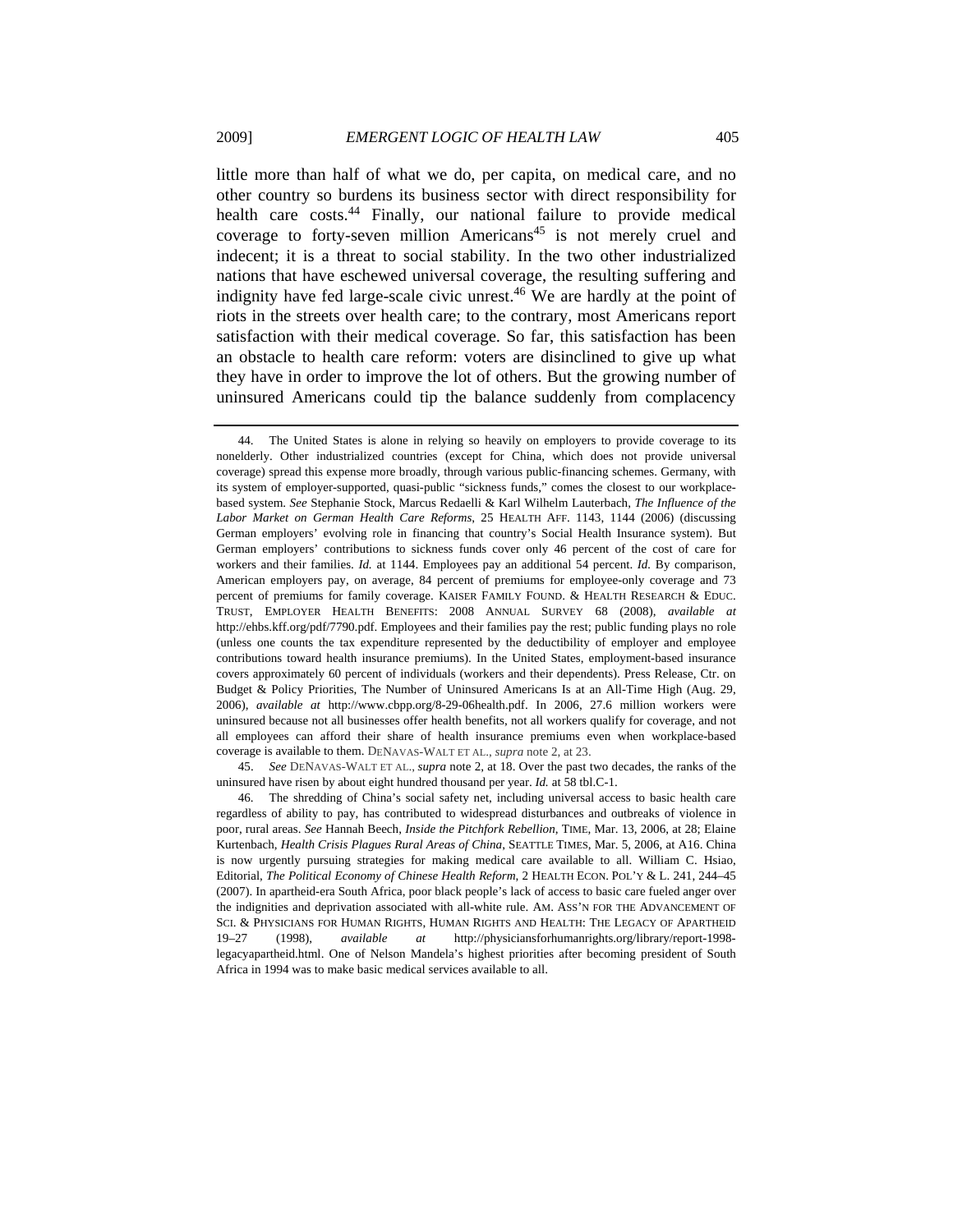little more than half of what we do, per capita, on medical care, and no other country so burdens its business sector with direct responsibility for health care costs.[44] Finally, our national failure to provide medical coverage to forty-seven million Americans[45] is not merely cruel and indecent; it is a threat to social stability. In the two other industrialized nations that have eschewed universal coverage, the resulting suffering and indignity have fed large-scale civic unrest.[46] We are hardly at the point of riots in the streets over health care; to the contrary, most Americans report satisfaction with their medical coverage. So far, this satisfaction has been an obstacle to health care reform: voters are disinclined to give up what they have in order to improve the lot of others. But the growing number of uninsured Americans could tip the balance suddenly from complacency

---

44. The United States is alone in relying so heavily on employers to provide coverage to its nonelderly. Other industrialized countries (except for China, which does not provide universal coverage) spread this expense more broadly, through various public-financing schemes. Germany, with its system of employer-supported, quasi-public "sickness funds," comes the closest to our workplace-based system. *See* Stephanie Stock, Marcus Redaelli & Karl Wilhelm Lauterbach, *The Influence of the Labor Market on German Health Care Reforms*, 25 HEALTH AFF. 1143, 1144 (2006) (discussing German employers' evolving role in financing that country's Social Health Insurance system). But German employers' contributions to sickness funds cover only 46 percent of the cost of care for workers and their families. *Id.* at 1144. Employees pay an additional 54 percent. *Id.* By comparison, American employers pay, on average, 84 percent of premiums for employee-only coverage and 73 percent of premiums for family coverage. KAISER FAMILY FOUND. & HEALTH RESEARCH & EDUC. TRUST, EMPLOYER HEALTH BENEFITS: 2008 ANNUAL SURVEY 68 (2008), *available at* http://ehbs.kff.org/pdf/7790.pdf. Employees and their families pay the rest; public funding plays no role (unless one counts the tax expenditure represented by the deductibility of employer and employee contributions toward health insurance premiums). In the United States, employment-based insurance covers approximately 60 percent of individuals (workers and their dependents). Press Release, Ctr. on Budget & Policy Priorities, The Number of Uninsured Americans Is at an All-Time High (Aug. 29, 2006), *available at* http://www.cbpp.org/8-29-06health.pdf. In 2006, 27.6 million workers were uninsured because not all businesses offer health benefits, not all workers qualify for coverage, and not all employees can afford their share of health insurance premiums even when workplace-based coverage is available to them. DENAVAS-WALT ET AL., *supra* note 2, at 23.

45. *See* DENAVAS-WALT ET AL., *supra* note 2, at 18. Over the past two decades, the ranks of the uninsured have risen by about eight hundred thousand per year. *Id.* at 58 tbl.C-1.

46. The shredding of China's social safety net, including universal access to basic health care regardless of ability to pay, has contributed to widespread disturbances and outbreaks of violence in poor, rural areas. *See* Hannah Beech, *Inside the Pitchfork Rebellion*, TIME, Mar. 13, 2006, at 28; Elaine Kurtenbach, *Health Crisis Plagues Rural Areas of China*, SEATTLE TIMES, Mar. 5, 2006, at A16. China is now urgently pursuing strategies for making medical care available to all. William C. Hsiao, Editorial, *The Political Economy of Chinese Health Reform*, 2 HEALTH ECON. POL'Y & L. 241, 244–45 (2007). In apartheid-era South Africa, poor black people's lack of access to basic care fueled anger over the indignities and deprivation associated with all-white rule. AM. ASS'N FOR THE ADVANCEMENT OF SCI. & PHYSICIANS FOR HUMAN RIGHTS, HUMAN RIGHTS AND HEALTH: THE LEGACY OF APARTHEID 19–27 (1998), *available at* http://physiciansforhumanrights.org/library/report-1998-legacyapartheid.html. One of Nelson Mandela's highest priorities after becoming president of South Africa in 1994 was to make basic medical services available to all.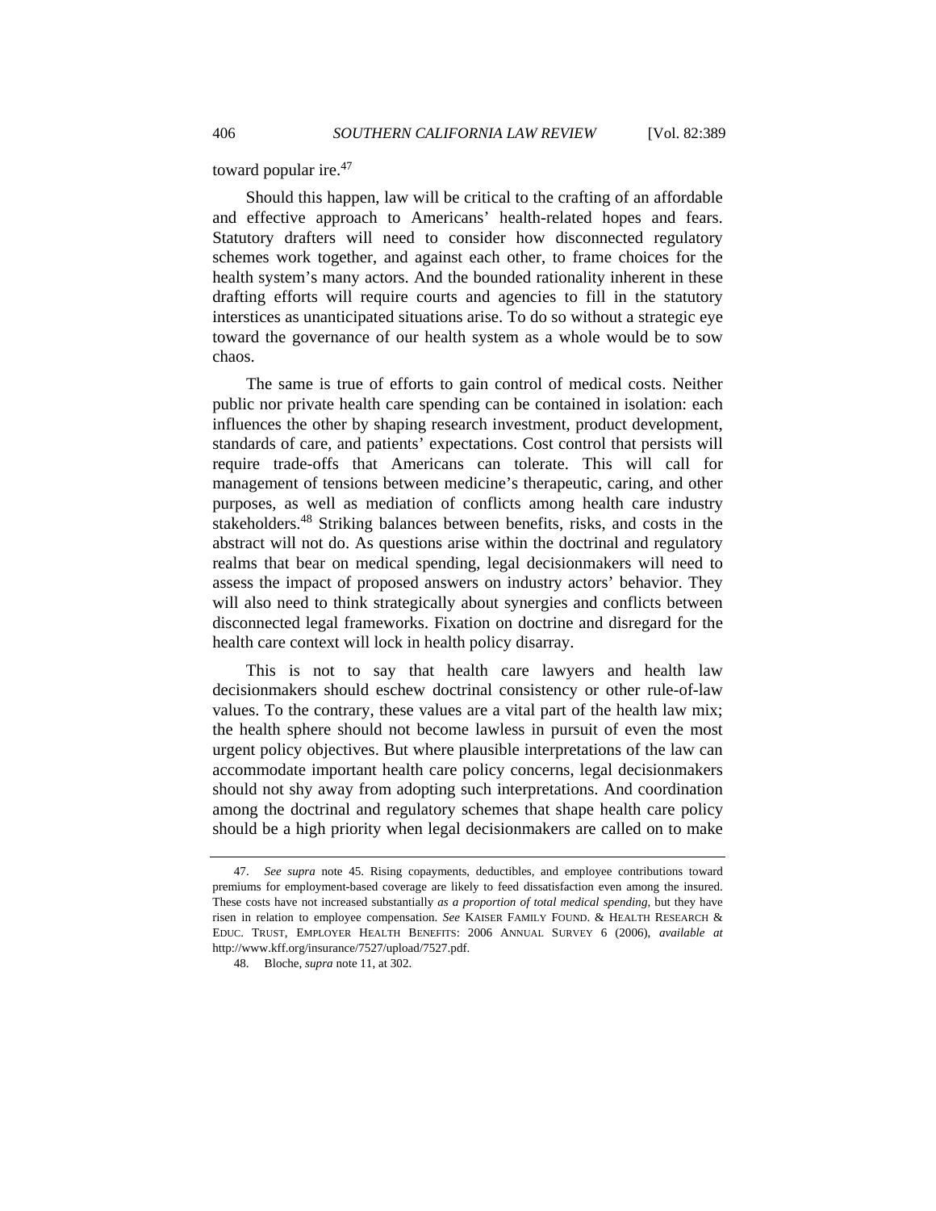toward popular ire.[47]

Should this happen, law will be critical to the crafting of an affordable and effective approach to Americans' health-related hopes and fears. Statutory drafters will need to consider how disconnected regulatory schemes work together, and against each other, to frame choices for the health system's many actors. And the bounded rationality inherent in these drafting efforts will require courts and agencies to fill in the statutory interstices as unanticipated situations arise. To do so without a strategic eye toward the governance of our health system as a whole would be to sow chaos.

The same is true of efforts to gain control of medical costs. Neither public nor private health care spending can be contained in isolation: each influences the other by shaping research investment, product development, standards of care, and patients' expectations. Cost control that persists will require trade-offs that Americans can tolerate. This will call for management of tensions between medicine's therapeutic, caring, and other purposes, as well as mediation of conflicts among health care industry stakeholders.[48] Striking balances between benefits, risks, and costs in the abstract will not do. As questions arise within the doctrinal and regulatory realms that bear on medical spending, legal decisionmakers will need to assess the impact of proposed answers on industry actors' behavior. They will also need to think strategically about synergies and conflicts between disconnected legal frameworks. Fixation on doctrine and disregard for the health care context will lock in health policy disarray.

This is not to say that health care lawyers and health law decisionmakers should eschew doctrinal consistency or other rule-of-law values. To the contrary, these values are a vital part of the health law mix; the health sphere should not become lawless in pursuit of even the most urgent policy objectives. But where plausible interpretations of the law can accommodate important health care policy concerns, legal decisionmakers should not shy away from adopting such interpretations. And coordination among the doctrinal and regulatory schemes that shape health care policy should be a high priority when legal decisionmakers are called on to make

---

47. *See supra* note 45. Rising copayments, deductibles, and employee contributions toward premiums for employment-based coverage are likely to feed dissatisfaction even among the insured. These costs have not increased substantially *as a proportion of total medical spending*, but they have risen in relation to employee compensation. *See* KAISER FAMILY FOUND. & HEALTH RESEARCH & EDUC. TRUST, EMPLOYER HEALTH BENEFITS: 2006 ANNUAL SURVEY 6 (2006), *available at* http://www.kff.org/insurance/7527/upload/7527.pdf.

48. Bloche, *supra* note 11, at 302.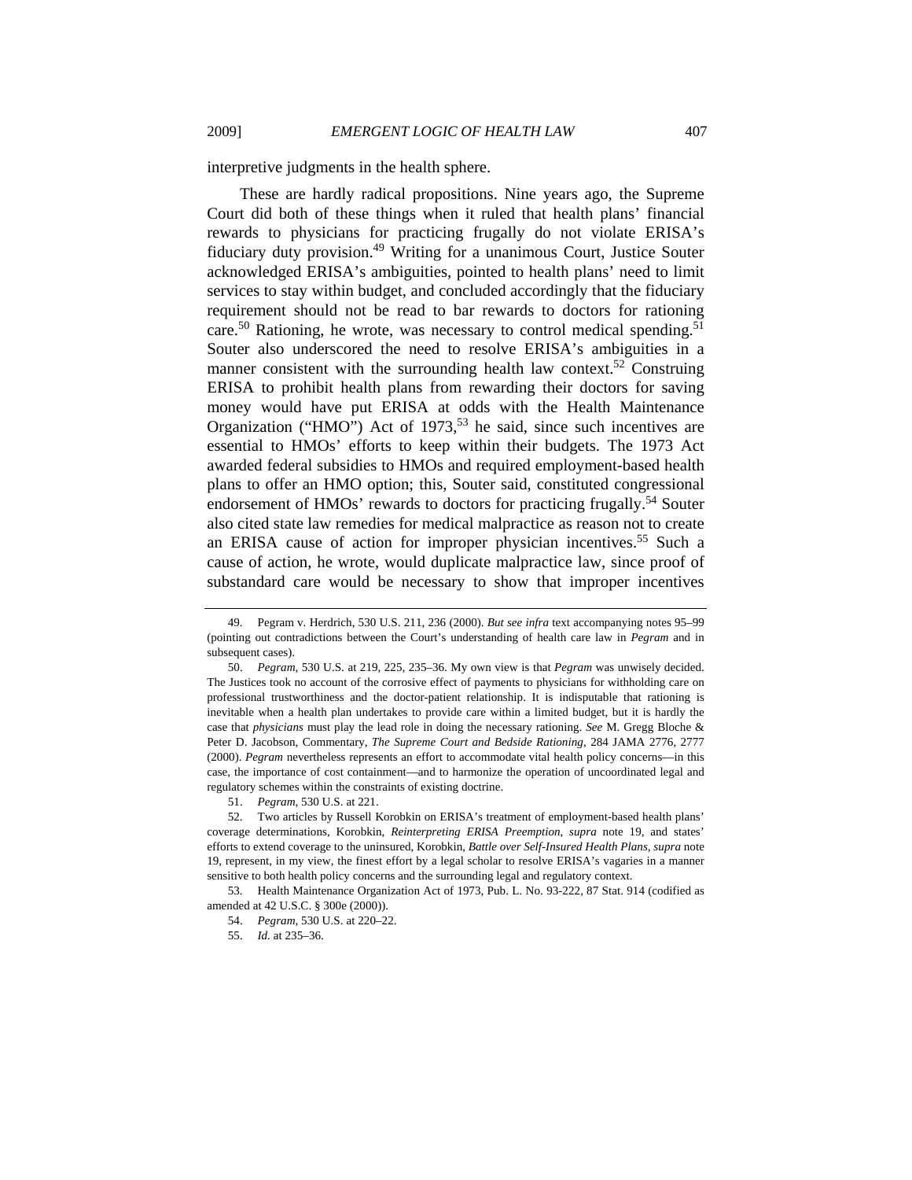interpretive judgments in the health sphere.

These are hardly radical propositions. Nine years ago, the Supreme Court did both of these things when it ruled that health plans' financial rewards to physicians for practicing frugally do not violate ERISA's fiduciary duty provision.[49] Writing for a unanimous Court, Justice Souter acknowledged ERISA's ambiguities, pointed to health plans' need to limit services to stay within budget, and concluded accordingly that the fiduciary requirement should not be read to bar rewards to doctors for rationing care.[50] Rationing, he wrote, was necessary to control medical spending.[51] Souter also underscored the need to resolve ERISA's ambiguities in a manner consistent with the surrounding health law context.[52] Construing ERISA to prohibit health plans from rewarding their doctors for saving money would have put ERISA at odds with the Health Maintenance Organization ("HMO") Act of 1973,[53] he said, since such incentives are essential to HMOs' efforts to keep within their budgets. The 1973 Act awarded federal subsidies to HMOs and required employment-based health plans to offer an HMO option; this, Souter said, constituted congressional endorsement of HMOs' rewards to doctors for practicing frugally.[54] Souter also cited state law remedies for medical malpractice as reason not to create an ERISA cause of action for improper physician incentives.[55] Such a cause of action, he wrote, would duplicate malpractice law, since proof of substandard care would be necessary to show that improper incentives

---

49. Pegram v. Herdrich, 530 U.S. 211, 236 (2000). *But see infra* text accompanying notes 95–99 (pointing out contradictions between the Court's understanding of health care law in *Pegram* and in subsequent cases).

50. *Pegram*, 530 U.S. at 219, 225, 235–36. My own view is that *Pegram* was unwisely decided. The Justices took no account of the corrosive effect of payments to physicians for withholding care on professional trustworthiness and the doctor-patient relationship. It is indisputable that rationing is inevitable when a health plan undertakes to provide care within a limited budget, but it is hardly the case that *physicians* must play the lead role in doing the necessary rationing. *See* M. Gregg Bloche & Peter D. Jacobson, Commentary, *The Supreme Court and Bedside Rationing*, 284 JAMA 2776, 2777 (2000). *Pegram* nevertheless represents an effort to accommodate vital health policy concerns—in this case, the importance of cost containment—and to harmonize the operation of uncoordinated legal and regulatory schemes within the constraints of existing doctrine.

51. *Pegram*, 530 U.S. at 221.

52. Two articles by Russell Korobkin on ERISA's treatment of employment-based health plans' coverage determinations, Korobkin, *Reinterpreting ERISA Preemption*, *supra* note 19, and states' efforts to extend coverage to the uninsured, Korobkin, *Battle over Self-Insured Health Plans*, *supra* note 19, represent, in my view, the finest effort by a legal scholar to resolve ERISA's vagaries in a manner sensitive to both health policy concerns and the surrounding legal and regulatory context.

53. Health Maintenance Organization Act of 1973, Pub. L. No. 93-222, 87 Stat. 914 (codified as amended at 42 U.S.C. § 300e (2000)).

54. *Pegram*, 530 U.S. at 220–22.

55. *Id.* at 235–36.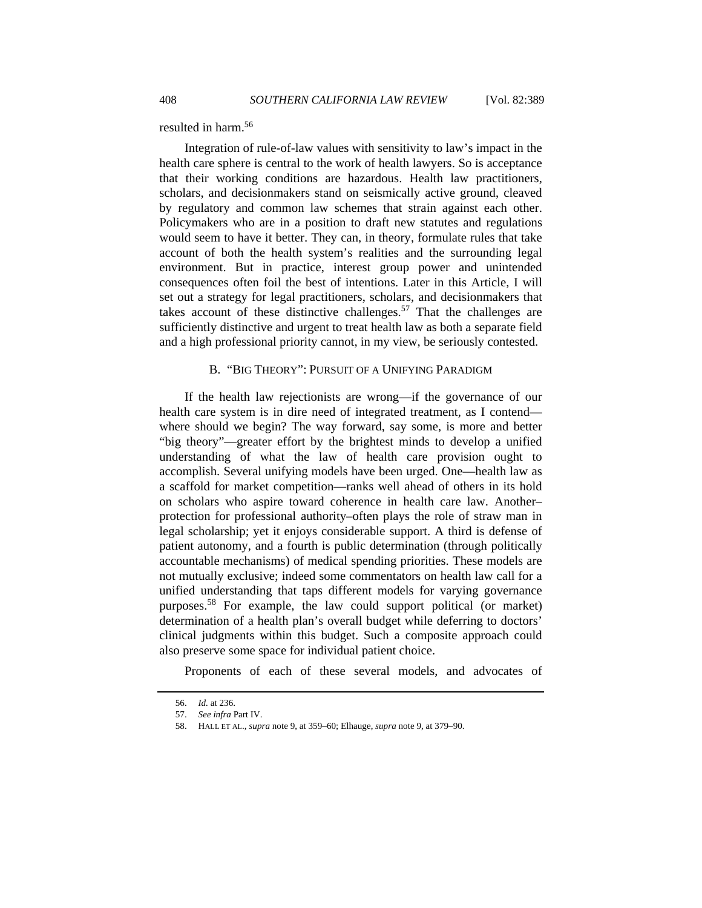resulted in harm.[56]

Integration of rule-of-law values with sensitivity to law's impact in the health care sphere is central to the work of health lawyers. So is acceptance that their working conditions are hazardous. Health law practitioners, scholars, and decisionmakers stand on seismically active ground, cleaved by regulatory and common law schemes that strain against each other. Policymakers who are in a position to draft new statutes and regulations would seem to have it better. They can, in theory, formulate rules that take account of both the health system's realities and the surrounding legal environment. But in practice, interest group power and unintended consequences often foil the best of intentions. Later in this Article, I will set out a strategy for legal practitioners, scholars, and decisionmakers that takes account of these distinctive challenges.[57] That the challenges are sufficiently distinctive and urgent to treat health law as both a separate field and a high professional priority cannot, in my view, be seriously contested.

### B. "BIG THEORY": PURSUIT OF A UNIFYING PARADIGM

If the health law rejectionists are wrong—if the governance of our health care system is in dire need of integrated treatment, as I contend—where should we begin? The way forward, say some, is more and better "big theory"—greater effort by the brightest minds to develop a unified understanding of what the law of health care provision ought to accomplish. Several unifying models have been urged. One—health law as a scaffold for market competition—ranks well ahead of others in its hold on scholars who aspire toward coherence in health care law. Another–protection for professional authority–often plays the role of straw man in legal scholarship; yet it enjoys considerable support. A third is defense of patient autonomy, and a fourth is public determination (through politically accountable mechanisms) of medical spending priorities. These models are not mutually exclusive; indeed some commentators on health law call for a unified understanding that taps different models for varying governance purposes.[58] For example, the law could support political (or market) determination of a health plan's overall budget while deferring to doctors' clinical judgments within this budget. Such a composite approach could also preserve some space for individual patient choice.

Proponents of each of these several models, and advocates of

---

56. *Id.* at 236.

57. *See infra* Part IV.

58. HALL ET AL., *supra* note 9, at 359–60; Elhauge, *supra* note 9, at 379–90.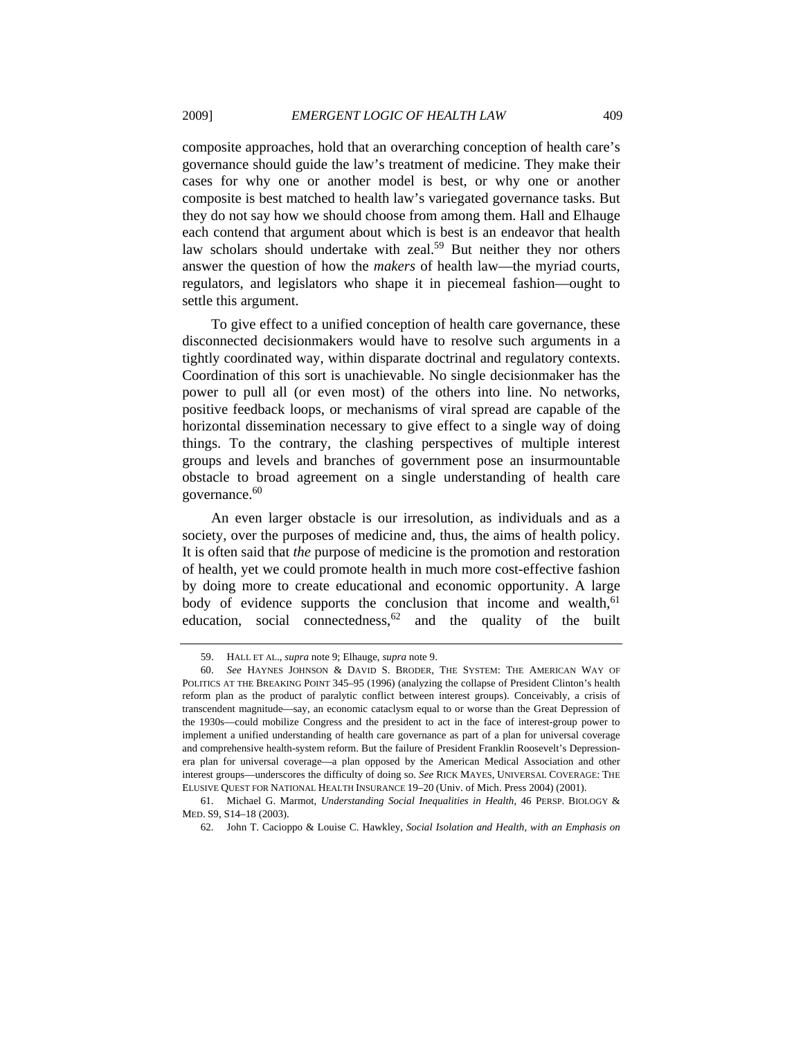composite approaches, hold that an overarching conception of health care's governance should guide the law's treatment of medicine. They make their cases for why one or another model is best, or why one or another composite is best matched to health law's variegated governance tasks. But they do not say how we should choose from among them. Hall and Elhauge each contend that argument about which is best is an endeavor that health law scholars should undertake with zeal.[59] But neither they nor others answer the question of how the *makers* of health law—the myriad courts, regulators, and legislators who shape it in piecemeal fashion—ought to settle this argument.

To give effect to a unified conception of health care governance, these disconnected decisionmakers would have to resolve such arguments in a tightly coordinated way, within disparate doctrinal and regulatory contexts. Coordination of this sort is unachievable. No single decisionmaker has the power to pull all (or even most) of the others into line. No networks, positive feedback loops, or mechanisms of viral spread are capable of the horizontal dissemination necessary to give effect to a single way of doing things. To the contrary, the clashing perspectives of multiple interest groups and levels and branches of government pose an insurmountable obstacle to broad agreement on a single understanding of health care governance.[60]

An even larger obstacle is our irresolution, as individuals and as a society, over the purposes of medicine and, thus, the aims of health policy. It is often said that *the* purpose of medicine is the promotion and restoration of health, yet we could promote health in much more cost-effective fashion by doing more to create educational and economic opportunity. A large body of evidence supports the conclusion that income and wealth,[61] education, social connectedness,[62] and the quality of the built

---

59. HALL ET AL., *supra* note 9; Elhauge, *supra* note 9.

60. *See* HAYNES JOHNSON & DAVID S. BRODER, THE SYSTEM: THE AMERICAN WAY OF POLITICS AT THE BREAKING POINT 345–95 (1996) (analyzing the collapse of President Clinton's health reform plan as the product of paralytic conflict between interest groups). Conceivably, a crisis of transcendent magnitude—say, an economic cataclysm equal to or worse than the Great Depression of the 1930s—could mobilize Congress and the president to act in the face of interest-group power to implement a unified understanding of health care governance as part of a plan for universal coverage and comprehensive health-system reform. But the failure of President Franklin Roosevelt's Depression-era plan for universal coverage—a plan opposed by the American Medical Association and other interest groups—underscores the difficulty of doing so. *See* RICK MAYES, UNIVERSAL COVERAGE: THE ELUSIVE QUEST FOR NATIONAL HEALTH INSURANCE 19–20 (Univ. of Mich. Press 2004) (2001).

61. Michael G. Marmot, *Understanding Social Inequalities in Health*, 46 PERSP. BIOLOGY & MED. S9, S14–18 (2003).

62. John T. Cacioppo & Louise C. Hawkley, *Social Isolation and Health, with an Emphasis on*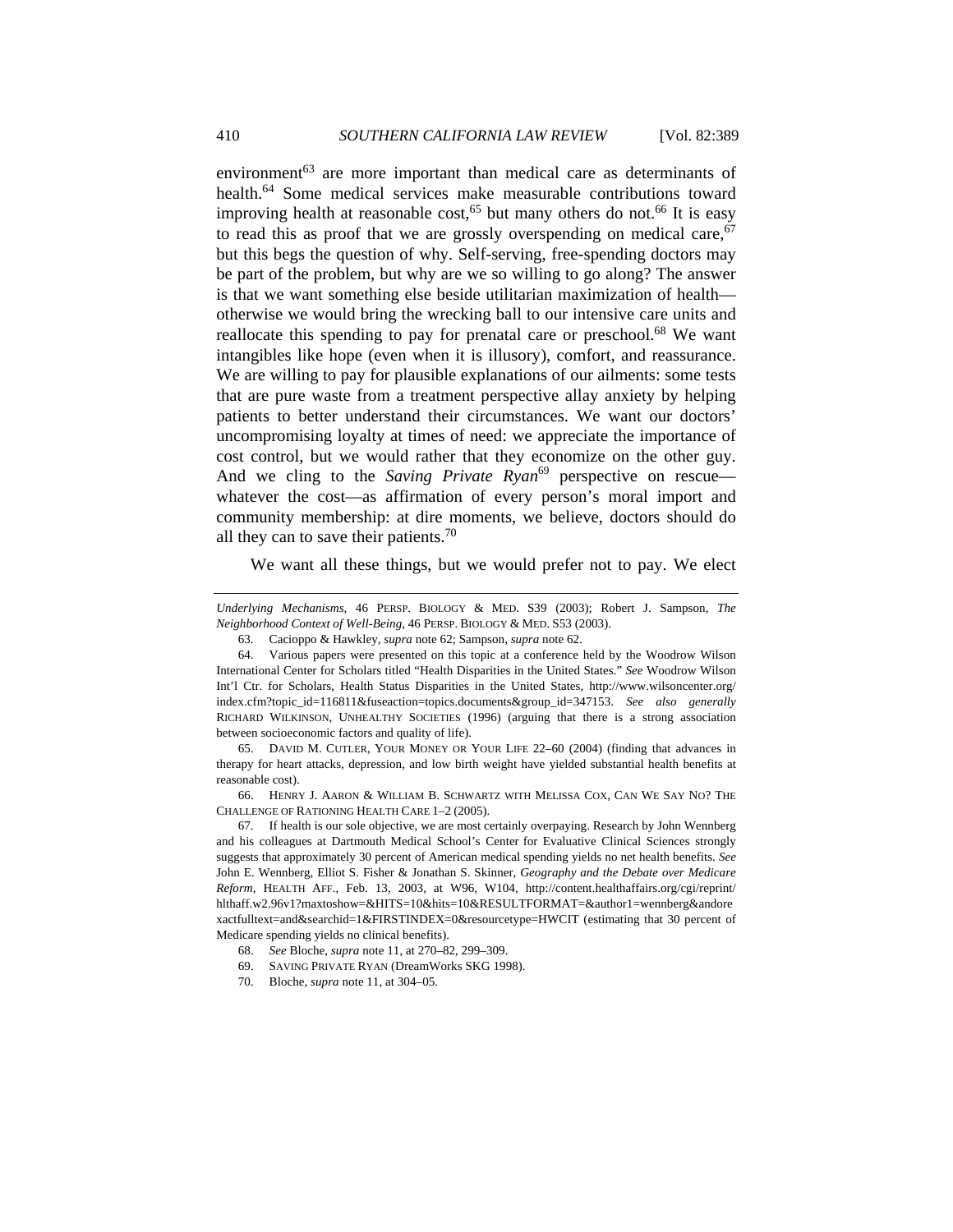environment[63] are more important than medical care as determinants of health.[64] Some medical services make measurable contributions toward improving health at reasonable cost,[65] but many others do not.[66] It is easy to read this as proof that we are grossly overspending on medical care,[67] but this begs the question of why. Self-serving, free-spending doctors may be part of the problem, but why are we so willing to go along? The answer is that we want something else beside utilitarian maximization of health—otherwise we would bring the wrecking ball to our intensive care units and reallocate this spending to pay for prenatal care or preschool.[68] We want intangibles like hope (even when it is illusory), comfort, and reassurance. We are willing to pay for plausible explanations of our ailments: some tests that are pure waste from a treatment perspective allay anxiety by helping patients to better understand their circumstances. We want our doctors' uncompromising loyalty at times of need: we appreciate the importance of cost control, but we would rather that they economize on the other guy. And we cling to the *Saving Private Ryan*[69] perspective on rescue—whatever the cost—as affirmation of every person's moral import and community membership: at dire moments, we believe, doctors should do all they can to save their patients.[70]

We want all these things, but we would prefer not to pay. We elect

---

*Underlying Mechanisms*, 46 PERSP. BIOLOGY & MED. S39 (2003); Robert J. Sampson, *The Neighborhood Context of Well-Being*, 46 PERSP. BIOLOGY & MED. S53 (2003).

63. Cacioppo & Hawkley, *supra* note 62; Sampson, *supra* note 62.

64. Various papers were presented on this topic at a conference held by the Woodrow Wilson International Center for Scholars titled "Health Disparities in the United States." *See* Woodrow Wilson Int'l Ctr. for Scholars, Health Status Disparities in the United States, http://www.wilsoncenter.org/index.cfm?topic_id=116811&fuseaction=topics.documents&group_id=347153. *See also generally* RICHARD WILKINSON, UNHEALTHY SOCIETIES (1996) (arguing that there is a strong association between socioeconomic factors and quality of life).

65. DAVID M. CUTLER, YOUR MONEY OR YOUR LIFE 22–60 (2004) (finding that advances in therapy for heart attacks, depression, and low birth weight have yielded substantial health benefits at reasonable cost).

66. HENRY J. AARON & WILLIAM B. SCHWARTZ WITH MELISSA COX, CAN WE SAY NO? THE CHALLENGE OF RATIONING HEALTH CARE 1–2 (2005).

67. If health is our sole objective, we are most certainly overpaying. Research by John Wennberg and his colleagues at Dartmouth Medical School's Center for Evaluative Clinical Sciences strongly suggests that approximately 30 percent of American medical spending yields no net health benefits. *See* John E. Wennberg, Elliot S. Fisher & Jonathan S. Skinner, *Geography and the Debate over Medicare Reform*, HEALTH AFF., Feb. 13, 2003, at W96, W104, http://content.healthaffairs.org/cgi/reprint/hlthaff.w2.96v1?maxtoshow=&HITS=10&hits=10&RESULTFORMAT=&author1=wennberg&andorexactfulltext=and&searchid=1&FIRSTINDEX=0&resourcetype=HWCIT (estimating that 30 percent of Medicare spending yields no clinical benefits).

68. *See* Bloche, *supra* note 11, at 270–82, 299–309.

69. SAVING PRIVATE RYAN (DreamWorks SKG 1998).

70. Bloche, *supra* note 11, at 304–05.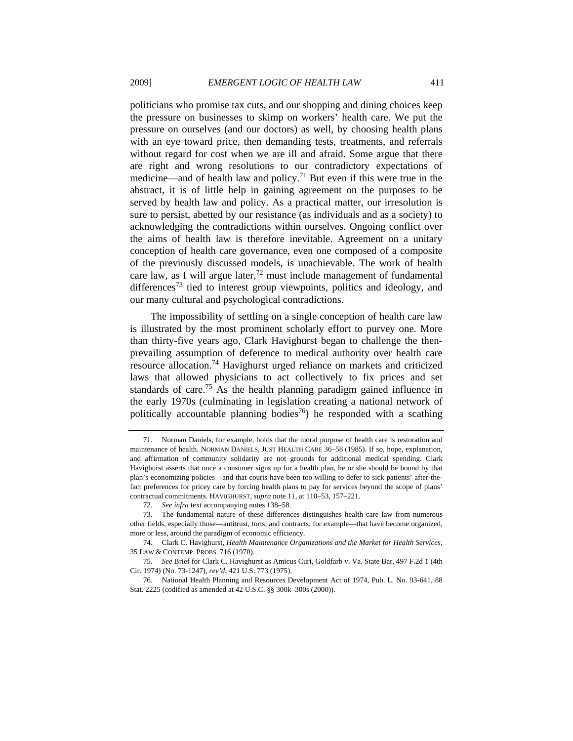politicians who promise tax cuts, and our shopping and dining choices keep the pressure on businesses to skimp on workers' health care. We put the pressure on ourselves (and our doctors) as well, by choosing health plans with an eye toward price, then demanding tests, treatments, and referrals without regard for cost when we are ill and afraid. Some argue that there are right and wrong resolutions to our contradictory expectations of medicine—and of health law and policy.[71] But even if this were true in the abstract, it is of little help in gaining agreement on the purposes to be served by health law and policy. As a practical matter, our irresolution is sure to persist, abetted by our resistance (as individuals and as a society) to acknowledging the contradictions within ourselves. Ongoing conflict over the aims of health law is therefore inevitable. Agreement on a unitary conception of health care governance, even one composed of a composite of the previously discussed models, is unachievable. The work of health care law, as I will argue later,[72] must include management of fundamental differences[73] tied to interest group viewpoints, politics and ideology, and our many cultural and psychological contradictions.

The impossibility of settling on a single conception of health care law is illustrated by the most prominent scholarly effort to purvey one. More than thirty-five years ago, Clark Havighurst began to challenge the then-prevailing assumption of deference to medical authority over health care resource allocation.[74] Havighurst urged reliance on markets and criticized laws that allowed physicians to act collectively to fix prices and set standards of care.[75] As the health planning paradigm gained influence in the early 1970s (culminating in legislation creating a national network of politically accountable planning bodies[76]) he responded with a scathing

---

71. Norman Daniels, for example, holds that the moral purpose of health care is restoration and maintenance of health. NORMAN DANIELS, JUST HEALTH CARE 36–58 (1985). If so, hope, explanation, and affirmation of community solidarity are not grounds for additional medical spending. Clark Havighurst asserts that once a consumer signs up for a health plan, he or she should be bound by that plan's economizing policies—and that courts have been too willing to defer to sick patients' after-the-fact preferences for pricey care by forcing health plans to pay for services beyond the scope of plans' contractual commitments. HAVIGHURST, *supra* note 11, at 110–53, 157–221.

72. *See infra* text accompanying notes 138–58.

73. The fundamental nature of these differences distinguishes health care law from numerous other fields, especially those—antitrust, torts, and contracts, for example—that have become organized, more or less, around the paradigm of economic efficiency.

74. Clark C. Havighurst, *Health Maintenance Organizations and the Market for Health Services*, 35 LAW & CONTEMP. PROBS. 716 (1970).

75. *See* Brief for Clark C. Havighurst as Amicus Curi, Goldfarb v. Va. State Bar, 497 F.2d 1 (4th Cir. 1974) (No. 73-1247), *rev'd*, 421 U.S. 773 (1975).

76. National Health Planning and Resources Development Act of 1974, Pub. L. No. 93-641, 88 Stat. 2225 (codified as amended at 42 U.S.C. §§ 300k–300s (2000)).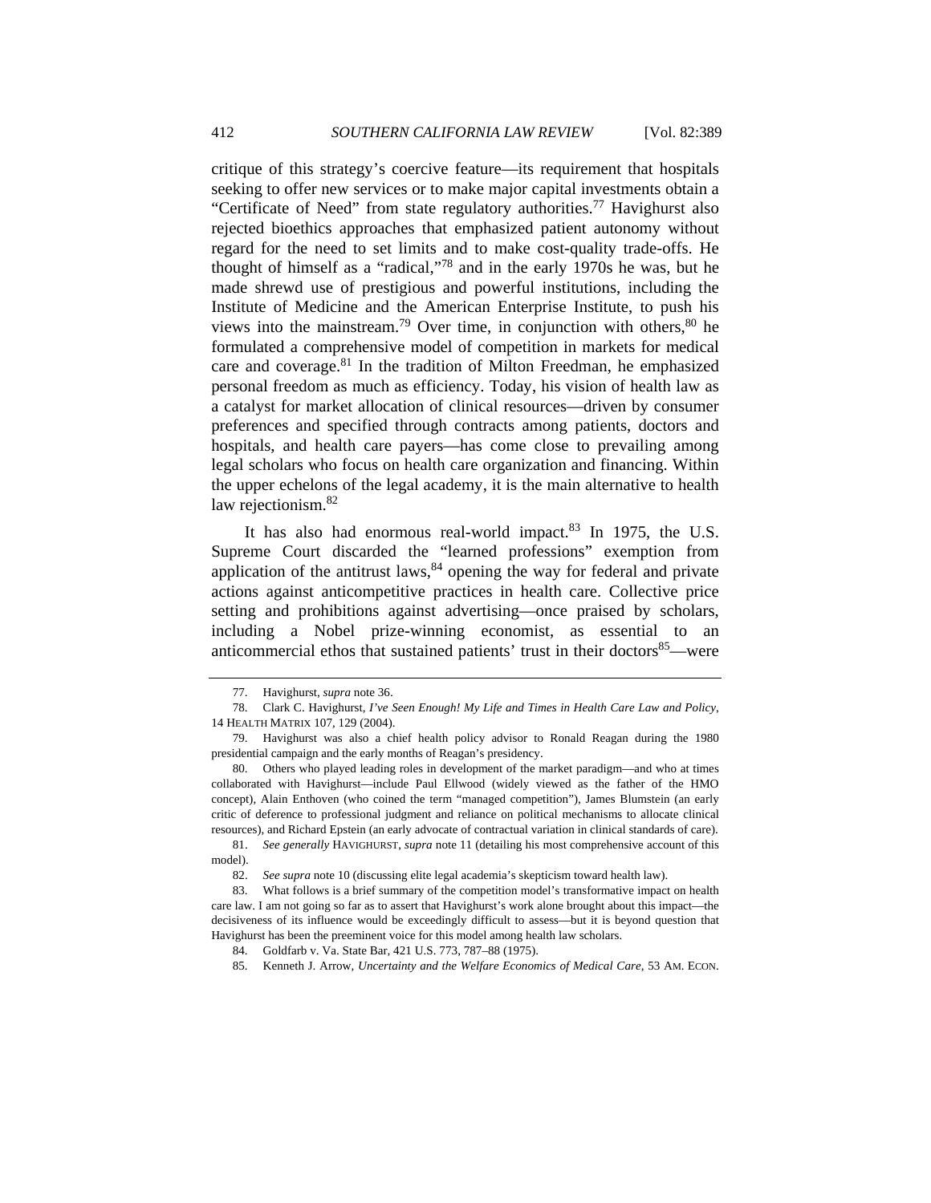critique of this strategy's coercive feature—its requirement that hospitals seeking to offer new services or to make major capital investments obtain a "Certificate of Need" from state regulatory authorities.[77] Havighurst also rejected bioethics approaches that emphasized patient autonomy without regard for the need to set limits and to make cost-quality trade-offs. He thought of himself as a "radical,"[78] and in the early 1970s he was, but he made shrewd use of prestigious and powerful institutions, including the Institute of Medicine and the American Enterprise Institute, to push his views into the mainstream.[79] Over time, in conjunction with others,[80] he formulated a comprehensive model of competition in markets for medical care and coverage.[81] In the tradition of Milton Freedman, he emphasized personal freedom as much as efficiency. Today, his vision of health law as a catalyst for market allocation of clinical resources—driven by consumer preferences and specified through contracts among patients, doctors and hospitals, and health care payers—has come close to prevailing among legal scholars who focus on health care organization and financing. Within the upper echelons of the legal academy, it is the main alternative to health law rejectionism.[82]

It has also had enormous real-world impact.[83] In 1975, the U.S. Supreme Court discarded the "learned professions" exemption from application of the antitrust laws,[84] opening the way for federal and private actions against anticompetitive practices in health care. Collective price setting and prohibitions against advertising—once praised by scholars, including a Nobel prize-winning economist, as essential to an anticommercial ethos that sustained patients' trust in their doctors[85]—were

---

77. Havighurst, *supra* note 36.

78. Clark C. Havighurst, *I've Seen Enough! My Life and Times in Health Care Law and Policy*, 14 HEALTH MATRIX 107, 129 (2004).

79. Havighurst was also a chief health policy advisor to Ronald Reagan during the 1980 presidential campaign and the early months of Reagan's presidency.

80. Others who played leading roles in development of the market paradigm—and who at times collaborated with Havighurst—include Paul Ellwood (widely viewed as the father of the HMO concept), Alain Enthoven (who coined the term "managed competition"), James Blumstein (an early critic of deference to professional judgment and reliance on political mechanisms to allocate clinical resources), and Richard Epstein (an early advocate of contractual variation in clinical standards of care).

81. *See generally* HAVIGHURST, *supra* note 11 (detailing his most comprehensive account of this model).

82. *See supra* note 10 (discussing elite legal academia's skepticism toward health law).

83. What follows is a brief summary of the competition model's transformative impact on health care law. I am not going so far as to assert that Havighurst's work alone brought about this impact—the decisiveness of its influence would be exceedingly difficult to assess—but it is beyond question that Havighurst has been the preeminent voice for this model among health law scholars.

84. Goldfarb v. Va. State Bar, 421 U.S. 773, 787–88 (1975).

85. Kenneth J. Arrow, *Uncertainty and the Welfare Economics of Medical Care*, 53 AM. ECON.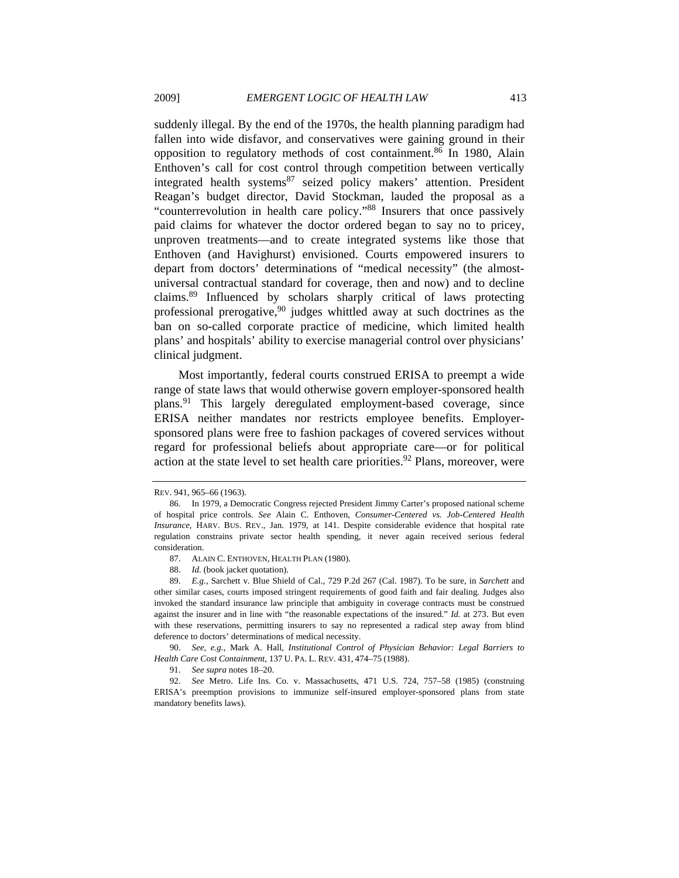suddenly illegal. By the end of the 1970s, the health planning paradigm had fallen into wide disfavor, and conservatives were gaining ground in their opposition to regulatory methods of cost containment.[86] In 1980, Alain Enthoven's call for cost control through competition between vertically integrated health systems[87] seized policy makers' attention. President Reagan's budget director, David Stockman, lauded the proposal as a "counterrevolution in health care policy."[88] Insurers that once passively paid claims for whatever the doctor ordered began to say no to pricey, unproven treatments—and to create integrated systems like those that Enthoven (and Havighurst) envisioned. Courts empowered insurers to depart from doctors' determinations of "medical necessity" (the almost-universal contractual standard for coverage, then and now) and to decline claims.[89] Influenced by scholars sharply critical of laws protecting professional prerogative,[90] judges whittled away at such doctrines as the ban on so-called corporate practice of medicine, which limited health plans' and hospitals' ability to exercise managerial control over physicians' clinical judgment.

Most importantly, federal courts construed ERISA to preempt a wide range of state laws that would otherwise govern employer-sponsored health plans.[91] This largely deregulated employment-based coverage, since ERISA neither mandates nor restricts employee benefits. Employer-sponsored plans were free to fashion packages of covered services without regard for professional beliefs about appropriate care—or for political action at the state level to set health care priorities.[92] Plans, moreover, were

---

REV. 941, 965–66 (1963).

86. In 1979, a Democratic Congress rejected President Jimmy Carter's proposed national scheme of hospital price controls. *See* Alain C. Enthoven, *Consumer-Centered vs. Job-Centered Health Insurance*, HARV. BUS. REV., Jan. 1979, at 141. Despite considerable evidence that hospital rate regulation constrains private sector health spending, it never again received serious federal consideration.

87. ALAIN C. ENTHOVEN, HEALTH PLAN (1980).

88. *Id.* (book jacket quotation).

89. *E.g.*, Sarchett v. Blue Shield of Cal., 729 P.2d 267 (Cal. 1987). To be sure, in *Sarchett* and other similar cases, courts imposed stringent requirements of good faith and fair dealing. Judges also invoked the standard insurance law principle that ambiguity in coverage contracts must be construed against the insurer and in line with "the reasonable expectations of the insured." *Id.* at 273. But even with these reservations, permitting insurers to say no represented a radical step away from blind deference to doctors' determinations of medical necessity.

90. *See, e.g.*, Mark A. Hall, *Institutional Control of Physician Behavior: Legal Barriers to Health Care Cost Containment*, 137 U. PA. L. REV. 431, 474–75 (1988).

91. *See supra* notes 18–20.

92. *See* Metro. Life Ins. Co. v. Massachusetts, 471 U.S. 724, 757–58 (1985) (construing ERISA's preemption provisions to immunize self-insured employer-sponsored plans from state mandatory benefits laws).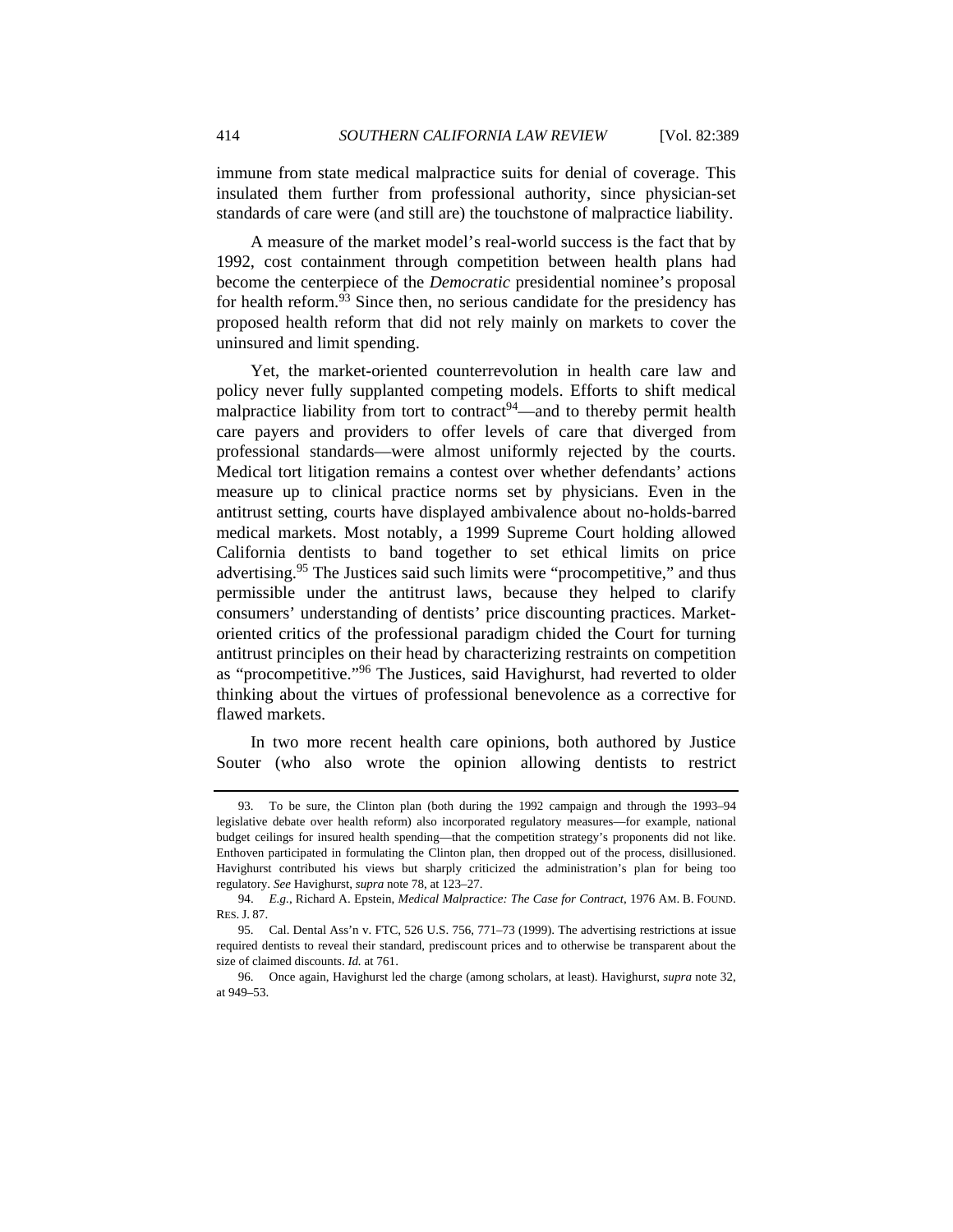immune from state medical malpractice suits for denial of coverage. This insulated them further from professional authority, since physician-set standards of care were (and still are) the touchstone of malpractice liability.

A measure of the market model's real-world success is the fact that by 1992, cost containment through competition between health plans had become the centerpiece of the *Democratic* presidential nominee's proposal for health reform.[93] Since then, no serious candidate for the presidency has proposed health reform that did not rely mainly on markets to cover the uninsured and limit spending.

Yet, the market-oriented counterrevolution in health care law and policy never fully supplanted competing models. Efforts to shift medical malpractice liability from tort to contract[94]—and to thereby permit health care payers and providers to offer levels of care that diverged from professional standards—were almost uniformly rejected by the courts. Medical tort litigation remains a contest over whether defendants' actions measure up to clinical practice norms set by physicians. Even in the antitrust setting, courts have displayed ambivalence about no-holds-barred medical markets. Most notably, a 1999 Supreme Court holding allowed California dentists to band together to set ethical limits on price advertising.[95] The Justices said such limits were "procompetitive," and thus permissible under the antitrust laws, because they helped to clarify consumers' understanding of dentists' price discounting practices. Market-oriented critics of the professional paradigm chided the Court for turning antitrust principles on their head by characterizing restraints on competition as "procompetitive."[96] The Justices, said Havighurst, had reverted to older thinking about the virtues of professional benevolence as a corrective for flawed markets.

In two more recent health care opinions, both authored by Justice Souter (who also wrote the opinion allowing dentists to restrict

---

93. To be sure, the Clinton plan (both during the 1992 campaign and through the 1993–94 legislative debate over health reform) also incorporated regulatory measures—for example, national budget ceilings for insured health spending—that the competition strategy's proponents did not like. Enthoven participated in formulating the Clinton plan, then dropped out of the process, disillusioned. Havighurst contributed his views but sharply criticized the administration's plan for being too regulatory. *See* Havighurst, *supra* note 78, at 123–27.

94. *E.g.*, Richard A. Epstein, *Medical Malpractice: The Case for Contract*, 1976 AM. B. FOUND. RES. J. 87.

95. Cal. Dental Ass'n v. FTC, 526 U.S. 756, 771–73 (1999). The advertising restrictions at issue required dentists to reveal their standard, prediscount prices and to otherwise be transparent about the size of claimed discounts. *Id.* at 761.

96. Once again, Havighurst led the charge (among scholars, at least). Havighurst, *supra* note 32, at 949–53.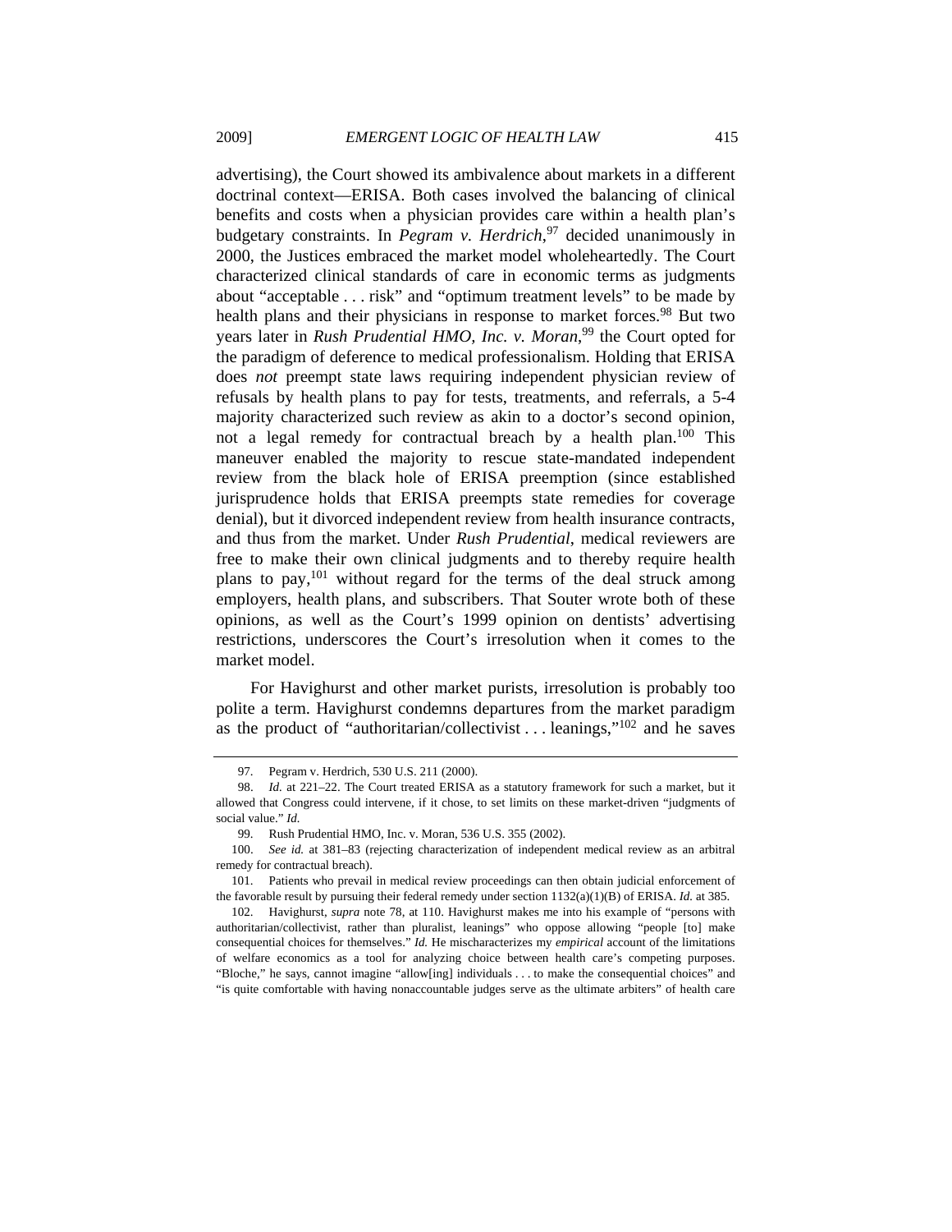advertising), the Court showed its ambivalence about markets in a different doctrinal context—ERISA. Both cases involved the balancing of clinical benefits and costs when a physician provides care within a health plan's budgetary constraints. In *Pegram v. Herdrich*,[97] decided unanimously in 2000, the Justices embraced the market model wholeheartedly. The Court characterized clinical standards of care in economic terms as judgments about "acceptable . . . risk" and "optimum treatment levels" to be made by health plans and their physicians in response to market forces.[98] But two years later in *Rush Prudential HMO, Inc. v. Moran*,[99] the Court opted for the paradigm of deference to medical professionalism. Holding that ERISA does *not* preempt state laws requiring independent physician review of refusals by health plans to pay for tests, treatments, and referrals, a 5-4 majority characterized such review as akin to a doctor's second opinion, not a legal remedy for contractual breach by a health plan.[100] This maneuver enabled the majority to rescue state-mandated independent review from the black hole of ERISA preemption (since established jurisprudence holds that ERISA preempts state remedies for coverage denial), but it divorced independent review from health insurance contracts, and thus from the market. Under *Rush Prudential*, medical reviewers are free to make their own clinical judgments and to thereby require health plans to pay,[101] without regard for the terms of the deal struck among employers, health plans, and subscribers. That Souter wrote both of these opinions, as well as the Court's 1999 opinion on dentists' advertising restrictions, underscores the Court's irresolution when it comes to the market model.

For Havighurst and other market purists, irresolution is probably too polite a term. Havighurst condemns departures from the market paradigm as the product of "authoritarian/collectivist . . . leanings,"[102] and he saves

---

97. Pegram v. Herdrich, 530 U.S. 211 (2000).

98. *Id.* at 221–22. The Court treated ERISA as a statutory framework for such a market, but it allowed that Congress could intervene, if it chose, to set limits on these market-driven "judgments of social value." *Id.*

99. Rush Prudential HMO, Inc. v. Moran, 536 U.S. 355 (2002).

100. *See id.* at 381–83 (rejecting characterization of independent medical review as an arbitral remedy for contractual breach).

101. Patients who prevail in medical review proceedings can then obtain judicial enforcement of the favorable result by pursuing their federal remedy under section 1132(a)(1)(B) of ERISA. *Id.* at 385.

102. Havighurst, *supra* note 78, at 110. Havighurst makes me into his example of "persons with authoritarian/collectivist, rather than pluralist, leanings" who oppose allowing "people [to] make consequential choices for themselves." *Id.* He mischaracterizes my *empirical* account of the limitations of welfare economics as a tool for analyzing choice between health care's competing purposes. "Bloche," he says, cannot imagine "allow[ing] individuals . . . to make the consequential choices" and "is quite comfortable with having nonaccountable judges serve as the ultimate arbiters" of health care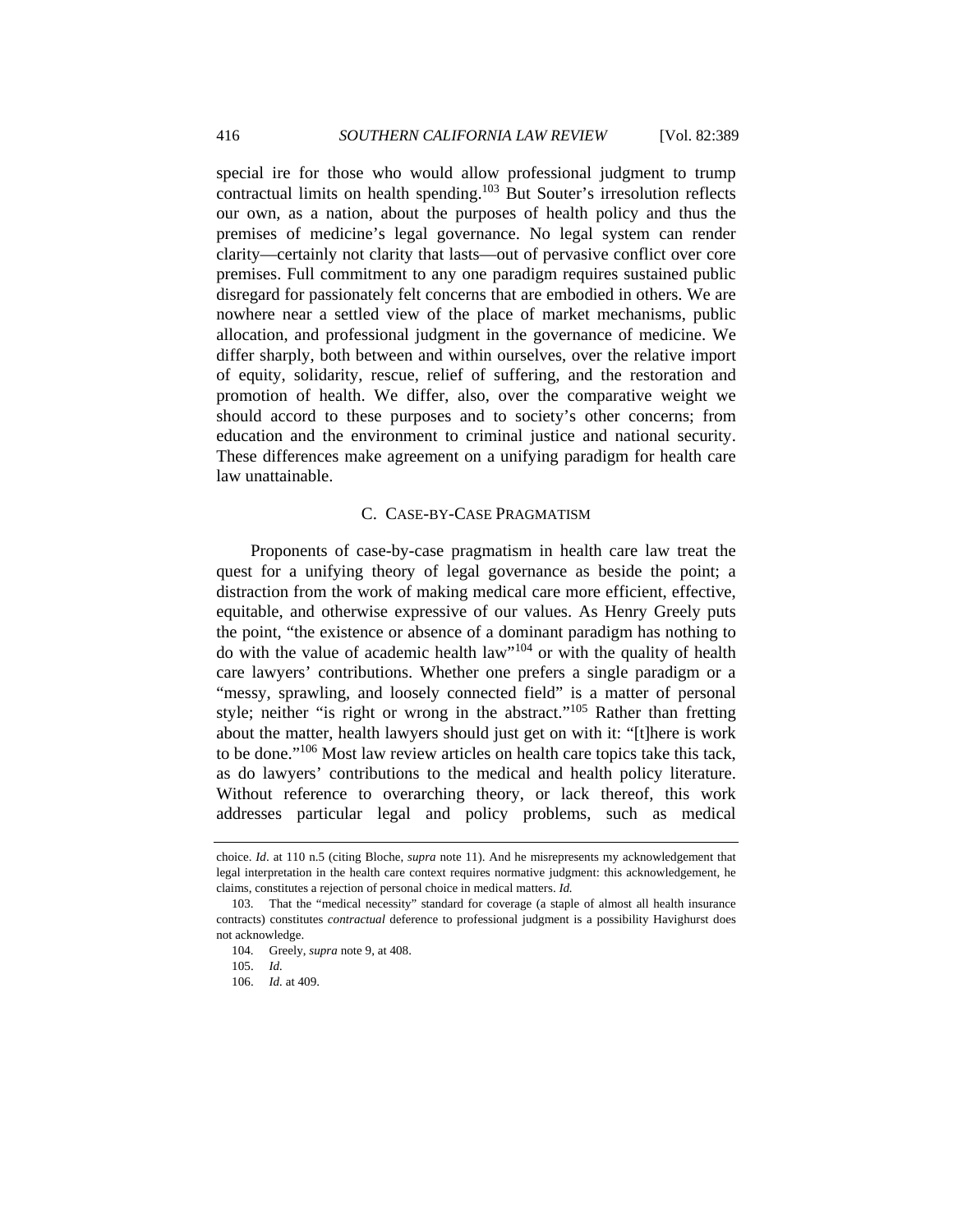special ire for those who would allow professional judgment to trump contractual limits on health spending.[103] But Souter's irresolution reflects our own, as a nation, about the purposes of health policy and thus the premises of medicine's legal governance. No legal system can render clarity—certainly not clarity that lasts—out of pervasive conflict over core premises. Full commitment to any one paradigm requires sustained public disregard for passionately felt concerns that are embodied in others. We are nowhere near a settled view of the place of market mechanisms, public allocation, and professional judgment in the governance of medicine. We differ sharply, both between and within ourselves, over the relative import of equity, solidarity, rescue, relief of suffering, and the restoration and promotion of health. We differ, also, over the comparative weight we should accord to these purposes and to society's other concerns; from education and the environment to criminal justice and national security. These differences make agreement on a unifying paradigm for health care law unattainable.

### C. CASE-BY-CASE PRAGMATISM

Proponents of case-by-case pragmatism in health care law treat the quest for a unifying theory of legal governance as beside the point; a distraction from the work of making medical care more efficient, effective, equitable, and otherwise expressive of our values. As Henry Greely puts the point, "the existence or absence of a dominant paradigm has nothing to do with the value of academic health law"[104] or with the quality of health care lawyers' contributions. Whether one prefers a single paradigm or a "messy, sprawling, and loosely connected field" is a matter of personal style; neither "is right or wrong in the abstract."[105] Rather than fretting about the matter, health lawyers should just get on with it: "[t]here is work to be done."[106] Most law review articles on health care topics take this tack, as do lawyers' contributions to the medical and health policy literature. Without reference to overarching theory, or lack thereof, this work addresses particular legal and policy problems, such as medical

---

choice. *Id*. at 110 n.5 (citing Bloche, *supra* note 11). And he misrepresents my acknowledgement that legal interpretation in the health care context requires normative judgment: this acknowledgement, he claims, constitutes a rejection of personal choice in medical matters. *Id.*

103. That the "medical necessity" standard for coverage (a staple of almost all health insurance contracts) constitutes *contractual* deference to professional judgment is a possibility Havighurst does not acknowledge.

104. Greely, *supra* note 9, at 408.

105. *Id.*

106. *Id.* at 409.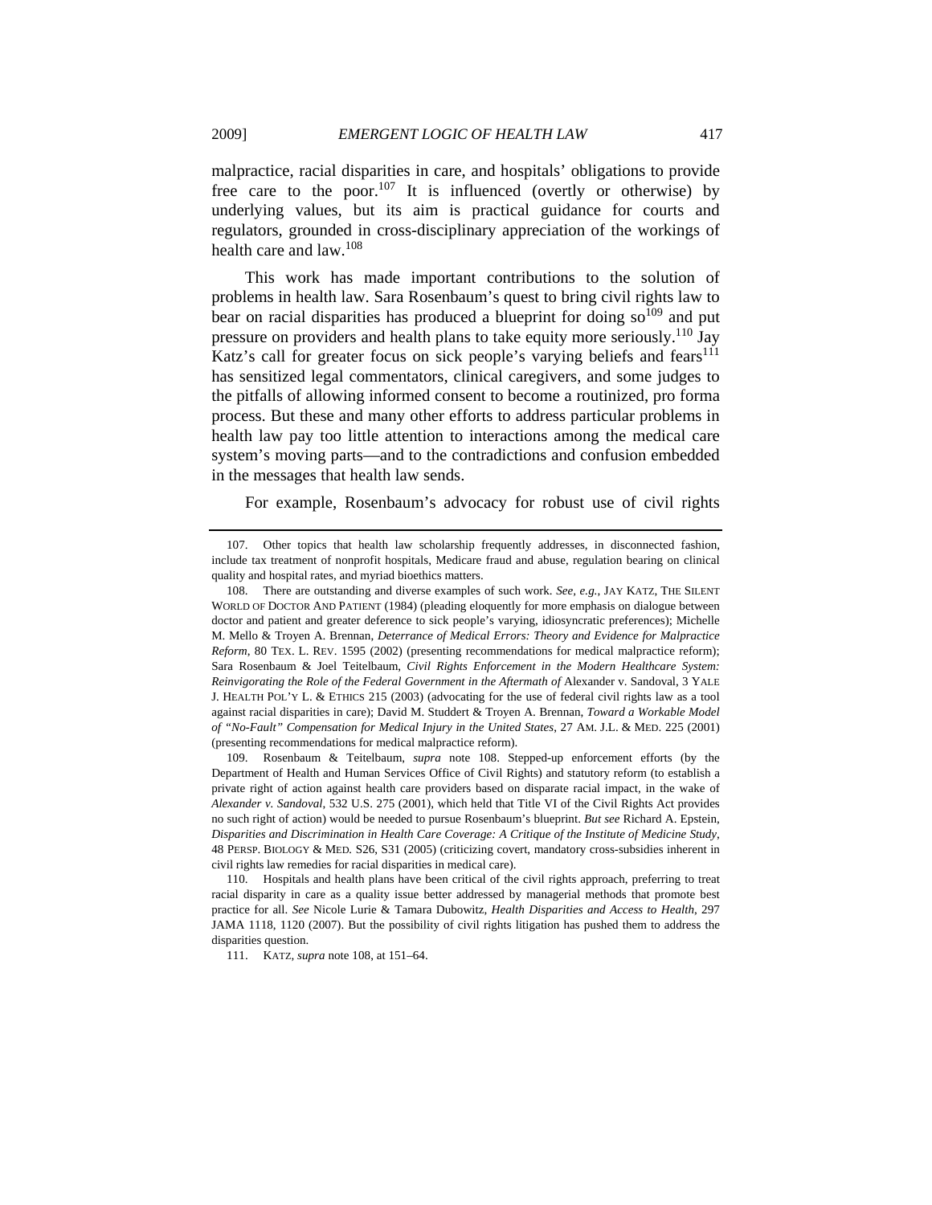malpractice, racial disparities in care, and hospitals' obligations to provide free care to the poor.[107] It is influenced (overtly or otherwise) by underlying values, but its aim is practical guidance for courts and regulators, grounded in cross-disciplinary appreciation of the workings of health care and law.[108]

This work has made important contributions to the solution of problems in health law. Sara Rosenbaum's quest to bring civil rights law to bear on racial disparities has produced a blueprint for doing so[109] and put pressure on providers and health plans to take equity more seriously.[110] Jay Katz's call for greater focus on sick people's varying beliefs and fears[111] has sensitized legal commentators, clinical caregivers, and some judges to the pitfalls of allowing informed consent to become a routinized, pro forma process. But these and many other efforts to address particular problems in health law pay too little attention to interactions among the medical care system's moving parts—and to the contradictions and confusion embedded in the messages that health law sends.

For example, Rosenbaum's advocacy for robust use of civil rights

---

107. Other topics that health law scholarship frequently addresses, in disconnected fashion, include tax treatment of nonprofit hospitals, Medicare fraud and abuse, regulation bearing on clinical quality and hospital rates, and myriad bioethics matters.

108. There are outstanding and diverse examples of such work. *See, e.g.*, JAY KATZ, THE SILENT WORLD OF DOCTOR AND PATIENT (1984) (pleading eloquently for more emphasis on dialogue between doctor and patient and greater deference to sick people's varying, idiosyncratic preferences); Michelle M. Mello & Troyen A. Brennan, *Deterrance of Medical Errors: Theory and Evidence for Malpractice Reform*, 80 TEX. L. REV. 1595 (2002) (presenting recommendations for medical malpractice reform); Sara Rosenbaum & Joel Teitelbaum, *Civil Rights Enforcement in the Modern Healthcare System: Reinvigorating the Role of the Federal Government in the Aftermath of* Alexander v. Sandoval, 3 YALE J. HEALTH POL'Y L. & ETHICS 215 (2003) (advocating for the use of federal civil rights law as a tool against racial disparities in care); David M. Studdert & Troyen A. Brennan, *Toward a Workable Model of "No-Fault" Compensation for Medical Injury in the United States*, 27 AM. J.L. & MED. 225 (2001) (presenting recommendations for medical malpractice reform).

109. Rosenbaum & Teitelbaum, *supra* note 108. Stepped-up enforcement efforts (by the Department of Health and Human Services Office of Civil Rights) and statutory reform (to establish a private right of action against health care providers based on disparate racial impact, in the wake of *Alexander v. Sandoval*, 532 U.S. 275 (2001), which held that Title VI of the Civil Rights Act provides no such right of action) would be needed to pursue Rosenbaum's blueprint. *But see* Richard A. Epstein, *Disparities and Discrimination in Health Care Coverage: A Critique of the Institute of Medicine Study*, 48 PERSP. BIOLOGY & MED. S26, S31 (2005) (criticizing covert, mandatory cross-subsidies inherent in civil rights law remedies for racial disparities in medical care).

110. Hospitals and health plans have been critical of the civil rights approach, preferring to treat racial disparity in care as a quality issue better addressed by managerial methods that promote best practice for all. *See* Nicole Lurie & Tamara Dubowitz, *Health Disparities and Access to Health*, 297 JAMA 1118, 1120 (2007). But the possibility of civil rights litigation has pushed them to address the disparities question.

111. KATZ, *supra* note 108, at 151–64.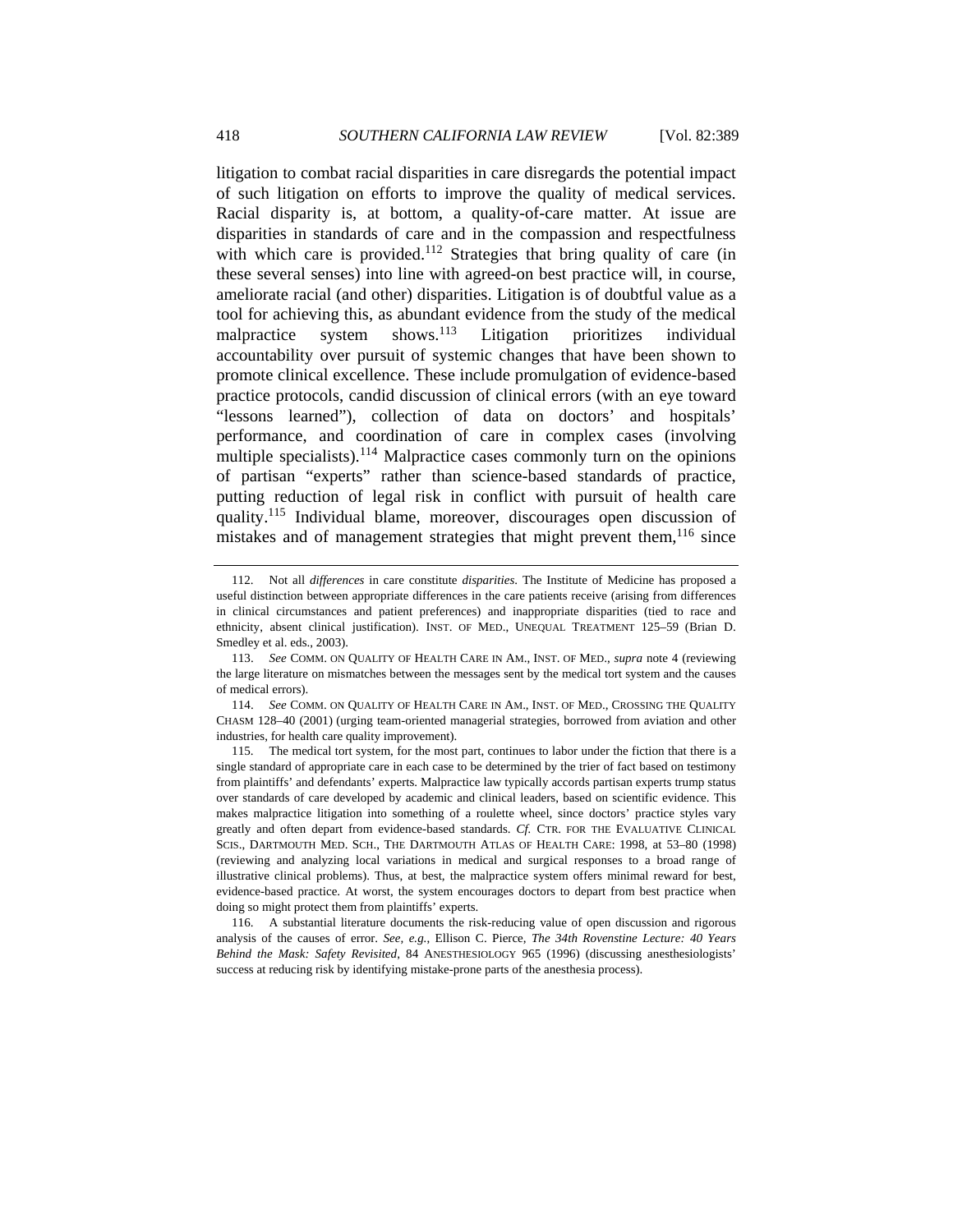litigation to combat racial disparities in care disregards the potential impact of such litigation on efforts to improve the quality of medical services. Racial disparity is, at bottom, a quality-of-care matter. At issue are disparities in standards of care and in the compassion and respectfulness with which care is provided.[112] Strategies that bring quality of care (in these several senses) into line with agreed-on best practice will, in course, ameliorate racial (and other) disparities. Litigation is of doubtful value as a tool for achieving this, as abundant evidence from the study of the medical malpractice system shows.[113] Litigation prioritizes individual accountability over pursuit of systemic changes that have been shown to promote clinical excellence. These include promulgation of evidence-based practice protocols, candid discussion of clinical errors (with an eye toward "lessons learned"), collection of data on doctors' and hospitals' performance, and coordination of care in complex cases (involving multiple specialists).[114] Malpractice cases commonly turn on the opinions of partisan "experts" rather than science-based standards of practice, putting reduction of legal risk in conflict with pursuit of health care quality.[115] Individual blame, moreover, discourages open discussion of mistakes and of management strategies that might prevent them,[116] since

---

112. Not all *differences* in care constitute *disparities*. The Institute of Medicine has proposed a useful distinction between appropriate differences in the care patients receive (arising from differences in clinical circumstances and patient preferences) and inappropriate disparities (tied to race and ethnicity, absent clinical justification). INST. OF MED., UNEQUAL TREATMENT 125–59 (Brian D. Smedley et al. eds., 2003).

113. *See* COMM. ON QUALITY OF HEALTH CARE IN AM., INST. OF MED., *supra* note 4 (reviewing the large literature on mismatches between the messages sent by the medical tort system and the causes of medical errors).

114. *See* COMM. ON QUALITY OF HEALTH CARE IN AM., INST. OF MED., CROSSING THE QUALITY CHASM 128–40 (2001) (urging team-oriented managerial strategies, borrowed from aviation and other industries, for health care quality improvement).

115. The medical tort system, for the most part, continues to labor under the fiction that there is a single standard of appropriate care in each case to be determined by the trier of fact based on testimony from plaintiffs' and defendants' experts. Malpractice law typically accords partisan experts trump status over standards of care developed by academic and clinical leaders, based on scientific evidence. This makes malpractice litigation into something of a roulette wheel, since doctors' practice styles vary greatly and often depart from evidence-based standards. *Cf.* CTR. FOR THE EVALUATIVE CLINICAL SCIS., DARTMOUTH MED. SCH., THE DARTMOUTH ATLAS OF HEALTH CARE: 1998, at 53–80 (1998) (reviewing and analyzing local variations in medical and surgical responses to a broad range of illustrative clinical problems). Thus, at best, the malpractice system offers minimal reward for best, evidence-based practice. At worst, the system encourages doctors to depart from best practice when doing so might protect them from plaintiffs' experts.

116. A substantial literature documents the risk-reducing value of open discussion and rigorous analysis of the causes of error. *See, e.g.*, Ellison C. Pierce, *The 34th Rovenstine Lecture: 40 Years Behind the Mask: Safety Revisited*, 84 ANESTHESIOLOGY 965 (1996) (discussing anesthesiologists' success at reducing risk by identifying mistake-prone parts of the anesthesia process).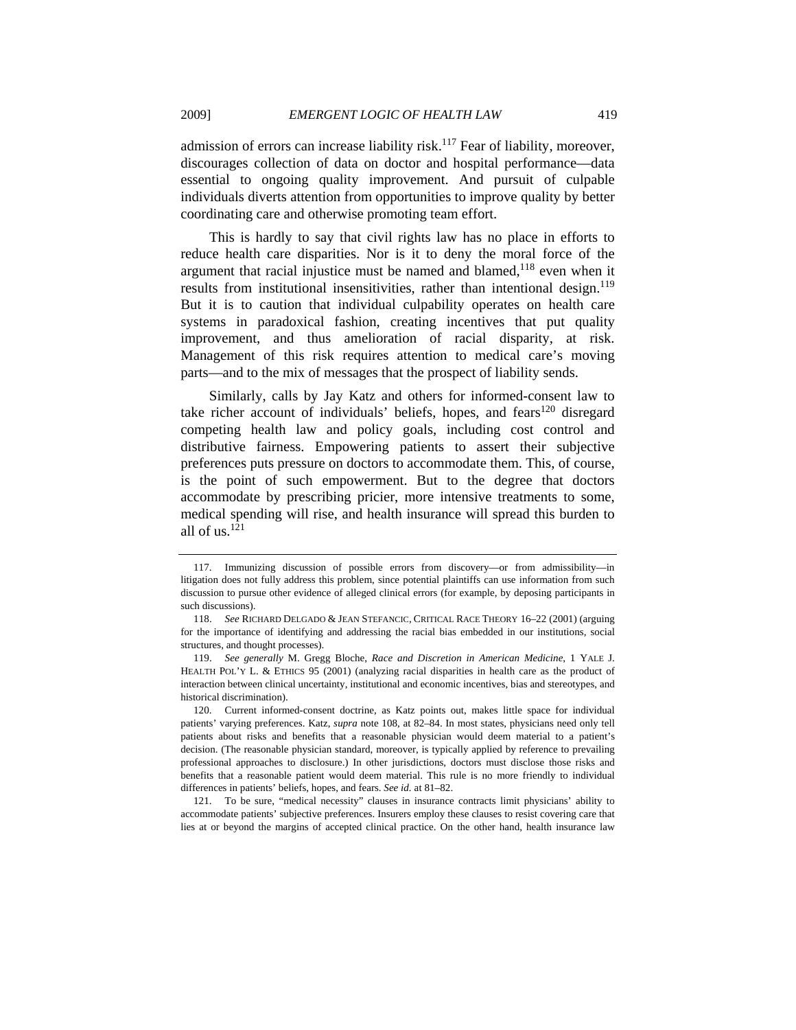admission of errors can increase liability risk.[117] Fear of liability, moreover, discourages collection of data on doctor and hospital performance—data essential to ongoing quality improvement. And pursuit of culpable individuals diverts attention from opportunities to improve quality by better coordinating care and otherwise promoting team effort.

This is hardly to say that civil rights law has no place in efforts to reduce health care disparities. Nor is it to deny the moral force of the argument that racial injustice must be named and blamed,[118] even when it results from institutional insensitivities, rather than intentional design.[119] But it is to caution that individual culpability operates on health care systems in paradoxical fashion, creating incentives that put quality improvement, and thus amelioration of racial disparity, at risk. Management of this risk requires attention to medical care's moving parts—and to the mix of messages that the prospect of liability sends.

Similarly, calls by Jay Katz and others for informed-consent law to take richer account of individuals' beliefs, hopes, and fears[120] disregard competing health law and policy goals, including cost control and distributive fairness. Empowering patients to assert their subjective preferences puts pressure on doctors to accommodate them. This, of course, is the point of such empowerment. But to the degree that doctors accommodate by prescribing pricier, more intensive treatments to some, medical spending will rise, and health insurance will spread this burden to all of us.[121]

---

117. Immunizing discussion of possible errors from discovery—or from admissibility—in litigation does not fully address this problem, since potential plaintiffs can use information from such discussion to pursue other evidence of alleged clinical errors (for example, by deposing participants in such discussions).

118. *See* RICHARD DELGADO & JEAN STEFANCIC, CRITICAL RACE THEORY 16–22 (2001) (arguing for the importance of identifying and addressing the racial bias embedded in our institutions, social structures, and thought processes).

119. *See generally* M. Gregg Bloche, *Race and Discretion in American Medicine*, 1 YALE J. HEALTH POL'Y L. & ETHICS 95 (2001) (analyzing racial disparities in health care as the product of interaction between clinical uncertainty, institutional and economic incentives, bias and stereotypes, and historical discrimination).

120. Current informed-consent doctrine, as Katz points out, makes little space for individual patients' varying preferences. Katz, *supra* note 108, at 82–84. In most states, physicians need only tell patients about risks and benefits that a reasonable physician would deem material to a patient's decision. (The reasonable physician standard, moreover, is typically applied by reference to prevailing professional approaches to disclosure.) In other jurisdictions, doctors must disclose those risks and benefits that a reasonable patient would deem material. This rule is no more friendly to individual differences in patients' beliefs, hopes, and fears. *See id.* at 81–82.

121. To be sure, "medical necessity" clauses in insurance contracts limit physicians' ability to accommodate patients' subjective preferences. Insurers employ these clauses to resist covering care that lies at or beyond the margins of accepted clinical practice. On the other hand, health insurance law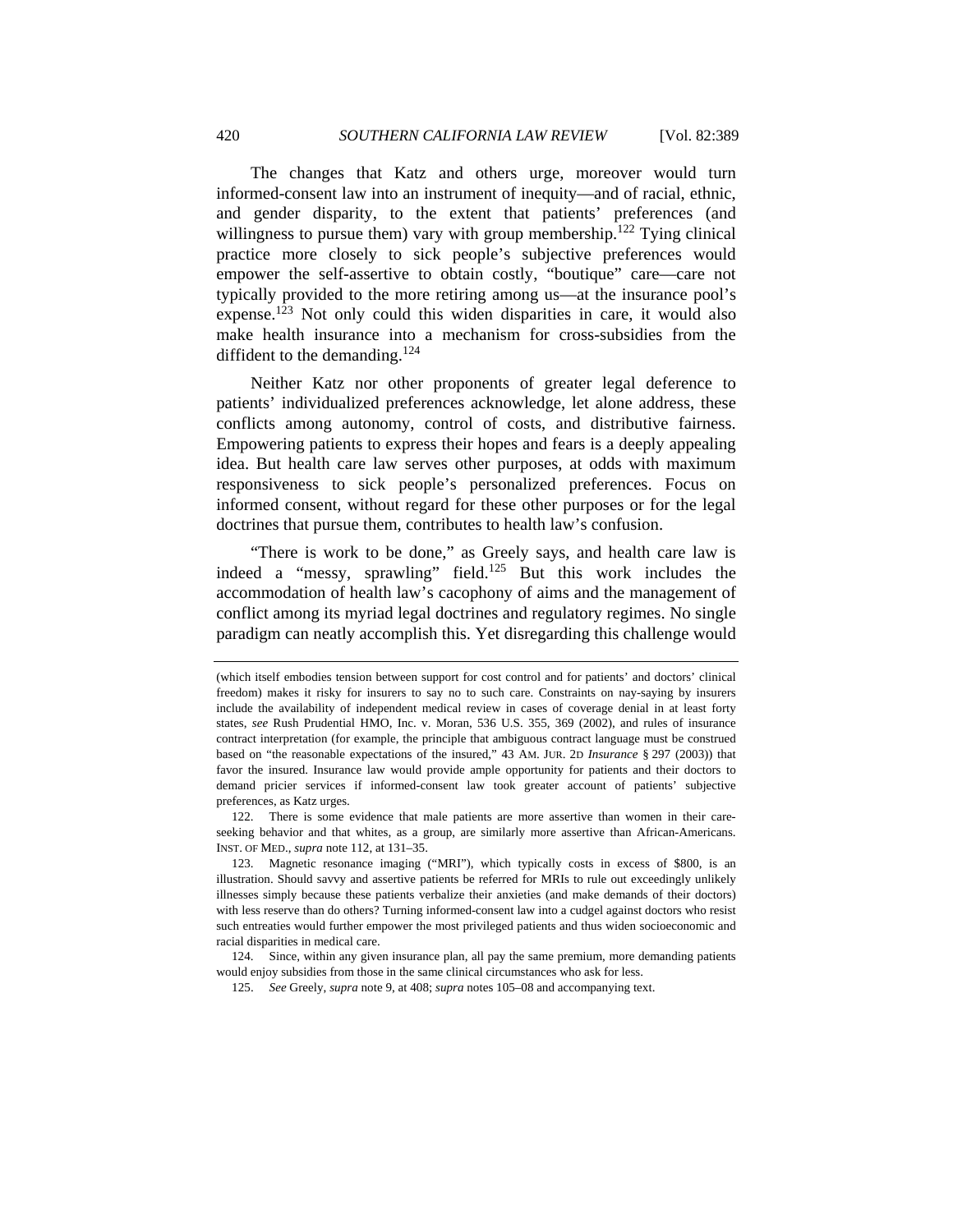The changes that Katz and others urge, moreover would turn informed-consent law into an instrument of inequity—and of racial, ethnic, and gender disparity, to the extent that patients' preferences (and willingness to pursue them) vary with group membership.[122] Tying clinical practice more closely to sick people's subjective preferences would empower the self-assertive to obtain costly, "boutique" care—care not typically provided to the more retiring among us—at the insurance pool's expense.[123] Not only could this widen disparities in care, it would also make health insurance into a mechanism for cross-subsidies from the diffident to the demanding.[124]

Neither Katz nor other proponents of greater legal deference to patients' individualized preferences acknowledge, let alone address, these conflicts among autonomy, control of costs, and distributive fairness. Empowering patients to express their hopes and fears is a deeply appealing idea. But health care law serves other purposes, at odds with maximum responsiveness to sick people's personalized preferences. Focus on informed consent, without regard for these other purposes or for the legal doctrines that pursue them, contributes to health law's confusion.

"There is work to be done," as Greely says, and health care law is indeed a "messy, sprawling" field.[125] But this work includes the accommodation of health law's cacophony of aims and the management of conflict among its myriad legal doctrines and regulatory regimes. No single paradigm can neatly accomplish this. Yet disregarding this challenge would

---

(which itself embodies tension between support for cost control and for patients' and doctors' clinical freedom) makes it risky for insurers to say no to such care. Constraints on nay-saying by insurers include the availability of independent medical review in cases of coverage denial in at least forty states, *see* Rush Prudential HMO, Inc. v. Moran, 536 U.S. 355, 369 (2002), and rules of insurance contract interpretation (for example, the principle that ambiguous contract language must be construed based on "the reasonable expectations of the insured," 43 AM. JUR. 2D *Insurance* § 297 (2003)) that favor the insured. Insurance law would provide ample opportunity for patients and their doctors to demand pricier services if informed-consent law took greater account of patients' subjective preferences, as Katz urges.

122. There is some evidence that male patients are more assertive than women in their care-seeking behavior and that whites, as a group, are similarly more assertive than African-Americans. INST. OF MED., *supra* note 112, at 131–35.

123. Magnetic resonance imaging ("MRI"), which typically costs in excess of $800, is an illustration. Should savvy and assertive patients be referred for MRIs to rule out exceedingly unlikely illnesses simply because these patients verbalize their anxieties (and make demands of their doctors) with less reserve than do others? Turning informed-consent law into a cudgel against doctors who resist such entreaties would further empower the most privileged patients and thus widen socioeconomic and racial disparities in medical care.

124. Since, within any given insurance plan, all pay the same premium, more demanding patients would enjoy subsidies from those in the same clinical circumstances who ask for less.

125. *See* Greely, *supra* note 9, at 408; *supra* notes 105–08 and accompanying text.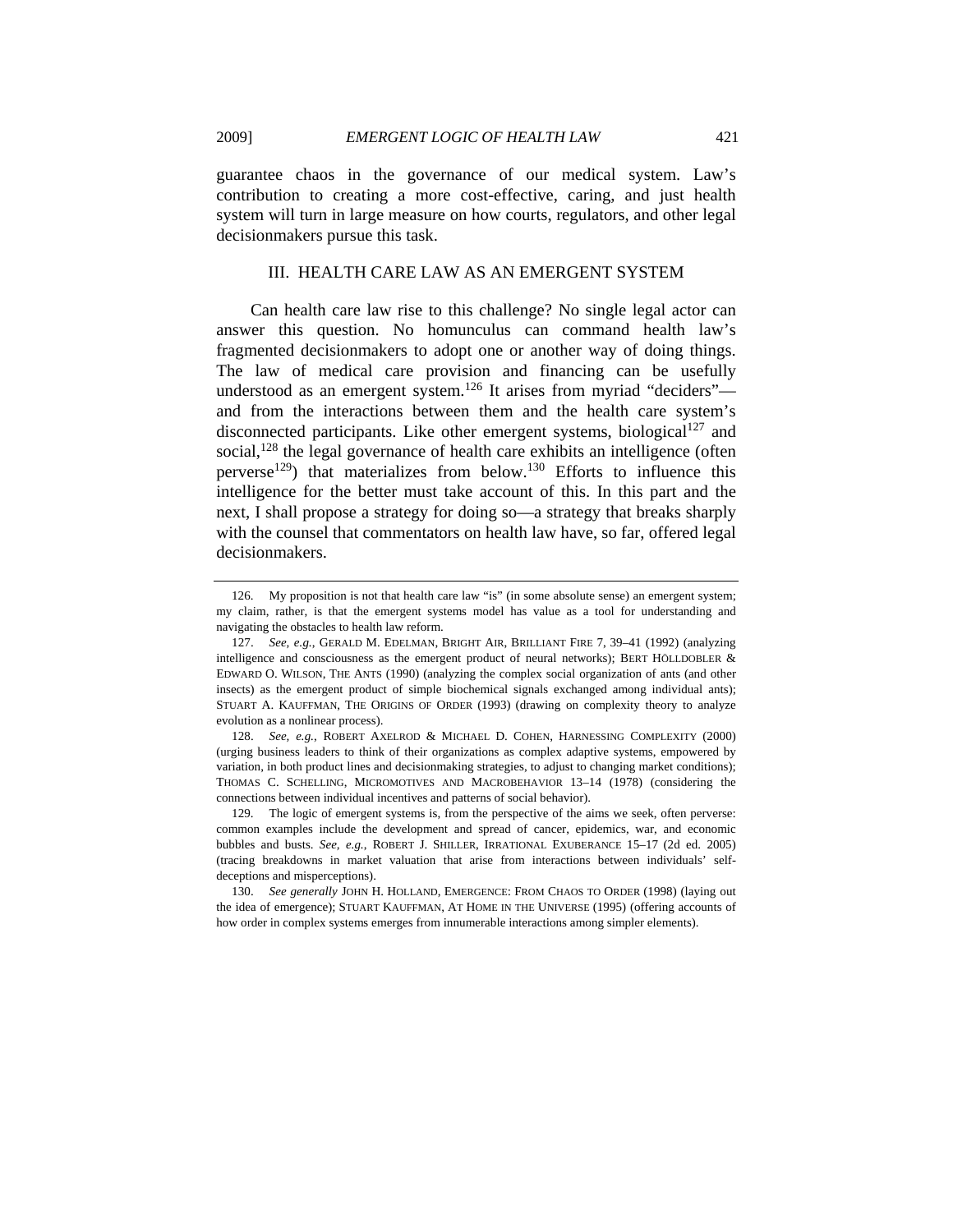guarantee chaos in the governance of our medical system. Law's contribution to creating a more cost-effective, caring, and just health system will turn in large measure on how courts, regulators, and other legal decisionmakers pursue this task.

## III. HEALTH CARE LAW AS AN EMERGENT SYSTEM

Can health care law rise to this challenge? No single legal actor can answer this question. No homunculus can command health law's fragmented decisionmakers to adopt one or another way of doing things. The law of medical care provision and financing can be usefully understood as an emergent system.[126] It arises from myriad "deciders"—and from the interactions between them and the health care system's disconnected participants. Like other emergent systems, biological[127] and social,[128] the legal governance of health care exhibits an intelligence (often perverse[129]) that materializes from below.[130] Efforts to influence this intelligence for the better must take account of this. In this part and the next, I shall propose a strategy for doing so—a strategy that breaks sharply with the counsel that commentators on health law have, so far, offered legal decisionmakers.

---

126. My proposition is not that health care law "is" (in some absolute sense) an emergent system; my claim, rather, is that the emergent systems model has value as a tool for understanding and navigating the obstacles to health law reform.

127. *See, e.g.*, GERALD M. EDELMAN, BRIGHT AIR, BRILLIANT FIRE 7, 39–41 (1992) (analyzing intelligence and consciousness as the emergent product of neural networks); BERT HÖLLDOBLER & EDWARD O. WILSON, THE ANTS (1990) (analyzing the complex social organization of ants (and other insects) as the emergent product of simple biochemical signals exchanged among individual ants); STUART A. KAUFFMAN, THE ORIGINS OF ORDER (1993) (drawing on complexity theory to analyze evolution as a nonlinear process).

128. *See, e.g.*, ROBERT AXELROD & MICHAEL D. COHEN, HARNESSING COMPLEXITY (2000) (urging business leaders to think of their organizations as complex adaptive systems, empowered by variation, in both product lines and decisionmaking strategies, to adjust to changing market conditions); THOMAS C. SCHELLING, MICROMOTIVES AND MACROBEHAVIOR 13–14 (1978) (considering the connections between individual incentives and patterns of social behavior).

129. The logic of emergent systems is, from the perspective of the aims we seek, often perverse: common examples include the development and spread of cancer, epidemics, war, and economic bubbles and busts. *See, e.g.*, ROBERT J. SHILLER, IRRATIONAL EXUBERANCE 15–17 (2d ed. 2005) (tracing breakdowns in market valuation that arise from interactions between individuals' self-deceptions and misperceptions).

130. *See generally* JOHN H. HOLLAND, EMERGENCE: FROM CHAOS TO ORDER (1998) (laying out the idea of emergence); STUART KAUFFMAN, AT HOME IN THE UNIVERSE (1995) (offering accounts of how order in complex systems emerges from innumerable interactions among simpler elements).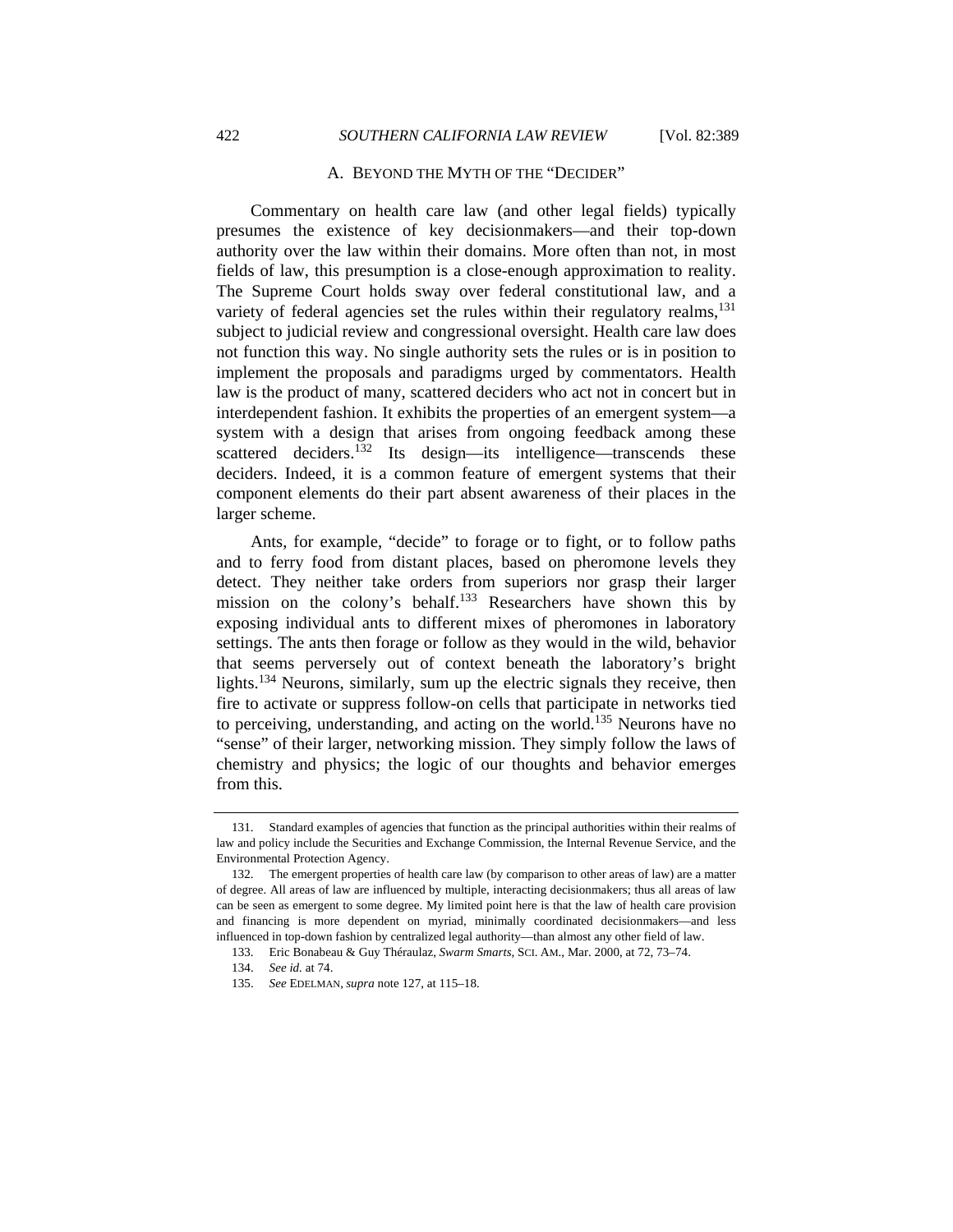### A. BEYOND THE MYTH OF THE "DECIDER"

Commentary on health care law (and other legal fields) typically presumes the existence of key decisionmakers—and their top-down authority over the law within their domains. More often than not, in most fields of law, this presumption is a close-enough approximation to reality. The Supreme Court holds sway over federal constitutional law, and a variety of federal agencies set the rules within their regulatory realms,[131] subject to judicial review and congressional oversight. Health care law does not function this way. No single authority sets the rules or is in position to implement the proposals and paradigms urged by commentators. Health law is the product of many, scattered deciders who act not in concert but in interdependent fashion. It exhibits the properties of an emergent system—a system with a design that arises from ongoing feedback among these scattered deciders.[132] Its design—its intelligence—transcends these deciders. Indeed, it is a common feature of emergent systems that their component elements do their part absent awareness of their places in the larger scheme.

Ants, for example, "decide" to forage or to fight, or to follow paths and to ferry food from distant places, based on pheromone levels they detect. They neither take orders from superiors nor grasp their larger mission on the colony's behalf.[133] Researchers have shown this by exposing individual ants to different mixes of pheromones in laboratory settings. The ants then forage or follow as they would in the wild, behavior that seems perversely out of context beneath the laboratory's bright lights.[134] Neurons, similarly, sum up the electric signals they receive, then fire to activate or suppress follow-on cells that participate in networks tied to perceiving, understanding, and acting on the world.[135] Neurons have no "sense" of their larger, networking mission. They simply follow the laws of chemistry and physics; the logic of our thoughts and behavior emerges from this.

---

131. Standard examples of agencies that function as the principal authorities within their realms of law and policy include the Securities and Exchange Commission, the Internal Revenue Service, and the Environmental Protection Agency.

132. The emergent properties of health care law (by comparison to other areas of law) are a matter of degree. All areas of law are influenced by multiple, interacting decisionmakers; thus all areas of law can be seen as emergent to some degree. My limited point here is that the law of health care provision and financing is more dependent on myriad, minimally coordinated decisionmakers—and less influenced in top-down fashion by centralized legal authority—than almost any other field of law.

133. Eric Bonabeau & Guy Théraulaz, *Swarm Smarts*, SCI. AM., Mar. 2000, at 72, 73–74.

134. *See id.* at 74.

135. *See* EDELMAN, *supra* note 127, at 115–18.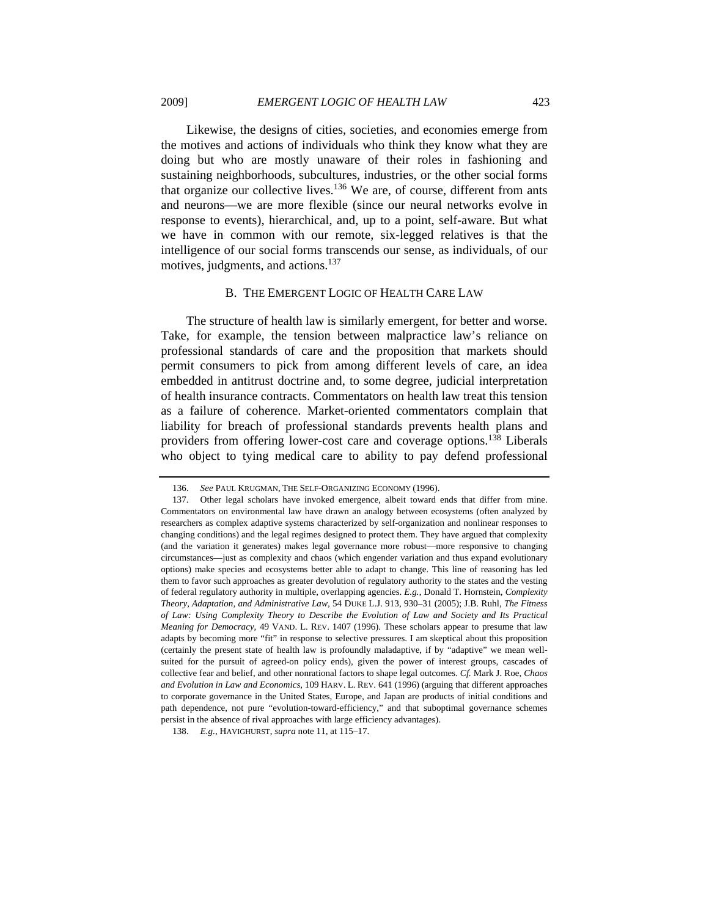Likewise, the designs of cities, societies, and economies emerge from the motives and actions of individuals who think they know what they are doing but who are mostly unaware of their roles in fashioning and sustaining neighborhoods, subcultures, industries, or the other social forms that organize our collective lives.[136] We are, of course, different from ants and neurons—we are more flexible (since our neural networks evolve in response to events), hierarchical, and, up to a point, self-aware. But what we have in common with our remote, six-legged relatives is that the intelligence of our social forms transcends our sense, as individuals, of our motives, judgments, and actions.[137]

### B. THE EMERGENT LOGIC OF HEALTH CARE LAW

The structure of health law is similarly emergent, for better and worse. Take, for example, the tension between malpractice law's reliance on professional standards of care and the proposition that markets should permit consumers to pick from among different levels of care, an idea embedded in antitrust doctrine and, to some degree, judicial interpretation of health insurance contracts. Commentators on health law treat this tension as a failure of coherence. Market-oriented commentators complain that liability for breach of professional standards prevents health plans and providers from offering lower-cost care and coverage options.[138] Liberals who object to tying medical care to ability to pay defend professional

---

136. *See* PAUL KRUGMAN, THE SELF-ORGANIZING ECONOMY (1996).

137. Other legal scholars have invoked emergence, albeit toward ends that differ from mine. Commentators on environmental law have drawn an analogy between ecosystems (often analyzed by researchers as complex adaptive systems characterized by self-organization and nonlinear responses to changing conditions) and the legal regimes designed to protect them. They have argued that complexity (and the variation it generates) makes legal governance more robust—more responsive to changing circumstances—just as complexity and chaos (which engender variation and thus expand evolutionary options) make species and ecosystems better able to adapt to change. This line of reasoning has led them to favor such approaches as greater devolution of regulatory authority to the states and the vesting of federal regulatory authority in multiple, overlapping agencies. *E.g.*, Donald T. Hornstein, *Complexity Theory, Adaptation, and Administrative Law*, 54 DUKE L.J. 913, 930–31 (2005); J.B. Ruhl, *The Fitness of Law: Using Complexity Theory to Describe the Evolution of Law and Society and Its Practical Meaning for Democracy*, 49 VAND. L. REV. 1407 (1996). These scholars appear to presume that law adapts by becoming more "fit" in response to selective pressures. I am skeptical about this proposition (certainly the present state of health law is profoundly maladaptive, if by "adaptive" we mean well-suited for the pursuit of agreed-on policy ends), given the power of interest groups, cascades of collective fear and belief, and other nonrational factors to shape legal outcomes. *Cf.* Mark J. Roe, *Chaos and Evolution in Law and Economics*, 109 HARV. L. REV. 641 (1996) (arguing that different approaches to corporate governance in the United States, Europe, and Japan are products of initial conditions and path dependence, not pure "evolution-toward-efficiency," and that suboptimal governance schemes persist in the absence of rival approaches with large efficiency advantages).

138. *E.g.*, HAVIGHURST, *supra* note 11, at 115–17.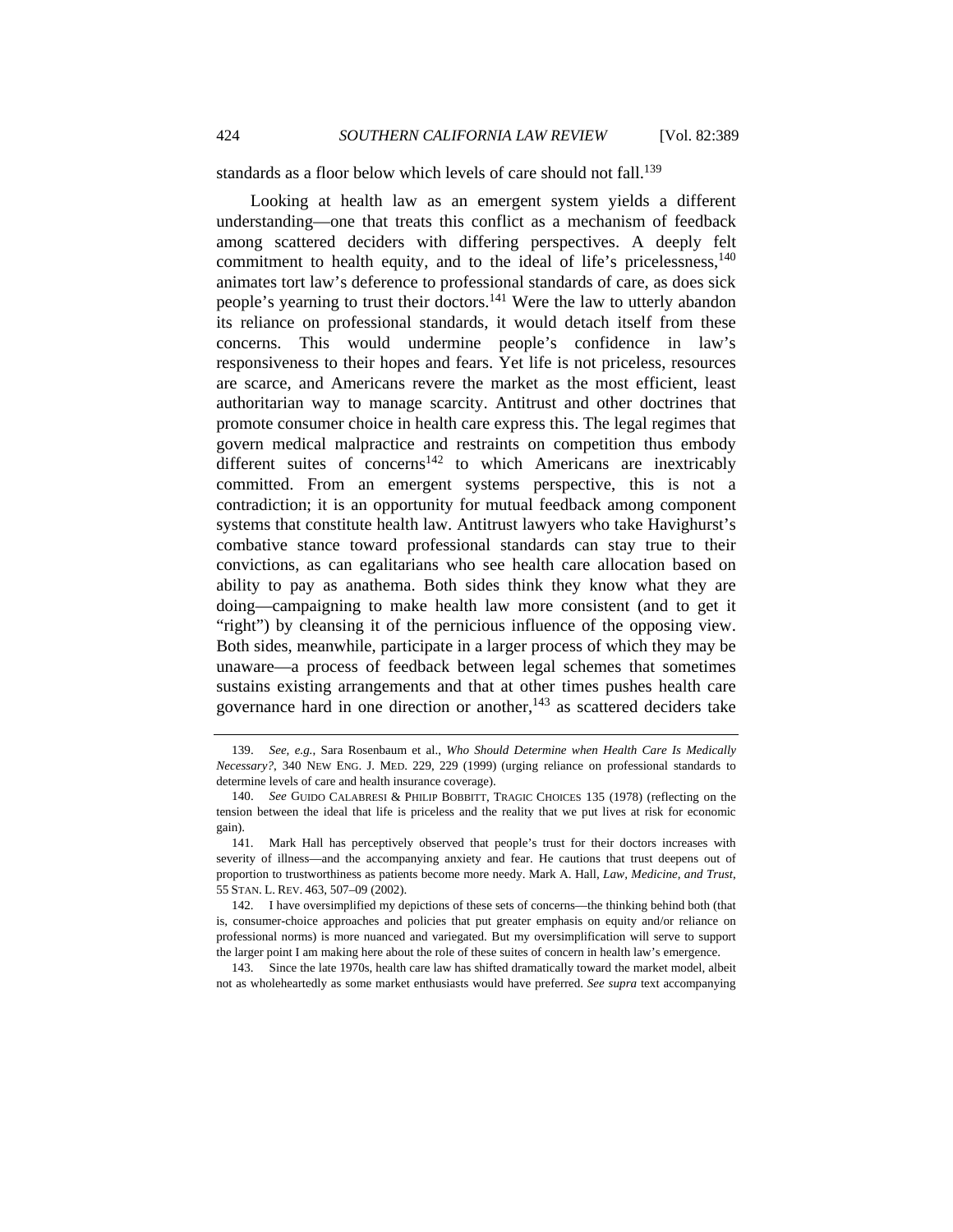standards as a floor below which levels of care should not fall.[139]

Looking at health law as an emergent system yields a different understanding—one that treats this conflict as a mechanism of feedback among scattered deciders with differing perspectives. A deeply felt commitment to health equity, and to the ideal of life's pricelessness,[140] animates tort law's deference to professional standards of care, as does sick people's yearning to trust their doctors.[141] Were the law to utterly abandon its reliance on professional standards, it would detach itself from these concerns. This would undermine people's confidence in law's responsiveness to their hopes and fears. Yet life is not priceless, resources are scarce, and Americans revere the market as the most efficient, least authoritarian way to manage scarcity. Antitrust and other doctrines that promote consumer choice in health care express this. The legal regimes that govern medical malpractice and restraints on competition thus embody different suites of concerns[142] to which Americans are inextricably committed. From an emergent systems perspective, this is not a contradiction; it is an opportunity for mutual feedback among component systems that constitute health law. Antitrust lawyers who take Havighurst's combative stance toward professional standards can stay true to their convictions, as can egalitarians who see health care allocation based on ability to pay as anathema. Both sides think they know what they are doing—campaigning to make health law more consistent (and to get it "right") by cleansing it of the pernicious influence of the opposing view. Both sides, meanwhile, participate in a larger process of which they may be unaware—a process of feedback between legal schemes that sometimes sustains existing arrangements and that at other times pushes health care governance hard in one direction or another,[143] as scattered deciders take

---

139. *See, e.g.*, Sara Rosenbaum et al., *Who Should Determine when Health Care Is Medically Necessary?*, 340 NEW ENG. J. MED. 229, 229 (1999) (urging reliance on professional standards to determine levels of care and health insurance coverage).

140. *See* GUIDO CALABRESI & PHILIP BOBBITT, TRAGIC CHOICES 135 (1978) (reflecting on the tension between the ideal that life is priceless and the reality that we put lives at risk for economic gain).

141. Mark Hall has perceptively observed that people's trust for their doctors increases with severity of illness—and the accompanying anxiety and fear. He cautions that trust deepens out of proportion to trustworthiness as patients become more needy. Mark A. Hall, *Law, Medicine, and Trust*, 55 STAN. L. REV. 463, 507–09 (2002).

142. I have oversimplified my depictions of these sets of concerns—the thinking behind both (that is, consumer-choice approaches and policies that put greater emphasis on equity and/or reliance on professional norms) is more nuanced and variegated. But my oversimplification will serve to support the larger point I am making here about the role of these suites of concern in health law's emergence.

143. Since the late 1970s, health care law has shifted dramatically toward the market model, albeit not as wholeheartedly as some market enthusiasts would have preferred. *See supra* text accompanying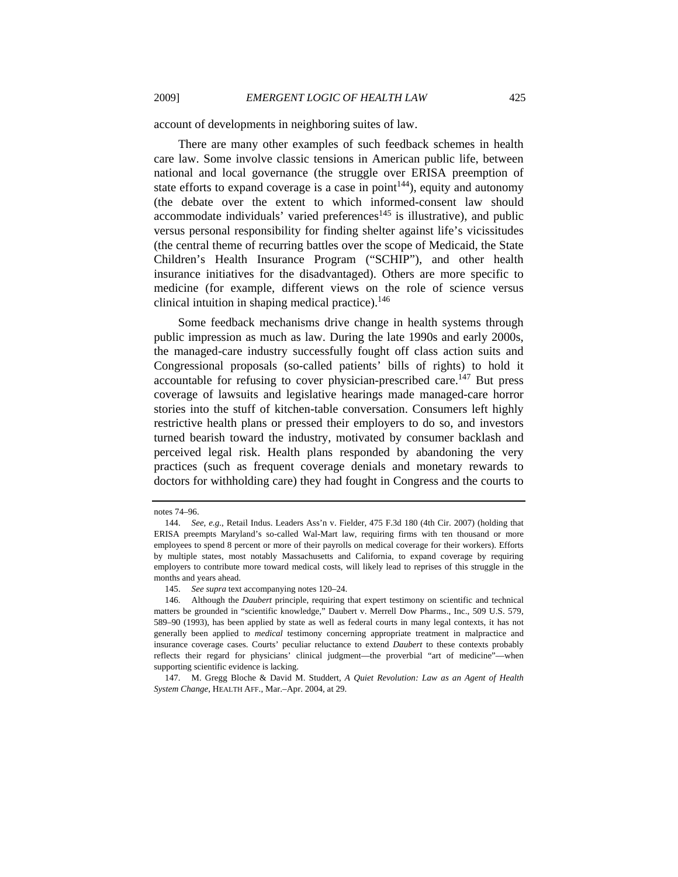account of developments in neighboring suites of law.

There are many other examples of such feedback schemes in health care law. Some involve classic tensions in American public life, between national and local governance (the struggle over ERISA preemption of state efforts to expand coverage is a case in point[144]), equity and autonomy (the debate over the extent to which informed-consent law should accommodate individuals' varied preferences[145] is illustrative), and public versus personal responsibility for finding shelter against life's vicissitudes (the central theme of recurring battles over the scope of Medicaid, the State Children's Health Insurance Program ("SCHIP"), and other health insurance initiatives for the disadvantaged). Others are more specific to medicine (for example, different views on the role of science versus clinical intuition in shaping medical practice).[146]

Some feedback mechanisms drive change in health systems through public impression as much as law. During the late 1990s and early 2000s, the managed-care industry successfully fought off class action suits and Congressional proposals (so-called patients' bills of rights) to hold it accountable for refusing to cover physician-prescribed care.[147] But press coverage of lawsuits and legislative hearings made managed-care horror stories into the stuff of kitchen-table conversation. Consumers left highly restrictive health plans or pressed their employers to do so, and investors turned bearish toward the industry, motivated by consumer backlash and perceived legal risk. Health plans responded by abandoning the very practices (such as frequent coverage denials and monetary rewards to doctors for withholding care) they had fought in Congress and the courts to

---

notes 74–96.

144. *See, e.g.*, Retail Indus. Leaders Ass'n v. Fielder, 475 F.3d 180 (4th Cir. 2007) (holding that ERISA preempts Maryland's so-called Wal-Mart law, requiring firms with ten thousand or more employees to spend 8 percent or more of their payrolls on medical coverage for their workers). Efforts by multiple states, most notably Massachusetts and California, to expand coverage by requiring employers to contribute more toward medical costs, will likely lead to reprises of this struggle in the months and years ahead.

145. *See supra* text accompanying notes 120–24.

146. Although the *Daubert* principle, requiring that expert testimony on scientific and technical matters be grounded in "scientific knowledge," Daubert v. Merrell Dow Pharms., Inc., 509 U.S. 579, 589–90 (1993), has been applied by state as well as federal courts in many legal contexts, it has not generally been applied to *medical* testimony concerning appropriate treatment in malpractice and insurance coverage cases. Courts' peculiar reluctance to extend *Daubert* to these contexts probably reflects their regard for physicians' clinical judgment—the proverbial "art of medicine"—when supporting scientific evidence is lacking.

147. M. Gregg Bloche & David M. Studdert, *A Quiet Revolution: Law as an Agent of Health System Change*, HEALTH AFF., Mar.–Apr. 2004, at 29.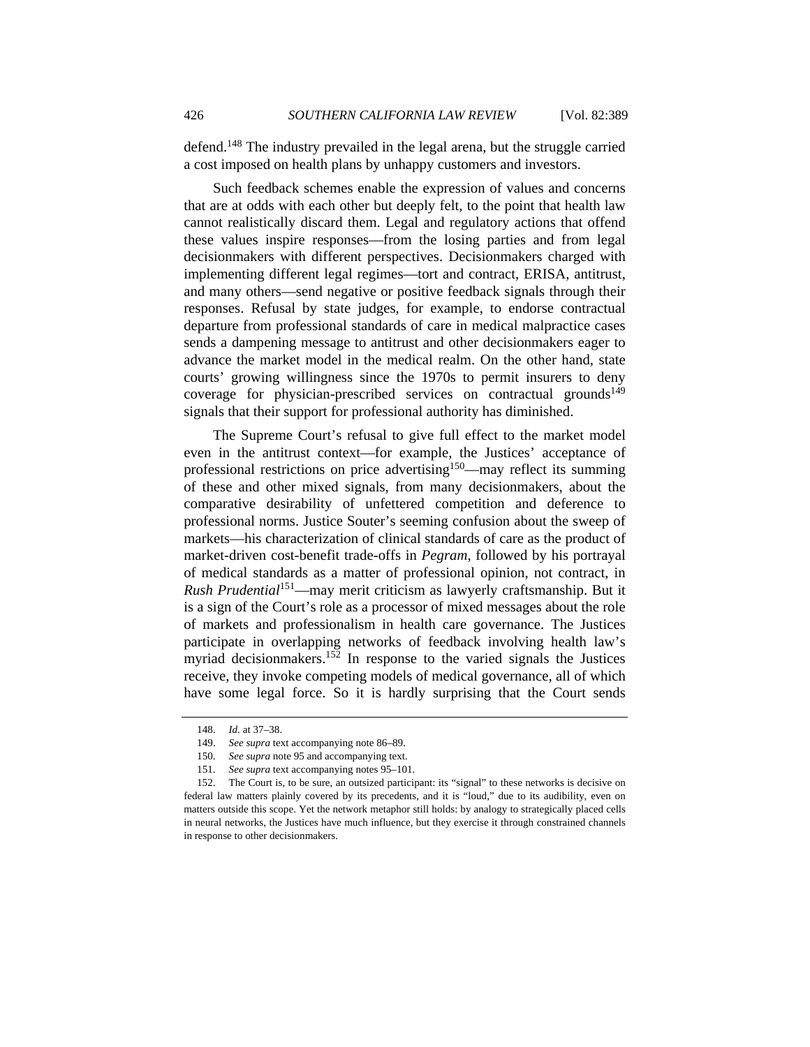defend.[148] The industry prevailed in the legal arena, but the struggle carried a cost imposed on health plans by unhappy customers and investors.

Such feedback schemes enable the expression of values and concerns that are at odds with each other but deeply felt, to the point that health law cannot realistically discard them. Legal and regulatory actions that offend these values inspire responses—from the losing parties and from legal decisionmakers with different perspectives. Decisionmakers charged with implementing different legal regimes—tort and contract, ERISA, antitrust, and many others—send negative or positive feedback signals through their responses. Refusal by state judges, for example, to endorse contractual departure from professional standards of care in medical malpractice cases sends a dampening message to antitrust and other decisionmakers eager to advance the market model in the medical realm. On the other hand, state courts' growing willingness since the 1970s to permit insurers to deny coverage for physician-prescribed services on contractual grounds[149] signals that their support for professional authority has diminished.

The Supreme Court's refusal to give full effect to the market model even in the antitrust context—for example, the Justices' acceptance of professional restrictions on price advertising[150]—may reflect its summing of these and other mixed signals, from many decisionmakers, about the comparative desirability of unfettered competition and deference to professional norms. Justice Souter's seeming confusion about the sweep of markets—his characterization of clinical standards of care as the product of market-driven cost-benefit trade-offs in *Pegram*, followed by his portrayal of medical standards as a matter of professional opinion, not contract, in *Rush Prudential*[151]—may merit criticism as lawyerly craftsmanship. But it is a sign of the Court's role as a processor of mixed messages about the role of markets and professionalism in health care governance. The Justices participate in overlapping networks of feedback involving health law's myriad decisionmakers.[152] In response to the varied signals the Justices receive, they invoke competing models of medical governance, all of which have some legal force. So it is hardly surprising that the Court sends

---

148. *Id.* at 37–38.

149. *See supra* text accompanying note 86–89.

150. *See supra* note 95 and accompanying text.

151. *See supra* text accompanying notes 95–101.

152. The Court is, to be sure, an outsized participant: its "signal" to these networks is decisive on federal law matters plainly covered by its precedents, and it is "loud," due to its audibility, even on matters outside this scope. Yet the network metaphor still holds: by analogy to strategically placed cells in neural networks, the Justices have much influence, but they exercise it through constrained channels in response to other decisionmakers.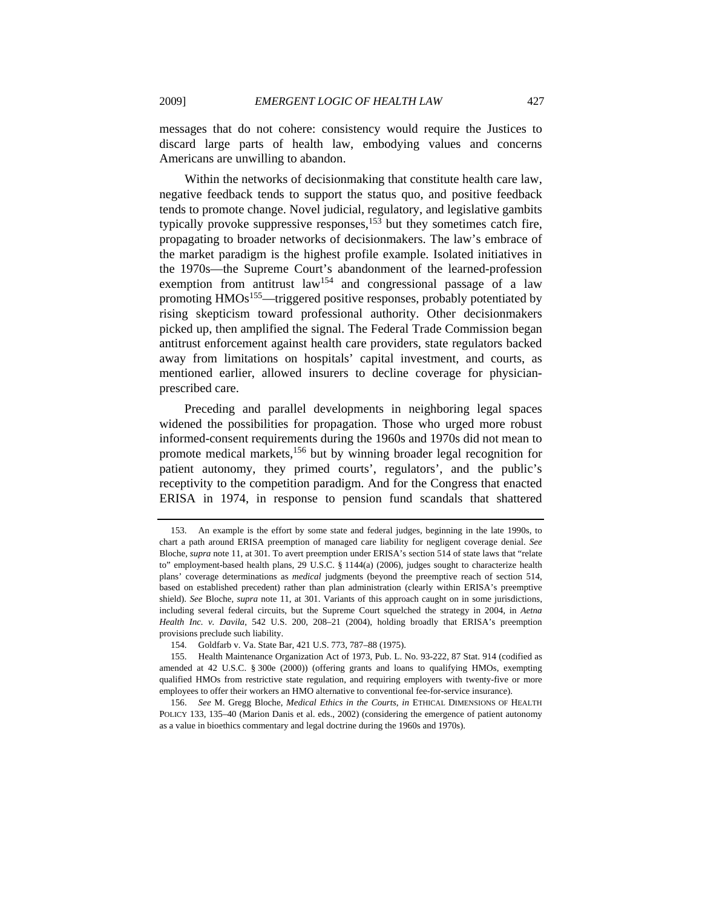messages that do not cohere: consistency would require the Justices to discard large parts of health law, embodying values and concerns Americans are unwilling to abandon.

Within the networks of decisionmaking that constitute health care law, negative feedback tends to support the status quo, and positive feedback tends to promote change. Novel judicial, regulatory, and legislative gambits typically provoke suppressive responses,[153] but they sometimes catch fire, propagating to broader networks of decisionmakers. The law's embrace of the market paradigm is the highest profile example. Isolated initiatives in the 1970s—the Supreme Court's abandonment of the learned-profession exemption from antitrust law[154] and congressional passage of a law promoting HMOs[155]—triggered positive responses, probably potentiated by rising skepticism toward professional authority. Other decisionmakers picked up, then amplified the signal. The Federal Trade Commission began antitrust enforcement against health care providers, state regulators backed away from limitations on hospitals' capital investment, and courts, as mentioned earlier, allowed insurers to decline coverage for physician-prescribed care.

Preceding and parallel developments in neighboring legal spaces widened the possibilities for propagation. Those who urged more robust informed-consent requirements during the 1960s and 1970s did not mean to promote medical markets,[156] but by winning broader legal recognition for patient autonomy, they primed courts', regulators', and the public's receptivity to the competition paradigm. And for the Congress that enacted ERISA in 1974, in response to pension fund scandals that shattered

---

153. An example is the effort by some state and federal judges, beginning in the late 1990s, to chart a path around ERISA preemption of managed care liability for negligent coverage denial. *See* Bloche, *supra* note 11, at 301. To avert preemption under ERISA's section 514 of state laws that "relate to" employment-based health plans, 29 U.S.C. § 1144(a) (2006), judges sought to characterize health plans' coverage determinations as *medical* judgments (beyond the preemptive reach of section 514, based on established precedent) rather than plan administration (clearly within ERISA's preemptive shield). *See* Bloche, *supra* note 11, at 301. Variants of this approach caught on in some jurisdictions, including several federal circuits, but the Supreme Court squelched the strategy in 2004, in *Aetna Health Inc. v. Davila*, 542 U.S. 200, 208–21 (2004), holding broadly that ERISA's preemption provisions preclude such liability.

154. Goldfarb v. Va. State Bar, 421 U.S. 773, 787–88 (1975).

155. Health Maintenance Organization Act of 1973, Pub. L. No. 93-222, 87 Stat. 914 (codified as amended at 42 U.S.C. § 300e (2000)) (offering grants and loans to qualifying HMOs, exempting qualified HMOs from restrictive state regulation, and requiring employers with twenty-five or more employees to offer their workers an HMO alternative to conventional fee-for-service insurance).

156. *See* M. Gregg Bloche, *Medical Ethics in the Courts*, *in* ETHICAL DIMENSIONS OF HEALTH POLICY 133, 135–40 (Marion Danis et al. eds., 2002) (considering the emergence of patient autonomy as a value in bioethics commentary and legal doctrine during the 1960s and 1970s).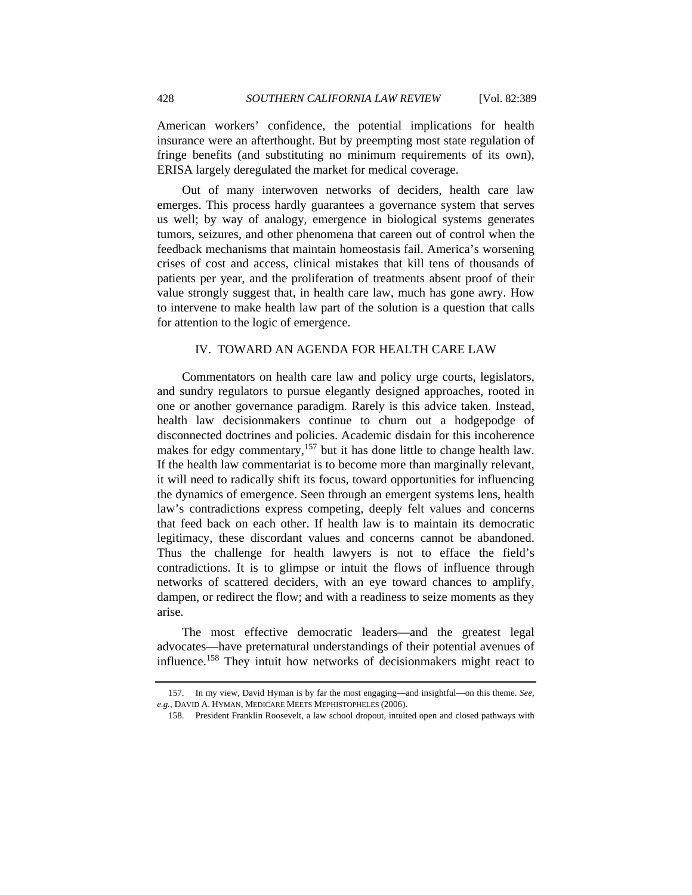American workers' confidence, the potential implications for health insurance were an afterthought. But by preempting most state regulation of fringe benefits (and substituting no minimum requirements of its own), ERISA largely deregulated the market for medical coverage.

Out of many interwoven networks of deciders, health care law emerges. This process hardly guarantees a governance system that serves us well; by way of analogy, emergence in biological systems generates tumors, seizures, and other phenomena that careen out of control when the feedback mechanisms that maintain homeostasis fail. America's worsening crises of cost and access, clinical mistakes that kill tens of thousands of patients per year, and the proliferation of treatments absent proof of their value strongly suggest that, in health care law, much has gone awry. How to intervene to make health law part of the solution is a question that calls for attention to the logic of emergence.

## IV. TOWARD AN AGENDA FOR HEALTH CARE LAW

Commentators on health care law and policy urge courts, legislators, and sundry regulators to pursue elegantly designed approaches, rooted in one or another governance paradigm. Rarely is this advice taken. Instead, health law decisionmakers continue to churn out a hodgepodge of disconnected doctrines and policies. Academic disdain for this incoherence makes for edgy commentary,[157] but it has done little to change health law. If the health law commentariat is to become more than marginally relevant, it will need to radically shift its focus, toward opportunities for influencing the dynamics of emergence. Seen through an emergent systems lens, health law's contradictions express competing, deeply felt values and concerns that feed back on each other. If health law is to maintain its democratic legitimacy, these discordant values and concerns cannot be abandoned. Thus the challenge for health lawyers is not to efface the field's contradictions. It is to glimpse or intuit the flows of influence through networks of scattered deciders, with an eye toward chances to amplify, dampen, or redirect the flow; and with a readiness to seize moments as they arise.

The most effective democratic leaders—and the greatest legal advocates—have preternatural understandings of their potential avenues of influence.[158] They intuit how networks of decisionmakers might react to

---

157. In my view, David Hyman is by far the most engaging—and insightful—on this theme. *See, e.g.*, DAVID A. HYMAN, MEDICARE MEETS MEPHISTOPHELES (2006).

158. President Franklin Roosevelt, a law school dropout, intuited open and closed pathways with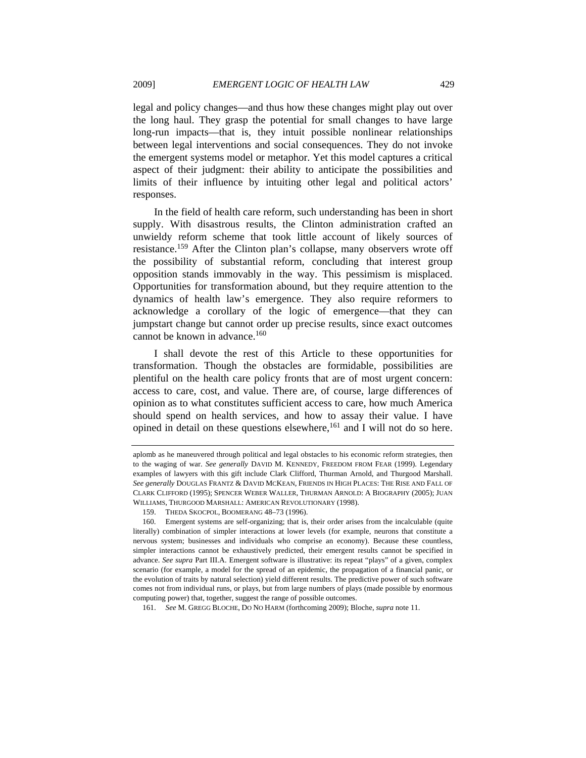legal and policy changes—and thus how these changes might play out over the long haul. They grasp the potential for small changes to have large long-run impacts—that is, they intuit possible nonlinear relationships between legal interventions and social consequences. They do not invoke the emergent systems model or metaphor. Yet this model captures a critical aspect of their judgment: their ability to anticipate the possibilities and limits of their influence by intuiting other legal and political actors' responses.

In the field of health care reform, such understanding has been in short supply. With disastrous results, the Clinton administration crafted an unwieldy reform scheme that took little account of likely sources of resistance.[159] After the Clinton plan's collapse, many observers wrote off the possibility of substantial reform, concluding that interest group opposition stands immovably in the way. This pessimism is misplaced. Opportunities for transformation abound, but they require attention to the dynamics of health law's emergence. They also require reformers to acknowledge a corollary of the logic of emergence—that they can jumpstart change but cannot order up precise results, since exact outcomes cannot be known in advance.[160]

I shall devote the rest of this Article to these opportunities for transformation. Though the obstacles are formidable, possibilities are plentiful on the health care policy fronts that are of most urgent concern: access to care, cost, and value. There are, of course, large differences of opinion as to what constitutes sufficient access to care, how much America should spend on health services, and how to assay their value. I have opined in detail on these questions elsewhere,[161] and I will not do so here.

---

aplomb as he maneuvered through political and legal obstacles to his economic reform strategies, then to the waging of war. *See generally* DAVID M. KENNEDY, FREEDOM FROM FEAR (1999). Legendary examples of lawyers with this gift include Clark Clifford, Thurman Arnold, and Thurgood Marshall. *See generally* DOUGLAS FRANTZ & DAVID MCKEAN, FRIENDS IN HIGH PLACES: THE RISE AND FALL OF CLARK CLIFFORD (1995); SPENCER WEBER WALLER, THURMAN ARNOLD: A BIOGRAPHY (2005); JUAN WILLIAMS, THURGOOD MARSHALL: AMERICAN REVOLUTIONARY (1998).

159. THEDA SKOCPOL, BOOMERANG 48–73 (1996).

160. Emergent systems are self-organizing; that is, their order arises from the incalculable (quite literally) combination of simpler interactions at lower levels (for example, neurons that constitute a nervous system; businesses and individuals who comprise an economy). Because these countless, simpler interactions cannot be exhaustively predicted, their emergent results cannot be specified in advance. *See supra* Part III.A. Emergent software is illustrative: its repeat "plays" of a given, complex scenario (for example, a model for the spread of an epidemic, the propagation of a financial panic, or the evolution of traits by natural selection) yield different results. The predictive power of such software comes not from individual runs, or plays, but from large numbers of plays (made possible by enormous computing power) that, together, suggest the range of possible outcomes.

161. *See* M. GREGG BLOCHE, DO NO HARM (forthcoming 2009); Bloche, *supra* note 11.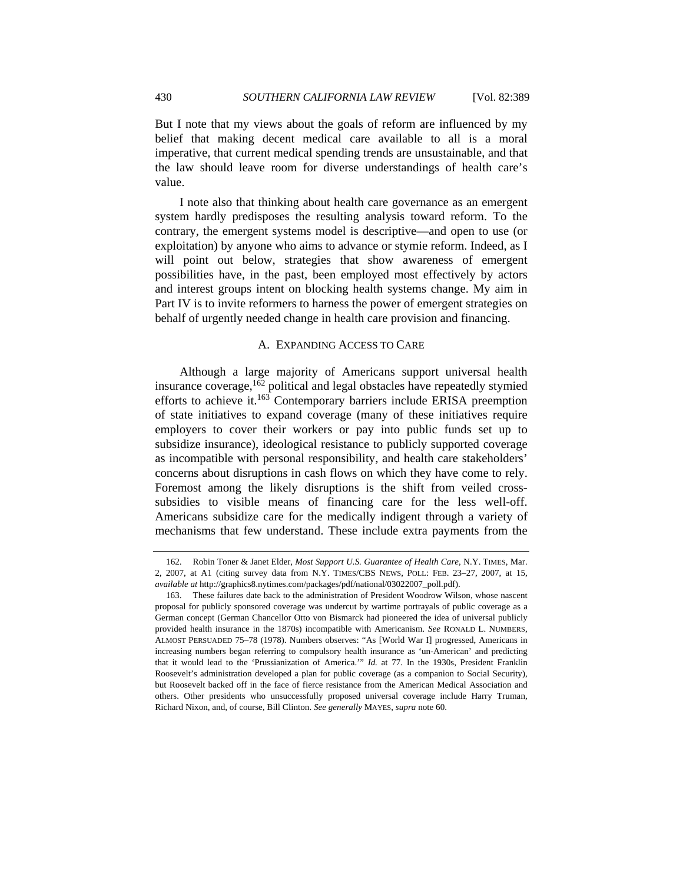But I note that my views about the goals of reform are influenced by my belief that making decent medical care available to all is a moral imperative, that current medical spending trends are unsustainable, and that the law should leave room for diverse understandings of health care's value.

I note also that thinking about health care governance as an emergent system hardly predisposes the resulting analysis toward reform. To the contrary, the emergent systems model is descriptive—and open to use (or exploitation) by anyone who aims to advance or stymie reform. Indeed, as I will point out below, strategies that show awareness of emergent possibilities have, in the past, been employed most effectively by actors and interest groups intent on blocking health systems change. My aim in Part IV is to invite reformers to harness the power of emergent strategies on behalf of urgently needed change in health care provision and financing.

### A. EXPANDING ACCESS TO CARE

Although a large majority of Americans support universal health insurance coverage,[162] political and legal obstacles have repeatedly stymied efforts to achieve it.[163] Contemporary barriers include ERISA preemption of state initiatives to expand coverage (many of these initiatives require employers to cover their workers or pay into public funds set up to subsidize insurance), ideological resistance to publicly supported coverage as incompatible with personal responsibility, and health care stakeholders' concerns about disruptions in cash flows on which they have come to rely. Foremost among the likely disruptions is the shift from veiled cross-subsidies to visible means of financing care for the less well-off. Americans subsidize care for the medically indigent through a variety of mechanisms that few understand. These include extra payments from the

---

162. Robin Toner & Janet Elder, *Most Support U.S. Guarantee of Health Care*, N.Y. TIMES, Mar. 2, 2007, at A1 (citing survey data from N.Y. TIMES/CBS NEWS, POLL: FEB. 23–27, 2007, at 15, *available at* http://graphics8.nytimes.com/packages/pdf/national/03022007_poll.pdf).

163. These failures date back to the administration of President Woodrow Wilson, whose nascent proposal for publicly sponsored coverage was undercut by wartime portrayals of public coverage as a German concept (German Chancellor Otto von Bismarck had pioneered the idea of universal publicly provided health insurance in the 1870s) incompatible with Americanism. *See* RONALD L. NUMBERS, ALMOST PERSUADED 75–78 (1978). Numbers observes: "As [World War I] progressed, Americans in increasing numbers began referring to compulsory health insurance as 'un-American' and predicting that it would lead to the 'Prussianization of America.'" *Id.* at 77. In the 1930s, President Franklin Roosevelt's administration developed a plan for public coverage (as a companion to Social Security), but Roosevelt backed off in the face of fierce resistance from the American Medical Association and others. Other presidents who unsuccessfully proposed universal coverage include Harry Truman, Richard Nixon, and, of course, Bill Clinton. *See generally* MAYES, *supra* note 60.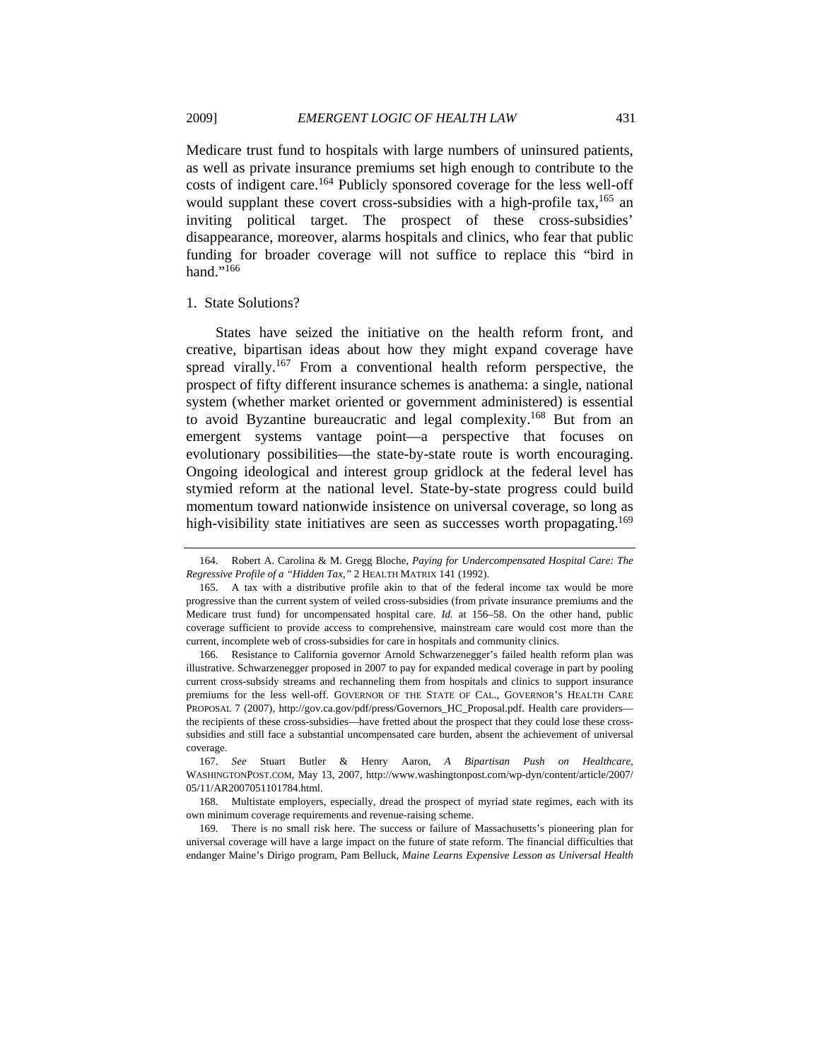Medicare trust fund to hospitals with large numbers of uninsured patients, as well as private insurance premiums set high enough to contribute to the costs of indigent care.[164] Publicly sponsored coverage for the less well-off would supplant these covert cross-subsidies with a high-profile tax,[165] an inviting political target. The prospect of these cross-subsidies' disappearance, moreover, alarms hospitals and clinics, who fear that public funding for broader coverage will not suffice to replace this "bird in hand."[166]

### 1. State Solutions?

States have seized the initiative on the health reform front, and creative, bipartisan ideas about how they might expand coverage have spread virally.[167] From a conventional health reform perspective, the prospect of fifty different insurance schemes is anathema: a single, national system (whether market oriented or government administered) is essential to avoid Byzantine bureaucratic and legal complexity.[168] But from an emergent systems vantage point—a perspective that focuses on evolutionary possibilities—the state-by-state route is worth encouraging. Ongoing ideological and interest group gridlock at the federal level has stymied reform at the national level. State-by-state progress could build momentum toward nationwide insistence on universal coverage, so long as high-visibility state initiatives are seen as successes worth propagating.[169]

---

164. Robert A. Carolina & M. Gregg Bloche, *Paying for Undercompensated Hospital Care: The Regressive Profile of a "Hidden Tax,"* 2 HEALTH MATRIX 141 (1992).

165. A tax with a distributive profile akin to that of the federal income tax would be more progressive than the current system of veiled cross-subsidies (from private insurance premiums and the Medicare trust fund) for uncompensated hospital care. *Id.* at 156–58. On the other hand, public coverage sufficient to provide access to comprehensive, mainstream care would cost more than the current, incomplete web of cross-subsidies for care in hospitals and community clinics.

166. Resistance to California governor Arnold Schwarzenegger's failed health reform plan was illustrative. Schwarzenegger proposed in 2007 to pay for expanded medical coverage in part by pooling current cross-subsidy streams and rechanneling them from hospitals and clinics to support insurance premiums for the less well-off. GOVERNOR OF THE STATE OF CAL., GOVERNOR'S HEALTH CARE PROPOSAL 7 (2007), http://gov.ca.gov/pdf/press/Governors_HC_Proposal.pdf. Health care providers—the recipients of these cross-subsidies—have fretted about the prospect that they could lose these cross-subsidies and still face a substantial uncompensated care burden, absent the achievement of universal coverage.

167. *See* Stuart Butler & Henry Aaron, *A Bipartisan Push on Healthcare*, WASHINGTONPOST.COM, May 13, 2007, http://www.washingtonpost.com/wp-dyn/content/article/2007/05/11/AR2007051101784.html.

168. Multistate employers, especially, dread the prospect of myriad state regimes, each with its own minimum coverage requirements and revenue-raising scheme.

169. There is no small risk here. The success or failure of Massachusetts's pioneering plan for universal coverage will have a large impact on the future of state reform. The financial difficulties that endanger Maine's Dirigo program, Pam Belluck, *Maine Learns Expensive Lesson as Universal Health*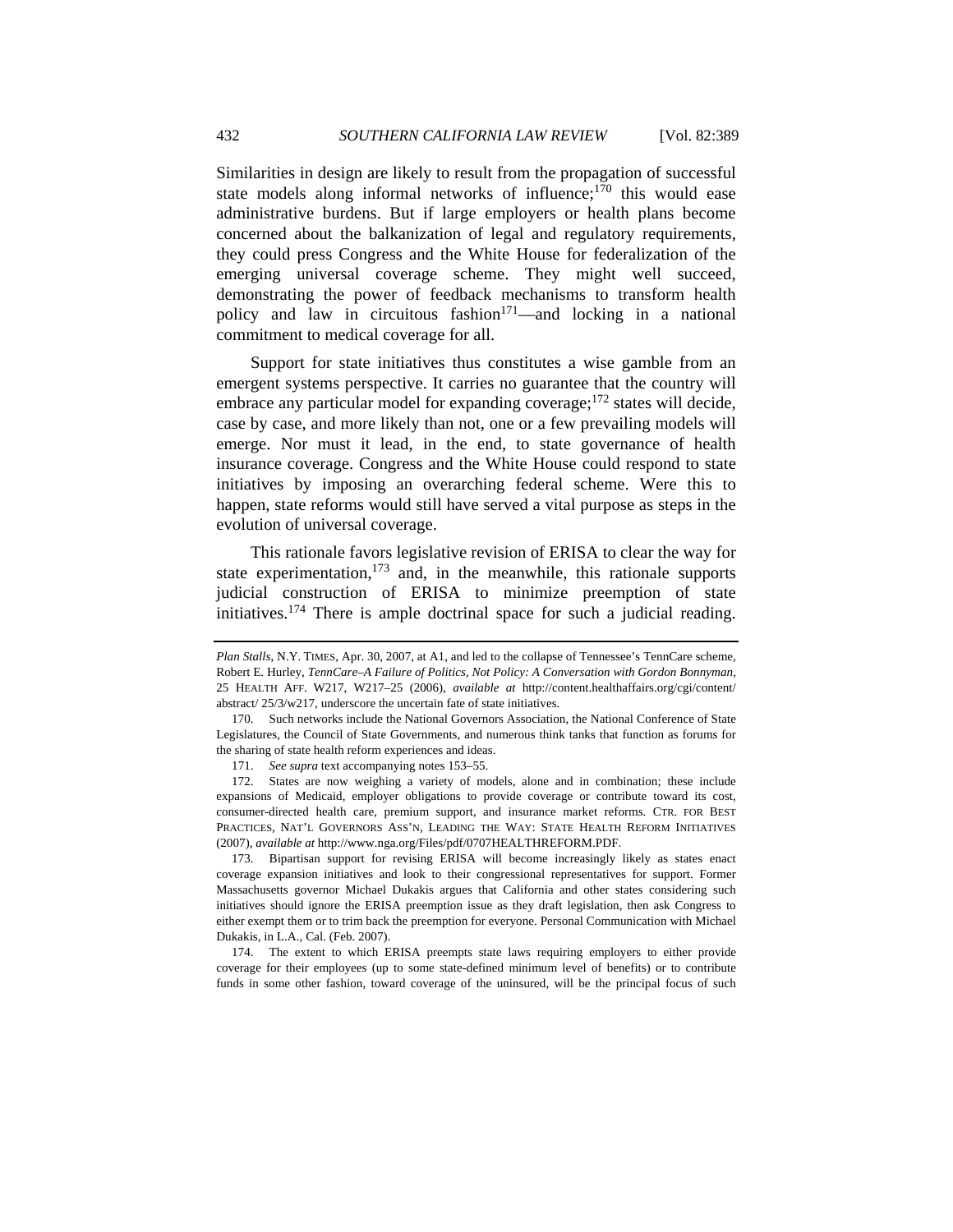Similarities in design are likely to result from the propagation of successful state models along informal networks of influence;[170] this would ease administrative burdens. But if large employers or health plans become concerned about the balkanization of legal and regulatory requirements, they could press Congress and the White House for federalization of the emerging universal coverage scheme. They might well succeed, demonstrating the power of feedback mechanisms to transform health policy and law in circuitous fashion[171]—and locking in a national commitment to medical coverage for all.

Support for state initiatives thus constitutes a wise gamble from an emergent systems perspective. It carries no guarantee that the country will embrace any particular model for expanding coverage;[172] states will decide, case by case, and more likely than not, one or a few prevailing models will emerge. Nor must it lead, in the end, to state governance of health insurance coverage. Congress and the White House could respond to state initiatives by imposing an overarching federal scheme. Were this to happen, state reforms would still have served a vital purpose as steps in the evolution of universal coverage.

This rationale favors legislative revision of ERISA to clear the way for state experimentation,[173] and, in the meanwhile, this rationale supports judicial construction of ERISA to minimize preemption of state initiatives.[174] There is ample doctrinal space for such a judicial reading.

---

*Plan Stalls*, N.Y. TIMES, Apr. 30, 2007, at A1, and led to the collapse of Tennessee's TennCare scheme, Robert E. Hurley, *TennCare–A Failure of Politics, Not Policy: A Conversation with Gordon Bonnyman*, 25 HEALTH AFF. W217, W217–25 (2006), *available at* http://content.healthaffairs.org/cgi/content/abstract/ 25/3/w217, underscore the uncertain fate of state initiatives.

170. Such networks include the National Governors Association, the National Conference of State Legislatures, the Council of State Governments, and numerous think tanks that function as forums for the sharing of state health reform experiences and ideas.

171. *See supra* text accompanying notes 153–55.

172. States are now weighing a variety of models, alone and in combination; these include expansions of Medicaid, employer obligations to provide coverage or contribute toward its cost, consumer-directed health care, premium support, and insurance market reforms. CTR. FOR BEST PRACTICES, NAT'L GOVERNORS ASS'N, LEADING THE WAY: STATE HEALTH REFORM INITIATIVES (2007), *available at* http://www.nga.org/Files/pdf/0707HEALTHREFORM.PDF.

173. Bipartisan support for revising ERISA will become increasingly likely as states enact coverage expansion initiatives and look to their congressional representatives for support. Former Massachusetts governor Michael Dukakis argues that California and other states considering such initiatives should ignore the ERISA preemption issue as they draft legislation, then ask Congress to either exempt them or to trim back the preemption for everyone. Personal Communication with Michael Dukakis, in L.A., Cal. (Feb. 2007).

174. The extent to which ERISA preempts state laws requiring employers to either provide coverage for their employees (up to some state-defined minimum level of benefits) or to contribute funds in some other fashion, toward coverage of the uninsured, will be the principal focus of such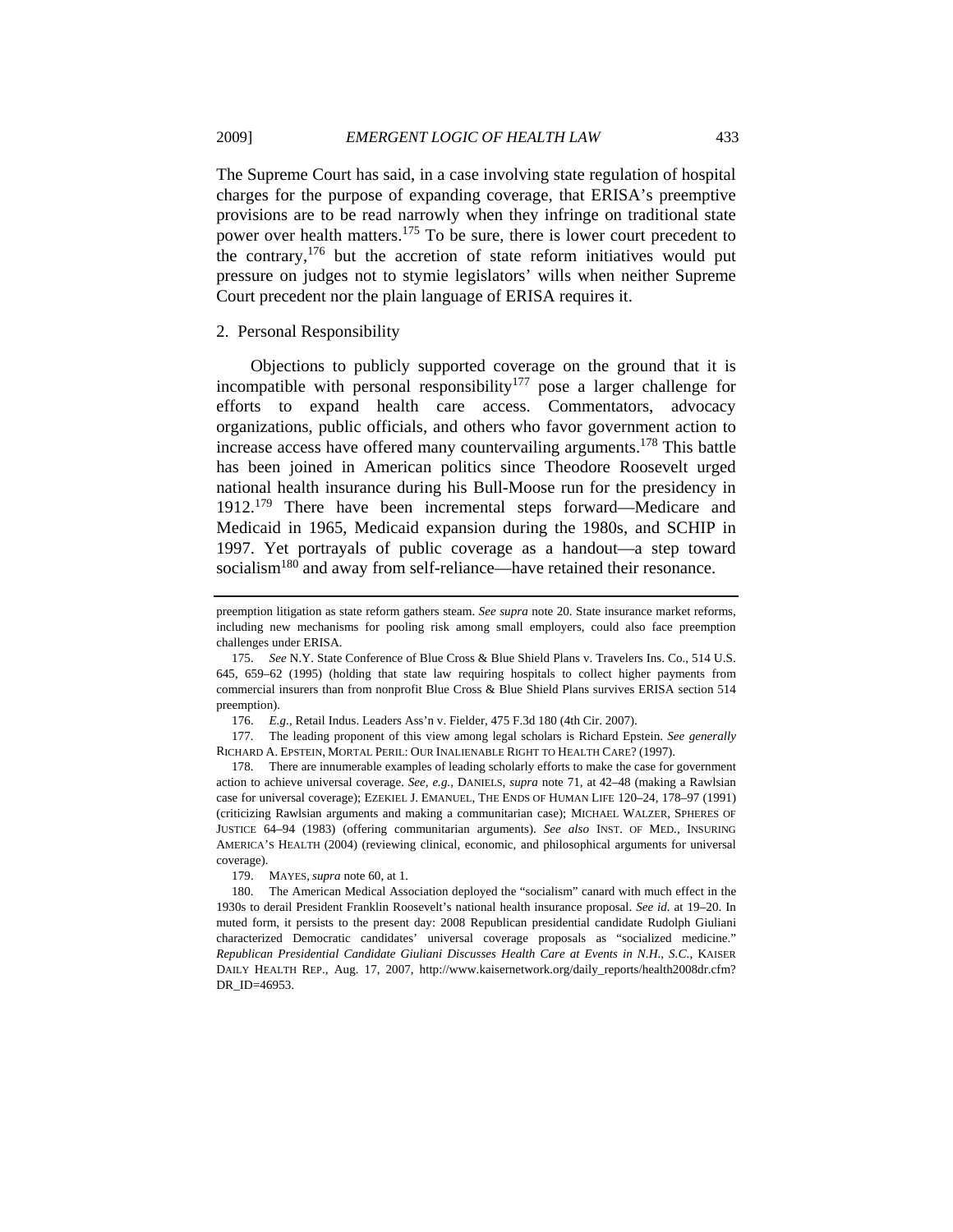The Supreme Court has said, in a case involving state regulation of hospital charges for the purpose of expanding coverage, that ERISA's preemptive provisions are to be read narrowly when they infringe on traditional state power over health matters.[175] To be sure, there is lower court precedent to the contrary,[176] but the accretion of state reform initiatives would put pressure on judges not to stymie legislators' wills when neither Supreme Court precedent nor the plain language of ERISA requires it.

2. Personal Responsibility

Objections to publicly supported coverage on the ground that it is incompatible with personal responsibility[177] pose a larger challenge for efforts to expand health care access. Commentators, advocacy organizations, public officials, and others who favor government action to increase access have offered many countervailing arguments.[178] This battle has been joined in American politics since Theodore Roosevelt urged national health insurance during his Bull-Moose run for the presidency in 1912.[179] There have been incremental steps forward—Medicare and Medicaid in 1965, Medicaid expansion during the 1980s, and SCHIP in 1997. Yet portrayals of public coverage as a handout—a step toward socialism[180] and away from self-reliance—have retained their resonance.

---

preemption litigation as state reform gathers steam. *See supra* note 20. State insurance market reforms, including new mechanisms for pooling risk among small employers, could also face preemption challenges under ERISA.

175. *See* N.Y. State Conference of Blue Cross & Blue Shield Plans v. Travelers Ins. Co., 514 U.S. 645, 659–62 (1995) (holding that state law requiring hospitals to collect higher payments from commercial insurers than from nonprofit Blue Cross & Blue Shield Plans survives ERISA section 514 preemption).

176. *E.g.*, Retail Indus. Leaders Ass'n v. Fielder, 475 F.3d 180 (4th Cir. 2007).

177. The leading proponent of this view among legal scholars is Richard Epstein. *See generally* RICHARD A. EPSTEIN, MORTAL PERIL: OUR INALIENABLE RIGHT TO HEALTH CARE? (1997).

178. There are innumerable examples of leading scholarly efforts to make the case for government action to achieve universal coverage. *See, e.g.*, DANIELS, *supra* note 71, at 42–48 (making a Rawlsian case for universal coverage); EZEKIEL J. EMANUEL, THE ENDS OF HUMAN LIFE 120–24, 178–97 (1991) (criticizing Rawlsian arguments and making a communitarian case); MICHAEL WALZER, SPHERES OF JUSTICE 64–94 (1983) (offering communitarian arguments). *See also* INST. OF MED., INSURING AMERICA'S HEALTH (2004) (reviewing clinical, economic, and philosophical arguments for universal coverage).

179. MAYES, *supra* note 60, at 1.

180. The American Medical Association deployed the "socialism" canard with much effect in the 1930s to derail President Franklin Roosevelt's national health insurance proposal. *See id.* at 19–20. In muted form, it persists to the present day: 2008 Republican presidential candidate Rudolph Giuliani characterized Democratic candidates' universal coverage proposals as "socialized medicine." *Republican Presidential Candidate Giuliani Discusses Health Care at Events in N.H., S.C.*, KAISER DAILY HEALTH REP., Aug. 17, 2007, http://www.kaisernetwork.org/daily_reports/health2008dr.cfm?DR_ID=46953.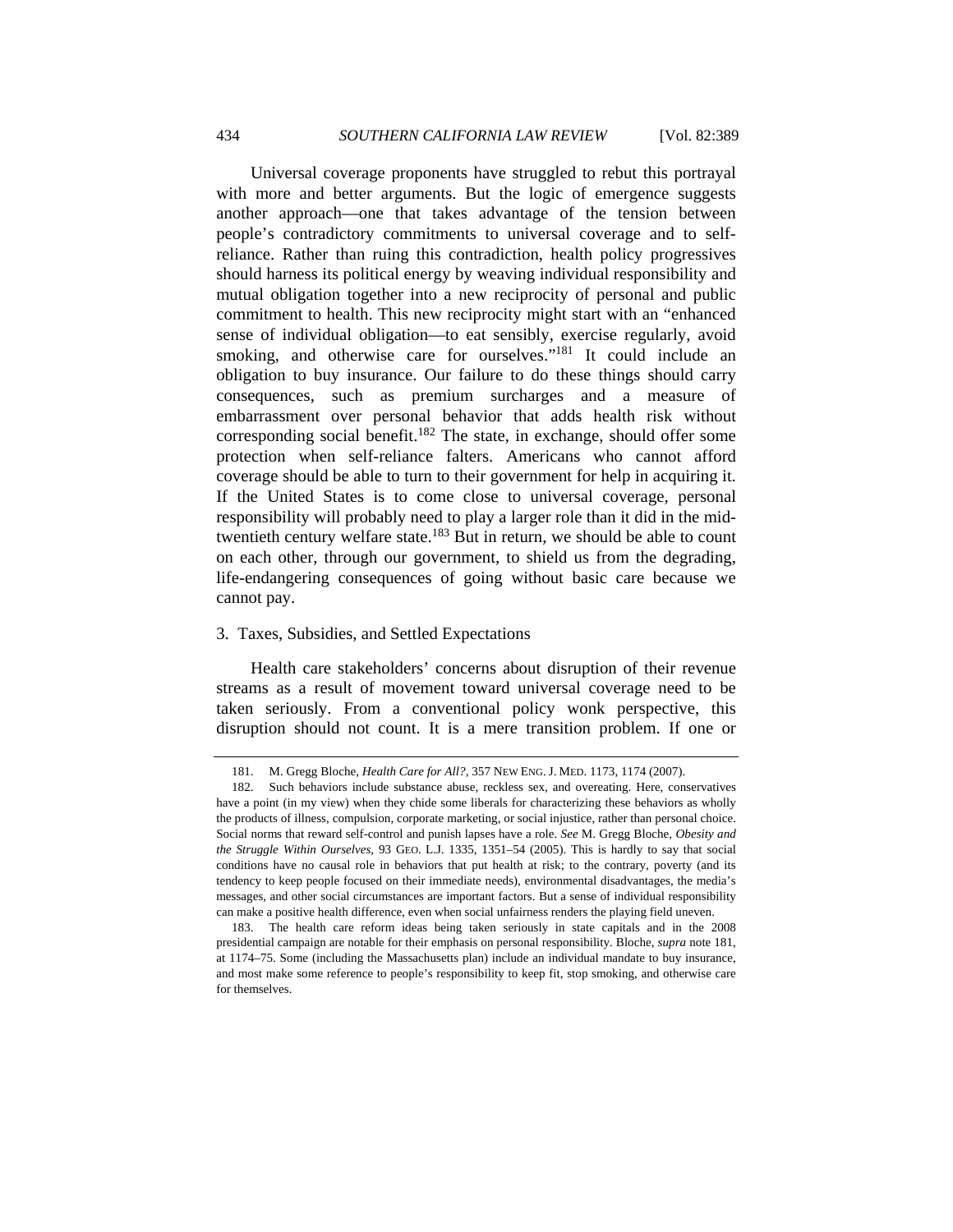Universal coverage proponents have struggled to rebut this portrayal with more and better arguments. But the logic of emergence suggests another approach—one that takes advantage of the tension between people's contradictory commitments to universal coverage and to self-reliance. Rather than ruing this contradiction, health policy progressives should harness its political energy by weaving individual responsibility and mutual obligation together into a new reciprocity of personal and public commitment to health. This new reciprocity might start with an "enhanced sense of individual obligation—to eat sensibly, exercise regularly, avoid smoking, and otherwise care for ourselves."[181] It could include an obligation to buy insurance. Our failure to do these things should carry consequences, such as premium surcharges and a measure of embarrassment over personal behavior that adds health risk without corresponding social benefit.[182] The state, in exchange, should offer some protection when self-reliance falters. Americans who cannot afford coverage should be able to turn to their government for help in acquiring it. If the United States is to come close to universal coverage, personal responsibility will probably need to play a larger role than it did in the mid-twentieth century welfare state.[183] But in return, we should be able to count on each other, through our government, to shield us from the degrading, life-endangering consequences of going without basic care because we cannot pay.

### 3. Taxes, Subsidies, and Settled Expectations

Health care stakeholders' concerns about disruption of their revenue streams as a result of movement toward universal coverage need to be taken seriously. From a conventional policy wonk perspective, this disruption should not count. It is a mere transition problem. If one or

---

181. M. Gregg Bloche, *Health Care for All?*, 357 NEW ENG. J. MED. 1173, 1174 (2007).

182. Such behaviors include substance abuse, reckless sex, and overeating. Here, conservatives have a point (in my view) when they chide some liberals for characterizing these behaviors as wholly the products of illness, compulsion, corporate marketing, or social injustice, rather than personal choice. Social norms that reward self-control and punish lapses have a role. *See* M. Gregg Bloche, *Obesity and the Struggle Within Ourselves*, 93 GEO. L.J. 1335, 1351–54 (2005). This is hardly to say that social conditions have no causal role in behaviors that put health at risk; to the contrary, poverty (and its tendency to keep people focused on their immediate needs), environmental disadvantages, the media's messages, and other social circumstances are important factors. But a sense of individual responsibility can make a positive health difference, even when social unfairness renders the playing field uneven.

183. The health care reform ideas being taken seriously in state capitals and in the 2008 presidential campaign are notable for their emphasis on personal responsibility. Bloche, *supra* note 181, at 1174–75. Some (including the Massachusetts plan) include an individual mandate to buy insurance, and most make some reference to people's responsibility to keep fit, stop smoking, and otherwise care for themselves.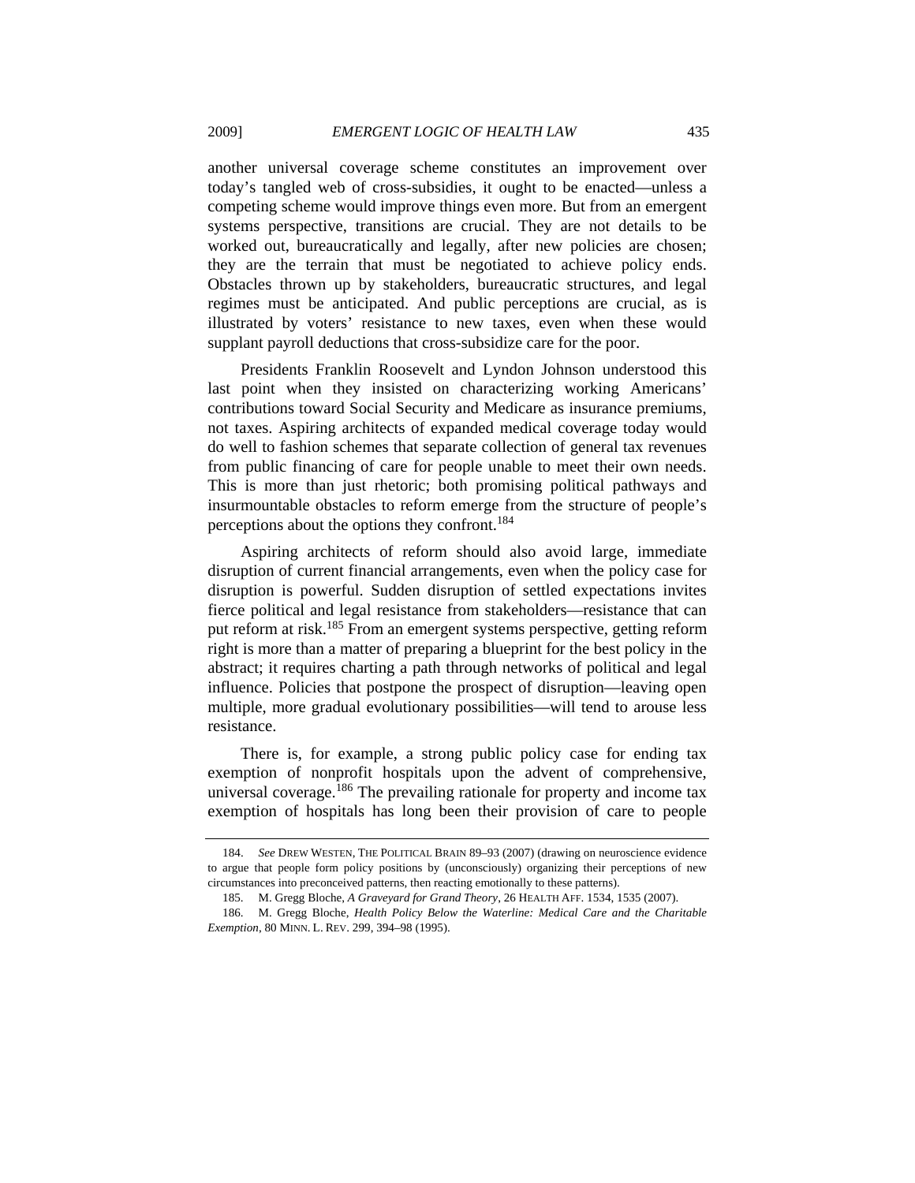another universal coverage scheme constitutes an improvement over today's tangled web of cross-subsidies, it ought to be enacted—unless a competing scheme would improve things even more. But from an emergent systems perspective, transitions are crucial. They are not details to be worked out, bureaucratically and legally, after new policies are chosen; they are the terrain that must be negotiated to achieve policy ends. Obstacles thrown up by stakeholders, bureaucratic structures, and legal regimes must be anticipated. And public perceptions are crucial, as is illustrated by voters' resistance to new taxes, even when these would supplant payroll deductions that cross-subsidize care for the poor.

Presidents Franklin Roosevelt and Lyndon Johnson understood this last point when they insisted on characterizing working Americans' contributions toward Social Security and Medicare as insurance premiums, not taxes. Aspiring architects of expanded medical coverage today would do well to fashion schemes that separate collection of general tax revenues from public financing of care for people unable to meet their own needs. This is more than just rhetoric; both promising political pathways and insurmountable obstacles to reform emerge from the structure of people's perceptions about the options they confront.[184]

Aspiring architects of reform should also avoid large, immediate disruption of current financial arrangements, even when the policy case for disruption is powerful. Sudden disruption of settled expectations invites fierce political and legal resistance from stakeholders—resistance that can put reform at risk.[185] From an emergent systems perspective, getting reform right is more than a matter of preparing a blueprint for the best policy in the abstract; it requires charting a path through networks of political and legal influence. Policies that postpone the prospect of disruption—leaving open multiple, more gradual evolutionary possibilities—will tend to arouse less resistance.

There is, for example, a strong public policy case for ending tax exemption of nonprofit hospitals upon the advent of comprehensive, universal coverage.[186] The prevailing rationale for property and income tax exemption of hospitals has long been their provision of care to people

---

184. *See* DREW WESTEN, THE POLITICAL BRAIN 89–93 (2007) (drawing on neuroscience evidence to argue that people form policy positions by (unconsciously) organizing their perceptions of new circumstances into preconceived patterns, then reacting emotionally to these patterns).

185. M. Gregg Bloche, *A Graveyard for Grand Theory*, 26 HEALTH AFF. 1534, 1535 (2007).

186. M. Gregg Bloche, *Health Policy Below the Waterline: Medical Care and the Charitable Exemption*, 80 MINN. L. REV. 299, 394–98 (1995).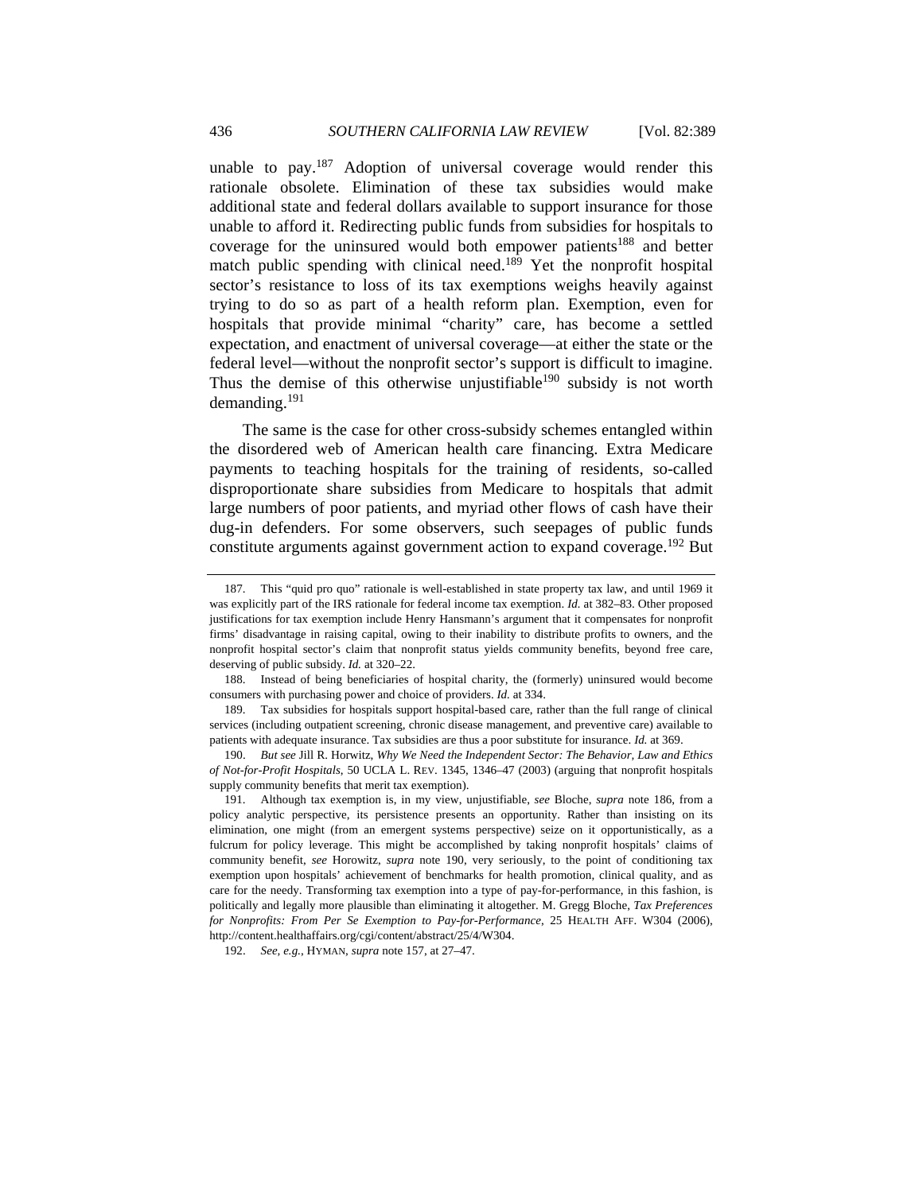unable to pay.[187] Adoption of universal coverage would render this rationale obsolete. Elimination of these tax subsidies would make additional state and federal dollars available to support insurance for those unable to afford it. Redirecting public funds from subsidies for hospitals to coverage for the uninsured would both empower patients[188] and better match public spending with clinical need.[189] Yet the nonprofit hospital sector's resistance to loss of its tax exemptions weighs heavily against trying to do so as part of a health reform plan. Exemption, even for hospitals that provide minimal "charity" care, has become a settled expectation, and enactment of universal coverage—at either the state or the federal level—without the nonprofit sector's support is difficult to imagine. Thus the demise of this otherwise unjustifiable[190] subsidy is not worth demanding.[191]

The same is the case for other cross-subsidy schemes entangled within the disordered web of American health care financing. Extra Medicare payments to teaching hospitals for the training of residents, so-called disproportionate share subsidies from Medicare to hospitals that admit large numbers of poor patients, and myriad other flows of cash have their dug-in defenders. For some observers, such seepages of public funds constitute arguments against government action to expand coverage.[192] But

---

187. This "quid pro quo" rationale is well-established in state property tax law, and until 1969 it was explicitly part of the IRS rationale for federal income tax exemption. *Id.* at 382–83. Other proposed justifications for tax exemption include Henry Hansmann's argument that it compensates for nonprofit firms' disadvantage in raising capital, owing to their inability to distribute profits to owners, and the nonprofit hospital sector's claim that nonprofit status yields community benefits, beyond free care, deserving of public subsidy. *Id.* at 320–22.

188. Instead of being beneficiaries of hospital charity, the (formerly) uninsured would become consumers with purchasing power and choice of providers. *Id.* at 334.

189. Tax subsidies for hospitals support hospital-based care, rather than the full range of clinical services (including outpatient screening, chronic disease management, and preventive care) available to patients with adequate insurance. Tax subsidies are thus a poor substitute for insurance. *Id.* at 369.

190. *But see* Jill R. Horwitz, *Why We Need the Independent Sector: The Behavior, Law and Ethics of Not-for-Profit Hospitals*, 50 UCLA L. REV. 1345, 1346–47 (2003) (arguing that nonprofit hospitals supply community benefits that merit tax exemption).

191. Although tax exemption is, in my view, unjustifiable, *see* Bloche, *supra* note 186, from a policy analytic perspective, its persistence presents an opportunity. Rather than insisting on its elimination, one might (from an emergent systems perspective) seize on it opportunistically, as a fulcrum for policy leverage. This might be accomplished by taking nonprofit hospitals' claims of community benefit, *see* Horowitz, *supra* note 190, very seriously, to the point of conditioning tax exemption upon hospitals' achievement of benchmarks for health promotion, clinical quality, and as care for the needy. Transforming tax exemption into a type of pay-for-performance, in this fashion, is politically and legally more plausible than eliminating it altogether. M. Gregg Bloche, *Tax Preferences for Nonprofits: From Per Se Exemption to Pay-for-Performance*, 25 HEALTH AFF. W304 (2006), http://content.healthaffairs.org/cgi/content/abstract/25/4/W304.

192. *See, e.g.*, HYMAN, *supra* note 157, at 27–47.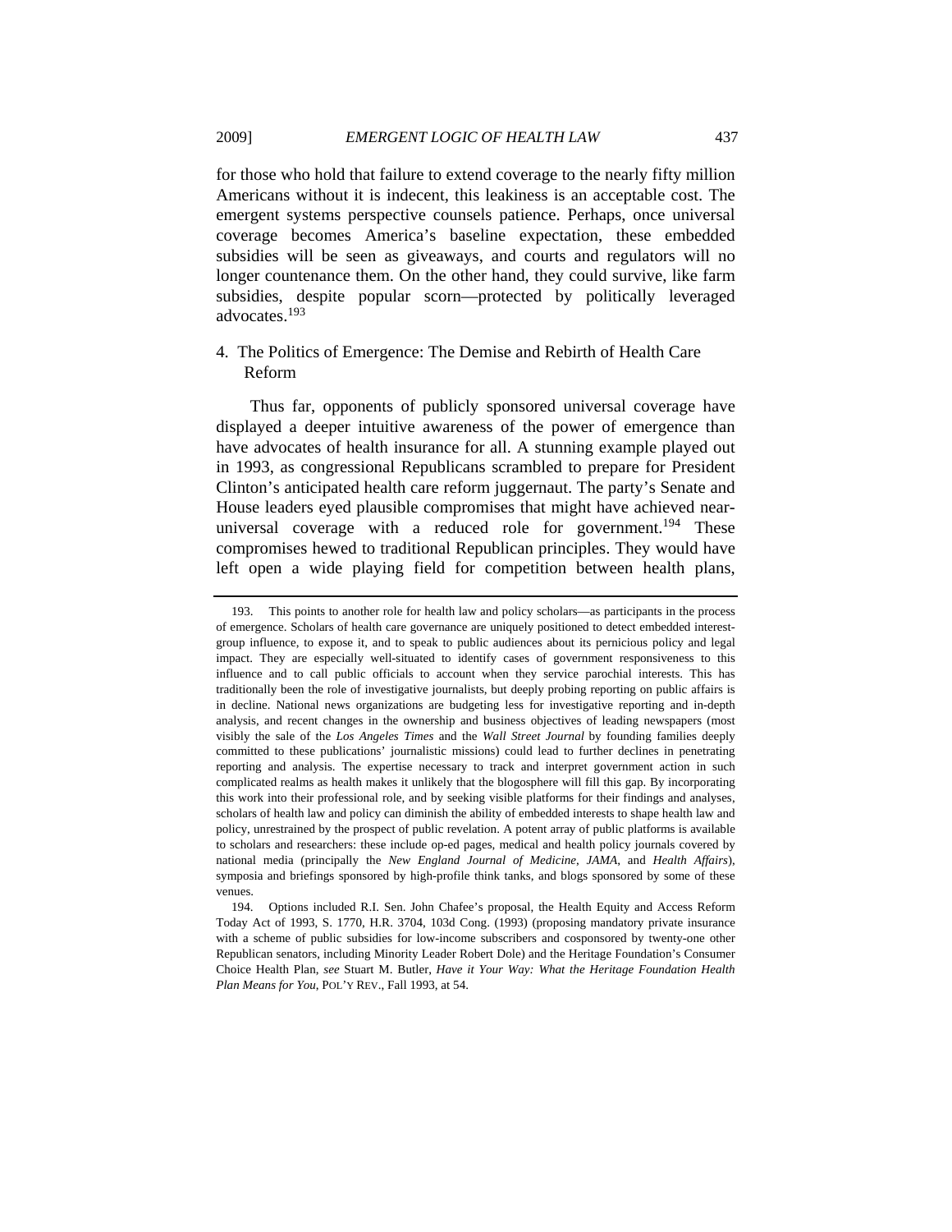for those who hold that failure to extend coverage to the nearly fifty million Americans without it is indecent, this leakiness is an acceptable cost. The emergent systems perspective counsels patience. Perhaps, once universal coverage becomes America's baseline expectation, these embedded subsidies will be seen as giveaways, and courts and regulators will no longer countenance them. On the other hand, they could survive, like farm subsidies, despite popular scorn—protected by politically leveraged advocates.[193]

### 4. The Politics of Emergence: The Demise and Rebirth of Health Care Reform

Thus far, opponents of publicly sponsored universal coverage have displayed a deeper intuitive awareness of the power of emergence than have advocates of health insurance for all. A stunning example played out in 1993, as congressional Republicans scrambled to prepare for President Clinton's anticipated health care reform juggernaut. The party's Senate and House leaders eyed plausible compromises that might have achieved near-universal coverage with a reduced role for government.[194] These compromises hewed to traditional Republican principles. They would have left open a wide playing field for competition between health plans,

---

193. This points to another role for health law and policy scholars—as participants in the process of emergence. Scholars of health care governance are uniquely positioned to detect embedded interest-group influence, to expose it, and to speak to public audiences about its pernicious policy and legal impact. They are especially well-situated to identify cases of government responsiveness to this influence and to call public officials to account when they service parochial interests. This has traditionally been the role of investigative journalists, but deeply probing reporting on public affairs is in decline. National news organizations are budgeting less for investigative reporting and in-depth analysis, and recent changes in the ownership and business objectives of leading newspapers (most visibly the sale of the *Los Angeles Times* and the *Wall Street Journal* by founding families deeply committed to these publications' journalistic missions) could lead to further declines in penetrating reporting and analysis. The expertise necessary to track and interpret government action in such complicated realms as health makes it unlikely that the blogosphere will fill this gap. By incorporating this work into their professional role, and by seeking visible platforms for their findings and analyses, scholars of health law and policy can diminish the ability of embedded interests to shape health law and policy, unrestrained by the prospect of public revelation. A potent array of public platforms is available to scholars and researchers: these include op-ed pages, medical and health policy journals covered by national media (principally the *New England Journal of Medicine*, *JAMA*, and *Health Affairs*), symposia and briefings sponsored by high-profile think tanks, and blogs sponsored by some of these venues.

194. Options included R.I. Sen. John Chafee's proposal, the Health Equity and Access Reform Today Act of 1993, S. 1770, H.R. 3704, 103d Cong. (1993) (proposing mandatory private insurance with a scheme of public subsidies for low-income subscribers and cosponsored by twenty-one other Republican senators, including Minority Leader Robert Dole) and the Heritage Foundation's Consumer Choice Health Plan, *see* Stuart M. Butler, *Have it Your Way: What the Heritage Foundation Health Plan Means for You*, POL'Y REV., Fall 1993, at 54.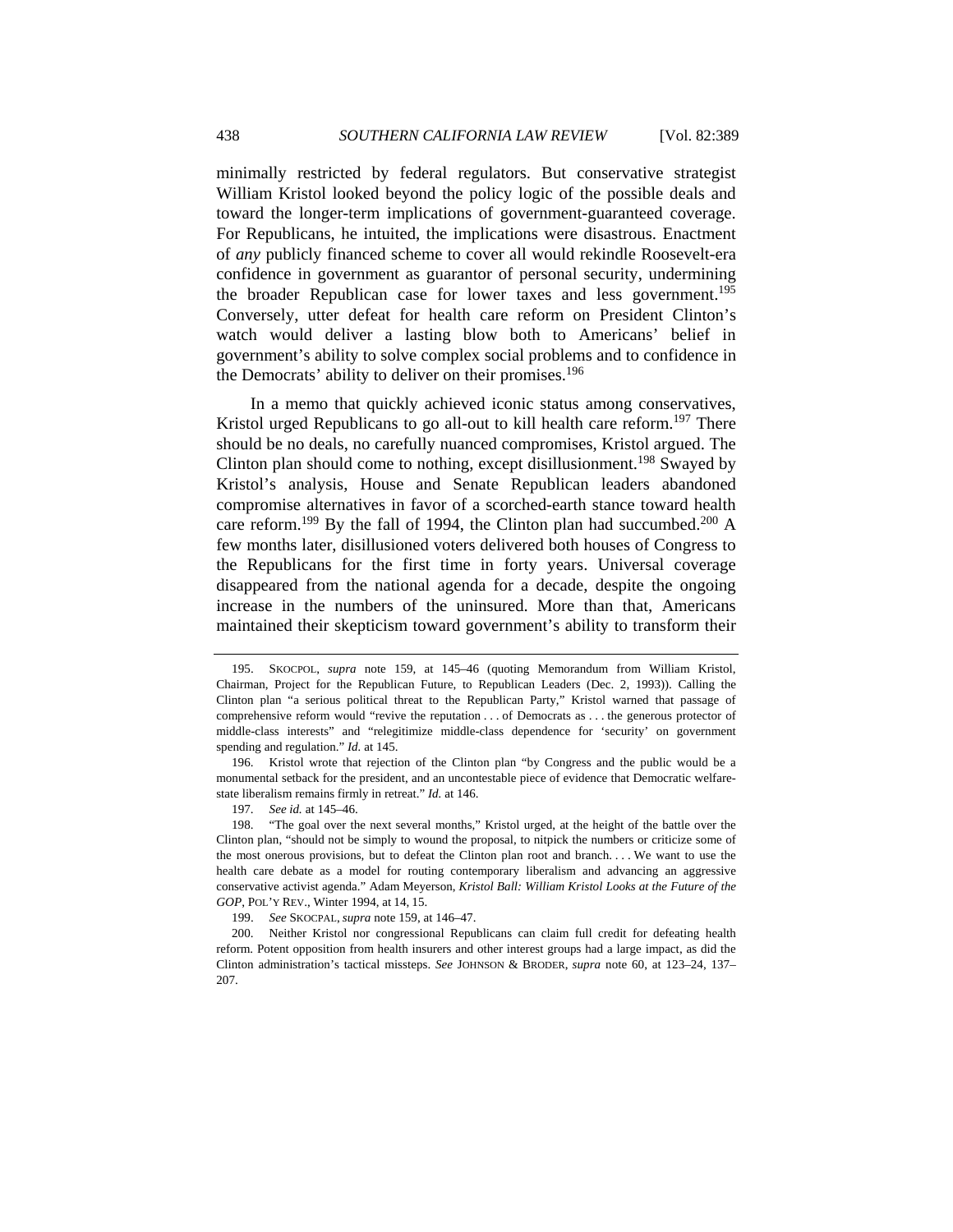minimally restricted by federal regulators. But conservative strategist William Kristol looked beyond the policy logic of the possible deals and toward the longer-term implications of government-guaranteed coverage. For Republicans, he intuited, the implications were disastrous. Enactment of *any* publicly financed scheme to cover all would rekindle Roosevelt-era confidence in government as guarantor of personal security, undermining the broader Republican case for lower taxes and less government.[195] Conversely, utter defeat for health care reform on President Clinton's watch would deliver a lasting blow both to Americans' belief in government's ability to solve complex social problems and to confidence in the Democrats' ability to deliver on their promises.[196]

In a memo that quickly achieved iconic status among conservatives, Kristol urged Republicans to go all-out to kill health care reform.[197] There should be no deals, no carefully nuanced compromises, Kristol argued. The Clinton plan should come to nothing, except disillusionment.[198] Swayed by Kristol's analysis, House and Senate Republican leaders abandoned compromise alternatives in favor of a scorched-earth stance toward health care reform.[199] By the fall of 1994, the Clinton plan had succumbed.[200] A few months later, disillusioned voters delivered both houses of Congress to the Republicans for the first time in forty years. Universal coverage disappeared from the national agenda for a decade, despite the ongoing increase in the numbers of the uninsured. More than that, Americans maintained their skepticism toward government's ability to transform their

---

195. SKOCPOL, *supra* note 159, at 145–46 (quoting Memorandum from William Kristol, Chairman, Project for the Republican Future, to Republican Leaders (Dec. 2, 1993)). Calling the Clinton plan "a serious political threat to the Republican Party," Kristol warned that passage of comprehensive reform would "revive the reputation . . . of Democrats as . . . the generous protector of middle-class interests" and "relegitimize middle-class dependence for 'security' on government spending and regulation." *Id.* at 145.

196. Kristol wrote that rejection of the Clinton plan "by Congress and the public would be a monumental setback for the president, and an uncontestable piece of evidence that Democratic welfare-state liberalism remains firmly in retreat." *Id.* at 146.

197. *See id.* at 145–46.

198. "The goal over the next several months," Kristol urged, at the height of the battle over the Clinton plan, "should not be simply to wound the proposal, to nitpick the numbers or criticize some of the most onerous provisions, but to defeat the Clinton plan root and branch. . . . We want to use the health care debate as a model for routing contemporary liberalism and advancing an aggressive conservative activist agenda." Adam Meyerson, *Kristol Ball: William Kristol Looks at the Future of the GOP*, POL'Y REV., Winter 1994, at 14, 15.

199. *See* SKOCPAL, *supra* note 159, at 146–47.

200. Neither Kristol nor congressional Republicans can claim full credit for defeating health reform. Potent opposition from health insurers and other interest groups had a large impact, as did the Clinton administration's tactical missteps. *See* JOHNSON & BRODER, *supra* note 60, at 123–24, 137–207.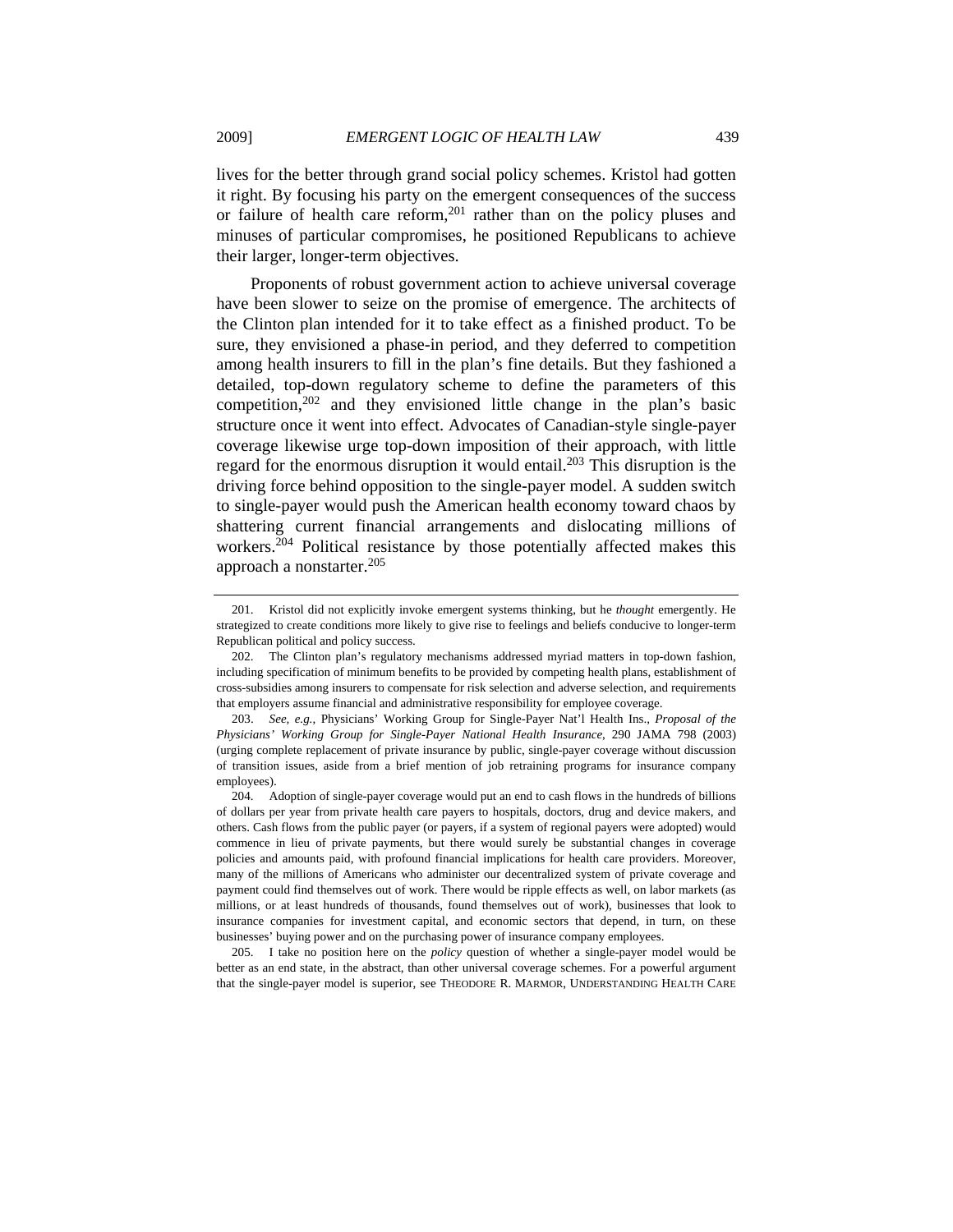lives for the better through grand social policy schemes. Kristol had gotten it right. By focusing his party on the emergent consequences of the success or failure of health care reform,[201] rather than on the policy pluses and minuses of particular compromises, he positioned Republicans to achieve their larger, longer-term objectives.

Proponents of robust government action to achieve universal coverage have been slower to seize on the promise of emergence. The architects of the Clinton plan intended for it to take effect as a finished product. To be sure, they envisioned a phase-in period, and they deferred to competition among health insurers to fill in the plan's fine details. But they fashioned a detailed, top-down regulatory scheme to define the parameters of this competition,[202] and they envisioned little change in the plan's basic structure once it went into effect. Advocates of Canadian-style single-payer coverage likewise urge top-down imposition of their approach, with little regard for the enormous disruption it would entail.[203] This disruption is the driving force behind opposition to the single-payer model. A sudden switch to single-payer would push the American health economy toward chaos by shattering current financial arrangements and dislocating millions of workers.[204] Political resistance by those potentially affected makes this approach a nonstarter.[205]

---

201. Kristol did not explicitly invoke emergent systems thinking, but he *thought* emergently. He strategized to create conditions more likely to give rise to feelings and beliefs conducive to longer-term Republican political and policy success.

202. The Clinton plan's regulatory mechanisms addressed myriad matters in top-down fashion, including specification of minimum benefits to be provided by competing health plans, establishment of cross-subsidies among insurers to compensate for risk selection and adverse selection, and requirements that employers assume financial and administrative responsibility for employee coverage.

203. *See, e.g.*, Physicians' Working Group for Single-Payer Nat'l Health Ins., *Proposal of the Physicians' Working Group for Single-Payer National Health Insurance*, 290 JAMA 798 (2003) (urging complete replacement of private insurance by public, single-payer coverage without discussion of transition issues, aside from a brief mention of job retraining programs for insurance company employees).

204. Adoption of single-payer coverage would put an end to cash flows in the hundreds of billions of dollars per year from private health care payers to hospitals, doctors, drug and device makers, and others. Cash flows from the public payer (or payers, if a system of regional payers were adopted) would commence in lieu of private payments, but there would surely be substantial changes in coverage policies and amounts paid, with profound financial implications for health care providers. Moreover, many of the millions of Americans who administer our decentralized system of private coverage and payment could find themselves out of work. There would be ripple effects as well, on labor markets (as millions, or at least hundreds of thousands, found themselves out of work), businesses that look to insurance companies for investment capital, and economic sectors that depend, in turn, on these businesses' buying power and on the purchasing power of insurance company employees.

205. I take no position here on the *policy* question of whether a single-payer model would be better as an end state, in the abstract, than other universal coverage schemes. For a powerful argument that the single-payer model is superior, see THEODORE R. MARMOR, UNDERSTANDING HEALTH CARE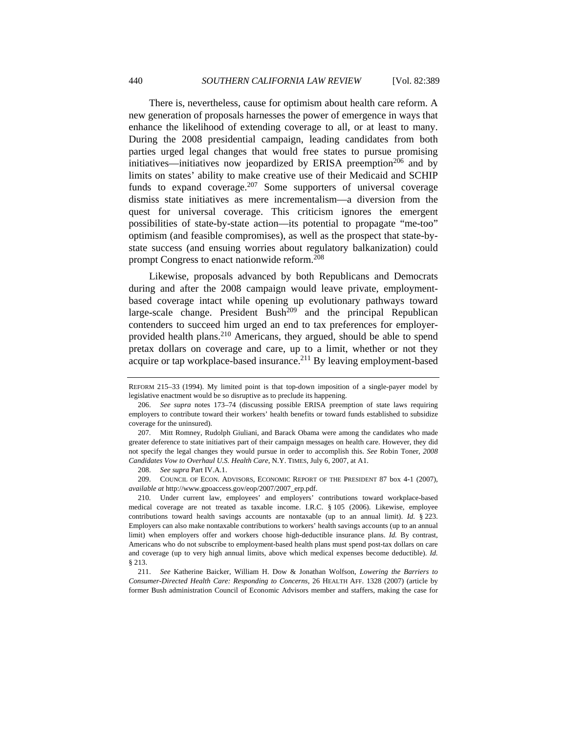There is, nevertheless, cause for optimism about health care reform. A new generation of proposals harnesses the power of emergence in ways that enhance the likelihood of extending coverage to all, or at least to many. During the 2008 presidential campaign, leading candidates from both parties urged legal changes that would free states to pursue promising initiatives—initiatives now jeopardized by ERISA preemption[206] and by limits on states' ability to make creative use of their Medicaid and SCHIP funds to expand coverage.[207] Some supporters of universal coverage dismiss state initiatives as mere incrementalism—a diversion from the quest for universal coverage. This criticism ignores the emergent possibilities of state-by-state action—its potential to propagate "me-too" optimism (and feasible compromises), as well as the prospect that state-by-state success (and ensuing worries about regulatory balkanization) could prompt Congress to enact nationwide reform.[208]

Likewise, proposals advanced by both Republicans and Democrats during and after the 2008 campaign would leave private, employment-based coverage intact while opening up evolutionary pathways toward large-scale change. President Bush[209] and the principal Republican contenders to succeed him urged an end to tax preferences for employer-provided health plans.[210] Americans, they argued, should be able to spend pretax dollars on coverage and care, up to a limit, whether or not they acquire or tap workplace-based insurance.[211] By leaving employment-based

---

REFORM 215–33 (1994). My limited point is that top-down imposition of a single-payer model by legislative enactment would be so disruptive as to preclude its happening.

206. *See supra* notes 173–74 (discussing possible ERISA preemption of state laws requiring employers to contribute toward their workers' health benefits or toward funds established to subsidize coverage for the uninsured).

207. Mitt Romney, Rudolph Giuliani, and Barack Obama were among the candidates who made greater deference to state initiatives part of their campaign messages on health care. However, they did not specify the legal changes they would pursue in order to accomplish this. *See* Robin Toner, *2008 Candidates Vow to Overhaul U.S. Health Care*, N.Y. TIMES, July 6, 2007, at A1.

208. *See supra* Part IV.A.1.

209. COUNCIL OF ECON. ADVISORS, ECONOMIC REPORT OF THE PRESIDENT 87 box 4-1 (2007), *available at* http://www.gpoaccess.gov/eop/2007/2007_erp.pdf.

210. Under current law, employees' and employers' contributions toward workplace-based medical coverage are not treated as taxable income. I.R.C. § 105 (2006). Likewise, employee contributions toward health savings accounts are nontaxable (up to an annual limit). *Id.* § 223. Employers can also make nontaxable contributions to workers' health savings accounts (up to an annual limit) when employers offer and workers choose high-deductible insurance plans. *Id.* By contrast, Americans who do not subscribe to employment-based health plans must spend post-tax dollars on care and coverage (up to very high annual limits, above which medical expenses become deductible). *Id.* § 213.

211. *See* Katherine Baicker, William H. Dow & Jonathan Wolfson, *Lowering the Barriers to Consumer-Directed Health Care: Responding to Concerns*, 26 HEALTH AFF. 1328 (2007) (article by former Bush administration Council of Economic Advisors member and staffers, making the case for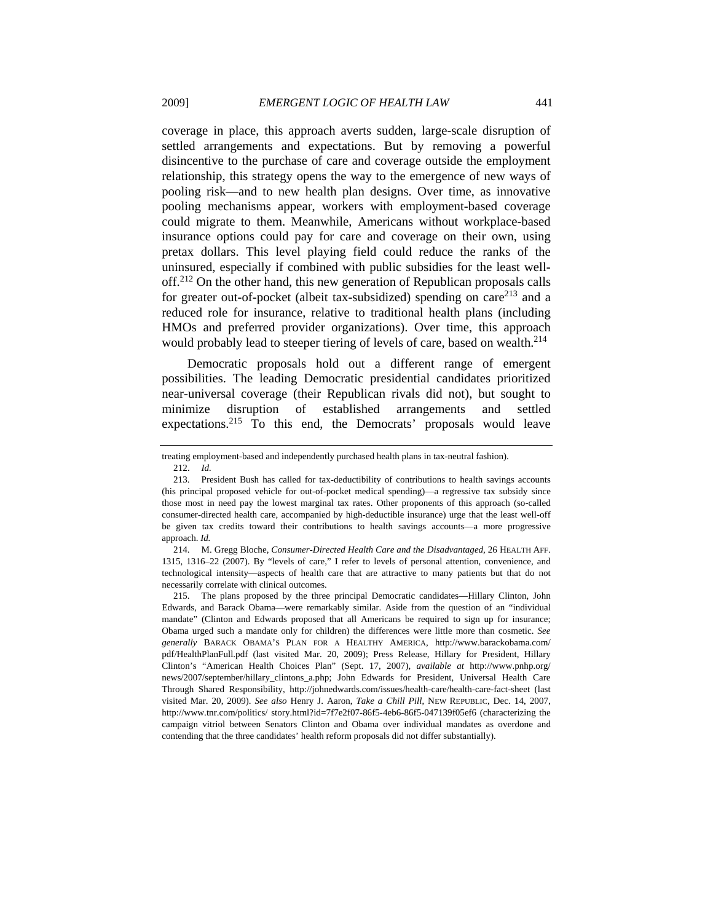coverage in place, this approach averts sudden, large-scale disruption of settled arrangements and expectations. But by removing a powerful disincentive to the purchase of care and coverage outside the employment relationship, this strategy opens the way to the emergence of new ways of pooling risk—and to new health plan designs. Over time, as innovative pooling mechanisms appear, workers with employment-based coverage could migrate to them. Meanwhile, Americans without workplace-based insurance options could pay for care and coverage on their own, using pretax dollars. This level playing field could reduce the ranks of the uninsured, especially if combined with public subsidies for the least well-off.[212] On the other hand, this new generation of Republican proposals calls for greater out-of-pocket (albeit tax-subsidized) spending on care[213] and a reduced role for insurance, relative to traditional health plans (including HMOs and preferred provider organizations). Over time, this approach would probably lead to steeper tiering of levels of care, based on wealth.[214]

Democratic proposals hold out a different range of emergent possibilities. The leading Democratic presidential candidates prioritized near-universal coverage (their Republican rivals did not), but sought to minimize disruption of established arrangements and settled expectations.[215] To this end, the Democrats' proposals would leave

---

treating employment-based and independently purchased health plans in tax-neutral fashion).

212. *Id.*

213. President Bush has called for tax-deductibility of contributions to health savings accounts (his principal proposed vehicle for out-of-pocket medical spending)—a regressive tax subsidy since those most in need pay the lowest marginal tax rates. Other proponents of this approach (so-called consumer-directed health care, accompanied by high-deductible insurance) urge that the least well-off be given tax credits toward their contributions to health savings accounts—a more progressive approach. *Id.*

214. M. Gregg Bloche, *Consumer-Directed Health Care and the Disadvantaged*, 26 HEALTH AFF. 1315, 1316–22 (2007). By "levels of care," I refer to levels of personal attention, convenience, and technological intensity—aspects of health care that are attractive to many patients but that do not necessarily correlate with clinical outcomes.

215. The plans proposed by the three principal Democratic candidates—Hillary Clinton, John Edwards, and Barack Obama—were remarkably similar. Aside from the question of an "individual mandate" (Clinton and Edwards proposed that all Americans be required to sign up for insurance; Obama urged such a mandate only for children) the differences were little more than cosmetic. *See generally* BARACK OBAMA'S PLAN FOR A HEALTHY AMERICA, http://www.barackobama.com/pdf/HealthPlanFull.pdf (last visited Mar. 20, 2009); Press Release, Hillary for President, Hillary Clinton's "American Health Choices Plan" (Sept. 17, 2007), *available at* http://www.pnhp.org/news/2007/september/hillary_clintons_a.php; John Edwards for President, Universal Health Care Through Shared Responsibility, http://johnedwards.com/issues/health-care/health-care-fact-sheet (last visited Mar. 20, 2009). *See also* Henry J. Aaron, *Take a Chill Pill*, NEW REPUBLIC, Dec. 14, 2007, http://www.tnr.com/politics/ story.html?id=7f7e2f07-86f5-4eb6-86f5-047139f05ef6 (characterizing the campaign vitriol between Senators Clinton and Obama over individual mandates as overdone and contending that the three candidates' health reform proposals did not differ substantially).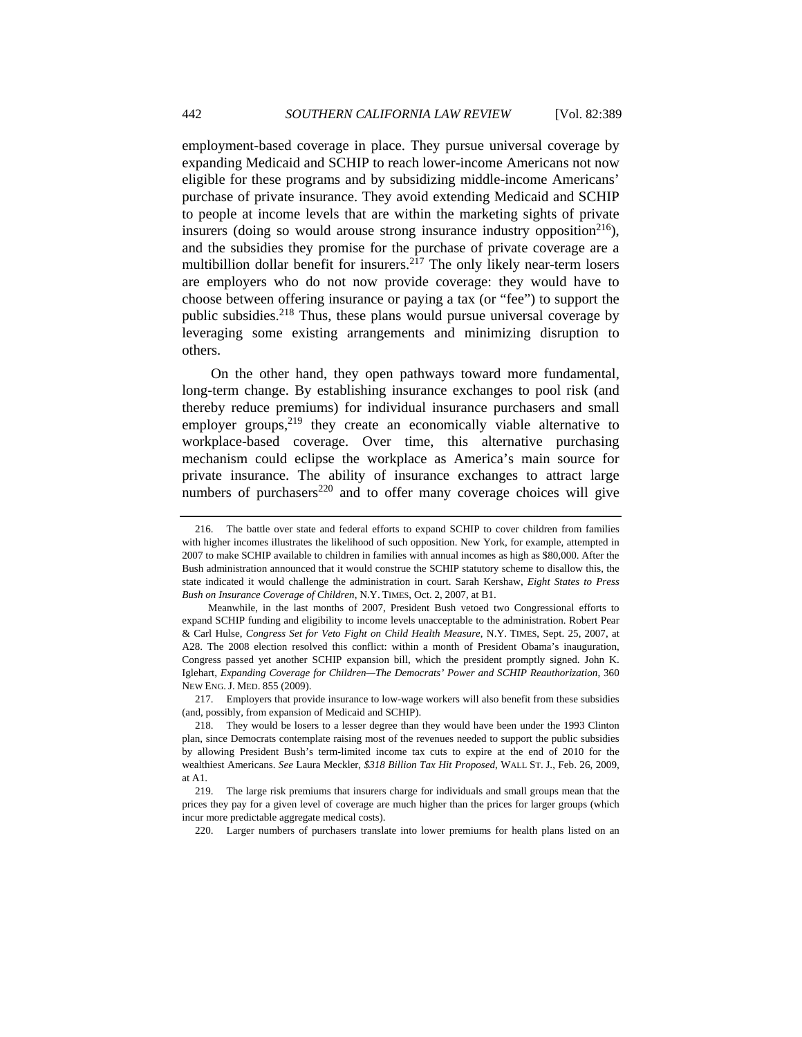employment-based coverage in place. They pursue universal coverage by expanding Medicaid and SCHIP to reach lower-income Americans not now eligible for these programs and by subsidizing middle-income Americans' purchase of private insurance. They avoid extending Medicaid and SCHIP to people at income levels that are within the marketing sights of private insurers (doing so would arouse strong insurance industry opposition[216]), and the subsidies they promise for the purchase of private coverage are a multibillion dollar benefit for insurers.[217] The only likely near-term losers are employers who do not now provide coverage: they would have to choose between offering insurance or paying a tax (or "fee") to support the public subsidies.[218] Thus, these plans would pursue universal coverage by leveraging some existing arrangements and minimizing disruption to others.

On the other hand, they open pathways toward more fundamental, long-term change. By establishing insurance exchanges to pool risk (and thereby reduce premiums) for individual insurance purchasers and small employer groups,[219] they create an economically viable alternative to workplace-based coverage. Over time, this alternative purchasing mechanism could eclipse the workplace as America's main source for private insurance. The ability of insurance exchanges to attract large numbers of purchasers[220] and to offer many coverage choices will give

---

216. The battle over state and federal efforts to expand SCHIP to cover children from families with higher incomes illustrates the likelihood of such opposition. New York, for example, attempted in 2007 to make SCHIP available to children in families with annual incomes as high as $80,000. After the Bush administration announced that it would construe the SCHIP statutory scheme to disallow this, the state indicated it would challenge the administration in court. Sarah Kershaw, *Eight States to Press Bush on Insurance Coverage of Children*, N.Y. TIMES, Oct. 2, 2007, at B1.

Meanwhile, in the last months of 2007, President Bush vetoed two Congressional efforts to expand SCHIP funding and eligibility to income levels unacceptable to the administration. Robert Pear & Carl Hulse, *Congress Set for Veto Fight on Child Health Measure*, N.Y. TIMES, Sept. 25, 2007, at A28. The 2008 election resolved this conflict: within a month of President Obama's inauguration, Congress passed yet another SCHIP expansion bill, which the president promptly signed. John K. Iglehart, *Expanding Coverage for Children—The Democrats' Power and SCHIP Reauthorization*, 360 NEW ENG. J. MED. 855 (2009).

217. Employers that provide insurance to low-wage workers will also benefit from these subsidies (and, possibly, from expansion of Medicaid and SCHIP).

218. They would be losers to a lesser degree than they would have been under the 1993 Clinton plan, since Democrats contemplate raising most of the revenues needed to support the public subsidies by allowing President Bush's term-limited income tax cuts to expire at the end of 2010 for the wealthiest Americans. *See* Laura Meckler, *$318 Billion Tax Hit Proposed*, WALL ST. J., Feb. 26, 2009, at A1.

219. The large risk premiums that insurers charge for individuals and small groups mean that the prices they pay for a given level of coverage are much higher than the prices for larger groups (which incur more predictable aggregate medical costs).

220. Larger numbers of purchasers translate into lower premiums for health plans listed on an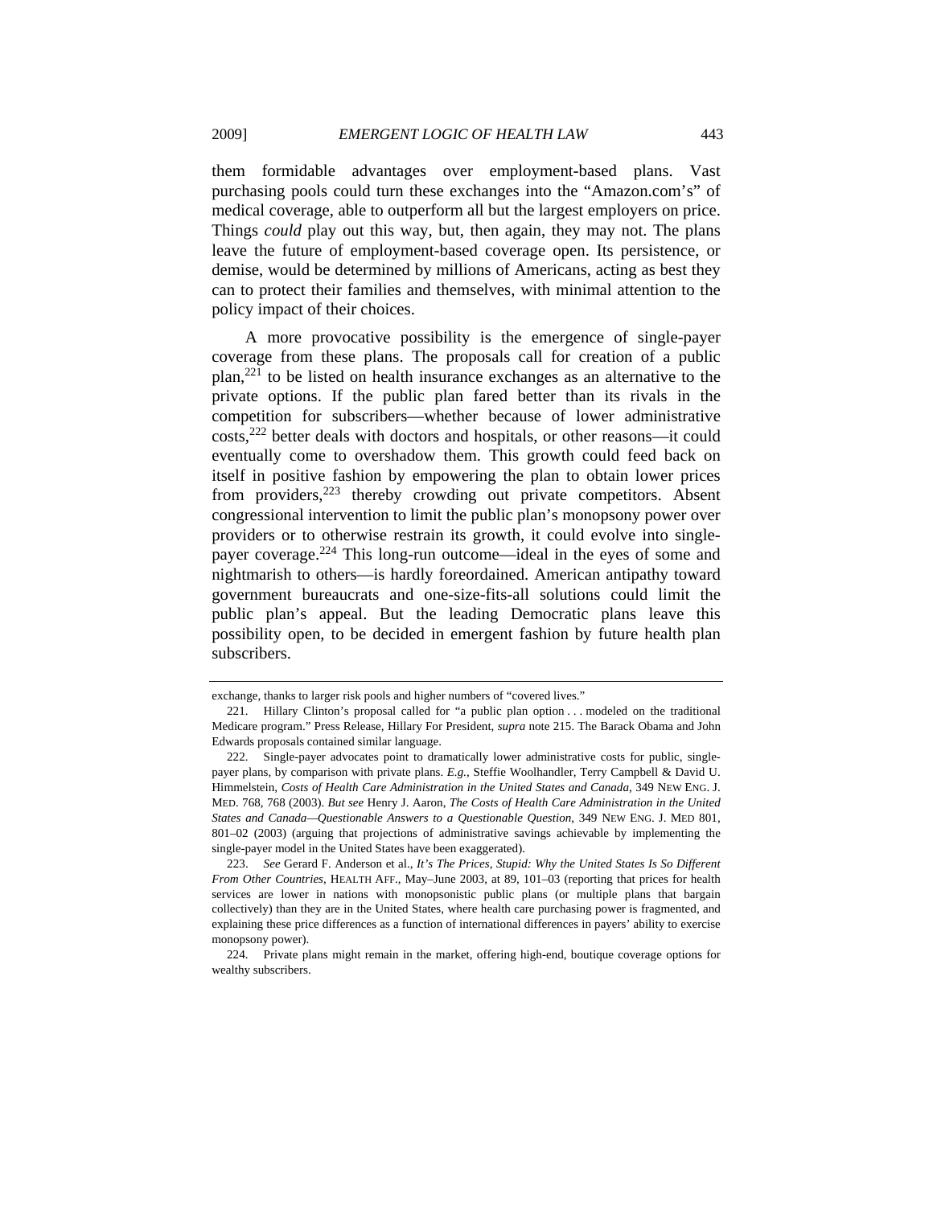them formidable advantages over employment-based plans. Vast purchasing pools could turn these exchanges into the "Amazon.com's" of medical coverage, able to outperform all but the largest employers on price. Things *could* play out this way, but, then again, they may not. The plans leave the future of employment-based coverage open. Its persistence, or demise, would be determined by millions of Americans, acting as best they can to protect their families and themselves, with minimal attention to the policy impact of their choices.

A more provocative possibility is the emergence of single-payer coverage from these plans. The proposals call for creation of a public plan,[221] to be listed on health insurance exchanges as an alternative to the private options. If the public plan fared better than its rivals in the competition for subscribers—whether because of lower administrative costs,[222] better deals with doctors and hospitals, or other reasons—it could eventually come to overshadow them. This growth could feed back on itself in positive fashion by empowering the plan to obtain lower prices from providers,[223] thereby crowding out private competitors. Absent congressional intervention to limit the public plan's monopsony power over providers or to otherwise restrain its growth, it could evolve into single-payer coverage.[224] This long-run outcome—ideal in the eyes of some and nightmarish to others—is hardly foreordained. American antipathy toward government bureaucrats and one-size-fits-all solutions could limit the public plan's appeal. But the leading Democratic plans leave this possibility open, to be decided in emergent fashion by future health plan subscribers.

---

exchange, thanks to larger risk pools and higher numbers of "covered lives."

221. Hillary Clinton's proposal called for "a public plan option . . . modeled on the traditional Medicare program." Press Release, Hillary For President, *supra* note 215. The Barack Obama and John Edwards proposals contained similar language.

222. Single-payer advocates point to dramatically lower administrative costs for public, single-payer plans, by comparison with private plans. *E.g.*, Steffie Woolhandler, Terry Campbell & David U. Himmelstein, *Costs of Health Care Administration in the United States and Canada*, 349 NEW ENG. J. MED. 768, 768 (2003). *But see* Henry J. Aaron, *The Costs of Health Care Administration in the United States and Canada—Questionable Answers to a Questionable Question*, 349 NEW ENG. J. MED 801, 801–02 (2003) (arguing that projections of administrative savings achievable by implementing the single-payer model in the United States have been exaggerated).

223. *See* Gerard F. Anderson et al., *It's The Prices, Stupid: Why the United States Is So Different From Other Countries*, HEALTH AFF., May–June 2003, at 89, 101–03 (reporting that prices for health services are lower in nations with monopsonistic public plans (or multiple plans that bargain collectively) than they are in the United States, where health care purchasing power is fragmented, and explaining these price differences as a function of international differences in payers' ability to exercise monopsony power).

224. Private plans might remain in the market, offering high-end, boutique coverage options for wealthy subscribers.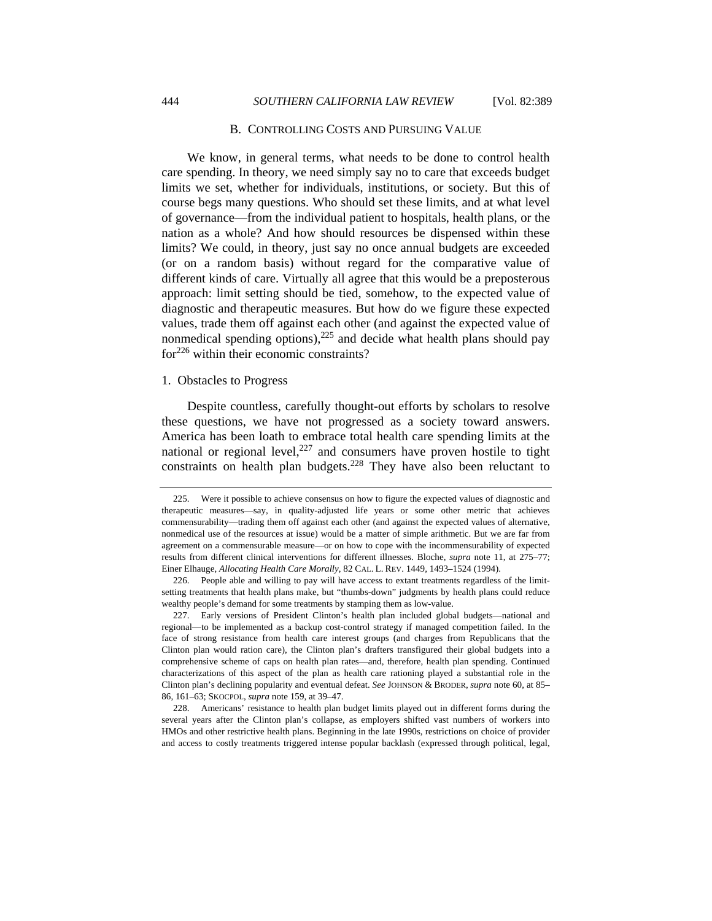### B. CONTROLLING COSTS AND PURSUING VALUE

We know, in general terms, what needs to be done to control health care spending. In theory, we need simply say no to care that exceeds budget limits we set, whether for individuals, institutions, or society. But this of course begs many questions. Who should set these limits, and at what level of governance—from the individual patient to hospitals, health plans, or the nation as a whole? And how should resources be dispensed within these limits? We could, in theory, just say no once annual budgets are exceeded (or on a random basis) without regard for the comparative value of different kinds of care. Virtually all agree that this would be a preposterous approach: limit setting should be tied, somehow, to the expected value of diagnostic and therapeutic measures. But how do we figure these expected values, trade them off against each other (and against the expected value of nonmedical spending options),[225] and decide what health plans should pay for[226] within their economic constraints?

#### 1. Obstacles to Progress

Despite countless, carefully thought-out efforts by scholars to resolve these questions, we have not progressed as a society toward answers. America has been loath to embrace total health care spending limits at the national or regional level,[227] and consumers have proven hostile to tight constraints on health plan budgets.[228] They have also been reluctant to

---

225. Were it possible to achieve consensus on how to figure the expected values of diagnostic and therapeutic measures—say, in quality-adjusted life years or some other metric that achieves commensurability—trading them off against each other (and against the expected values of alternative, nonmedical use of the resources at issue) would be a matter of simple arithmetic. But we are far from agreement on a commensurable measure—or on how to cope with the incommensurability of expected results from different clinical interventions for different illnesses. Bloche, *supra* note 11, at 275–77; Einer Elhauge, *Allocating Health Care Morally*, 82 CAL. L. REV. 1449, 1493–1524 (1994).

226. People able and willing to pay will have access to extant treatments regardless of the limit-setting treatments that health plans make, but "thumbs-down" judgments by health plans could reduce wealthy people's demand for some treatments by stamping them as low-value.

227. Early versions of President Clinton's health plan included global budgets—national and regional—to be implemented as a backup cost-control strategy if managed competition failed. In the face of strong resistance from health care interest groups (and charges from Republicans that the Clinton plan would ration care), the Clinton plan's drafters transfigured their global budgets into a comprehensive scheme of caps on health plan rates—and, therefore, health plan spending. Continued characterizations of this aspect of the plan as health care rationing played a substantial role in the Clinton plan's declining popularity and eventual defeat. *See* JOHNSON & BRODER, *supra* note 60, at 85–86, 161–63; SKOCPOL, *supra* note 159, at 39–47.

228. Americans' resistance to health plan budget limits played out in different forms during the several years after the Clinton plan's collapse, as employers shifted vast numbers of workers into HMOs and other restrictive health plans. Beginning in the late 1990s, restrictions on choice of provider and access to costly treatments triggered intense popular backlash (expressed through political, legal,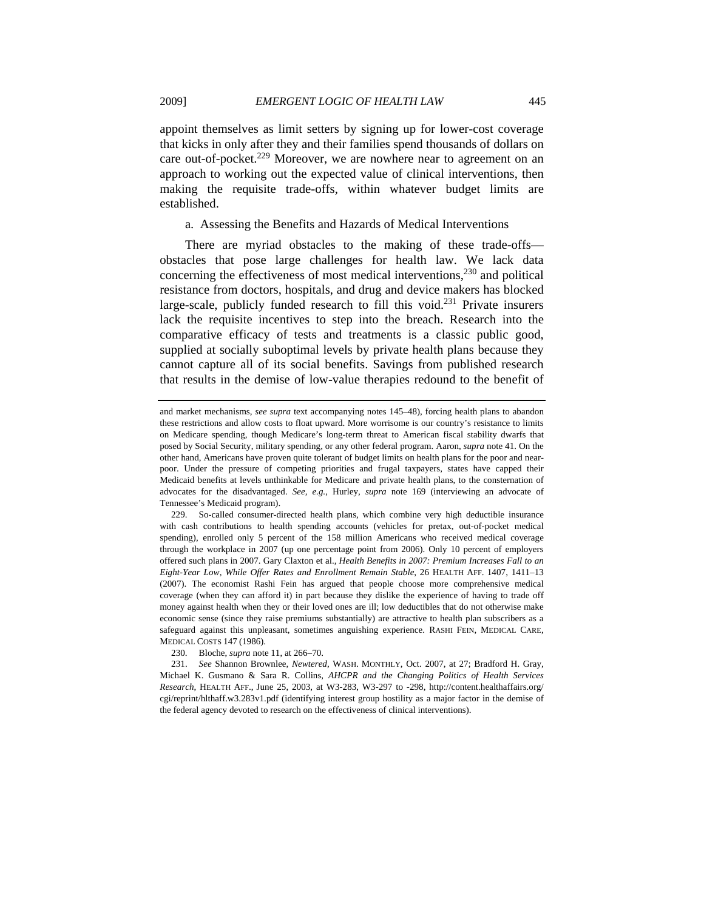appoint themselves as limit setters by signing up for lower-cost coverage that kicks in only after they and their families spend thousands of dollars on care out-of-pocket.[229] Moreover, we are nowhere near to agreement on an approach to working out the expected value of clinical interventions, then making the requisite trade-offs, within whatever budget limits are established.

### a. Assessing the Benefits and Hazards of Medical Interventions

There are myriad obstacles to the making of these trade-offs—obstacles that pose large challenges for health law. We lack data concerning the effectiveness of most medical interventions,[230] and political resistance from doctors, hospitals, and drug and device makers has blocked large-scale, publicly funded research to fill this void.[231] Private insurers lack the requisite incentives to step into the breach. Research into the comparative efficacy of tests and treatments is a classic public good, supplied at socially suboptimal levels by private health plans because they cannot capture all of its social benefits. Savings from published research that results in the demise of low-value therapies redound to the benefit of

---

and market mechanisms, *see supra* text accompanying notes 145–48), forcing health plans to abandon these restrictions and allow costs to float upward. More worrisome is our country's resistance to limits on Medicare spending, though Medicare's long-term threat to American fiscal stability dwarfs that posed by Social Security, military spending, or any other federal program. Aaron, *supra* note 41. On the other hand, Americans have proven quite tolerant of budget limits on health plans for the poor and near-poor. Under the pressure of competing priorities and frugal taxpayers, states have capped their Medicaid benefits at levels unthinkable for Medicare and private health plans, to the consternation of advocates for the disadvantaged. *See, e.g.*, Hurley, *supra* note 169 (interviewing an advocate of Tennessee's Medicaid program).

229. So-called consumer-directed health plans, which combine very high deductible insurance with cash contributions to health spending accounts (vehicles for pretax, out-of-pocket medical spending), enrolled only 5 percent of the 158 million Americans who received medical coverage through the workplace in 2007 (up one percentage point from 2006). Only 10 percent of employers offered such plans in 2007. Gary Claxton et al., *Health Benefits in 2007: Premium Increases Fall to an Eight-Year Low, While Offer Rates and Enrollment Remain Stable*, 26 HEALTH AFF. 1407, 1411–13 (2007). The economist Rashi Fein has argued that people choose more comprehensive medical coverage (when they can afford it) in part because they dislike the experience of having to trade off money against health when they or their loved ones are ill; low deductibles that do not otherwise make economic sense (since they raise premiums substantially) are attractive to health plan subscribers as a safeguard against this unpleasant, sometimes anguishing experience. RASHI FEIN, MEDICAL CARE, MEDICAL COSTS 147 (1986).

230. Bloche, *supra* note 11, at 266–70.

231. *See* Shannon Brownlee, *Newtered*, WASH. MONTHLY, Oct. 2007, at 27; Bradford H. Gray, Michael K. Gusmano & Sara R. Collins, *AHCPR and the Changing Politics of Health Services Research*, HEALTH AFF., June 25, 2003, at W3-283, W3-297 to -298, http://content.healthaffairs.org/cgi/reprint/hlthaff.w3.283v1.pdf (identifying interest group hostility as a major factor in the demise of the federal agency devoted to research on the effectiveness of clinical interventions).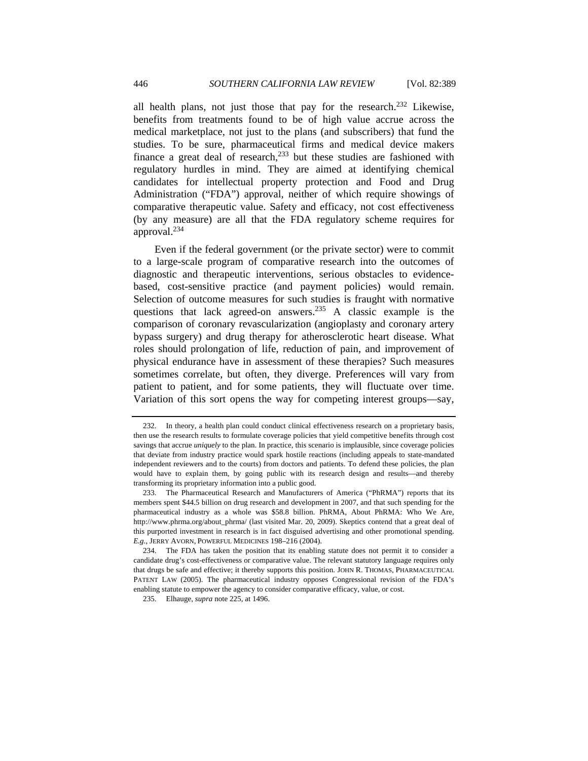all health plans, not just those that pay for the research.[232] Likewise, benefits from treatments found to be of high value accrue across the medical marketplace, not just to the plans (and subscribers) that fund the studies. To be sure, pharmaceutical firms and medical device makers finance a great deal of research,[233] but these studies are fashioned with regulatory hurdles in mind. They are aimed at identifying chemical candidates for intellectual property protection and Food and Drug Administration ("FDA") approval, neither of which require showings of comparative therapeutic value. Safety and efficacy, not cost effectiveness (by any measure) are all that the FDA regulatory scheme requires for approval.[234]

Even if the federal government (or the private sector) were to commit to a large-scale program of comparative research into the outcomes of diagnostic and therapeutic interventions, serious obstacles to evidence-based, cost-sensitive practice (and payment policies) would remain. Selection of outcome measures for such studies is fraught with normative questions that lack agreed-on answers.[235] A classic example is the comparison of coronary revascularization (angioplasty and coronary artery bypass surgery) and drug therapy for atherosclerotic heart disease. What roles should prolongation of life, reduction of pain, and improvement of physical endurance have in assessment of these therapies? Such measures sometimes correlate, but often, they diverge. Preferences will vary from patient to patient, and for some patients, they will fluctuate over time. Variation of this sort opens the way for competing interest groups—say,

---

232. In theory, a health plan could conduct clinical effectiveness research on a proprietary basis, then use the research results to formulate coverage policies that yield competitive benefits through cost savings that accrue *uniquely* to the plan. In practice, this scenario is implausible, since coverage policies that deviate from industry practice would spark hostile reactions (including appeals to state-mandated independent reviewers and to the courts) from doctors and patients. To defend these policies, the plan would have to explain them, by going public with its research design and results—and thereby transforming its proprietary information into a public good.

233. The Pharmaceutical Research and Manufacturers of America ("PhRMA") reports that its members spent $44.5 billion on drug research and development in 2007, and that such spending for the pharmaceutical industry as a whole was $58.8 billion. PhRMA, About PhRMA: Who We Are, http://www.phrma.org/about_phrma/ (last visited Mar. 20, 2009). Skeptics contend that a great deal of this purported investment in research is in fact disguised advertising and other promotional spending. *E.g.*, JERRY AVORN, POWERFUL MEDICINES 198–216 (2004).

234. The FDA has taken the position that its enabling statute does not permit it to consider a candidate drug's cost-effectiveness or comparative value. The relevant statutory language requires only that drugs be safe and effective; it thereby supports this position. JOHN R. THOMAS, PHARMACEUTICAL PATENT LAW (2005). The pharmaceutical industry opposes Congressional revision of the FDA's enabling statute to empower the agency to consider comparative efficacy, value, or cost.

235. Elhauge, *supra* note 225, at 1496.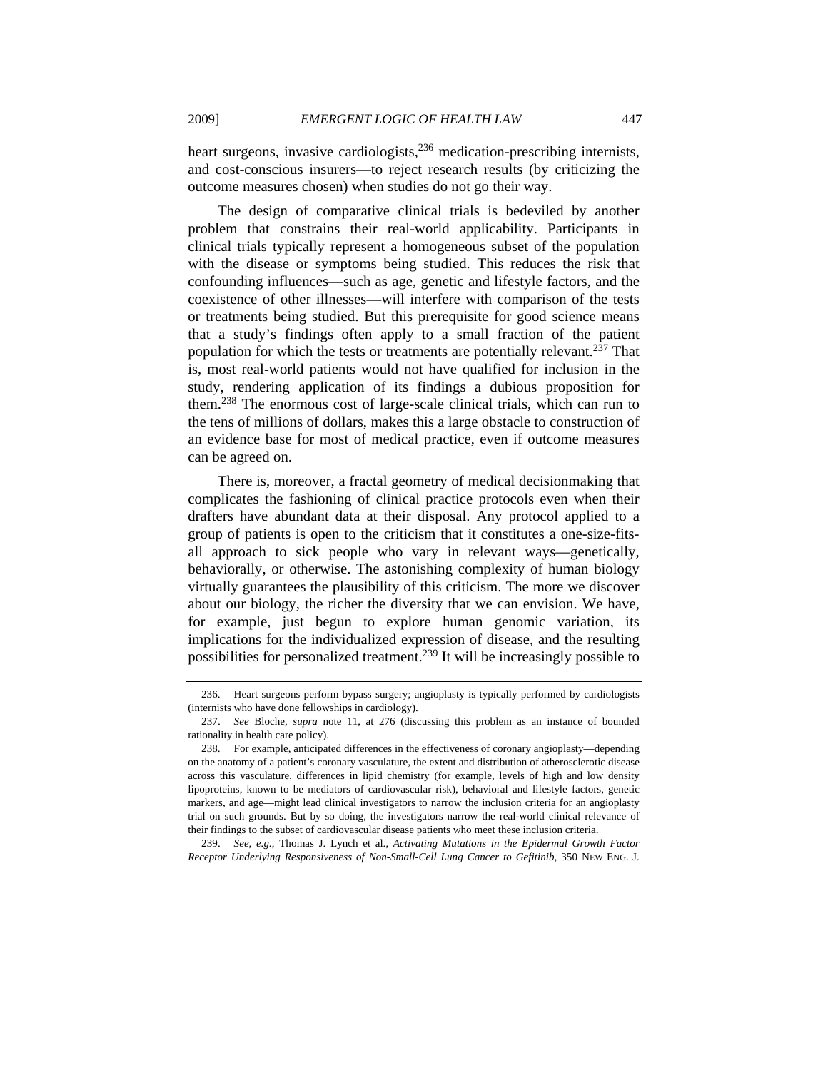heart surgeons, invasive cardiologists,[236] medication-prescribing internists, and cost-conscious insurers—to reject research results (by criticizing the outcome measures chosen) when studies do not go their way.

The design of comparative clinical trials is bedeviled by another problem that constrains their real-world applicability. Participants in clinical trials typically represent a homogeneous subset of the population with the disease or symptoms being studied. This reduces the risk that confounding influences—such as age, genetic and lifestyle factors, and the coexistence of other illnesses—will interfere with comparison of the tests or treatments being studied. But this prerequisite for good science means that a study's findings often apply to a small fraction of the patient population for which the tests or treatments are potentially relevant.[237] That is, most real-world patients would not have qualified for inclusion in the study, rendering application of its findings a dubious proposition for them.[238] The enormous cost of large-scale clinical trials, which can run to the tens of millions of dollars, makes this a large obstacle to construction of an evidence base for most of medical practice, even if outcome measures can be agreed on.

There is, moreover, a fractal geometry of medical decisionmaking that complicates the fashioning of clinical practice protocols even when their drafters have abundant data at their disposal. Any protocol applied to a group of patients is open to the criticism that it constitutes a one-size-fits-all approach to sick people who vary in relevant ways—genetically, behaviorally, or otherwise. The astonishing complexity of human biology virtually guarantees the plausibility of this criticism. The more we discover about our biology, the richer the diversity that we can envision. We have, for example, just begun to explore human genomic variation, its implications for the individualized expression of disease, and the resulting possibilities for personalized treatment.[239] It will be increasingly possible to

---

236. Heart surgeons perform bypass surgery; angioplasty is typically performed by cardiologists (internists who have done fellowships in cardiology).

237. *See* Bloche, *supra* note 11, at 276 (discussing this problem as an instance of bounded rationality in health care policy).

238. For example, anticipated differences in the effectiveness of coronary angioplasty—depending on the anatomy of a patient's coronary vasculature, the extent and distribution of atherosclerotic disease across this vasculature, differences in lipid chemistry (for example, levels of high and low density lipoproteins, known to be mediators of cardiovascular risk), behavioral and lifestyle factors, genetic markers, and age—might lead clinical investigators to narrow the inclusion criteria for an angioplasty trial on such grounds. But by so doing, the investigators narrow the real-world clinical relevance of their findings to the subset of cardiovascular disease patients who meet these inclusion criteria.

239. *See, e.g.*, Thomas J. Lynch et al., *Activating Mutations in the Epidermal Growth Factor Receptor Underlying Responsiveness of Non-Small-Cell Lung Cancer to Gefitinib*, 350 NEW ENG. J.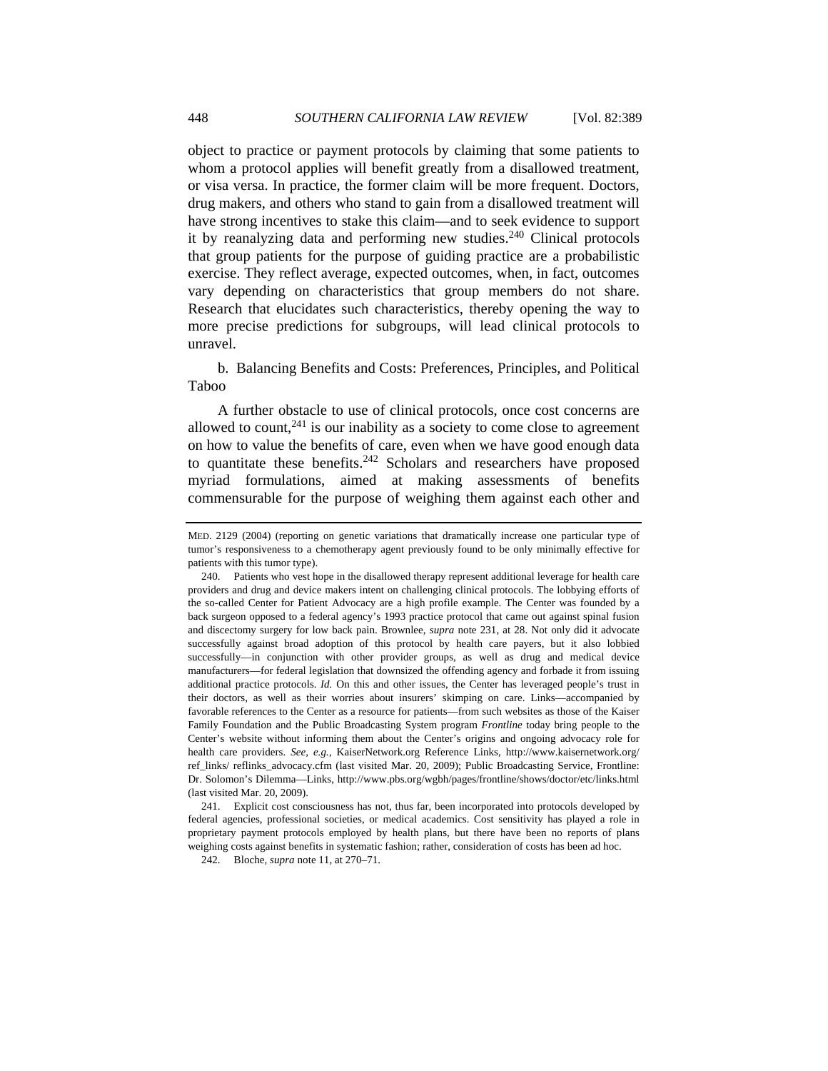object to practice or payment protocols by claiming that some patients to whom a protocol applies will benefit greatly from a disallowed treatment, or visa versa. In practice, the former claim will be more frequent. Doctors, drug makers, and others who stand to gain from a disallowed treatment will have strong incentives to stake this claim—and to seek evidence to support it by reanalyzing data and performing new studies.[240] Clinical protocols that group patients for the purpose of guiding practice are a probabilistic exercise. They reflect average, expected outcomes, when, in fact, outcomes vary depending on characteristics that group members do not share. Research that elucidates such characteristics, thereby opening the way to more precise predictions for subgroups, will lead clinical protocols to unravel.

b. Balancing Benefits and Costs: Preferences, Principles, and Political Taboo

A further obstacle to use of clinical protocols, once cost concerns are allowed to count,[241] is our inability as a society to come close to agreement on how to value the benefits of care, even when we have good enough data to quantitate these benefits.[242] Scholars and researchers have proposed myriad formulations, aimed at making assessments of benefits commensurable for the purpose of weighing them against each other and

---

MED. 2129 (2004) (reporting on genetic variations that dramatically increase one particular type of tumor's responsiveness to a chemotherapy agent previously found to be only minimally effective for patients with this tumor type).

240. Patients who vest hope in the disallowed therapy represent additional leverage for health care providers and drug and device makers intent on challenging clinical protocols. The lobbying efforts of the so-called Center for Patient Advocacy are a high profile example. The Center was founded by a back surgeon opposed to a federal agency's 1993 practice protocol that came out against spinal fusion and discectomy surgery for low back pain. Brownlee, *supra* note 231, at 28. Not only did it advocate successfully against broad adoption of this protocol by health care payers, but it also lobbied successfully—in conjunction with other provider groups, as well as drug and medical device manufacturers—for federal legislation that downsized the offending agency and forbade it from issuing additional practice protocols. *Id.* On this and other issues, the Center has leveraged people's trust in their doctors, as well as their worries about insurers' skimping on care. Links—accompanied by favorable references to the Center as a resource for patients—from such websites as those of the Kaiser Family Foundation and the Public Broadcasting System program *Frontline* today bring people to the Center's website without informing them about the Center's origins and ongoing advocacy role for health care providers. *See, e.g.*, KaiserNetwork.org Reference Links, http://www.kaisernetwork.org/ref_links/ reflinks_advocacy.cfm (last visited Mar. 20, 2009); Public Broadcasting Service, Frontline: Dr. Solomon's Dilemma—Links, http://www.pbs.org/wgbh/pages/frontline/shows/doctor/etc/links.html (last visited Mar. 20, 2009).

241. Explicit cost consciousness has not, thus far, been incorporated into protocols developed by federal agencies, professional societies, or medical academics. Cost sensitivity has played a role in proprietary payment protocols employed by health plans, but there have been no reports of plans weighing costs against benefits in systematic fashion; rather, consideration of costs has been ad hoc.

242. Bloche, *supra* note 11, at 270–71.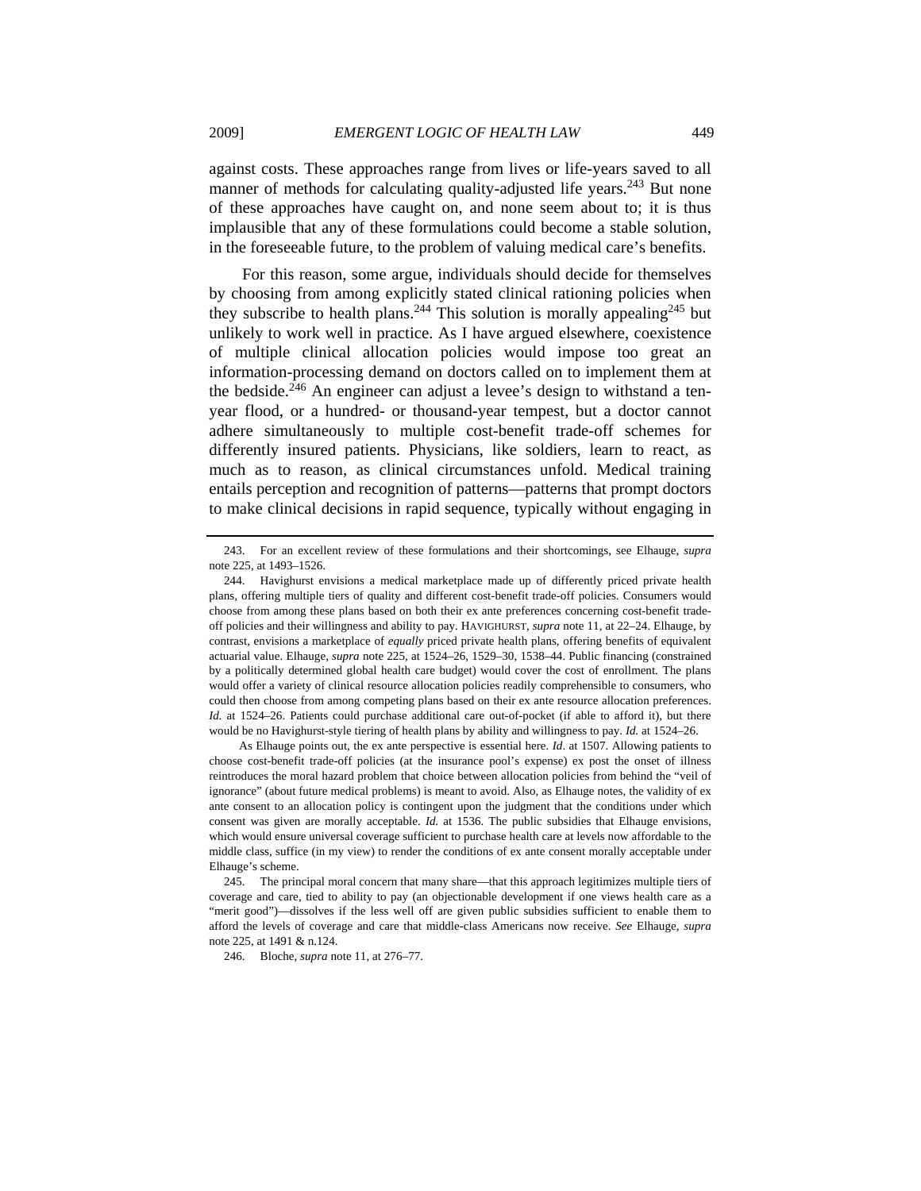against costs. These approaches range from lives or life-years saved to all manner of methods for calculating quality-adjusted life years.[243] But none of these approaches have caught on, and none seem about to; it is thus implausible that any of these formulations could become a stable solution, in the foreseeable future, to the problem of valuing medical care's benefits.

For this reason, some argue, individuals should decide for themselves by choosing from among explicitly stated clinical rationing policies when they subscribe to health plans.[244] This solution is morally appealing[245] but unlikely to work well in practice. As I have argued elsewhere, coexistence of multiple clinical allocation policies would impose too great an information-processing demand on doctors called on to implement them at the bedside.[246] An engineer can adjust a levee's design to withstand a ten-year flood, or a hundred- or thousand-year tempest, but a doctor cannot adhere simultaneously to multiple cost-benefit trade-off schemes for differently insured patients. Physicians, like soldiers, learn to react, as much as to reason, as clinical circumstances unfold. Medical training entails perception and recognition of patterns—patterns that prompt doctors to make clinical decisions in rapid sequence, typically without engaging in

---

243. For an excellent review of these formulations and their shortcomings, see Elhauge, *supra* note 225, at 1493–1526.

244. Havighurst envisions a medical marketplace made up of differently priced private health plans, offering multiple tiers of quality and different cost-benefit trade-off policies. Consumers would choose from among these plans based on both their ex ante preferences concerning cost-benefit trade-off policies and their willingness and ability to pay. HAVIGHURST, *supra* note 11, at 22–24. Elhauge, by contrast, envisions a marketplace of *equally* priced private health plans, offering benefits of equivalent actuarial value. Elhauge, *supra* note 225, at 1524–26, 1529–30, 1538–44. Public financing (constrained by a politically determined global health care budget) would cover the cost of enrollment. The plans would offer a variety of clinical resource allocation policies readily comprehensible to consumers, who could then choose from among competing plans based on their ex ante resource allocation preferences. *Id.* at 1524–26. Patients could purchase additional care out-of-pocket (if able to afford it), but there would be no Havighurst-style tiering of health plans by ability and willingness to pay. *Id.* at 1524–26.

As Elhauge points out, the ex ante perspective is essential here. *Id*. at 1507. Allowing patients to choose cost-benefit trade-off policies (at the insurance pool's expense) ex post the onset of illness reintroduces the moral hazard problem that choice between allocation policies from behind the "veil of ignorance" (about future medical problems) is meant to avoid. Also, as Elhauge notes, the validity of ex ante consent to an allocation policy is contingent upon the judgment that the conditions under which consent was given are morally acceptable. *Id.* at 1536. The public subsidies that Elhauge envisions, which would ensure universal coverage sufficient to purchase health care at levels now affordable to the middle class, suffice (in my view) to render the conditions of ex ante consent morally acceptable under Elhauge's scheme.

245. The principal moral concern that many share—that this approach legitimizes multiple tiers of coverage and care, tied to ability to pay (an objectionable development if one views health care as a "merit good")—dissolves if the less well off are given public subsidies sufficient to enable them to afford the levels of coverage and care that middle-class Americans now receive. *See* Elhauge, *supra* note 225, at 1491 & n.124.

246. Bloche, *supra* note 11, at 276–77.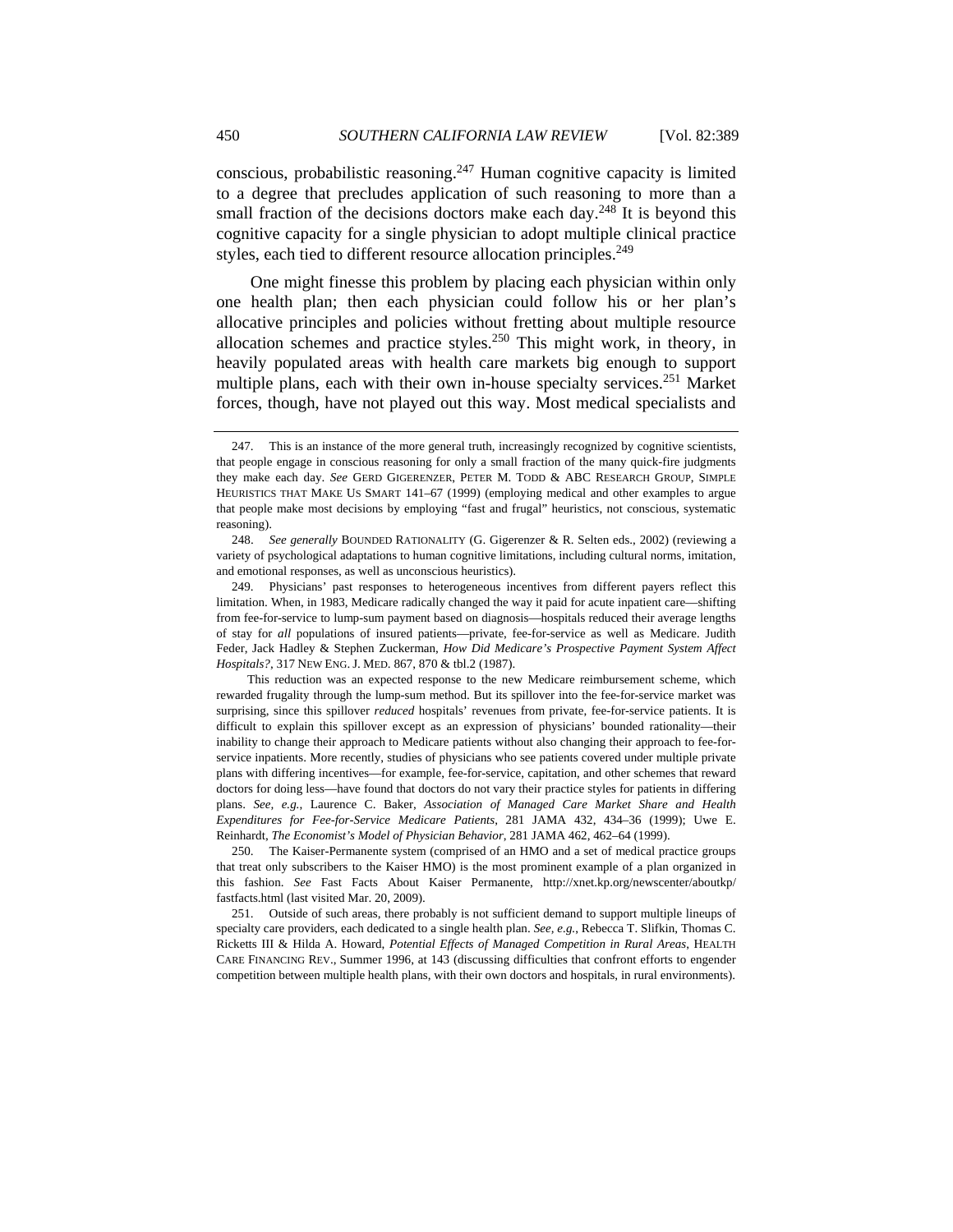conscious, probabilistic reasoning.[247] Human cognitive capacity is limited to a degree that precludes application of such reasoning to more than a small fraction of the decisions doctors make each day.[248] It is beyond this cognitive capacity for a single physician to adopt multiple clinical practice styles, each tied to different resource allocation principles.[249]

One might finesse this problem by placing each physician within only one health plan; then each physician could follow his or her plan's allocative principles and policies without fretting about multiple resource allocation schemes and practice styles.[250] This might work, in theory, in heavily populated areas with health care markets big enough to support multiple plans, each with their own in-house specialty services.[251] Market forces, though, have not played out this way. Most medical specialists and

---

247. This is an instance of the more general truth, increasingly recognized by cognitive scientists, that people engage in conscious reasoning for only a small fraction of the many quick-fire judgments they make each day. *See* GERD GIGERENZER, PETER M. TODD & ABC RESEARCH GROUP, SIMPLE HEURISTICS THAT MAKE US SMART 141–67 (1999) (employing medical and other examples to argue that people make most decisions by employing "fast and frugal" heuristics, not conscious, systematic reasoning).

248. *See generally* BOUNDED RATIONALITY (G. Gigerenzer & R. Selten eds., 2002) (reviewing a variety of psychological adaptations to human cognitive limitations, including cultural norms, imitation, and emotional responses, as well as unconscious heuristics).

249. Physicians' past responses to heterogeneous incentives from different payers reflect this limitation. When, in 1983, Medicare radically changed the way it paid for acute inpatient care—shifting from fee-for-service to lump-sum payment based on diagnosis—hospitals reduced their average lengths of stay for *all* populations of insured patients—private, fee-for-service as well as Medicare. Judith Feder, Jack Hadley & Stephen Zuckerman, *How Did Medicare's Prospective Payment System Affect Hospitals?*, 317 NEW ENG. J. MED. 867, 870 & tbl.2 (1987).

This reduction was an expected response to the new Medicare reimbursement scheme, which rewarded frugality through the lump-sum method. But its spillover into the fee-for-service market was surprising, since this spillover *reduced* hospitals' revenues from private, fee-for-service patients. It is difficult to explain this spillover except as an expression of physicians' bounded rationality—their inability to change their approach to Medicare patients without also changing their approach to fee-for-service inpatients. More recently, studies of physicians who see patients covered under multiple private plans with differing incentives—for example, fee-for-service, capitation, and other schemes that reward doctors for doing less—have found that doctors do not vary their practice styles for patients in differing plans. *See, e.g.*, Laurence C. Baker, *Association of Managed Care Market Share and Health Expenditures for Fee-for-Service Medicare Patients*, 281 JAMA 432, 434–36 (1999); Uwe E. Reinhardt, *The Economist's Model of Physician Behavior*, 281 JAMA 462, 462–64 (1999).

250. The Kaiser-Permanente system (comprised of an HMO and a set of medical practice groups that treat only subscribers to the Kaiser HMO) is the most prominent example of a plan organized in this fashion. *See* Fast Facts About Kaiser Permanente, http://xnet.kp.org/newscenter/aboutkp/fastfacts.html (last visited Mar. 20, 2009).

251. Outside of such areas, there probably is not sufficient demand to support multiple lineups of specialty care providers, each dedicated to a single health plan. *See, e.g.*, Rebecca T. Slifkin, Thomas C. Ricketts III & Hilda A. Howard, *Potential Effects of Managed Competition in Rural Areas*, HEALTH CARE FINANCING REV., Summer 1996, at 143 (discussing difficulties that confront efforts to engender competition between multiple health plans, with their own doctors and hospitals, in rural environments).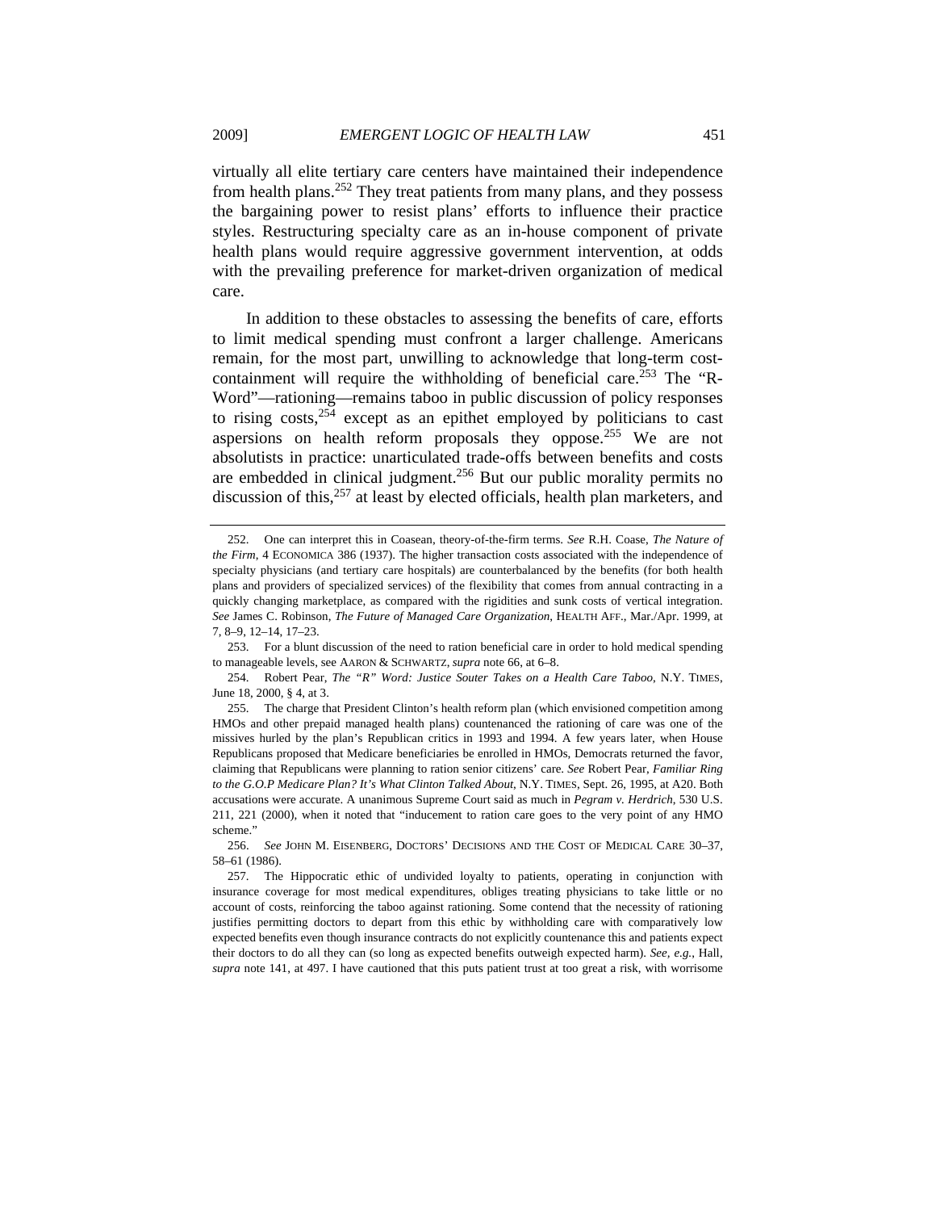virtually all elite tertiary care centers have maintained their independence from health plans.[252] They treat patients from many plans, and they possess the bargaining power to resist plans' efforts to influence their practice styles. Restructuring specialty care as an in-house component of private health plans would require aggressive government intervention, at odds with the prevailing preference for market-driven organization of medical care.

In addition to these obstacles to assessing the benefits of care, efforts to limit medical spending must confront a larger challenge. Americans remain, for the most part, unwilling to acknowledge that long-term cost-containment will require the withholding of beneficial care.[253] The "R-Word"—rationing—remains taboo in public discussion of policy responses to rising costs,[254] except as an epithet employed by politicians to cast aspersions on health reform proposals they oppose.[255] We are not absolutists in practice: unarticulated trade-offs between benefits and costs are embedded in clinical judgment.[256] But our public morality permits no discussion of this,[257] at least by elected officials, health plan marketers, and

---

252. One can interpret this in Coasean, theory-of-the-firm terms. *See* R.H. Coase, *The Nature of the Firm*, 4 ECONOMICA 386 (1937). The higher transaction costs associated with the independence of specialty physicians (and tertiary care hospitals) are counterbalanced by the benefits (for both health plans and providers of specialized services) of the flexibility that comes from annual contracting in a quickly changing marketplace, as compared with the rigidities and sunk costs of vertical integration. *See* James C. Robinson, *The Future of Managed Care Organization*, HEALTH AFF., Mar./Apr. 1999, at 7, 8–9, 12–14, 17–23.

253. For a blunt discussion of the need to ration beneficial care in order to hold medical spending to manageable levels, see AARON & SCHWARTZ, *supra* note 66, at 6–8.

254. Robert Pear, *The "R" Word: Justice Souter Takes on a Health Care Taboo*, N.Y. TIMES, June 18, 2000, § 4, at 3.

255. The charge that President Clinton's health reform plan (which envisioned competition among HMOs and other prepaid managed health plans) countenanced the rationing of care was one of the missives hurled by the plan's Republican critics in 1993 and 1994. A few years later, when House Republicans proposed that Medicare beneficiaries be enrolled in HMOs, Democrats returned the favor, claiming that Republicans were planning to ration senior citizens' care. *See* Robert Pear, *Familiar Ring to the G.O.P Medicare Plan? It's What Clinton Talked About*, N.Y. TIMES, Sept. 26, 1995, at A20. Both accusations were accurate. A unanimous Supreme Court said as much in *Pegram v. Herdrich*, 530 U.S. 211, 221 (2000), when it noted that "inducement to ration care goes to the very point of any HMO scheme."

256. *See* JOHN M. EISENBERG, DOCTORS' DECISIONS AND THE COST OF MEDICAL CARE 30–37, 58–61 (1986).

257. The Hippocratic ethic of undivided loyalty to patients, operating in conjunction with insurance coverage for most medical expenditures, obliges treating physicians to take little or no account of costs, reinforcing the taboo against rationing. Some contend that the necessity of rationing justifies permitting doctors to depart from this ethic by withholding care with comparatively low expected benefits even though insurance contracts do not explicitly countenance this and patients expect their doctors to do all they can (so long as expected benefits outweigh expected harm). *See, e.g.*, Hall, *supra* note 141, at 497. I have cautioned that this puts patient trust at too great a risk, with worrisome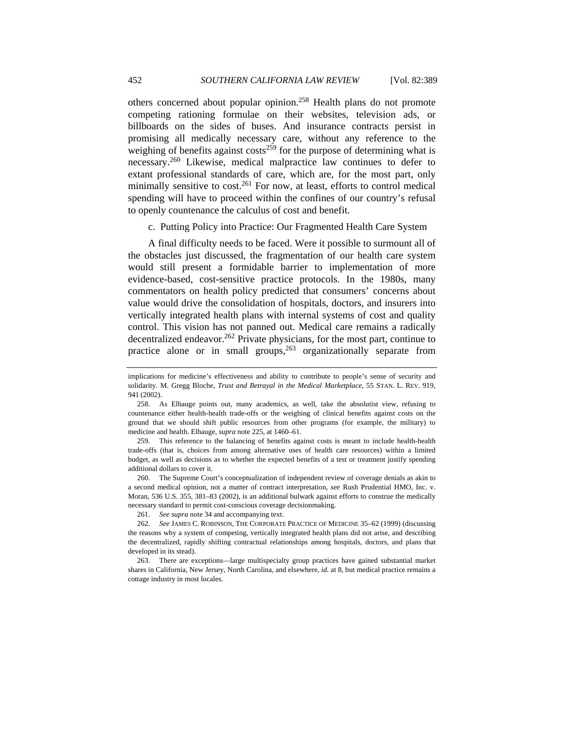others concerned about popular opinion.[258] Health plans do not promote competing rationing formulae on their websites, television ads, or billboards on the sides of buses. And insurance contracts persist in promising all medically necessary care, without any reference to the weighing of benefits against costs[259] for the purpose of determining what is necessary.[260] Likewise, medical malpractice law continues to defer to extant professional standards of care, which are, for the most part, only minimally sensitive to cost.[261] For now, at least, efforts to control medical spending will have to proceed within the confines of our country's refusal to openly countenance the calculus of cost and benefit.

#### c. Putting Policy into Practice: Our Fragmented Health Care System

A final difficulty needs to be faced. Were it possible to surmount all of the obstacles just discussed, the fragmentation of our health care system would still present a formidable barrier to implementation of more evidence-based, cost-sensitive practice protocols. In the 1980s, many commentators on health policy predicted that consumers' concerns about value would drive the consolidation of hospitals, doctors, and insurers into vertically integrated health plans with internal systems of cost and quality control. This vision has not panned out. Medical care remains a radically decentralized endeavor.[262] Private physicians, for the most part, continue to practice alone or in small groups,[263] organizationally separate from

---

implications for medicine's effectiveness and ability to contribute to people's sense of security and solidarity. M. Gregg Bloche, *Trust and Betrayal in the Medical Marketplace*, 55 STAN. L. REV. 919, 941 (2002).

258. As Elhauge points out, many academics, as well, take the absolutist view, refusing to countenance either health-health trade-offs or the weighing of clinical benefits against costs on the ground that we should shift public resources from other programs (for example, the military) to medicine and health. Elhauge, *supra* note 225, at 1460–61.

259. This reference to the balancing of benefits against costs is meant to include health-health trade-offs (that is, choices from among alternative uses of health care resources) within a limited budget, as well as decisions as to whether the expected benefits of a test or treatment justify spending additional dollars to cover it.

260. The Supreme Court's conceptualization of independent review of coverage denials as akin to a second medical opinion, not a matter of contract interpretation, *see* Rush Prudential HMO, Inc. v. Moran, 536 U.S. 355, 381–83 (2002), is an additional bulwark against efforts to construe the medically necessary standard to permit cost-conscious coverage decisionmaking.

261. *See supra* note 34 and accompanying text.

262. *See* JAMES C. ROBINSON, THE CORPORATE PRACTICE OF MEDICINE 35–62 (1999) (discussing the reasons why a system of competing, vertically integrated health plans did not arise, and describing the decentralized, rapidly shifting contractual relationships among hospitals, doctors, and plans that developed in its stead).

263. There are exceptions—large multispecialty group practices have gained substantial market shares in California, New Jersey, North Carolina, and elsewhere, *id.* at 8, but medical practice remains a cottage industry in most locales.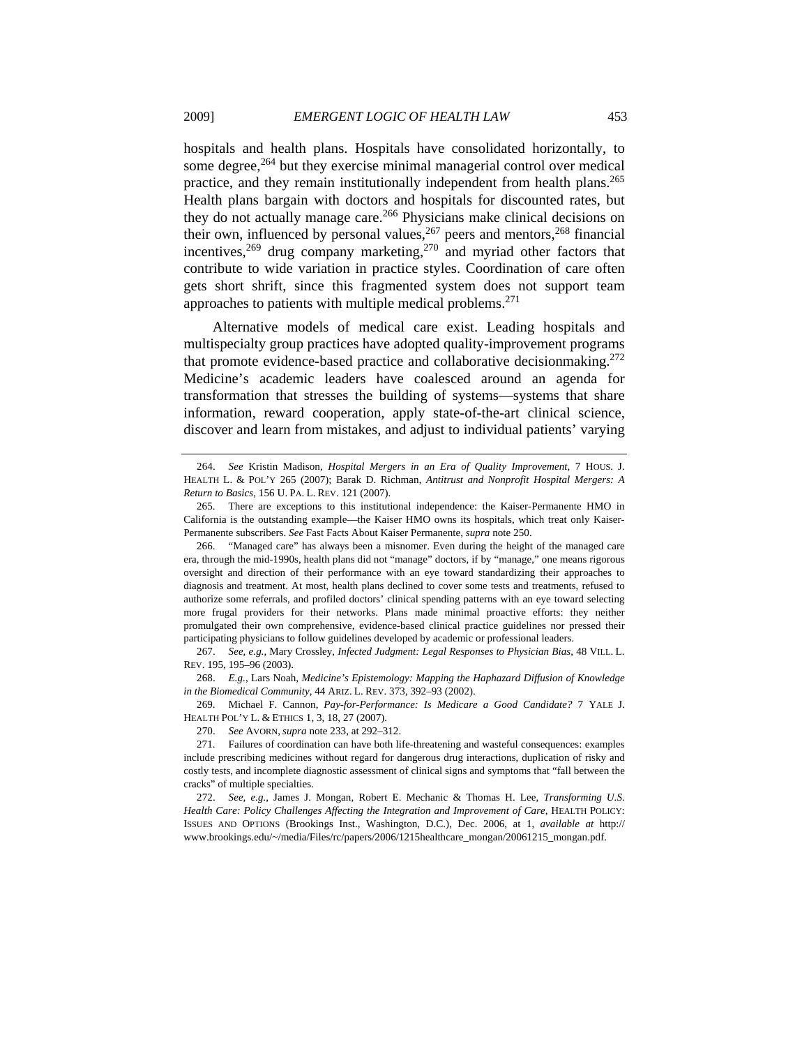hospitals and health plans. Hospitals have consolidated horizontally, to some degree,[264] but they exercise minimal managerial control over medical practice, and they remain institutionally independent from health plans.[265] Health plans bargain with doctors and hospitals for discounted rates, but they do not actually manage care.[266] Physicians make clinical decisions on their own, influenced by personal values,[267] peers and mentors,[268] financial incentives,[269] drug company marketing,[270] and myriad other factors that contribute to wide variation in practice styles. Coordination of care often gets short shrift, since this fragmented system does not support team approaches to patients with multiple medical problems.[271]

Alternative models of medical care exist. Leading hospitals and multispecialty group practices have adopted quality-improvement programs that promote evidence-based practice and collaborative decisionmaking.[272] Medicine's academic leaders have coalesced around an agenda for transformation that stresses the building of systems—systems that share information, reward cooperation, apply state-of-the-art clinical science, discover and learn from mistakes, and adjust to individual patients' varying

---

264. *See* Kristin Madison, *Hospital Mergers in an Era of Quality Improvement*, 7 HOUS. J. HEALTH L. & POL'Y 265 (2007); Barak D. Richman, *Antitrust and Nonprofit Hospital Mergers: A Return to Basics*, 156 U. PA. L. REV. 121 (2007).

265. There are exceptions to this institutional independence: the Kaiser-Permanente HMO in California is the outstanding example—the Kaiser HMO owns its hospitals, which treat only Kaiser-Permanente subscribers. *See* Fast Facts About Kaiser Permanente, *supra* note 250.

266. "Managed care" has always been a misnomer. Even during the height of the managed care era, through the mid-1990s, health plans did not "manage" doctors, if by "manage," one means rigorous oversight and direction of their performance with an eye toward standardizing their approaches to diagnosis and treatment. At most, health plans declined to cover some tests and treatments, refused to authorize some referrals, and profiled doctors' clinical spending patterns with an eye toward selecting more frugal providers for their networks. Plans made minimal proactive efforts: they neither promulgated their own comprehensive, evidence-based clinical practice guidelines nor pressed their participating physicians to follow guidelines developed by academic or professional leaders.

267. *See, e.g.*, Mary Crossley, *Infected Judgment: Legal Responses to Physician Bias*, 48 VILL. L. REV. 195, 195–96 (2003).

268. *E.g.*, Lars Noah, *Medicine's Epistemology: Mapping the Haphazard Diffusion of Knowledge in the Biomedical Community*, 44 ARIZ. L. REV. 373, 392–93 (2002).

269. Michael F. Cannon, *Pay-for-Performance: Is Medicare a Good Candidate?* 7 YALE J. HEALTH POL'Y L. & ETHICS 1, 3, 18, 27 (2007).

270. *See* AVORN, *supra* note 233, at 292–312.

271. Failures of coordination can have both life-threatening and wasteful consequences: examples include prescribing medicines without regard for dangerous drug interactions, duplication of risky and costly tests, and incomplete diagnostic assessment of clinical signs and symptoms that "fall between the cracks" of multiple specialties.

272. *See, e.g.*, James J. Mongan, Robert E. Mechanic & Thomas H. Lee, *Transforming U.S. Health Care: Policy Challenges Affecting the Integration and Improvement of Care*, HEALTH POLICY: ISSUES AND OPTIONS (Brookings Inst., Washington, D.C.), Dec. 2006, at 1, *available at* http://www.brookings.edu/~/media/Files/rc/papers/2006/1215healthcare_mongan/20061215_mongan.pdf.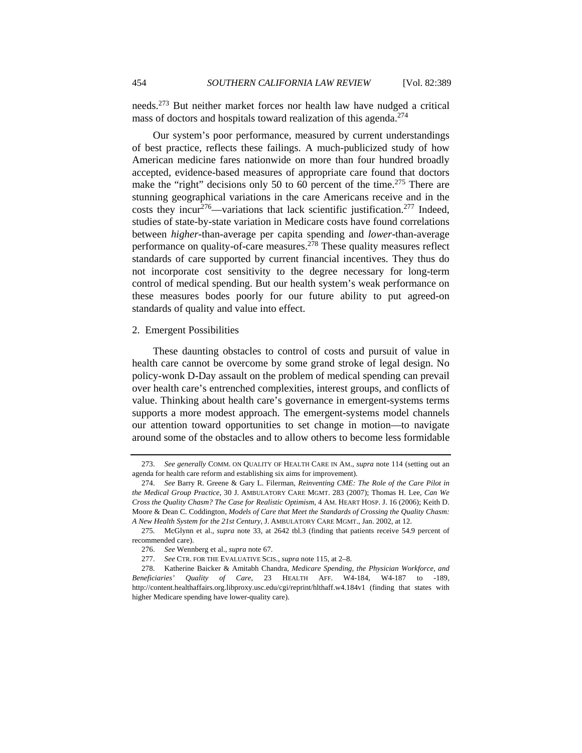needs.[273] But neither market forces nor health law have nudged a critical mass of doctors and hospitals toward realization of this agenda.[274]

Our system's poor performance, measured by current understandings of best practice, reflects these failings. A much-publicized study of how American medicine fares nationwide on more than four hundred broadly accepted, evidence-based measures of appropriate care found that doctors make the "right" decisions only 50 to 60 percent of the time.[275] There are stunning geographical variations in the care Americans receive and in the costs they incur[276]—variations that lack scientific justification.[277] Indeed, studies of state-by-state variation in Medicare costs have found correlations between *higher*-than-average per capita spending and *lower*-than-average performance on quality-of-care measures.[278] These quality measures reflect standards of care supported by current financial incentives. They thus do not incorporate cost sensitivity to the degree necessary for long-term control of medical spending. But our health system's weak performance on these measures bodes poorly for our future ability to put agreed-on standards of quality and value into effect.

2. Emergent Possibilities

These daunting obstacles to control of costs and pursuit of value in health care cannot be overcome by some grand stroke of legal design. No policy-wonk D-Day assault on the problem of medical spending can prevail over health care's entrenched complexities, interest groups, and conflicts of value. Thinking about health care's governance in emergent-systems terms supports a more modest approach. The emergent-systems model channels our attention toward opportunities to set change in motion—to navigate around some of the obstacles and to allow others to become less formidable

---

273. *See generally* COMM. ON QUALITY OF HEALTH CARE IN AM., *supra* note 114 (setting out an agenda for health care reform and establishing six aims for improvement).

274. *See* Barry R. Greene & Gary L. Filerman, *Reinventing CME: The Role of the Care Pilot in the Medical Group Practice*, 30 J. AMBULATORY CARE MGMT. 283 (2007); Thomas H. Lee, *Can We Cross the Quality Chasm? The Case for Realistic Optimism*, 4 AM. HEART HOSP. J. 16 (2006); Keith D. Moore & Dean C. Coddington, *Models of Care that Meet the Standards of Crossing the Quality Chasm: A New Health System for the 21st Century*, J. AMBULATORY CARE MGMT., Jan. 2002, at 12.

275. McGlynn et al., *supra* note 33, at 2642 tbl.3 (finding that patients receive 54.9 percent of recommended care).

276. *See* Wennberg et al., *supra* note 67.

277. *See* CTR. FOR THE EVALUATIVE SCIS., *supra* note 115, at 2–8.

278. Katherine Baicker & Amitabh Chandra, *Medicare Spending, the Physician Workforce, and Beneficiaries' Quality of Care*, 23 HEALTH AFF. W4-184, W4-187 to -189, http://content.healthaffairs.org.libproxy.usc.edu/cgi/reprint/hlthaff.w4.184v1 (finding that states with higher Medicare spending have lower-quality care).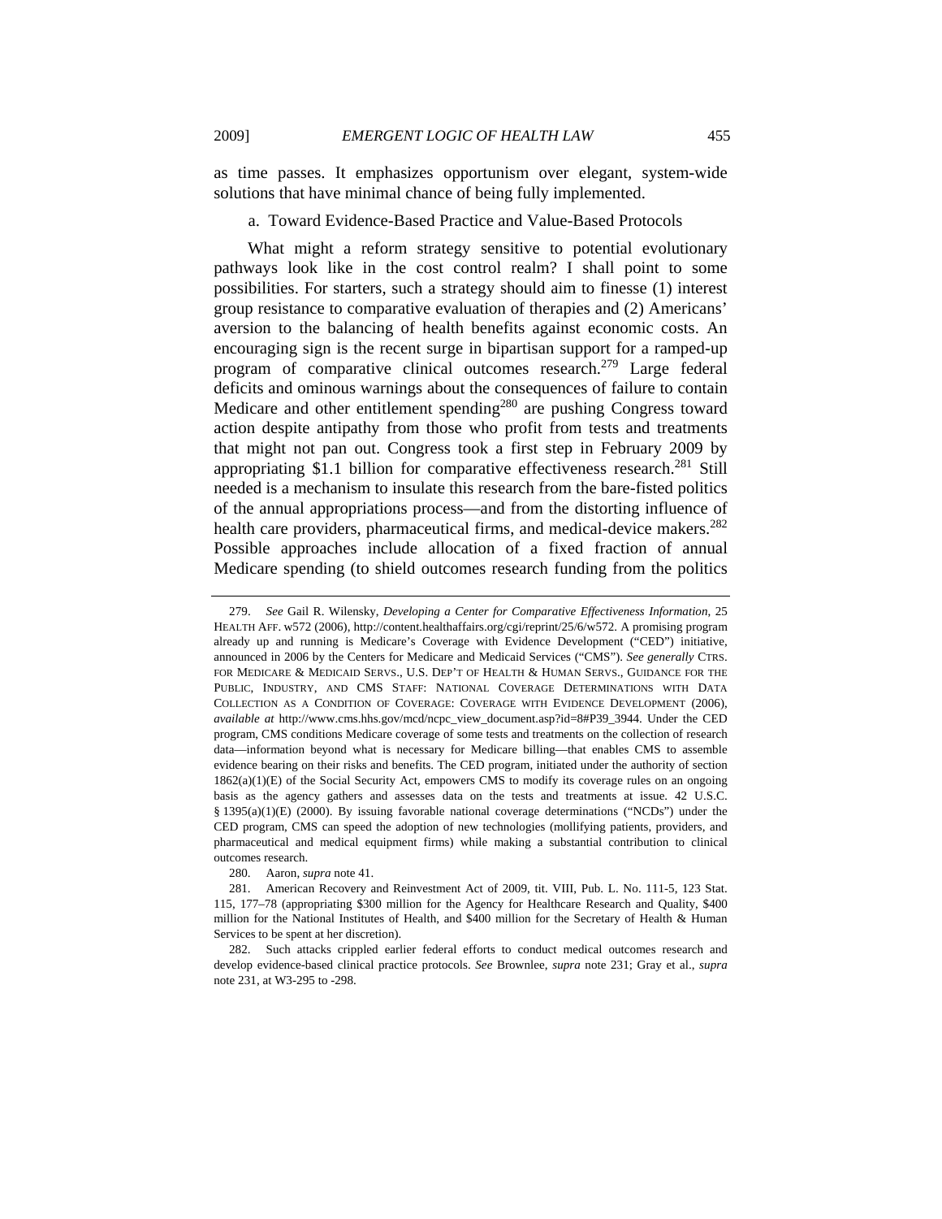as time passes. It emphasizes opportunism over elegant, system-wide solutions that have minimal chance of being fully implemented.

### a. Toward Evidence-Based Practice and Value-Based Protocols

What might a reform strategy sensitive to potential evolutionary pathways look like in the cost control realm? I shall point to some possibilities. For starters, such a strategy should aim to finesse (1) interest group resistance to comparative evaluation of therapies and (2) Americans' aversion to the balancing of health benefits against economic costs. An encouraging sign is the recent surge in bipartisan support for a ramped-up program of comparative clinical outcomes research.[279] Large federal deficits and ominous warnings about the consequences of failure to contain Medicare and other entitlement spending[280] are pushing Congress toward action despite antipathy from those who profit from tests and treatments that might not pan out. Congress took a first step in February 2009 by appropriating \$1.1 billion for comparative effectiveness research.[281] Still needed is a mechanism to insulate this research from the bare-fisted politics of the annual appropriations process—and from the distorting influence of health care providers, pharmaceutical firms, and medical-device makers.[282] Possible approaches include allocation of a fixed fraction of annual Medicare spending (to shield outcomes research funding from the politics

---

279. *See* Gail R. Wilensky, *Developing a Center for Comparative Effectiveness Information*, 25 HEALTH AFF. w572 (2006), http://content.healthaffairs.org/cgi/reprint/25/6/w572. A promising program already up and running is Medicare's Coverage with Evidence Development ("CED") initiative, announced in 2006 by the Centers for Medicare and Medicaid Services ("CMS"). *See generally* CTRS. FOR MEDICARE & MEDICAID SERVS., U.S. DEP'T OF HEALTH & HUMAN SERVS., GUIDANCE FOR THE PUBLIC, INDUSTRY, AND CMS STAFF: NATIONAL COVERAGE DETERMINATIONS WITH DATA COLLECTION AS A CONDITION OF COVERAGE: COVERAGE WITH EVIDENCE DEVELOPMENT (2006), *available at* http://www.cms.hhs.gov/mcd/ncpc_view_document.asp?id=8#P39_3944. Under the CED program, CMS conditions Medicare coverage of some tests and treatments on the collection of research data—information beyond what is necessary for Medicare billing—that enables CMS to assemble evidence bearing on their risks and benefits. The CED program, initiated under the authority of section 1862(a)(1)(E) of the Social Security Act, empowers CMS to modify its coverage rules on an ongoing basis as the agency gathers and assesses data on the tests and treatments at issue. 42 U.S.C. § 1395(a)(1)(E) (2000). By issuing favorable national coverage determinations ("NCDs") under the CED program, CMS can speed the adoption of new technologies (mollifying patients, providers, and pharmaceutical and medical equipment firms) while making a substantial contribution to clinical outcomes research.

280. Aaron, *supra* note 41.

281. American Recovery and Reinvestment Act of 2009, tit. VIII, Pub. L. No. 111-5, 123 Stat. 115, 177–78 (appropriating \$300 million for the Agency for Healthcare Research and Quality, \$400 million for the National Institutes of Health, and \$400 million for the Secretary of Health & Human Services to be spent at her discretion).

282. Such attacks crippled earlier federal efforts to conduct medical outcomes research and develop evidence-based clinical practice protocols. *See* Brownlee, *supra* note 231; Gray et al., *supra* note 231, at W3-295 to -298.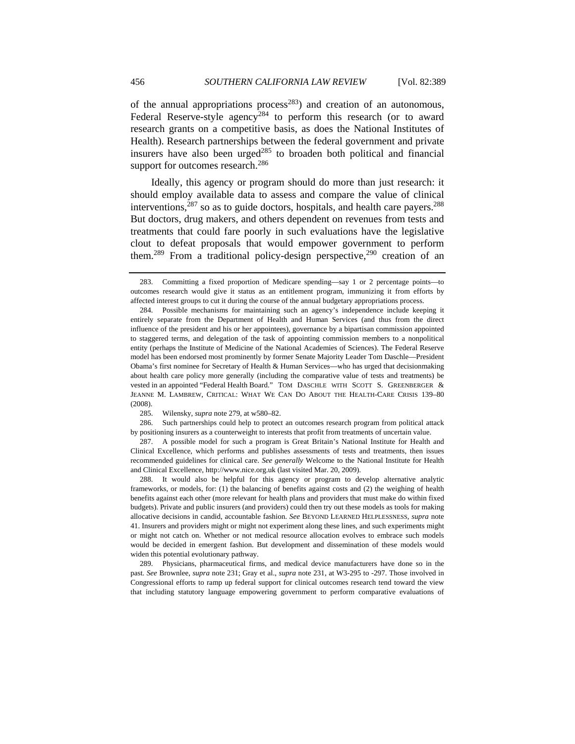of the annual appropriations process[283]) and creation of an autonomous, Federal Reserve-style agency[284] to perform this research (or to award research grants on a competitive basis, as does the National Institutes of Health). Research partnerships between the federal government and private insurers have also been urged[285] to broaden both political and financial support for outcomes research.[286]

Ideally, this agency or program should do more than just research: it should employ available data to assess and compare the value of clinical interventions,[287] so as to guide doctors, hospitals, and health care payers.[288] But doctors, drug makers, and others dependent on revenues from tests and treatments that could fare poorly in such evaluations have the legislative clout to defeat proposals that would empower government to perform them.[289] From a traditional policy-design perspective,[290] creation of an

---

283. Committing a fixed proportion of Medicare spending—say 1 or 2 percentage points—to outcomes research would give it status as an entitlement program, immunizing it from efforts by affected interest groups to cut it during the course of the annual budgetary appropriations process.

284. Possible mechanisms for maintaining such an agency's independence include keeping it entirely separate from the Department of Health and Human Services (and thus from the direct influence of the president and his or her appointees), governance by a bipartisan commission appointed to staggered terms, and delegation of the task of appointing commission members to a nonpolitical entity (perhaps the Institute of Medicine of the National Academies of Sciences). The Federal Reserve model has been endorsed most prominently by former Senate Majority Leader Tom Daschle—President Obama's first nominee for Secretary of Health & Human Services—who has urged that decisionmaking about health care policy more generally (including the comparative value of tests and treatments) be vested in an appointed "Federal Health Board." TOM DASCHLE WITH SCOTT S. GREENBERGER & JEANNE M. LAMBREW, CRITICAL: WHAT WE CAN DO ABOUT THE HEALTH-CARE CRISIS 139–80 (2008).

285. Wilensky, *supra* note 279, at w580–82.

286. Such partnerships could help to protect an outcomes research program from political attack by positioning insurers as a counterweight to interests that profit from treatments of uncertain value.

287. A possible model for such a program is Great Britain's National Institute for Health and Clinical Excellence, which performs and publishes assessments of tests and treatments, then issues recommended guidelines for clinical care. *See generally* Welcome to the National Institute for Health and Clinical Excellence, http://www.nice.org.uk (last visited Mar. 20, 2009).

288. It would also be helpful for this agency or program to develop alternative analytic frameworks, or models, for: (1) the balancing of benefits against costs and (2) the weighing of health benefits against each other (more relevant for health plans and providers that must make do within fixed budgets). Private and public insurers (and providers) could then try out these models as tools for making allocative decisions in candid, accountable fashion. *See* BEYOND LEARNED HELPLESSNESS, *supra* note 41. Insurers and providers might or might not experiment along these lines, and such experiments might or might not catch on. Whether or not medical resource allocation evolves to embrace such models would be decided in emergent fashion. But development and dissemination of these models would widen this potential evolutionary pathway.

289. Physicians, pharmaceutical firms, and medical device manufacturers have done so in the past. *See* Brownlee, *supra* note 231; Gray et al., *supra* note 231, at W3-295 to -297. Those involved in Congressional efforts to ramp up federal support for clinical outcomes research tend toward the view that including statutory language empowering government to perform comparative evaluations of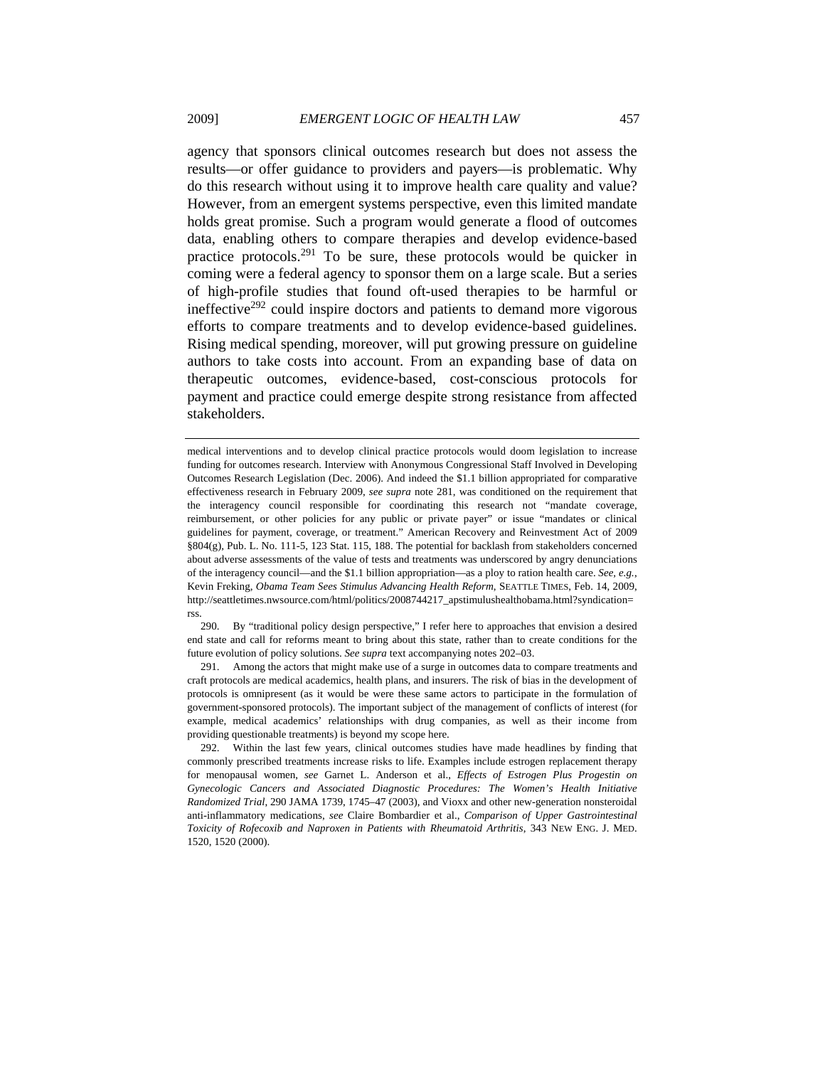agency that sponsors clinical outcomes research but does not assess the results—or offer guidance to providers and payers—is problematic. Why do this research without using it to improve health care quality and value? However, from an emergent systems perspective, even this limited mandate holds great promise. Such a program would generate a flood of outcomes data, enabling others to compare therapies and develop evidence-based practice protocols.[291] To be sure, these protocols would be quicker in coming were a federal agency to sponsor them on a large scale. But a series of high-profile studies that found oft-used therapies to be harmful or ineffective[292] could inspire doctors and patients to demand more vigorous efforts to compare treatments and to develop evidence-based guidelines. Rising medical spending, moreover, will put growing pressure on guideline authors to take costs into account. From an expanding base of data on therapeutic outcomes, evidence-based, cost-conscious protocols for payment and practice could emerge despite strong resistance from affected stakeholders.

---

medical interventions and to develop clinical practice protocols would doom legislation to increase funding for outcomes research. Interview with Anonymous Congressional Staff Involved in Developing Outcomes Research Legislation (Dec. 2006). And indeed the $1.1 billion appropriated for comparative effectiveness research in February 2009, *see supra* note 281, was conditioned on the requirement that the interagency council responsible for coordinating this research not "mandate coverage, reimbursement, or other policies for any public or private payer" or issue "mandates or clinical guidelines for payment, coverage, or treatment." American Recovery and Reinvestment Act of 2009 §804(g), Pub. L. No. 111-5, 123 Stat. 115, 188. The potential for backlash from stakeholders concerned about adverse assessments of the value of tests and treatments was underscored by angry denunciations of the interagency council—and the $1.1 billion appropriation—as a ploy to ration health care. *See, e.g.*, Kevin Freking, *Obama Team Sees Stimulus Advancing Health Reform*, SEATTLE TIMES, Feb. 14, 2009, http://seattletimes.nwsource.com/html/politics/2008744217_apstimulushealthobama.html?syndication=rss.

290. By "traditional policy design perspective," I refer here to approaches that envision a desired end state and call for reforms meant to bring about this state, rather than to create conditions for the future evolution of policy solutions. *See supra* text accompanying notes 202–03.

291. Among the actors that might make use of a surge in outcomes data to compare treatments and craft protocols are medical academics, health plans, and insurers. The risk of bias in the development of protocols is omnipresent (as it would be were these same actors to participate in the formulation of government-sponsored protocols). The important subject of the management of conflicts of interest (for example, medical academics' relationships with drug companies, as well as their income from providing questionable treatments) is beyond my scope here.

292. Within the last few years, clinical outcomes studies have made headlines by finding that commonly prescribed treatments increase risks to life. Examples include estrogen replacement therapy for menopausal women, *see* Garnet L. Anderson et al., *Effects of Estrogen Plus Progestin on Gynecologic Cancers and Associated Diagnostic Procedures: The Women's Health Initiative Randomized Trial*, 290 JAMA 1739, 1745–47 (2003), and Vioxx and other new-generation nonsteroidal anti-inflammatory medications, *see* Claire Bombardier et al., *Comparison of Upper Gastrointestinal Toxicity of Rofecoxib and Naproxen in Patients with Rheumatoid Arthritis*, 343 NEW ENG. J. MED. 1520, 1520 (2000).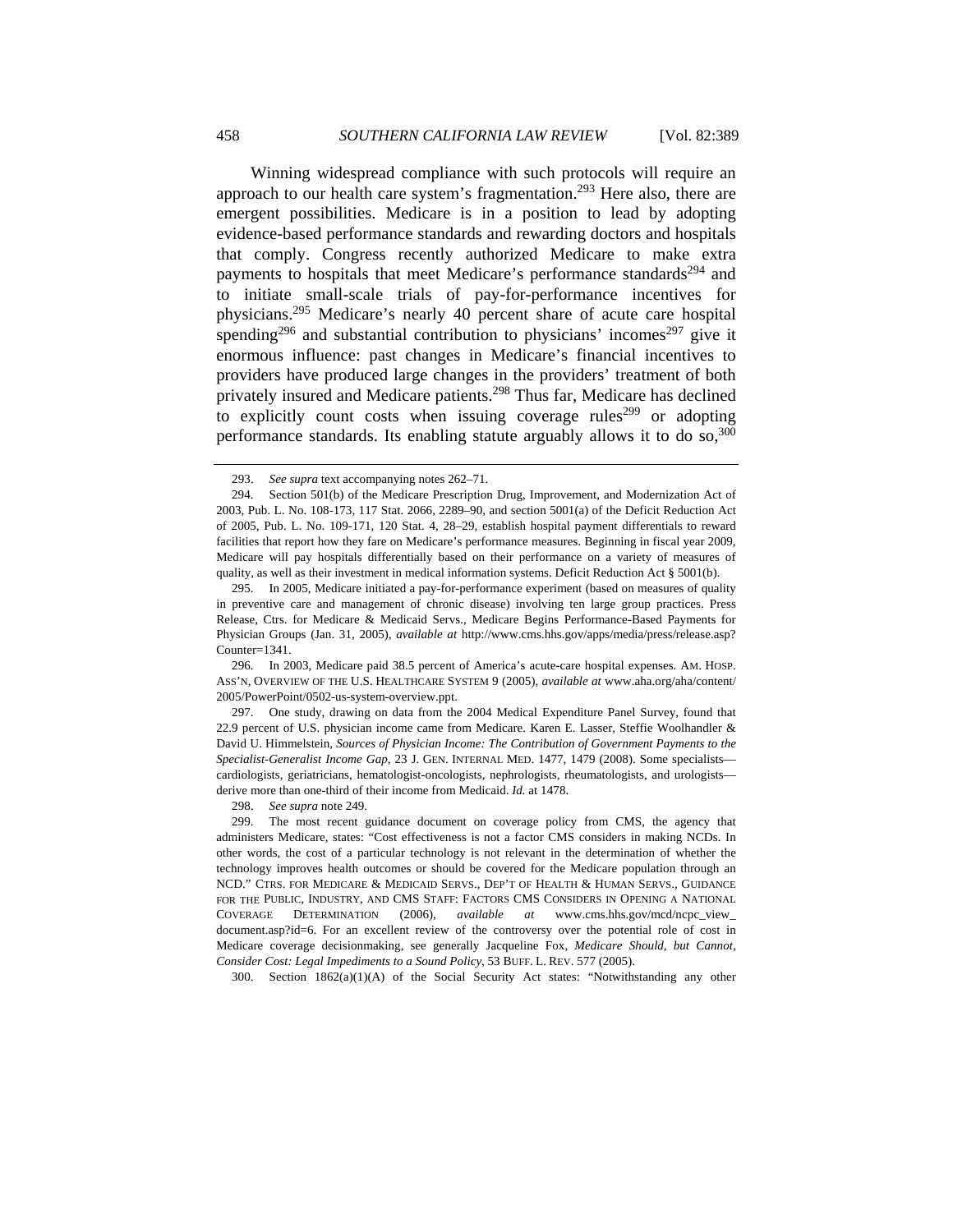Winning widespread compliance with such protocols will require an approach to our health care system's fragmentation.[293] Here also, there are emergent possibilities. Medicare is in a position to lead by adopting evidence-based performance standards and rewarding doctors and hospitals that comply. Congress recently authorized Medicare to make extra payments to hospitals that meet Medicare's performance standards[294] and to initiate small-scale trials of pay-for-performance incentives for physicians.[295] Medicare's nearly 40 percent share of acute care hospital spending[296] and substantial contribution to physicians' incomes[297] give it enormous influence: past changes in Medicare's financial incentives to providers have produced large changes in the providers' treatment of both privately insured and Medicare patients.[298] Thus far, Medicare has declined to explicitly count costs when issuing coverage rules[299] or adopting performance standards. Its enabling statute arguably allows it to do so,[300]

---

293. *See supra* text accompanying notes 262–71.

294. Section 501(b) of the Medicare Prescription Drug, Improvement, and Modernization Act of 2003, Pub. L. No. 108-173, 117 Stat. 2066, 2289–90, and section 5001(a) of the Deficit Reduction Act of 2005, Pub. L. No. 109-171, 120 Stat. 4, 28–29, establish hospital payment differentials to reward facilities that report how they fare on Medicare's performance measures. Beginning in fiscal year 2009, Medicare will pay hospitals differentially based on their performance on a variety of measures of quality, as well as their investment in medical information systems. Deficit Reduction Act § 5001(b).

295. In 2005, Medicare initiated a pay-for-performance experiment (based on measures of quality in preventive care and management of chronic disease) involving ten large group practices. Press Release, Ctrs. for Medicare & Medicaid Servs., Medicare Begins Performance-Based Payments for Physician Groups (Jan. 31, 2005), *available at* http://www.cms.hhs.gov/apps/media/press/release.asp?Counter=1341.

296. In 2003, Medicare paid 38.5 percent of America's acute-care hospital expenses. AM. HOSP. ASS'N, OVERVIEW OF THE U.S. HEALTHCARE SYSTEM 9 (2005), *available at* www.aha.org/aha/content/2005/PowerPoint/0502-us-system-overview.ppt.

297. One study, drawing on data from the 2004 Medical Expenditure Panel Survey, found that 22.9 percent of U.S. physician income came from Medicare. Karen E. Lasser, Steffie Woolhandler & David U. Himmelstein, *Sources of Physician Income: The Contribution of Government Payments to the Specialist-Generalist Income Gap*, 23 J. GEN. INTERNAL MED. 1477, 1479 (2008). Some specialists—cardiologists, geriatricians, hematologist-oncologists, nephrologists, rheumatologists, and urologists—derive more than one-third of their income from Medicaid. *Id.* at 1478.

298. *See supra* note 249.

299. The most recent guidance document on coverage policy from CMS, the agency that administers Medicare, states: "Cost effectiveness is not a factor CMS considers in making NCDs. In other words, the cost of a particular technology is not relevant in the determination of whether the technology improves health outcomes or should be covered for the Medicare population through an NCD." CTRS. FOR MEDICARE & MEDICAID SERVS., DEP'T OF HEALTH & HUMAN SERVS., GUIDANCE FOR THE PUBLIC, INDUSTRY, AND CMS STAFF: FACTORS CMS CONSIDERS IN OPENING A NATIONAL COVERAGE DETERMINATION (2006), *available at* www.cms.hhs.gov/mcd/ncpc_view_document.asp?id=6. For an excellent review of the controversy over the potential role of cost in Medicare coverage decisionmaking, see generally Jacqueline Fox, *Medicare Should, but Cannot, Consider Cost: Legal Impediments to a Sound Policy*, 53 BUFF. L. REV. 577 (2005).

300. Section 1862(a)(1)(A) of the Social Security Act states: "Notwithstanding any other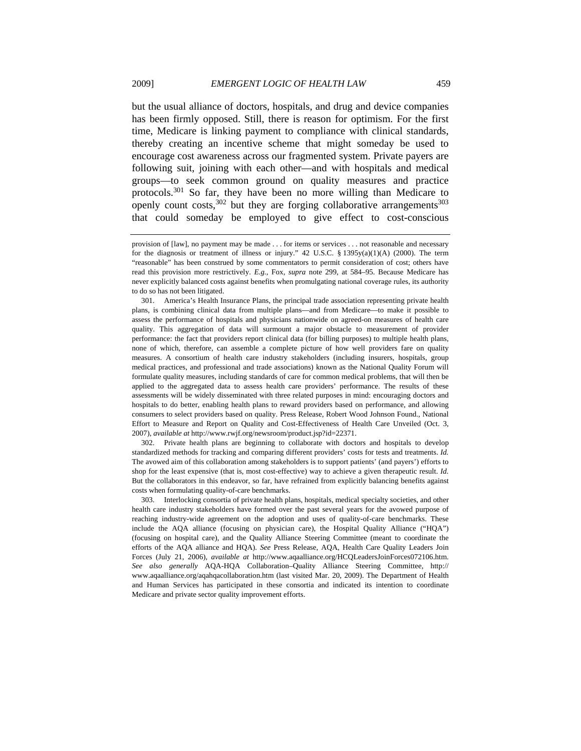but the usual alliance of doctors, hospitals, and drug and device companies has been firmly opposed. Still, there is reason for optimism. For the first time, Medicare is linking payment to compliance with clinical standards, thereby creating an incentive scheme that might someday be used to encourage cost awareness across our fragmented system. Private payers are following suit, joining with each other—and with hospitals and medical groups—to seek common ground on quality measures and practice protocols.[301] So far, they have been no more willing than Medicare to openly count costs,[302] but they are forging collaborative arrangements[303] that could someday be employed to give effect to cost-conscious

---

provision of [law], no payment may be made . . . for items or services . . . not reasonable and necessary for the diagnosis or treatment of illness or injury." 42 U.S.C. § 1395y(a)(1)(A) (2000). The term "reasonable" has been construed by some commentators to permit consideration of cost; others have read this provision more restrictively. *E.g.*, Fox, *supra* note 299, at 584–95. Because Medicare has never explicitly balanced costs against benefits when promulgating national coverage rules, its authority to do so has not been litigated.

301. America's Health Insurance Plans, the principal trade association representing private health plans, is combining clinical data from multiple plans—and from Medicare—to make it possible to assess the performance of hospitals and physicians nationwide on agreed-on measures of health care quality. This aggregation of data will surmount a major obstacle to measurement of provider performance: the fact that providers report clinical data (for billing purposes) to multiple health plans, none of which, therefore, can assemble a complete picture of how well providers fare on quality measures. A consortium of health care industry stakeholders (including insurers, hospitals, group medical practices, and professional and trade associations) known as the National Quality Forum will formulate quality measures, including standards of care for common medical problems, that will then be applied to the aggregated data to assess health care providers' performance. The results of these assessments will be widely disseminated with three related purposes in mind: encouraging doctors and hospitals to do better, enabling health plans to reward providers based on performance, and allowing consumers to select providers based on quality. Press Release, Robert Wood Johnson Found., National Effort to Measure and Report on Quality and Cost-Effectiveness of Health Care Unveiled (Oct. 3, 2007), *available at* http://www.rwjf.org/newsroom/product.jsp?id=22371.

302. Private health plans are beginning to collaborate with doctors and hospitals to develop standardized methods for tracking and comparing different providers' costs for tests and treatments. *Id.* The avowed aim of this collaboration among stakeholders is to support patients' (and payers') efforts to shop for the least expensive (that is, most cost-effective) way to achieve a given therapeutic result. *Id.* But the collaborators in this endeavor, so far, have refrained from explicitly balancing benefits against costs when formulating quality-of-care benchmarks.

303. Interlocking consortia of private health plans, hospitals, medical specialty societies, and other health care industry stakeholders have formed over the past several years for the avowed purpose of reaching industry-wide agreement on the adoption and uses of quality-of-care benchmarks. These include the AQA alliance (focusing on physician care), the Hospital Quality Alliance ("HQA") (focusing on hospital care), and the Quality Alliance Steering Committee (meant to coordinate the efforts of the AQA alliance and HQA). *See* Press Release, AQA, Health Care Quality Leaders Join Forces (July 21, 2006), *available at* http://www.aqaalliance.org/HCQLeadersJoinForces072106.htm. *See also generally* AQA-HQA Collaboration–Quality Alliance Steering Committee, http://www.aqaalliance.org/aqahqacollaboration.htm (last visited Mar. 20, 2009). The Department of Health and Human Services has participated in these consortia and indicated its intention to coordinate Medicare and private sector quality improvement efforts.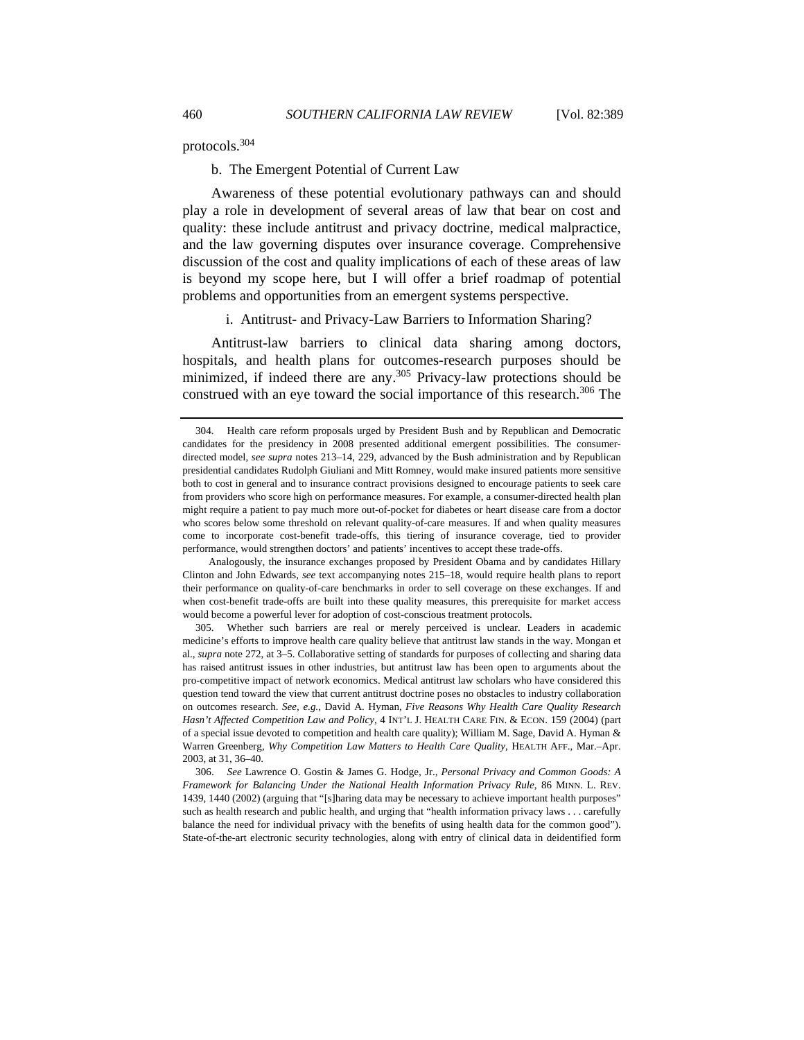protocols.[304]

b. The Emergent Potential of Current Law

Awareness of these potential evolutionary pathways can and should play a role in development of several areas of law that bear on cost and quality: these include antitrust and privacy doctrine, medical malpractice, and the law governing disputes over insurance coverage. Comprehensive discussion of the cost and quality implications of each of these areas of law is beyond my scope here, but I will offer a brief roadmap of potential problems and opportunities from an emergent systems perspective.

i. Antitrust- and Privacy-Law Barriers to Information Sharing?

Antitrust-law barriers to clinical data sharing among doctors, hospitals, and health plans for outcomes-research purposes should be minimized, if indeed there are any.[305] Privacy-law protections should be construed with an eye toward the social importance of this research.[306] The

---

304. Health care reform proposals urged by President Bush and by Republican and Democratic candidates for the presidency in 2008 presented additional emergent possibilities. The consumer-directed model, *see supra* notes 213–14, 229, advanced by the Bush administration and by Republican presidential candidates Rudolph Giuliani and Mitt Romney, would make insured patients more sensitive both to cost in general and to insurance contract provisions designed to encourage patients to seek care from providers who score high on performance measures. For example, a consumer-directed health plan might require a patient to pay much more out-of-pocket for diabetes or heart disease care from a doctor who scores below some threshold on relevant quality-of-care measures. If and when quality measures come to incorporate cost-benefit trade-offs, this tiering of insurance coverage, tied to provider performance, would strengthen doctors' and patients' incentives to accept these trade-offs.

Analogously, the insurance exchanges proposed by President Obama and by candidates Hillary Clinton and John Edwards, *see* text accompanying notes 215–18, would require health plans to report their performance on quality-of-care benchmarks in order to sell coverage on these exchanges. If and when cost-benefit trade-offs are built into these quality measures, this prerequisite for market access would become a powerful lever for adoption of cost-conscious treatment protocols.

305. Whether such barriers are real or merely perceived is unclear. Leaders in academic medicine's efforts to improve health care quality believe that antitrust law stands in the way. Mongan et al., *supra* note 272, at 3–5. Collaborative setting of standards for purposes of collecting and sharing data has raised antitrust issues in other industries, but antitrust law has been open to arguments about the pro-competitive impact of network economics. Medical antitrust law scholars who have considered this question tend toward the view that current antitrust doctrine poses no obstacles to industry collaboration on outcomes research. *See, e.g.*, David A. Hyman, *Five Reasons Why Health Care Quality Research Hasn't Affected Competition Law and Policy*, 4 INT'L J. HEALTH CARE FIN. & ECON. 159 (2004) (part of a special issue devoted to competition and health care quality); William M. Sage, David A. Hyman & Warren Greenberg, *Why Competition Law Matters to Health Care Quality*, HEALTH AFF., Mar.–Apr. 2003, at 31, 36–40.

306. *See* Lawrence O. Gostin & James G. Hodge, Jr., *Personal Privacy and Common Goods: A Framework for Balancing Under the National Health Information Privacy Rule*, 86 MINN. L. REV. 1439, 1440 (2002) (arguing that "[s]haring data may be necessary to achieve important health purposes" such as health research and public health, and urging that "health information privacy laws . . . carefully balance the need for individual privacy with the benefits of using health data for the common good"). State-of-the-art electronic security technologies, along with entry of clinical data in deidentified form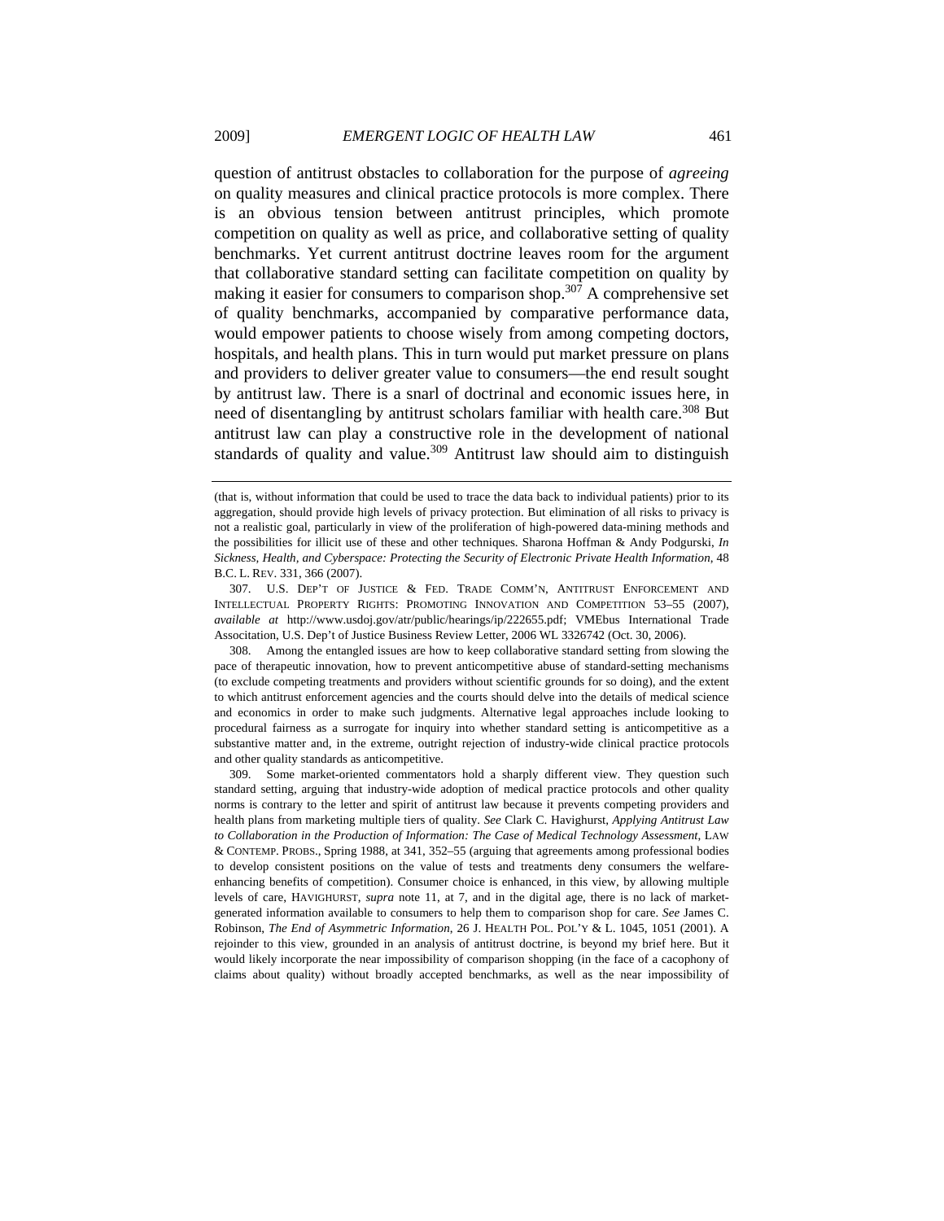question of antitrust obstacles to collaboration for the purpose of *agreeing* on quality measures and clinical practice protocols is more complex. There is an obvious tension between antitrust principles, which promote competition on quality as well as price, and collaborative setting of quality benchmarks. Yet current antitrust doctrine leaves room for the argument that collaborative standard setting can facilitate competition on quality by making it easier for consumers to comparison shop.[307] A comprehensive set of quality benchmarks, accompanied by comparative performance data, would empower patients to choose wisely from among competing doctors, hospitals, and health plans. This in turn would put market pressure on plans and providers to deliver greater value to consumers—the end result sought by antitrust law. There is a snarl of doctrinal and economic issues here, in need of disentangling by antitrust scholars familiar with health care.[308] But antitrust law can play a constructive role in the development of national standards of quality and value.[309] Antitrust law should aim to distinguish

---

(that is, without information that could be used to trace the data back to individual patients) prior to its aggregation, should provide high levels of privacy protection. But elimination of all risks to privacy is not a realistic goal, particularly in view of the proliferation of high-powered data-mining methods and the possibilities for illicit use of these and other techniques. Sharona Hoffman & Andy Podgurski, *In Sickness, Health, and Cyberspace: Protecting the Security of Electronic Private Health Information*, 48 B.C. L. REV. 331, 366 (2007).

307. U.S. DEP'T OF JUSTICE & FED. TRADE COMM'N, ANTITRUST ENFORCEMENT AND INTELLECTUAL PROPERTY RIGHTS: PROMOTING INNOVATION AND COMPETITION 53–55 (2007), *available at* http://www.usdoj.gov/atr/public/hearings/ip/222655.pdf; VMEbus International Trade Associtation, U.S. Dep't of Justice Business Review Letter, 2006 WL 3326742 (Oct. 30, 2006).

308. Among the entangled issues are how to keep collaborative standard setting from slowing the pace of therapeutic innovation, how to prevent anticompetitive abuse of standard-setting mechanisms (to exclude competing treatments and providers without scientific grounds for so doing), and the extent to which antitrust enforcement agencies and the courts should delve into the details of medical science and economics in order to make such judgments. Alternative legal approaches include looking to procedural fairness as a surrogate for inquiry into whether standard setting is anticompetitive as a substantive matter and, in the extreme, outright rejection of industry-wide clinical practice protocols and other quality standards as anticompetitive.

309. Some market-oriented commentators hold a sharply different view. They question such standard setting, arguing that industry-wide adoption of medical practice protocols and other quality norms is contrary to the letter and spirit of antitrust law because it prevents competing providers and health plans from marketing multiple tiers of quality. *See* Clark C. Havighurst, *Applying Antitrust Law to Collaboration in the Production of Information: The Case of Medical Technology Assessment*, LAW & CONTEMP. PROBS., Spring 1988, at 341, 352–55 (arguing that agreements among professional bodies to develop consistent positions on the value of tests and treatments deny consumers the welfare-enhancing benefits of competition). Consumer choice is enhanced, in this view, by allowing multiple levels of care, HAVIGHURST, *supra* note 11, at 7, and in the digital age, there is no lack of market-generated information available to consumers to help them to comparison shop for care. *See* James C. Robinson, *The End of Asymmetric Information*, 26 J. HEALTH POL. POL'Y & L. 1045, 1051 (2001). A rejoinder to this view, grounded in an analysis of antitrust doctrine, is beyond my brief here. But it would likely incorporate the near impossibility of comparison shopping (in the face of a cacophony of claims about quality) without broadly accepted benchmarks, as well as the near impossibility of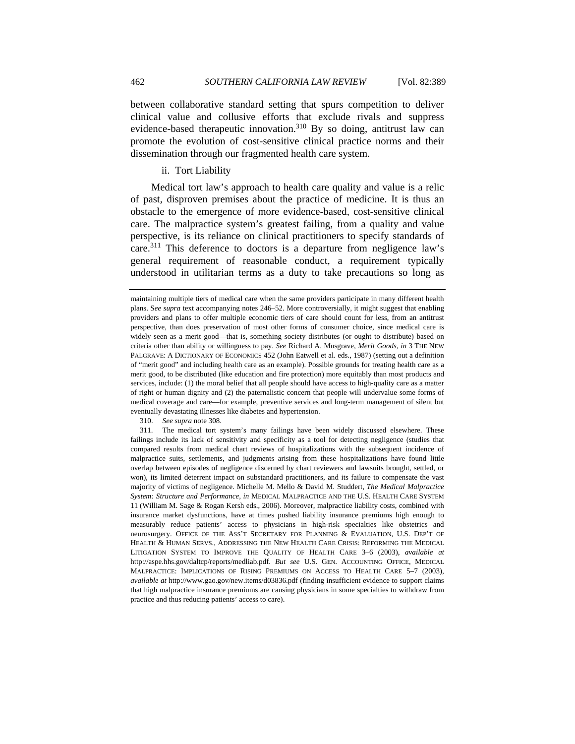between collaborative standard setting that spurs competition to deliver clinical value and collusive efforts that exclude rivals and suppress evidence-based therapeutic innovation.[310] By so doing, antitrust law can promote the evolution of cost-sensitive clinical practice norms and their dissemination through our fragmented health care system.

ii. Tort Liability

Medical tort law's approach to health care quality and value is a relic of past, disproven premises about the practice of medicine. It is thus an obstacle to the emergence of more evidence-based, cost-sensitive clinical care. The malpractice system's greatest failing, from a quality and value perspective, is its reliance on clinical practitioners to specify standards of care.[311] This deference to doctors is a departure from negligence law's general requirement of reasonable conduct, a requirement typically understood in utilitarian terms as a duty to take precautions so long as

---

maintaining multiple tiers of medical care when the same providers participate in many different health plans. S*ee supra* text accompanying notes 246–52. More controversially, it might suggest that enabling providers and plans to offer multiple economic tiers of care should count for less, from an antitrust perspective, than does preservation of most other forms of consumer choice, since medical care is widely seen as a merit good—that is, something society distributes (or ought to distribute) based on criteria other than ability or willingness to pay. *See* Richard A. Musgrave, *Merit Goods*, *in* 3 THE NEW PALGRAVE: A DICTIONARY OF ECONOMICS 452 (John Eatwell et al. eds., 1987) (setting out a definition of "merit good" and including health care as an example). Possible grounds for treating health care as a merit good, to be distributed (like education and fire protection) more equitably than most products and services, include: (1) the moral belief that all people should have access to high-quality care as a matter of right or human dignity and (2) the paternalistic concern that people will undervalue some forms of medical coverage and care—for example, preventive services and long-term management of silent but eventually devastating illnesses like diabetes and hypertension.

310. *See supra* note 308.

311. The medical tort system's many failings have been widely discussed elsewhere. These failings include its lack of sensitivity and specificity as a tool for detecting negligence (studies that compared results from medical chart reviews of hospitalizations with the subsequent incidence of malpractice suits, settlements, and judgments arising from these hospitalizations have found little overlap between episodes of negligence discerned by chart reviewers and lawsuits brought, settled, or won), its limited deterrent impact on substandard practitioners, and its failure to compensate the vast majority of victims of negligence. Michelle M. Mello & David M. Studdert, *The Medical Malpractice System: Structure and Performance*, *in* MEDICAL MALPRACTICE AND THE U.S. HEALTH CARE SYSTEM 11 (William M. Sage & Rogan Kersh eds., 2006). Moreover, malpractice liability costs, combined with insurance market dysfunctions, have at times pushed liability insurance premiums high enough to measurably reduce patients' access to physicians in high-risk specialties like obstetrics and neurosurgery. OFFICE OF THE ASS'T SECRETARY FOR PLANNING & EVALUATION, U.S. DEP'T OF HEALTH & HUMAN SERVS., ADDRESSING THE NEW HEALTH CARE CRISIS: REFORMING THE MEDICAL LITIGATION SYSTEM TO IMPROVE THE QUALITY OF HEALTH CARE 3–6 (2003), *available at* http://aspe.hhs.gov/daltcp/reports/medliab.pdf. *But see* U.S. GEN. ACCOUNTING OFFICE, MEDICAL MALPRACTICE: IMPLICATIONS OF RISING PREMIUMS ON ACCESS TO HEALTH CARE 5–7 (2003), *available at* http://www.gao.gov/new.items/d03836.pdf (finding insufficient evidence to support claims that high malpractice insurance premiums are causing physicians in some specialties to withdraw from practice and thus reducing patients' access to care).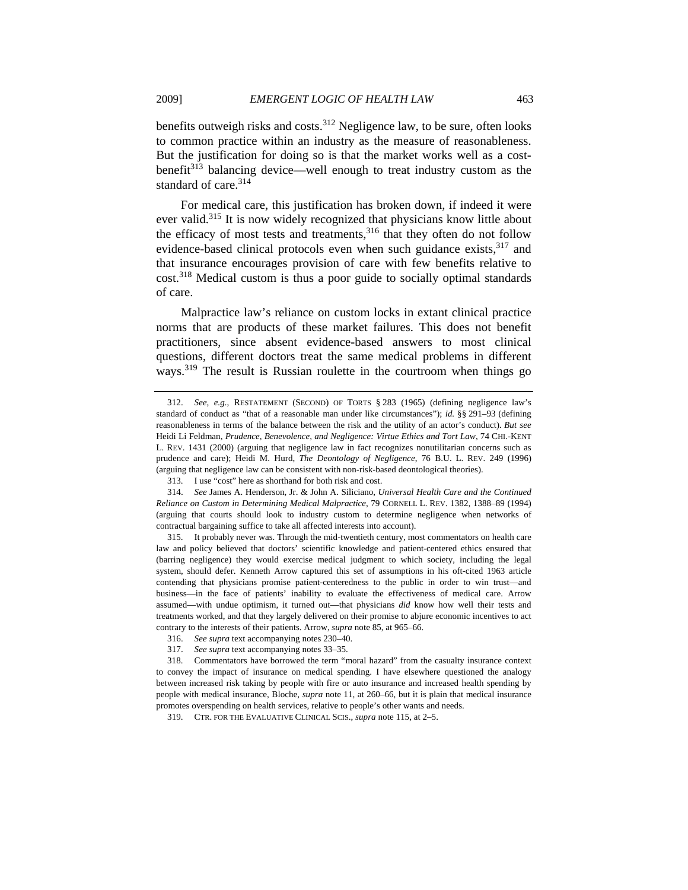benefits outweigh risks and costs.[312] Negligence law, to be sure, often looks to common practice within an industry as the measure of reasonableness. But the justification for doing so is that the market works well as a cost-benefit[313] balancing device—well enough to treat industry custom as the standard of care.[314]

For medical care, this justification has broken down, if indeed it were ever valid.[315] It is now widely recognized that physicians know little about the efficacy of most tests and treatments,[316] that they often do not follow evidence-based clinical protocols even when such guidance exists,[317] and that insurance encourages provision of care with few benefits relative to cost.[318] Medical custom is thus a poor guide to socially optimal standards of care.

Malpractice law's reliance on custom locks in extant clinical practice norms that are products of these market failures. This does not benefit practitioners, since absent evidence-based answers to most clinical questions, different doctors treat the same medical problems in different ways.[319] The result is Russian roulette in the courtroom when things go

---

312. *See, e.g.*, RESTATEMENT (SECOND) OF TORTS § 283 (1965) (defining negligence law's standard of conduct as "that of a reasonable man under like circumstances"); *id.* §§ 291–93 (defining reasonableness in terms of the balance between the risk and the utility of an actor's conduct). *But see* Heidi Li Feldman, *Prudence, Benevolence, and Negligence: Virtue Ethics and Tort Law*, 74 CHI.-KENT L. REV. 1431 (2000) (arguing that negligence law in fact recognizes nonutilitarian concerns such as prudence and care); Heidi M. Hurd, *The Deontology of Negligence*, 76 B.U. L. REV. 249 (1996) (arguing that negligence law can be consistent with non-risk-based deontological theories).

313. I use "cost" here as shorthand for both risk and cost.

314. *See* James A. Henderson, Jr. & John A. Siliciano, *Universal Health Care and the Continued Reliance on Custom in Determining Medical Malpractice*, 79 CORNELL L. REV. 1382, 1388–89 (1994) (arguing that courts should look to industry custom to determine negligence when networks of contractual bargaining suffice to take all affected interests into account).

315. It probably never was. Through the mid-twentieth century, most commentators on health care law and policy believed that doctors' scientific knowledge and patient-centered ethics ensured that (barring negligence) they would exercise medical judgment to which society, including the legal system, should defer. Kenneth Arrow captured this set of assumptions in his oft-cited 1963 article contending that physicians promise patient-centeredness to the public in order to win trust—and business—in the face of patients' inability to evaluate the effectiveness of medical care. Arrow assumed—with undue optimism, it turned out—that physicians *did* know how well their tests and treatments worked, and that they largely delivered on their promise to abjure economic incentives to act contrary to the interests of their patients. Arrow, *supra* note 85, at 965–66.

316. *See supra* text accompanying notes 230–40.

317. *See supra* text accompanying notes 33–35.

318. Commentators have borrowed the term "moral hazard" from the casualty insurance context to convey the impact of insurance on medical spending. I have elsewhere questioned the analogy between increased risk taking by people with fire or auto insurance and increased health spending by people with medical insurance, Bloche, *supra* note 11, at 260–66, but it is plain that medical insurance promotes overspending on health services, relative to people's other wants and needs.

319. CTR. FOR THE EVALUATIVE CLINICAL SCIS., *supra* note 115, at 2–5.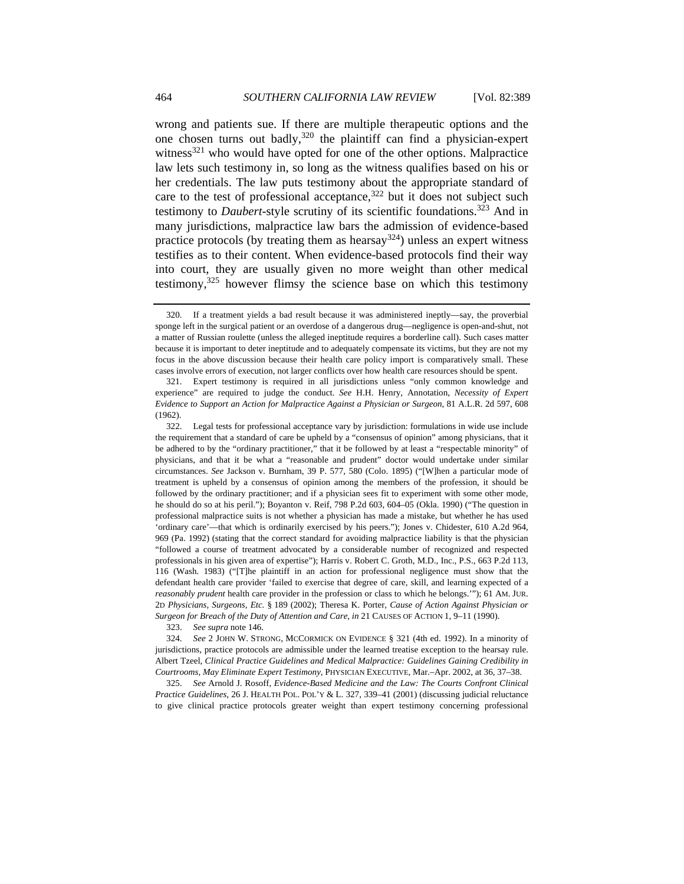wrong and patients sue. If there are multiple therapeutic options and the one chosen turns out badly,[320] the plaintiff can find a physician-expert witness[321] who would have opted for one of the other options. Malpractice law lets such testimony in, so long as the witness qualifies based on his or her credentials. The law puts testimony about the appropriate standard of care to the test of professional acceptance,[322] but it does not subject such testimony to *Daubert*-style scrutiny of its scientific foundations.[323] And in many jurisdictions, malpractice law bars the admission of evidence-based practice protocols (by treating them as hearsay[324]) unless an expert witness testifies as to their content. When evidence-based protocols find their way into court, they are usually given no more weight than other medical testimony,[325] however flimsy the science base on which this testimony

---

320. If a treatment yields a bad result because it was administered ineptly—say, the proverbial sponge left in the surgical patient or an overdose of a dangerous drug—negligence is open-and-shut, not a matter of Russian roulette (unless the alleged ineptitude requires a borderline call). Such cases matter because it is important to deter ineptitude and to adequately compensate its victims, but they are not my focus in the above discussion because their health care policy import is comparatively small. These cases involve errors of execution, not larger conflicts over how health care resources should be spent.

321. Expert testimony is required in all jurisdictions unless "only common knowledge and experience" are required to judge the conduct. *See* H.H. Henry, Annotation, *Necessity of Expert Evidence to Support an Action for Malpractice Against a Physician or Surgeon*, 81 A.L.R. 2d 597, 608 (1962).

322. Legal tests for professional acceptance vary by jurisdiction: formulations in wide use include the requirement that a standard of care be upheld by a "consensus of opinion" among physicians, that it be adhered to by the "ordinary practitioner," that it be followed by at least a "respectable minority" of physicians, and that it be what a "reasonable and prudent" doctor would undertake under similar circumstances. *See* Jackson v. Burnham, 39 P. 577, 580 (Colo. 1895) ("[W]hen a particular mode of treatment is upheld by a consensus of opinion among the members of the profession, it should be followed by the ordinary practitioner; and if a physician sees fit to experiment with some other mode, he should do so at his peril."); Boyanton v. Reif, 798 P.2d 603, 604–05 (Okla. 1990) ("The question in professional malpractice suits is not whether a physician has made a mistake, but whether he has used 'ordinary care'—that which is ordinarily exercised by his peers."); Jones v. Chidester, 610 A.2d 964, 969 (Pa. 1992) (stating that the correct standard for avoiding malpractice liability is that the physician "followed a course of treatment advocated by a considerable number of recognized and respected professionals in his given area of expertise"); Harris v. Robert C. Groth, M.D., Inc., P.S., 663 P.2d 113, 116 (Wash. 1983) ("[T]he plaintiff in an action for professional negligence must show that the defendant health care provider 'failed to exercise that degree of care, skill, and learning expected of a *reasonably prudent* health care provider in the profession or class to which he belongs.'"); 61 AM. JUR. 2D *Physicians, Surgeons, Etc.* § 189 (2002); Theresa K. Porter, *Cause of Action Against Physician or Surgeon for Breach of the Duty of Attention and Care*, *in* 21 CAUSES OF ACTION 1, 9–11 (1990).

323. *See supra* note 146.

324. *See* 2 JOHN W. STRONG, MCCORMICK ON EVIDENCE § 321 (4th ed. 1992). In a minority of jurisdictions, practice protocols are admissible under the learned treatise exception to the hearsay rule. Albert Tzeel, *Clinical Practice Guidelines and Medical Malpractice: Guidelines Gaining Credibility in Courtrooms, May Eliminate Expert Testimony*, PHYSICIAN EXECUTIVE, Mar.–Apr. 2002, at 36, 37–38.

325. *See* Arnold J. Rosoff, *Evidence-Based Medicine and the Law: The Courts Confront Clinical Practice Guidelines*, 26 J. HEALTH POL. POL'Y & L. 327, 339–41 (2001) (discussing judicial reluctance to give clinical practice protocols greater weight than expert testimony concerning professional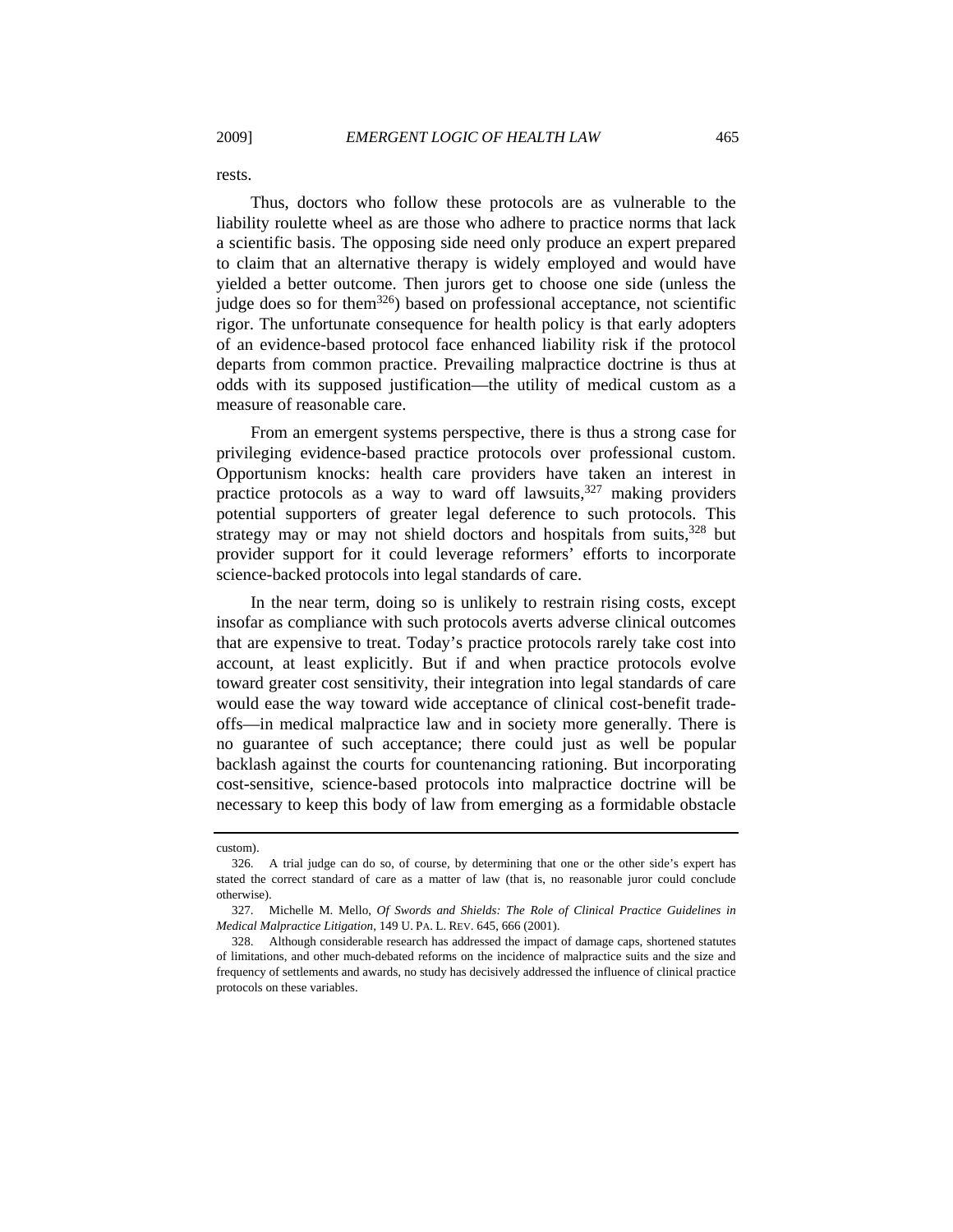rests.

Thus, doctors who follow these protocols are as vulnerable to the liability roulette wheel as are those who adhere to practice norms that lack a scientific basis. The opposing side need only produce an expert prepared to claim that an alternative therapy is widely employed and would have yielded a better outcome. Then jurors get to choose one side (unless the judge does so for them[326]) based on professional acceptance, not scientific rigor. The unfortunate consequence for health policy is that early adopters of an evidence-based protocol face enhanced liability risk if the protocol departs from common practice. Prevailing malpractice doctrine is thus at odds with its supposed justification—the utility of medical custom as a measure of reasonable care.

From an emergent systems perspective, there is thus a strong case for privileging evidence-based practice protocols over professional custom. Opportunism knocks: health care providers have taken an interest in practice protocols as a way to ward off lawsuits,[327] making providers potential supporters of greater legal deference to such protocols. This strategy may or may not shield doctors and hospitals from suits,[328] but provider support for it could leverage reformers' efforts to incorporate science-backed protocols into legal standards of care.

In the near term, doing so is unlikely to restrain rising costs, except insofar as compliance with such protocols averts adverse clinical outcomes that are expensive to treat. Today's practice protocols rarely take cost into account, at least explicitly. But if and when practice protocols evolve toward greater cost sensitivity, their integration into legal standards of care would ease the way toward wide acceptance of clinical cost-benefit trade-offs—in medical malpractice law and in society more generally. There is no guarantee of such acceptance; there could just as well be popular backlash against the courts for countenancing rationing. But incorporating cost-sensitive, science-based protocols into malpractice doctrine will be necessary to keep this body of law from emerging as a formidable obstacle

---

custom).

326. A trial judge can do so, of course, by determining that one or the other side's expert has stated the correct standard of care as a matter of law (that is, no reasonable juror could conclude otherwise).

327. Michelle M. Mello, *Of Swords and Shields: The Role of Clinical Practice Guidelines in Medical Malpractice Litigation*, 149 U. PA. L. REV. 645, 666 (2001).

328. Although considerable research has addressed the impact of damage caps, shortened statutes of limitations, and other much-debated reforms on the incidence of malpractice suits and the size and frequency of settlements and awards, no study has decisively addressed the influence of clinical practice protocols on these variables.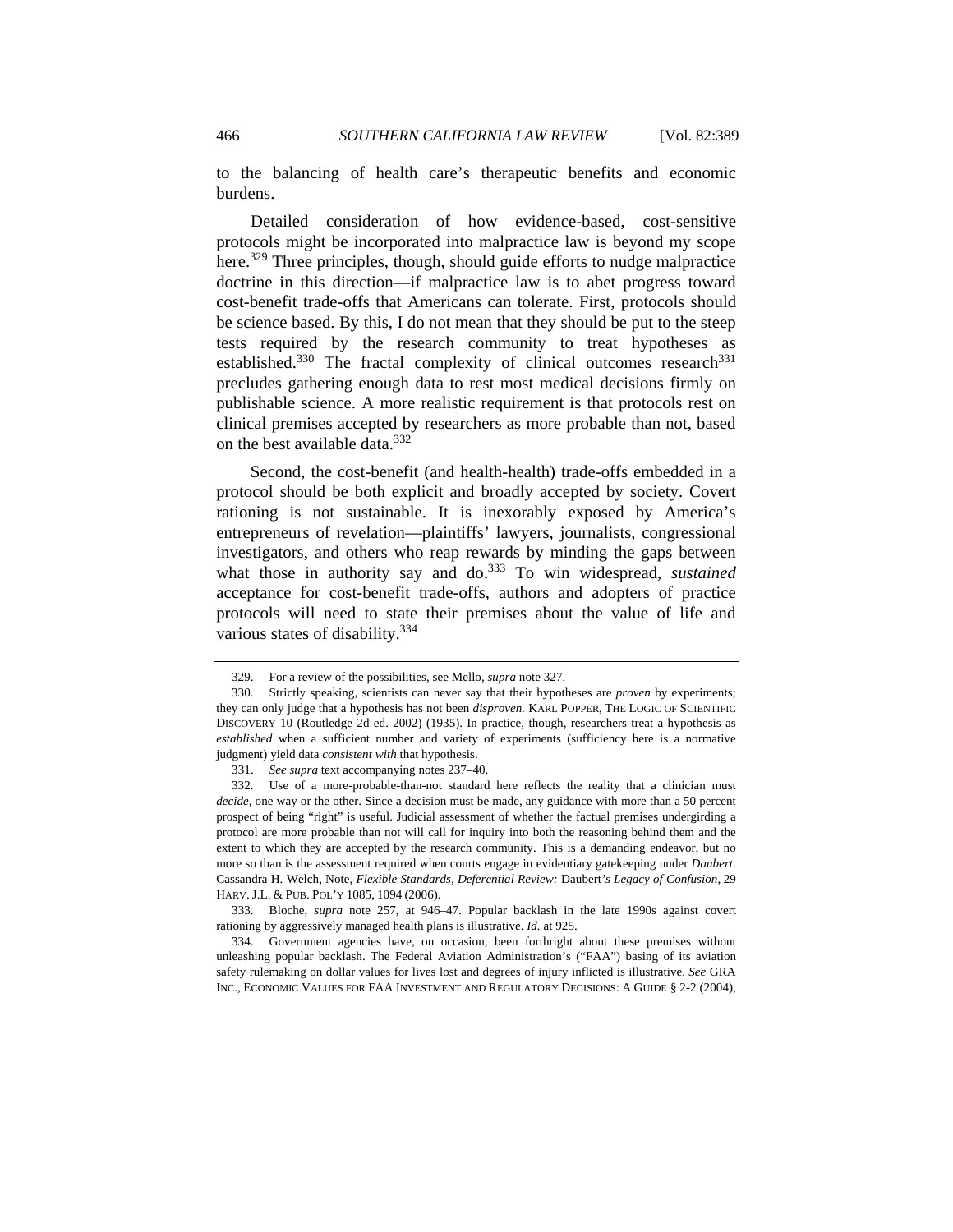to the balancing of health care's therapeutic benefits and economic burdens.

Detailed consideration of how evidence-based, cost-sensitive protocols might be incorporated into malpractice law is beyond my scope here.[329] Three principles, though, should guide efforts to nudge malpractice doctrine in this direction—if malpractice law is to abet progress toward cost-benefit trade-offs that Americans can tolerate. First, protocols should be science based. By this, I do not mean that they should be put to the steep tests required by the research community to treat hypotheses as established.[330] The fractal complexity of clinical outcomes research[331] precludes gathering enough data to rest most medical decisions firmly on publishable science. A more realistic requirement is that protocols rest on clinical premises accepted by researchers as more probable than not, based on the best available data.[332]

Second, the cost-benefit (and health-health) trade-offs embedded in a protocol should be both explicit and broadly accepted by society. Covert rationing is not sustainable. It is inexorably exposed by America's entrepreneurs of revelation—plaintiffs' lawyers, journalists, congressional investigators, and others who reap rewards by minding the gaps between what those in authority say and do.[333] To win widespread, *sustained* acceptance for cost-benefit trade-offs, authors and adopters of practice protocols will need to state their premises about the value of life and various states of disability.[334]

---

329. For a review of the possibilities, see Mello, *supra* note 327.

330. Strictly speaking, scientists can never say that their hypotheses are *proven* by experiments; they can only judge that a hypothesis has not been *disproven.* KARL POPPER, THE LOGIC OF SCIENTIFIC DISCOVERY 10 (Routledge 2d ed. 2002) (1935). In practice, though, researchers treat a hypothesis as *established* when a sufficient number and variety of experiments (sufficiency here is a normative judgment) yield data *consistent with* that hypothesis.

331. *See supra* text accompanying notes 237–40.

332. Use of a more-probable-than-not standard here reflects the reality that a clinician must *decide*, one way or the other. Since a decision must be made, any guidance with more than a 50 percent prospect of being "right" is useful. Judicial assessment of whether the factual premises undergirding a protocol are more probable than not will call for inquiry into both the reasoning behind them and the extent to which they are accepted by the research community. This is a demanding endeavor, but no more so than is the assessment required when courts engage in evidentiary gatekeeping under *Daubert*. Cassandra H. Welch, Note, *Flexible Standards, Deferential Review:* Daubert*'s Legacy of Confusion*, 29 HARV. J.L. & PUB. POL'Y 1085, 1094 (2006).

333. Bloche, *supra* note 257, at 946–47. Popular backlash in the late 1990s against covert rationing by aggressively managed health plans is illustrative. *Id.* at 925.

334. Government agencies have, on occasion, been forthright about these premises without unleashing popular backlash. The Federal Aviation Administration's ("FAA") basing of its aviation safety rulemaking on dollar values for lives lost and degrees of injury inflicted is illustrative. *See* GRA INC., ECONOMIC VALUES FOR FAA INVESTMENT AND REGULATORY DECISIONS: A GUIDE § 2-2 (2004),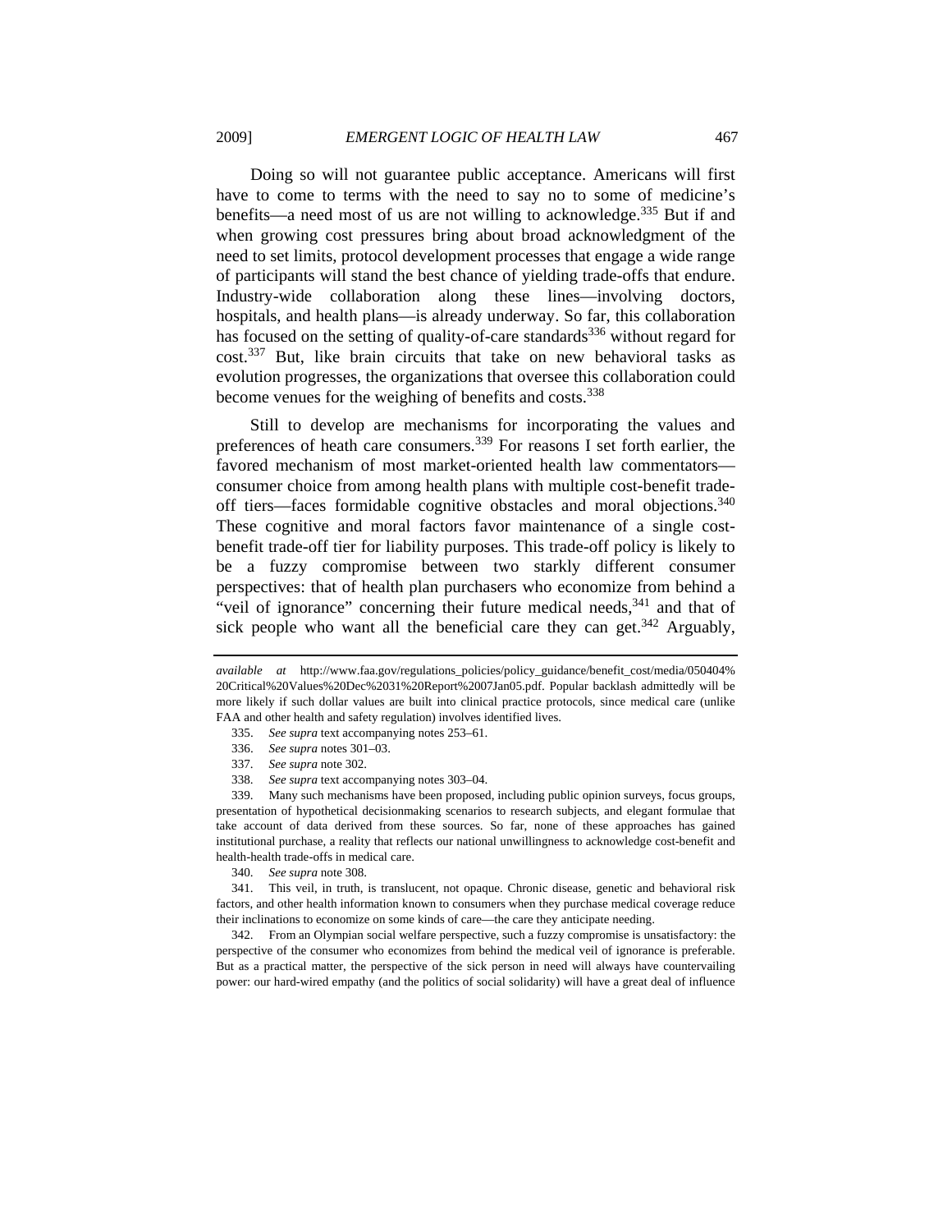Doing so will not guarantee public acceptance. Americans will first have to come to terms with the need to say no to some of medicine's benefits—a need most of us are not willing to acknowledge.[335] But if and when growing cost pressures bring about broad acknowledgment of the need to set limits, protocol development processes that engage a wide range of participants will stand the best chance of yielding trade-offs that endure. Industry-wide collaboration along these lines—involving doctors, hospitals, and health plans—is already underway. So far, this collaboration has focused on the setting of quality-of-care standards[336] without regard for cost.[337] But, like brain circuits that take on new behavioral tasks as evolution progresses, the organizations that oversee this collaboration could become venues for the weighing of benefits and costs.[338]

Still to develop are mechanisms for incorporating the values and preferences of heath care consumers.[339] For reasons I set forth earlier, the favored mechanism of most market-oriented health law commentators—consumer choice from among health plans with multiple cost-benefit trade-off tiers—faces formidable cognitive obstacles and moral objections.[340] These cognitive and moral factors favor maintenance of a single cost-benefit trade-off tier for liability purposes. This trade-off policy is likely to be a fuzzy compromise between two starkly different consumer perspectives: that of health plan purchasers who economize from behind a "veil of ignorance" concerning their future medical needs,[341] and that of sick people who want all the beneficial care they can get.[342] Arguably,

---

*available at* http://www.faa.gov/regulations_policies/policy_guidance/benefit_cost/media/050404%20Critical%20Values%20Dec%2031%20Report%2007Jan05.pdf. Popular backlash admittedly will be more likely if such dollar values are built into clinical practice protocols, since medical care (unlike FAA and other health and safety regulation) involves identified lives.

335. *See supra* text accompanying notes 253–61.

336. *See supra* notes 301–03.

337. *See supra* note 302.

338. *See supra* text accompanying notes 303–04.

339. Many such mechanisms have been proposed, including public opinion surveys, focus groups, presentation of hypothetical decisionmaking scenarios to research subjects, and elegant formulae that take account of data derived from these sources. So far, none of these approaches has gained institutional purchase, a reality that reflects our national unwillingness to acknowledge cost-benefit and health-health trade-offs in medical care.

340. *See supra* note 308.

341. This veil, in truth, is translucent, not opaque. Chronic disease, genetic and behavioral risk factors, and other health information known to consumers when they purchase medical coverage reduce their inclinations to economize on some kinds of care—the care they anticipate needing.

342. From an Olympian social welfare perspective, such a fuzzy compromise is unsatisfactory: the perspective of the consumer who economizes from behind the medical veil of ignorance is preferable. But as a practical matter, the perspective of the sick person in need will always have countervailing power: our hard-wired empathy (and the politics of social solidarity) will have a great deal of influence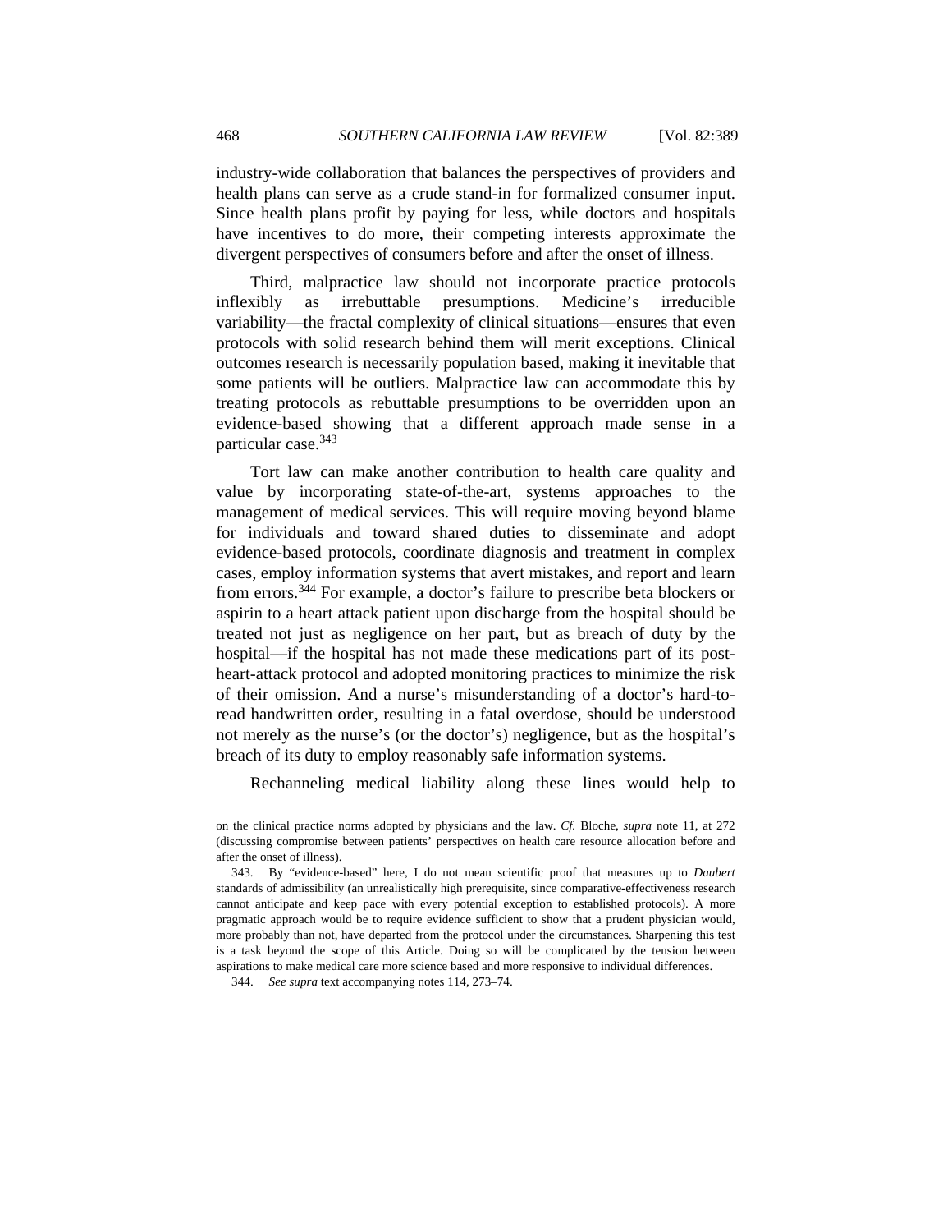industry-wide collaboration that balances the perspectives of providers and health plans can serve as a crude stand-in for formalized consumer input. Since health plans profit by paying for less, while doctors and hospitals have incentives to do more, their competing interests approximate the divergent perspectives of consumers before and after the onset of illness.

Third, malpractice law should not incorporate practice protocols inflexibly as irrebuttable presumptions. Medicine's irreducible variability—the fractal complexity of clinical situations—ensures that even protocols with solid research behind them will merit exceptions. Clinical outcomes research is necessarily population based, making it inevitable that some patients will be outliers. Malpractice law can accommodate this by treating protocols as rebuttable presumptions to be overridden upon an evidence-based showing that a different approach made sense in a particular case.[343]

Tort law can make another contribution to health care quality and value by incorporating state-of-the-art, systems approaches to the management of medical services. This will require moving beyond blame for individuals and toward shared duties to disseminate and adopt evidence-based protocols, coordinate diagnosis and treatment in complex cases, employ information systems that avert mistakes, and report and learn from errors.[344] For example, a doctor's failure to prescribe beta blockers or aspirin to a heart attack patient upon discharge from the hospital should be treated not just as negligence on her part, but as breach of duty by the hospital—if the hospital has not made these medications part of its post-heart-attack protocol and adopted monitoring practices to minimize the risk of their omission. And a nurse's misunderstanding of a doctor's hard-to-read handwritten order, resulting in a fatal overdose, should be understood not merely as the nurse's (or the doctor's) negligence, but as the hospital's breach of its duty to employ reasonably safe information systems.

Rechanneling medical liability along these lines would help to

---

on the clinical practice norms adopted by physicians and the law. *Cf.* Bloche, *supra* note 11, at 272 (discussing compromise between patients' perspectives on health care resource allocation before and after the onset of illness).

343. By "evidence-based" here, I do not mean scientific proof that measures up to *Daubert* standards of admissibility (an unrealistically high prerequisite, since comparative-effectiveness research cannot anticipate and keep pace with every potential exception to established protocols). A more pragmatic approach would be to require evidence sufficient to show that a prudent physician would, more probably than not, have departed from the protocol under the circumstances. Sharpening this test is a task beyond the scope of this Article. Doing so will be complicated by the tension between aspirations to make medical care more science based and more responsive to individual differences.

344. *See supra* text accompanying notes 114, 273–74.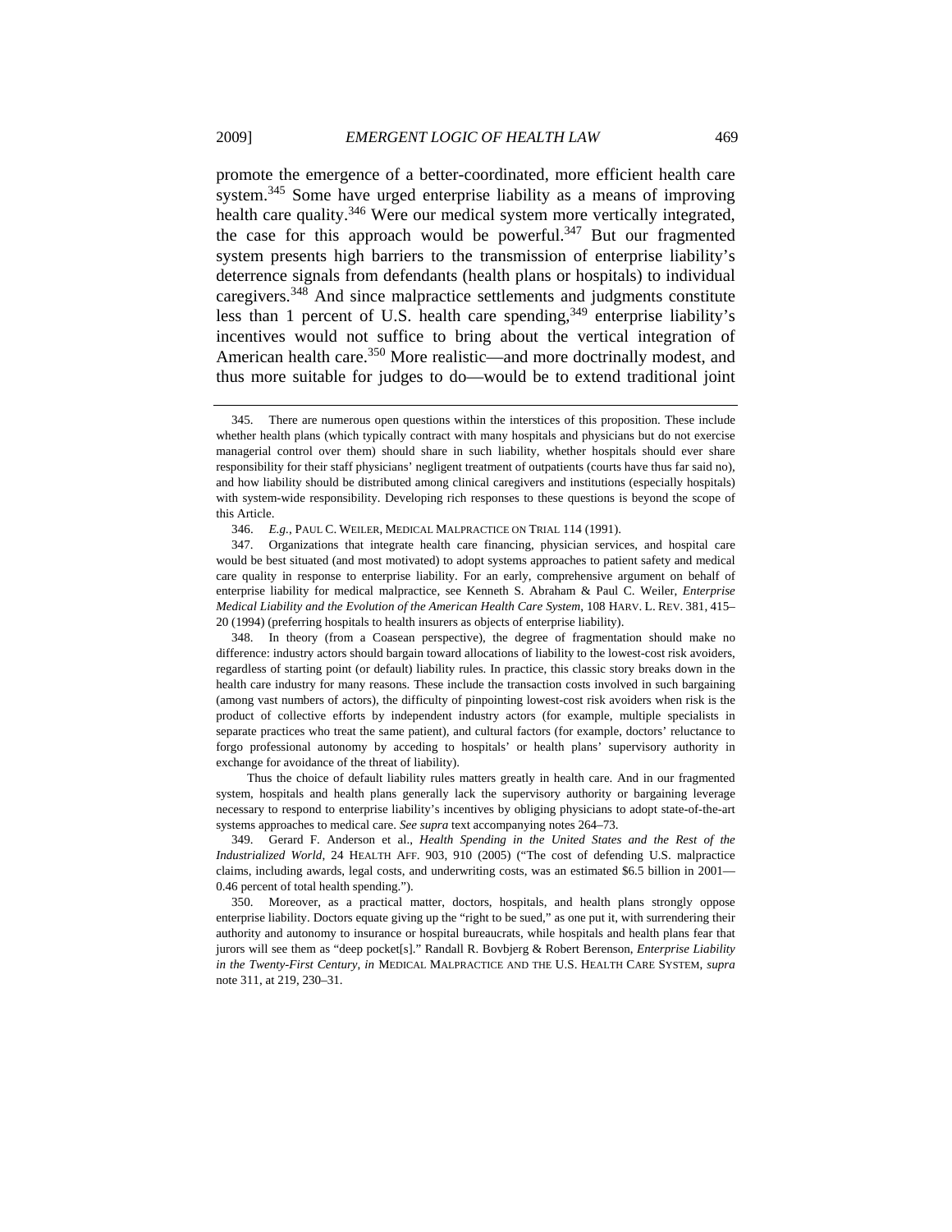promote the emergence of a better-coordinated, more efficient health care system.[345] Some have urged enterprise liability as a means of improving health care quality.[346] Were our medical system more vertically integrated, the case for this approach would be powerful.[347] But our fragmented system presents high barriers to the transmission of enterprise liability's deterrence signals from defendants (health plans or hospitals) to individual caregivers.[348] And since malpractice settlements and judgments constitute less than 1 percent of U.S. health care spending,[349] enterprise liability's incentives would not suffice to bring about the vertical integration of American health care.[350] More realistic—and more doctrinally modest, and thus more suitable for judges to do—would be to extend traditional joint

---

345. There are numerous open questions within the interstices of this proposition. These include whether health plans (which typically contract with many hospitals and physicians but do not exercise managerial control over them) should share in such liability, whether hospitals should ever share responsibility for their staff physicians' negligent treatment of outpatients (courts have thus far said no), and how liability should be distributed among clinical caregivers and institutions (especially hospitals) with system-wide responsibility. Developing rich responses to these questions is beyond the scope of this Article.

346. *E.g.*, PAUL C. WEILER, MEDICAL MALPRACTICE ON TRIAL 114 (1991).

347. Organizations that integrate health care financing, physician services, and hospital care would be best situated (and most motivated) to adopt systems approaches to patient safety and medical care quality in response to enterprise liability. For an early, comprehensive argument on behalf of enterprise liability for medical malpractice, see Kenneth S. Abraham & Paul C. Weiler, *Enterprise Medical Liability and the Evolution of the American Health Care System*, 108 HARV. L. REV. 381, 415–20 (1994) (preferring hospitals to health insurers as objects of enterprise liability).

348. In theory (from a Coasean perspective), the degree of fragmentation should make no difference: industry actors should bargain toward allocations of liability to the lowest-cost risk avoiders, regardless of starting point (or default) liability rules. In practice, this classic story breaks down in the health care industry for many reasons. These include the transaction costs involved in such bargaining (among vast numbers of actors), the difficulty of pinpointing lowest-cost risk avoiders when risk is the product of collective efforts by independent industry actors (for example, multiple specialists in separate practices who treat the same patient), and cultural factors (for example, doctors' reluctance to forgo professional autonomy by acceding to hospitals' or health plans' supervisory authority in exchange for avoidance of the threat of liability).

Thus the choice of default liability rules matters greatly in health care. And in our fragmented system, hospitals and health plans generally lack the supervisory authority or bargaining leverage necessary to respond to enterprise liability's incentives by obliging physicians to adopt state-of-the-art systems approaches to medical care. *See supra* text accompanying notes 264–73.

349. Gerard F. Anderson et al., *Health Spending in the United States and the Rest of the Industrialized World*, 24 HEALTH AFF. 903, 910 (2005) ("The cost of defending U.S. malpractice claims, including awards, legal costs, and underwriting costs, was an estimated $6.5 billion in 2001—0.46 percent of total health spending.").

350. Moreover, as a practical matter, doctors, hospitals, and health plans strongly oppose enterprise liability. Doctors equate giving up the "right to be sued," as one put it, with surrendering their authority and autonomy to insurance or hospital bureaucrats, while hospitals and health plans fear that jurors will see them as "deep pocket[s]." Randall R. Bovbjerg & Robert Berenson, *Enterprise Liability in the Twenty-First Century*, *in* MEDICAL MALPRACTICE AND THE U.S. HEALTH CARE SYSTEM, *supra* note 311, at 219, 230–31.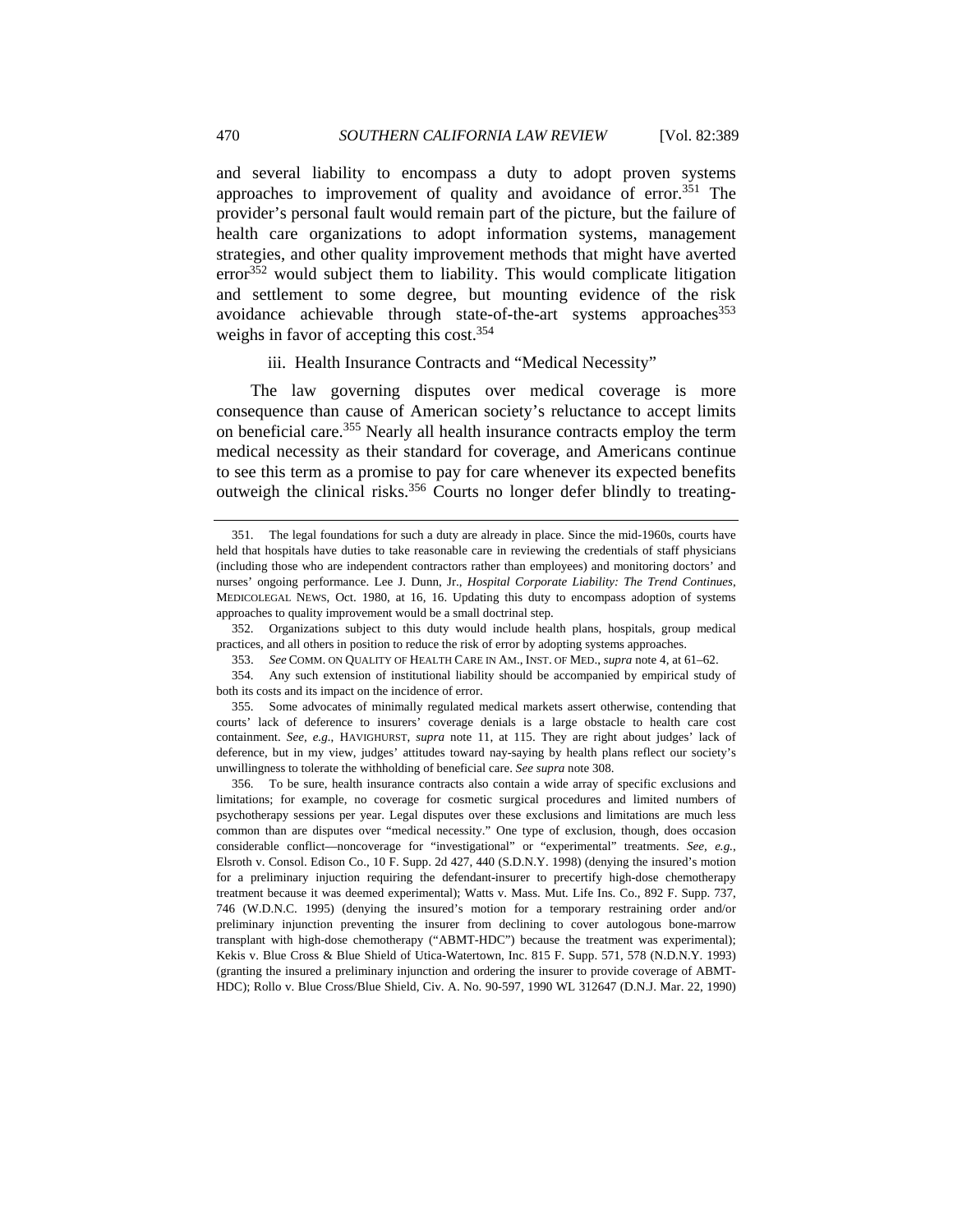and several liability to encompass a duty to adopt proven systems approaches to improvement of quality and avoidance of error.[351] The provider's personal fault would remain part of the picture, but the failure of health care organizations to adopt information systems, management strategies, and other quality improvement methods that might have averted error[352] would subject them to liability. This would complicate litigation and settlement to some degree, but mounting evidence of the risk avoidance achievable through state-of-the-art systems approaches[353] weighs in favor of accepting this cost.[354]

#### iii. Health Insurance Contracts and "Medical Necessity"

The law governing disputes over medical coverage is more consequence than cause of American society's reluctance to accept limits on beneficial care.[355] Nearly all health insurance contracts employ the term medical necessity as their standard for coverage, and Americans continue to see this term as a promise to pay for care whenever its expected benefits outweigh the clinical risks.[356] Courts no longer defer blindly to treating-

---

351. The legal foundations for such a duty are already in place. Since the mid-1960s, courts have held that hospitals have duties to take reasonable care in reviewing the credentials of staff physicians (including those who are independent contractors rather than employees) and monitoring doctors' and nurses' ongoing performance. Lee J. Dunn, Jr., *Hospital Corporate Liability: The Trend Continues*, MEDICOLEGAL NEWS, Oct. 1980, at 16, 16. Updating this duty to encompass adoption of systems approaches to quality improvement would be a small doctrinal step.

352. Organizations subject to this duty would include health plans, hospitals, group medical practices, and all others in position to reduce the risk of error by adopting systems approaches.

353. *See* COMM. ON QUALITY OF HEALTH CARE IN AM., INST. OF MED., *supra* note 4, at 61–62.

354. Any such extension of institutional liability should be accompanied by empirical study of both its costs and its impact on the incidence of error.

355. Some advocates of minimally regulated medical markets assert otherwise, contending that courts' lack of deference to insurers' coverage denials is a large obstacle to health care cost containment. *See, e.g.*, HAVIGHURST, *supra* note 11, at 115. They are right about judges' lack of deference, but in my view, judges' attitudes toward nay-saying by health plans reflect our society's unwillingness to tolerate the withholding of beneficial care. *See supra* note 308.

356. To be sure, health insurance contracts also contain a wide array of specific exclusions and limitations; for example, no coverage for cosmetic surgical procedures and limited numbers of psychotherapy sessions per year. Legal disputes over these exclusions and limitations are much less common than are disputes over "medical necessity." One type of exclusion, though, does occasion considerable conflict—noncoverage for "investigational" or "experimental" treatments. *See, e.g.*, Elsroth v. Consol. Edison Co., 10 F. Supp. 2d 427, 440 (S.D.N.Y. 1998) (denying the insured's motion for a preliminary injunction requiring the defendant-insurer to precertify high-dose chemotherapy treatment because it was deemed experimental); Watts v. Mass. Mut. Life Ins. Co., 892 F. Supp. 737, 746 (W.D.N.C. 1995) (denying the insured's motion for a temporary restraining order and/or preliminary injunction preventing the insurer from declining to cover autologous bone-marrow transplant with high-dose chemotherapy ("ABMT-HDC") because the treatment was experimental); Kekis v. Blue Cross & Blue Shield of Utica-Watertown, Inc. 815 F. Supp. 571, 578 (N.D.N.Y. 1993) (granting the insured a preliminary injunction and ordering the insurer to provide coverage of ABMT-HDC); Rollo v. Blue Cross/Blue Shield, Civ. A. No. 90-597, 1990 WL 312647 (D.N.J. Mar. 22, 1990)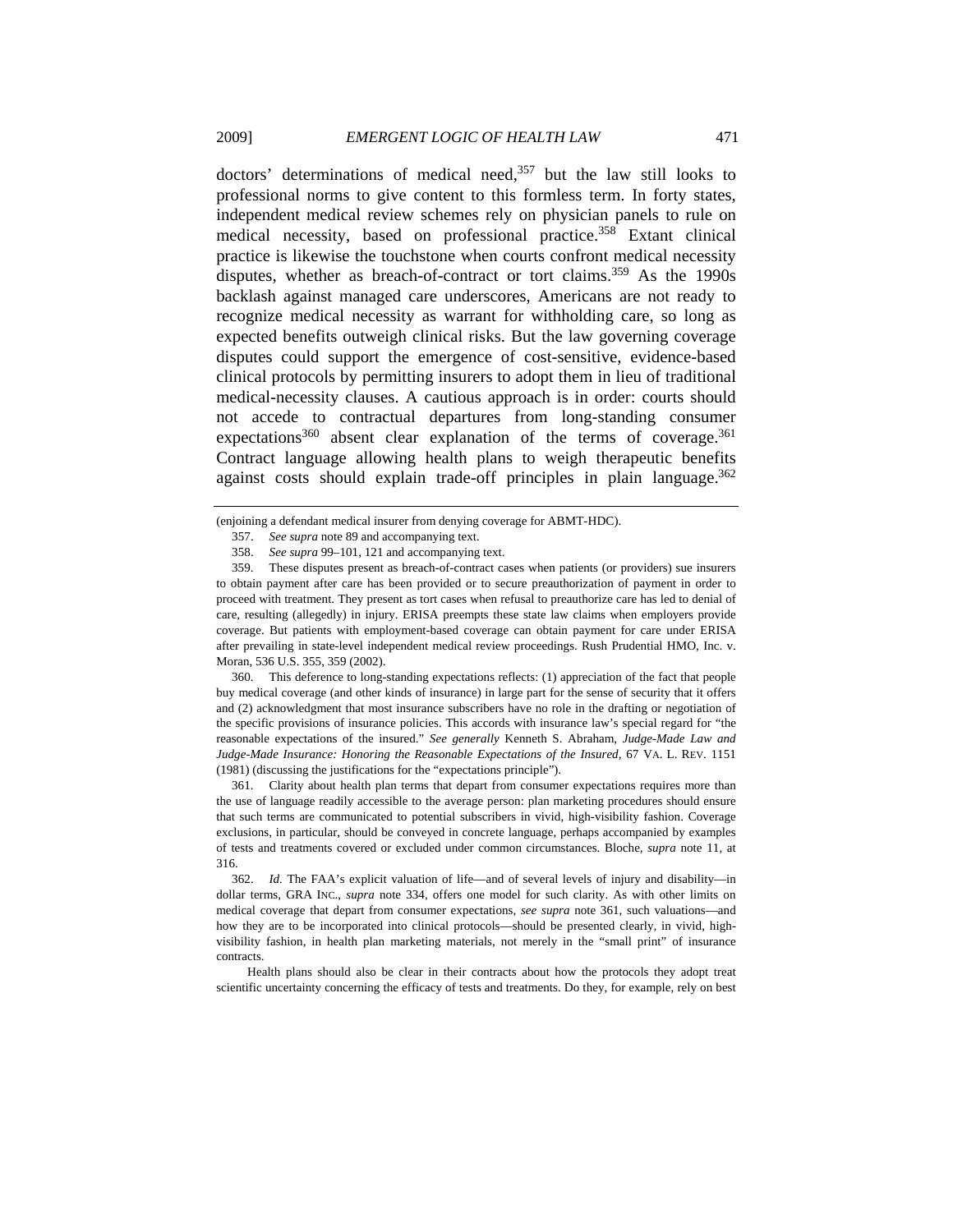doctors' determinations of medical need,[357] but the law still looks to professional norms to give content to this formless term. In forty states, independent medical review schemes rely on physician panels to rule on medical necessity, based on professional practice.[358] Extant clinical practice is likewise the touchstone when courts confront medical necessity disputes, whether as breach-of-contract or tort claims.[359] As the 1990s backlash against managed care underscores, Americans are not ready to recognize medical necessity as warrant for withholding care, so long as expected benefits outweigh clinical risks. But the law governing coverage disputes could support the emergence of cost-sensitive, evidence-based clinical protocols by permitting insurers to adopt them in lieu of traditional medical-necessity clauses. A cautious approach is in order: courts should not accede to contractual departures from long-standing consumer expectations[360] absent clear explanation of the terms of coverage.[361] Contract language allowing health plans to weigh therapeutic benefits against costs should explain trade-off principles in plain language.[362]

---

(enjoining a defendant medical insurer from denying coverage for ABMT-HDC).

357. *See supra* note 89 and accompanying text.

358. *See supra* 99–101, 121 and accompanying text.

359. These disputes present as breach-of-contract cases when patients (or providers) sue insurers to obtain payment after care has been provided or to secure preauthorization of payment in order to proceed with treatment. They present as tort cases when refusal to preauthorize care has led to denial of care, resulting (allegedly) in injury. ERISA preempts these state law claims when employers provide coverage. But patients with employment-based coverage can obtain payment for care under ERISA after prevailing in state-level independent medical review proceedings. Rush Prudential HMO, Inc. v. Moran, 536 U.S. 355, 359 (2002).

360. This deference to long-standing expectations reflects: (1) appreciation of the fact that people buy medical coverage (and other kinds of insurance) in large part for the sense of security that it offers and (2) acknowledgment that most insurance subscribers have no role in the drafting or negotiation of the specific provisions of insurance policies. This accords with insurance law's special regard for "the reasonable expectations of the insured." *See generally* Kenneth S. Abraham, *Judge-Made Law and Judge-Made Insurance: Honoring the Reasonable Expectations of the Insured*, 67 VA. L. REV. 1151 (1981) (discussing the justifications for the "expectations principle").

361. Clarity about health plan terms that depart from consumer expectations requires more than the use of language readily accessible to the average person: plan marketing procedures should ensure that such terms are communicated to potential subscribers in vivid, high-visibility fashion. Coverage exclusions, in particular, should be conveyed in concrete language, perhaps accompanied by examples of tests and treatments covered or excluded under common circumstances. Bloche, *supra* note 11, at 316.

362. *Id.* The FAA's explicit valuation of life—and of several levels of injury and disability—in dollar terms, GRA INC., *supra* note 334, offers one model for such clarity. As with other limits on medical coverage that depart from consumer expectations, *see supra* note 361, such valuations—and how they are to be incorporated into clinical protocols—should be presented clearly, in vivid, high-visibility fashion, in health plan marketing materials, not merely in the "small print" of insurance contracts.

Health plans should also be clear in their contracts about how the protocols they adopt treat scientific uncertainty concerning the efficacy of tests and treatments. Do they, for example, rely on best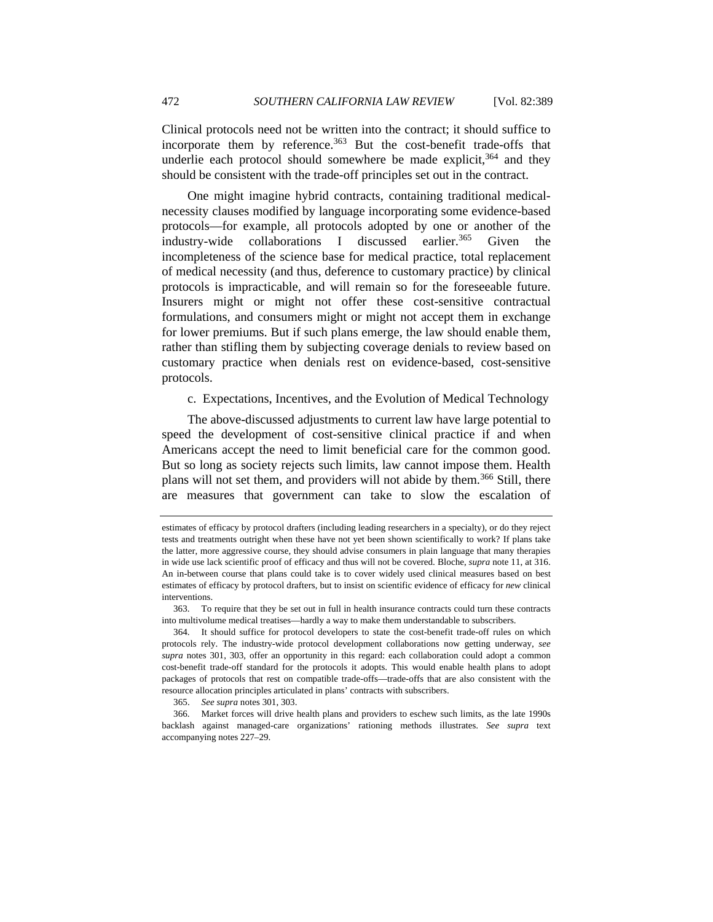Clinical protocols need not be written into the contract; it should suffice to incorporate them by reference.[363] But the cost-benefit trade-offs that underlie each protocol should somewhere be made explicit,[364] and they should be consistent with the trade-off principles set out in the contract.

One might imagine hybrid contracts, containing traditional medical-necessity clauses modified by language incorporating some evidence-based protocols—for example, all protocols adopted by one or another of the industry-wide collaborations I discussed earlier.[365] Given the incompleteness of the science base for medical practice, total replacement of medical necessity (and thus, deference to customary practice) by clinical protocols is impracticable, and will remain so for the foreseeable future. Insurers might or might not offer these cost-sensitive contractual formulations, and consumers might or might not accept them in exchange for lower premiums. But if such plans emerge, the law should enable them, rather than stifling them by subjecting coverage denials to review based on customary practice when denials rest on evidence-based, cost-sensitive protocols.

c. Expectations, Incentives, and the Evolution of Medical Technology

The above-discussed adjustments to current law have large potential to speed the development of cost-sensitive clinical practice if and when Americans accept the need to limit beneficial care for the common good. But so long as society rejects such limits, law cannot impose them. Health plans will not set them, and providers will not abide by them.[366] Still, there are measures that government can take to slow the escalation of

---

estimates of efficacy by protocol drafters (including leading researchers in a specialty), or do they reject tests and treatments outright when these have not yet been shown scientifically to work? If plans take the latter, more aggressive course, they should advise consumers in plain language that many therapies in wide use lack scientific proof of efficacy and thus will not be covered. Bloche, *supra* note 11, at 316. An in-between course that plans could take is to cover widely used clinical measures based on best estimates of efficacy by protocol drafters, but to insist on scientific evidence of efficacy for *new* clinical interventions.

363. To require that they be set out in full in health insurance contracts could turn these contracts into multivolume medical treatises—hardly a way to make them understandable to subscribers.

364. It should suffice for protocol developers to state the cost-benefit trade-off rules on which protocols rely. The industry-wide protocol development collaborations now getting underway, *see supra* notes 301, 303, offer an opportunity in this regard: each collaboration could adopt a common cost-benefit trade-off standard for the protocols it adopts. This would enable health plans to adopt packages of protocols that rest on compatible trade-offs—trade-offs that are also consistent with the resource allocation principles articulated in plans' contracts with subscribers.

365. *See supra* notes 301, 303.

366. Market forces will drive health plans and providers to eschew such limits, as the late 1990s backlash against managed-care organizations' rationing methods illustrates. *See supra* text accompanying notes 227–29.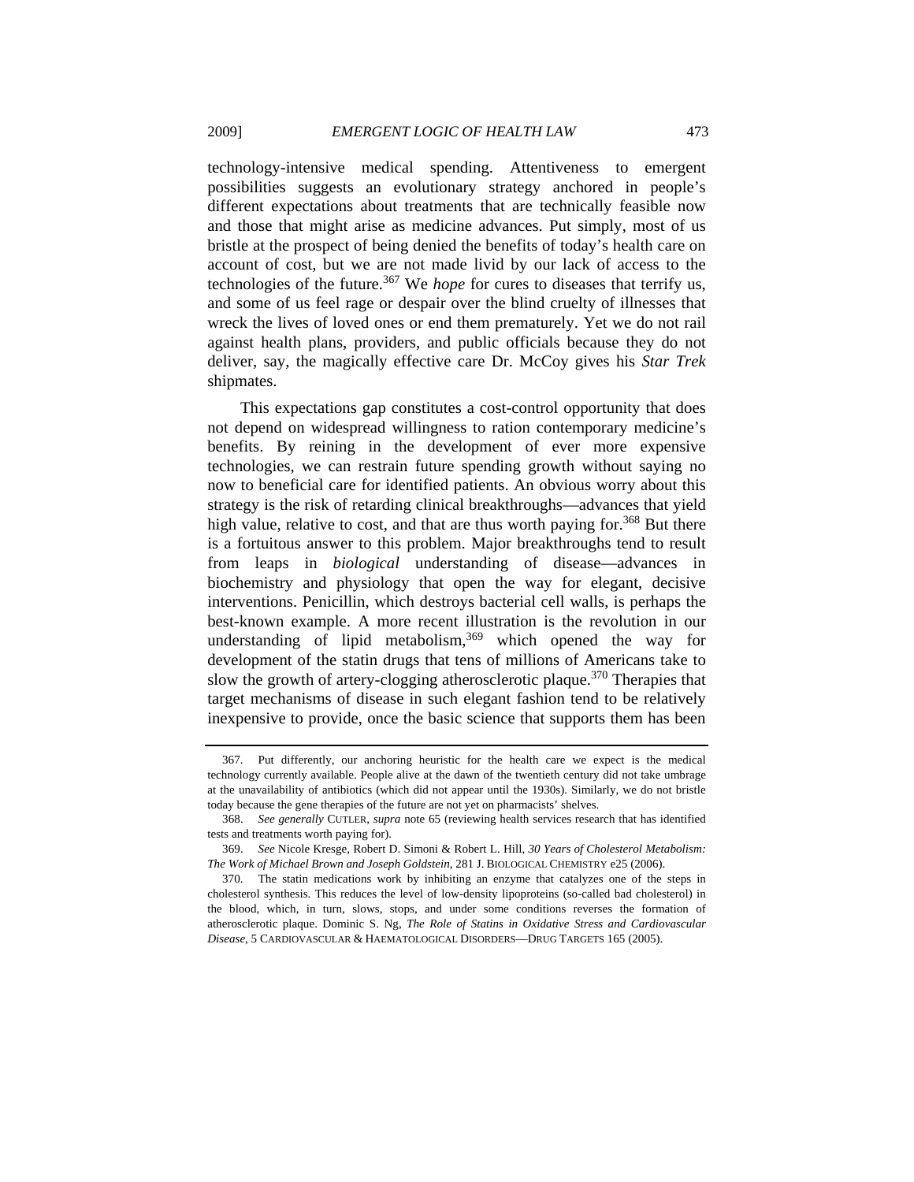technology-intensive medical spending. Attentiveness to emergent possibilities suggests an evolutionary strategy anchored in people's different expectations about treatments that are technically feasible now and those that might arise as medicine advances. Put simply, most of us bristle at the prospect of being denied the benefits of today's health care on account of cost, but we are not made livid by our lack of access to the technologies of the future.[367] We *hope* for cures to diseases that terrify us, and some of us feel rage or despair over the blind cruelty of illnesses that wreck the lives of loved ones or end them prematurely. Yet we do not rail against health plans, providers, and public officials because they do not deliver, say, the magically effective care Dr. McCoy gives his *Star Trek* shipmates.

This expectations gap constitutes a cost-control opportunity that does not depend on widespread willingness to ration contemporary medicine's benefits. By reining in the development of ever more expensive technologies, we can restrain future spending growth without saying no now to beneficial care for identified patients. An obvious worry about this strategy is the risk of retarding clinical breakthroughs—advances that yield high value, relative to cost, and that are thus worth paying for.[368] But there is a fortuitous answer to this problem. Major breakthroughs tend to result from leaps in *biological* understanding of disease—advances in biochemistry and physiology that open the way for elegant, decisive interventions. Penicillin, which destroys bacterial cell walls, is perhaps the best-known example. A more recent illustration is the revolution in our understanding of lipid metabolism,[369] which opened the way for development of the statin drugs that tens of millions of Americans take to slow the growth of artery-clogging atherosclerotic plaque.[370] Therapies that target mechanisms of disease in such elegant fashion tend to be relatively inexpensive to provide, once the basic science that supports them has been

---

367. Put differently, our anchoring heuristic for the health care we expect is the medical technology currently available. People alive at the dawn of the twentieth century did not take umbrage at the unavailability of antibiotics (which did not appear until the 1930s). Similarly, we do not bristle today because the gene therapies of the future are not yet on pharmacists' shelves.

368. *See generally* CUTLER, *supra* note 65 (reviewing health services research that has identified tests and treatments worth paying for).

369. *See* Nicole Kresge, Robert D. Simoni & Robert L. Hill, *30 Years of Cholesterol Metabolism: The Work of Michael Brown and Joseph Goldstein*, 281 J. BIOLOGICAL CHEMISTRY e25 (2006).

370. The statin medications work by inhibiting an enzyme that catalyzes one of the steps in cholesterol synthesis. This reduces the level of low-density lipoproteins (so-called bad cholesterol) in the blood, which, in turn, slows, stops, and under some conditions reverses the formation of atherosclerotic plaque. Dominic S. Ng, *The Role of Statins in Oxidative Stress and Cardiovascular Disease*, 5 CARDIOVASCULAR & HAEMATOLOGICAL DISORDERS—DRUG TARGETS 165 (2005).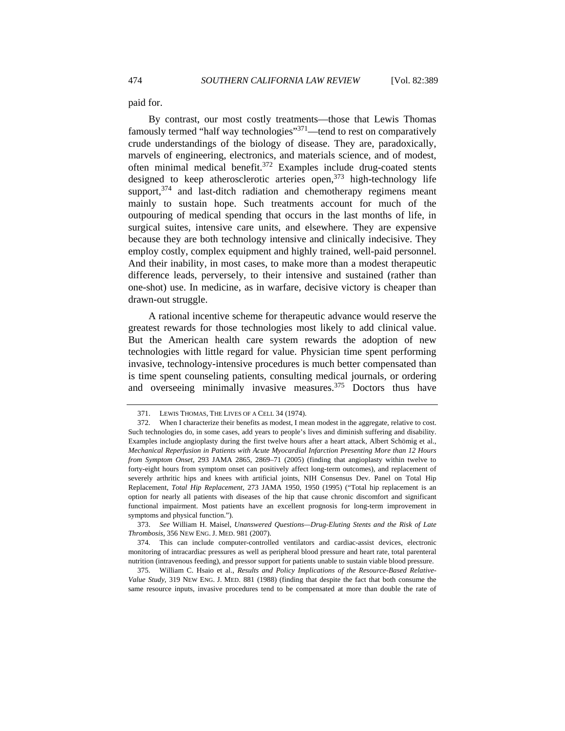paid for.

By contrast, our most costly treatments—those that Lewis Thomas famously termed "half way technologies"[371]—tend to rest on comparatively crude understandings of the biology of disease. They are, paradoxically, marvels of engineering, electronics, and materials science, and of modest, often minimal medical benefit.[372] Examples include drug-coated stents designed to keep atherosclerotic arteries open,[373] high-technology life support,[374] and last-ditch radiation and chemotherapy regimens meant mainly to sustain hope. Such treatments account for much of the outpouring of medical spending that occurs in the last months of life, in surgical suites, intensive care units, and elsewhere. They are expensive because they are both technology intensive and clinically indecisive. They employ costly, complex equipment and highly trained, well-paid personnel. And their inability, in most cases, to make more than a modest therapeutic difference leads, perversely, to their intensive and sustained (rather than one-shot) use. In medicine, as in warfare, decisive victory is cheaper than drawn-out struggle.

A rational incentive scheme for therapeutic advance would reserve the greatest rewards for those technologies most likely to add clinical value. But the American health care system rewards the adoption of new technologies with little regard for value. Physician time spent performing invasive, technology-intensive procedures is much better compensated than is time spent counseling patients, consulting medical journals, or ordering and overseeing minimally invasive measures.[375] Doctors thus have

---

371. LEWIS THOMAS, THE LIVES OF A CELL 34 (1974).

372. When I characterize their benefits as modest, I mean modest in the aggregate, relative to cost. Such technologies do, in some cases, add years to people's lives and diminish suffering and disability. Examples include angioplasty during the first twelve hours after a heart attack, Albert Schömig et al., *Mechanical Reperfusion in Patients with Acute Myocardial Infarction Presenting More than 12 Hours from Symptom Onset*, 293 JAMA 2865, 2869–71 (2005) (finding that angioplasty within twelve to forty-eight hours from symptom onset can positively affect long-term outcomes), and replacement of severely arthritic hips and knees with artificial joints, NIH Consensus Dev. Panel on Total Hip Replacement, *Total Hip Replacement*, 273 JAMA 1950, 1950 (1995) ("Total hip replacement is an option for nearly all patients with diseases of the hip that cause chronic discomfort and significant functional impairment. Most patients have an excellent prognosis for long-term improvement in symptoms and physical function.").

373. *See* William H. Maisel, *Unanswered Questions—Drug-Eluting Stents and the Risk of Late Thrombosis*, 356 NEW ENG. J. MED. 981 (2007).

374. This can include computer-controlled ventilators and cardiac-assist devices, electronic monitoring of intracardiac pressures as well as peripheral blood pressure and heart rate, total parenteral nutrition (intravenous feeding), and pressor support for patients unable to sustain viable blood pressure.

375. William C. Hsaio et al., *Results and Policy Implications of the Resource-Based Relative-Value Study*, 319 NEW ENG. J. MED. 881 (1988) (finding that despite the fact that both consume the same resource inputs, invasive procedures tend to be compensated at more than double the rate of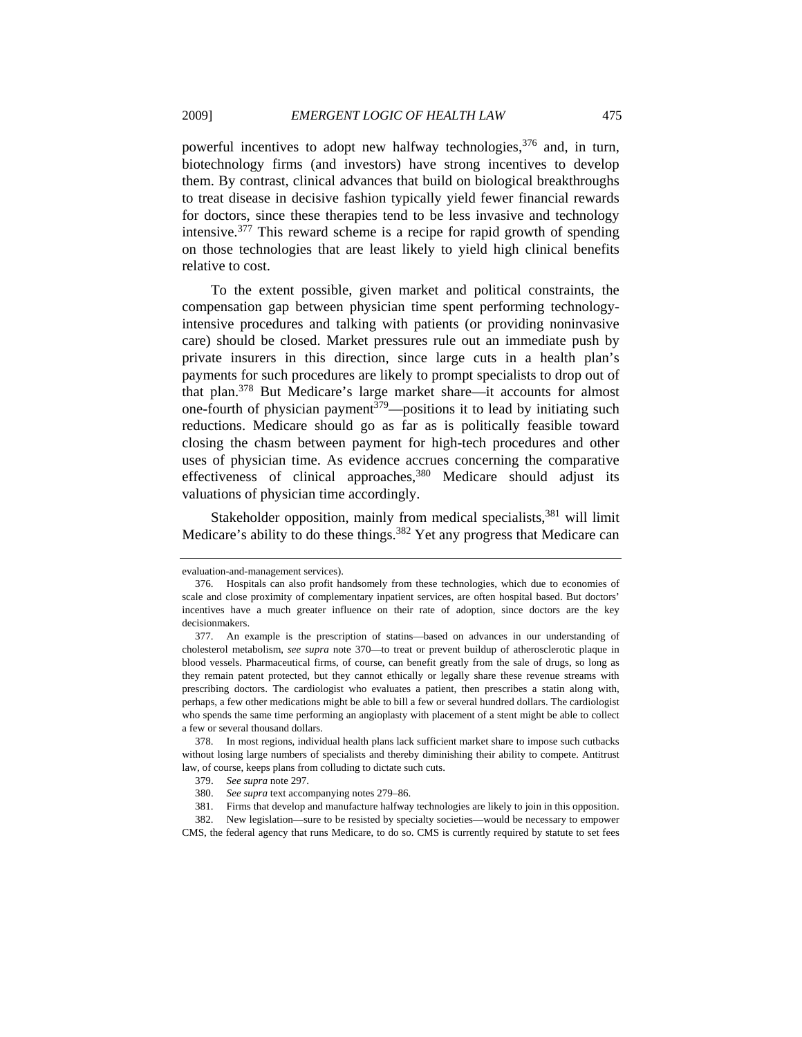powerful incentives to adopt new halfway technologies,[376] and, in turn, biotechnology firms (and investors) have strong incentives to develop them. By contrast, clinical advances that build on biological breakthroughs to treat disease in decisive fashion typically yield fewer financial rewards for doctors, since these therapies tend to be less invasive and technology intensive.[377] This reward scheme is a recipe for rapid growth of spending on those technologies that are least likely to yield high clinical benefits relative to cost.

To the extent possible, given market and political constraints, the compensation gap between physician time spent performing technology-intensive procedures and talking with patients (or providing noninvasive care) should be closed. Market pressures rule out an immediate push by private insurers in this direction, since large cuts in a health plan's payments for such procedures are likely to prompt specialists to drop out of that plan.[378] But Medicare's large market share—it accounts for almost one-fourth of physician payment[379]—positions it to lead by initiating such reductions. Medicare should go as far as is politically feasible toward closing the chasm between payment for high-tech procedures and other uses of physician time. As evidence accrues concerning the comparative effectiveness of clinical approaches,[380] Medicare should adjust its valuations of physician time accordingly.

Stakeholder opposition, mainly from medical specialists,[381] will limit Medicare's ability to do these things.[382] Yet any progress that Medicare can

---

evaluation-and-management services).

376. Hospitals can also profit handsomely from these technologies, which due to economies of scale and close proximity of complementary inpatient services, are often hospital based. But doctors' incentives have a much greater influence on their rate of adoption, since doctors are the key decisionmakers.

377. An example is the prescription of statins—based on advances in our understanding of cholesterol metabolism, *see supra* note 370—to treat or prevent buildup of atherosclerotic plaque in blood vessels. Pharmaceutical firms, of course, can benefit greatly from the sale of drugs, so long as they remain patent protected, but they cannot ethically or legally share these revenue streams with prescribing doctors. The cardiologist who evaluates a patient, then prescribes a statin along with, perhaps, a few other medications might be able to bill a few or several hundred dollars. The cardiologist who spends the same time performing an angioplasty with placement of a stent might be able to collect a few or several thousand dollars.

378. In most regions, individual health plans lack sufficient market share to impose such cutbacks without losing large numbers of specialists and thereby diminishing their ability to compete. Antitrust law, of course, keeps plans from colluding to dictate such cuts.

379. *See supra* note 297.

380. *See supra* text accompanying notes 279–86.

381. Firms that develop and manufacture halfway technologies are likely to join in this opposition.

382. New legislation—sure to be resisted by specialty societies—would be necessary to empower CMS, the federal agency that runs Medicare, to do so. CMS is currently required by statute to set fees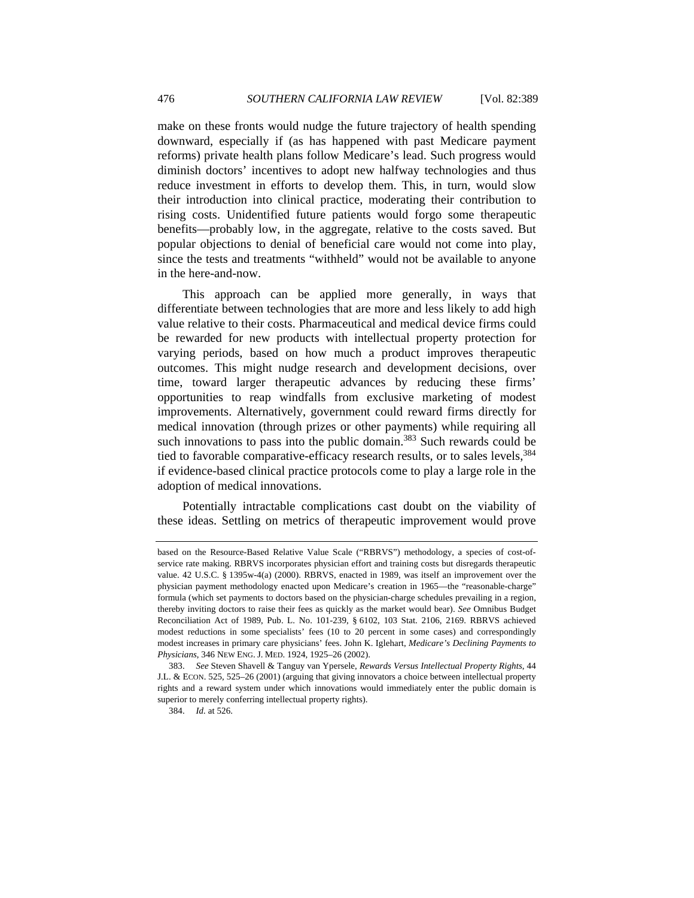make on these fronts would nudge the future trajectory of health spending downward, especially if (as has happened with past Medicare payment reforms) private health plans follow Medicare's lead. Such progress would diminish doctors' incentives to adopt new halfway technologies and thus reduce investment in efforts to develop them. This, in turn, would slow their introduction into clinical practice, moderating their contribution to rising costs. Unidentified future patients would forgo some therapeutic benefits—probably low, in the aggregate, relative to the costs saved. But popular objections to denial of beneficial care would not come into play, since the tests and treatments "withheld" would not be available to anyone in the here-and-now.

This approach can be applied more generally, in ways that differentiate between technologies that are more and less likely to add high value relative to their costs. Pharmaceutical and medical device firms could be rewarded for new products with intellectual property protection for varying periods, based on how much a product improves therapeutic outcomes. This might nudge research and development decisions, over time, toward larger therapeutic advances by reducing these firms' opportunities to reap windfalls from exclusive marketing of modest improvements. Alternatively, government could reward firms directly for medical innovation (through prizes or other payments) while requiring all such innovations to pass into the public domain.[383] Such rewards could be tied to favorable comparative-efficacy research results, or to sales levels,[384] if evidence-based clinical practice protocols come to play a large role in the adoption of medical innovations.

Potentially intractable complications cast doubt on the viability of these ideas. Settling on metrics of therapeutic improvement would prove

---

based on the Resource-Based Relative Value Scale ("RBRVS") methodology, a species of cost-of-service rate making. RBRVS incorporates physician effort and training costs but disregards therapeutic value. 42 U.S.C. § 1395w-4(a) (2000). RBRVS, enacted in 1989, was itself an improvement over the physician payment methodology enacted upon Medicare's creation in 1965—the "reasonable-charge" formula (which set payments to doctors based on the physician-charge schedules prevailing in a region, thereby inviting doctors to raise their fees as quickly as the market would bear). *See* Omnibus Budget Reconciliation Act of 1989, Pub. L. No. 101-239, § 6102, 103 Stat. 2106, 2169. RBRVS achieved modest reductions in some specialists' fees (10 to 20 percent in some cases) and correspondingly modest increases in primary care physicians' fees. John K. Iglehart, *Medicare's Declining Payments to Physicians*, 346 NEW ENG. J. MED. 1924, 1925–26 (2002).

383. *See* Steven Shavell & Tanguy van Ypersele, *Rewards Versus Intellectual Property Rights*, 44 J.L. & ECON. 525, 525–26 (2001) (arguing that giving innovators a choice between intellectual property rights and a reward system under which innovations would immediately enter the public domain is superior to merely conferring intellectual property rights).

384. *Id.* at 526.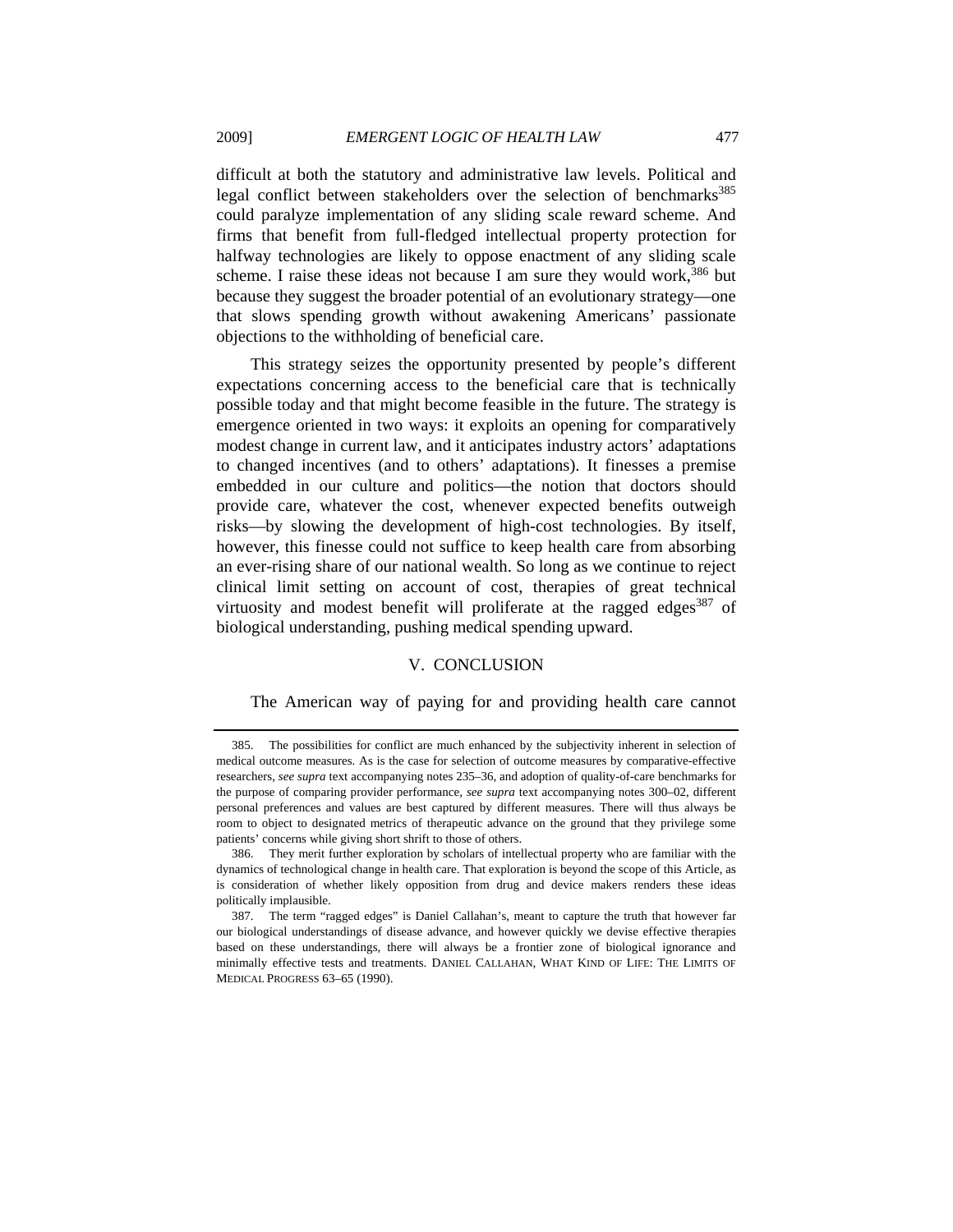difficult at both the statutory and administrative law levels. Political and legal conflict between stakeholders over the selection of benchmarks[385] could paralyze implementation of any sliding scale reward scheme. And firms that benefit from full-fledged intellectual property protection for halfway technologies are likely to oppose enactment of any sliding scale scheme. I raise these ideas not because I am sure they would work,[386] but because they suggest the broader potential of an evolutionary strategy—one that slows spending growth without awakening Americans' passionate objections to the withholding of beneficial care.

This strategy seizes the opportunity presented by people's different expectations concerning access to the beneficial care that is technically possible today and that might become feasible in the future. The strategy is emergence oriented in two ways: it exploits an opening for comparatively modest change in current law, and it anticipates industry actors' adaptations to changed incentives (and to others' adaptations). It finesses a premise embedded in our culture and politics—the notion that doctors should provide care, whatever the cost, whenever expected benefits outweigh risks—by slowing the development of high-cost technologies. By itself, however, this finesse could not suffice to keep health care from absorbing an ever-rising share of our national wealth. So long as we continue to reject clinical limit setting on account of cost, therapies of great technical virtuosity and modest benefit will proliferate at the ragged edges[387] of biological understanding, pushing medical spending upward.

## V. CONCLUSION

The American way of paying for and providing health care cannot

---

385. The possibilities for conflict are much enhanced by the subjectivity inherent in selection of medical outcome measures. As is the case for selection of outcome measures by comparative-effective researchers, *see supra* text accompanying notes 235–36, and adoption of quality-of-care benchmarks for the purpose of comparing provider performance, *see supra* text accompanying notes 300–02, different personal preferences and values are best captured by different measures. There will thus always be room to object to designated metrics of therapeutic advance on the ground that they privilege some patients' concerns while giving short shrift to those of others.

386. They merit further exploration by scholars of intellectual property who are familiar with the dynamics of technological change in health care. That exploration is beyond the scope of this Article, as is consideration of whether likely opposition from drug and device makers renders these ideas politically implausible.

387. The term "ragged edges" is Daniel Callahan's, meant to capture the truth that however far our biological understandings of disease advance, and however quickly we devise effective therapies based on these understandings, there will always be a frontier zone of biological ignorance and minimally effective tests and treatments. DANIEL CALLAHAN, WHAT KIND OF LIFE: THE LIMITS OF MEDICAL PROGRESS 63–65 (1990).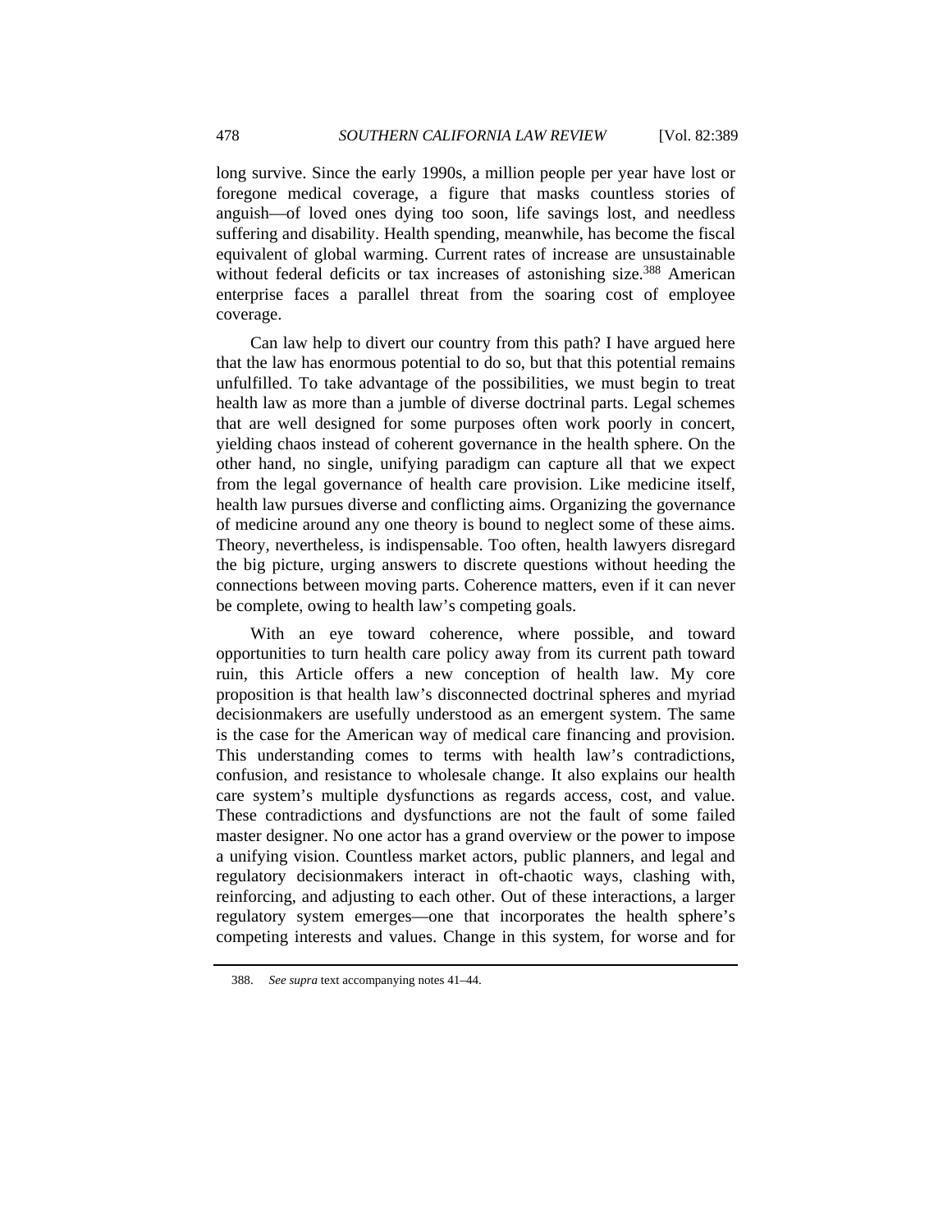long survive. Since the early 1990s, a million people per year have lost or foregone medical coverage, a figure that masks countless stories of anguish—of loved ones dying too soon, life savings lost, and needless suffering and disability. Health spending, meanwhile, has become the fiscal equivalent of global warming. Current rates of increase are unsustainable without federal deficits or tax increases of astonishing size.[388] American enterprise faces a parallel threat from the soaring cost of employee coverage.

Can law help to divert our country from this path? I have argued here that the law has enormous potential to do so, but that this potential remains unfulfilled. To take advantage of the possibilities, we must begin to treat health law as more than a jumble of diverse doctrinal parts. Legal schemes that are well designed for some purposes often work poorly in concert, yielding chaos instead of coherent governance in the health sphere. On the other hand, no single, unifying paradigm can capture all that we expect from the legal governance of health care provision. Like medicine itself, health law pursues diverse and conflicting aims. Organizing the governance of medicine around any one theory is bound to neglect some of these aims. Theory, nevertheless, is indispensable. Too often, health lawyers disregard the big picture, urging answers to discrete questions without heeding the connections between moving parts. Coherence matters, even if it can never be complete, owing to health law's competing goals.

With an eye toward coherence, where possible, and toward opportunities to turn health care policy away from its current path toward ruin, this Article offers a new conception of health law. My core proposition is that health law's disconnected doctrinal spheres and myriad decisionmakers are usefully understood as an emergent system. The same is the case for the American way of medical care financing and provision. This understanding comes to terms with health law's contradictions, confusion, and resistance to wholesale change. It also explains our health care system's multiple dysfunctions as regards access, cost, and value. These contradictions and dysfunctions are not the fault of some failed master designer. No one actor has a grand overview or the power to impose a unifying vision. Countless market actors, public planners, and legal and regulatory decisionmakers interact in oft-chaotic ways, clashing with, reinforcing, and adjusting to each other. Out of these interactions, a larger regulatory system emerges—one that incorporates the health sphere's competing interests and values. Change in this system, for worse and for

388. *See supra* text accompanying notes 41–44.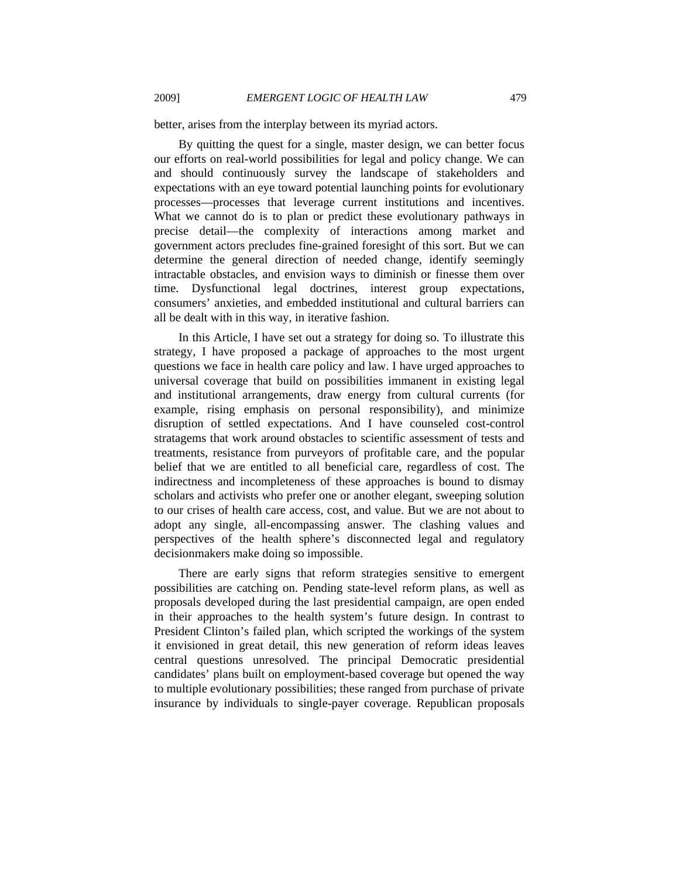better, arises from the interplay between its myriad actors.

By quitting the quest for a single, master design, we can better focus our efforts on real-world possibilities for legal and policy change. We can and should continuously survey the landscape of stakeholders and expectations with an eye toward potential launching points for evolutionary processes—processes that leverage current institutions and incentives. What we cannot do is to plan or predict these evolutionary pathways in precise detail—the complexity of interactions among market and government actors precludes fine-grained foresight of this sort. But we can determine the general direction of needed change, identify seemingly intractable obstacles, and envision ways to diminish or finesse them over time. Dysfunctional legal doctrines, interest group expectations, consumers' anxieties, and embedded institutional and cultural barriers can all be dealt with in this way, in iterative fashion.

In this Article, I have set out a strategy for doing so. To illustrate this strategy, I have proposed a package of approaches to the most urgent questions we face in health care policy and law. I have urged approaches to universal coverage that build on possibilities immanent in existing legal and institutional arrangements, draw energy from cultural currents (for example, rising emphasis on personal responsibility), and minimize disruption of settled expectations. And I have counseled cost-control stratagems that work around obstacles to scientific assessment of tests and treatments, resistance from purveyors of profitable care, and the popular belief that we are entitled to all beneficial care, regardless of cost. The indirectness and incompleteness of these approaches is bound to dismay scholars and activists who prefer one or another elegant, sweeping solution to our crises of health care access, cost, and value. But we are not about to adopt any single, all-encompassing answer. The clashing values and perspectives of the health sphere's disconnected legal and regulatory decisionmakers make doing so impossible.

There are early signs that reform strategies sensitive to emergent possibilities are catching on. Pending state-level reform plans, as well as proposals developed during the last presidential campaign, are open ended in their approaches to the health system's future design. In contrast to President Clinton's failed plan, which scripted the workings of the system it envisioned in great detail, this new generation of reform ideas leaves central questions unresolved. The principal Democratic presidential candidates' plans built on employment-based coverage but opened the way to multiple evolutionary possibilities; these ranged from purchase of private insurance by individuals to single-payer coverage. Republican proposals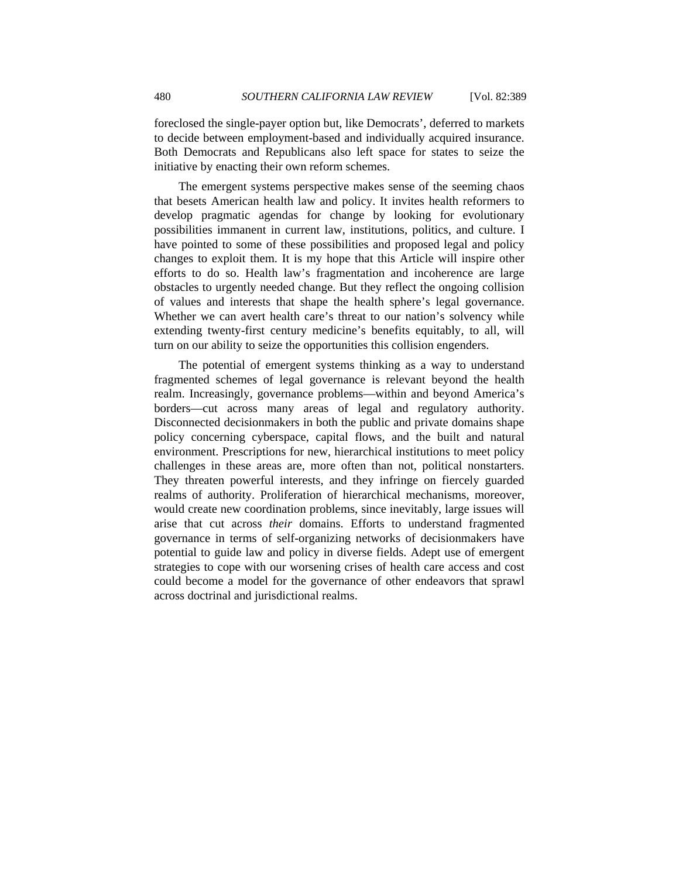foreclosed the single-payer option but, like Democrats', deferred to markets to decide between employment-based and individually acquired insurance. Both Democrats and Republicans also left space for states to seize the initiative by enacting their own reform schemes.

The emergent systems perspective makes sense of the seeming chaos that besets American health law and policy. It invites health reformers to develop pragmatic agendas for change by looking for evolutionary possibilities immanent in current law, institutions, politics, and culture. I have pointed to some of these possibilities and proposed legal and policy changes to exploit them. It is my hope that this Article will inspire other efforts to do so. Health law's fragmentation and incoherence are large obstacles to urgently needed change. But they reflect the ongoing collision of values and interests that shape the health sphere's legal governance. Whether we can avert health care's threat to our nation's solvency while extending twenty-first century medicine's benefits equitably, to all, will turn on our ability to seize the opportunities this collision engenders.

The potential of emergent systems thinking as a way to understand fragmented schemes of legal governance is relevant beyond the health realm. Increasingly, governance problems—within and beyond America's borders—cut across many areas of legal and regulatory authority. Disconnected decisionmakers in both the public and private domains shape policy concerning cyberspace, capital flows, and the built and natural environment. Prescriptions for new, hierarchical institutions to meet policy challenges in these areas are, more often than not, political nonstarters. They threaten powerful interests, and they infringe on fiercely guarded realms of authority. Proliferation of hierarchical mechanisms, moreover, would create new coordination problems, since inevitably, large issues will arise that cut across *their* domains. Efforts to understand fragmented governance in terms of self-organizing networks of decisionmakers have potential to guide law and policy in diverse fields. Adept use of emergent strategies to cope with our worsening crises of health care access and cost could become a model for the governance of other endeavors that sprawl across doctrinal and jurisdictional realms.